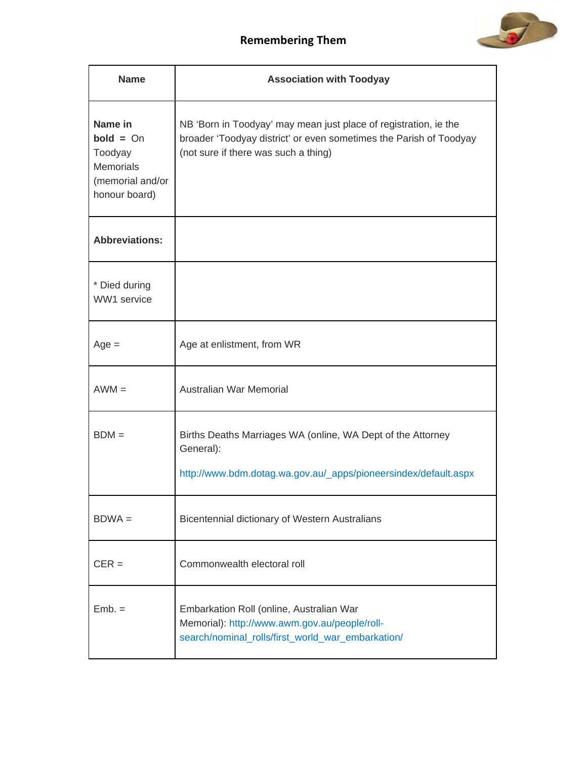## Remembering Them

| Name | Association with Toodyay |
| --- | --- |
| **Name in bold** = On Toodyay Memorials (memorial and/or honour board) | NB 'Born in Toodyay' may mean just place of registration, ie the broader 'Toodyay district' or even sometimes the Parish of Toodyay (not sure if there was such a thing) |
| **Abbreviations:** | |
| * Died during WW1 service | |
| Age = | Age at enlistment, from WR |
| AWM = | Australian War Memorial |
| BDM = | Births Deaths Marriages WA (online, WA Dept of the Attorney General): http://www.bdm.dotag.wa.gov.au/_apps/pioneersindex/default.aspx |
| BDWA = | Bicentennial dictionary of Western Australians |
| CER = | Commonwealth electoral roll |
| Emb. = | Embarkation Roll (online, Australian War Memorial): http://www.awm.gov.au/people/roll-search/nominal_rolls/first_world_war_embarkation/ |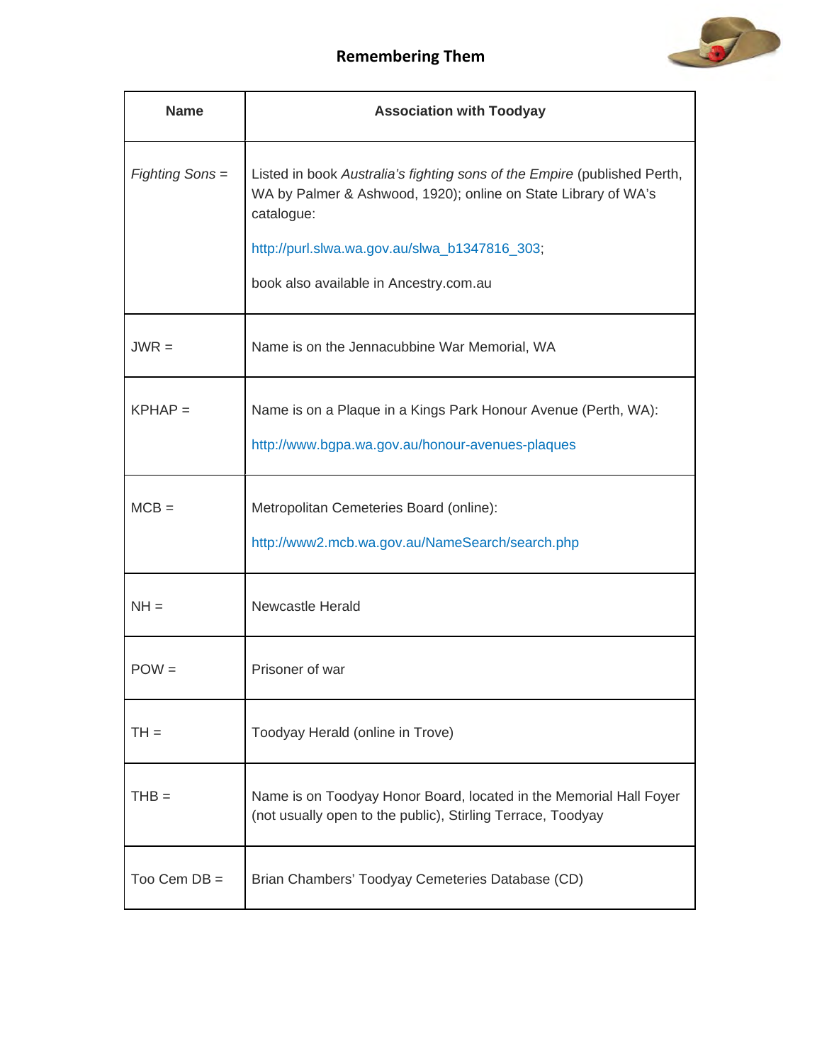# Remembering Them

| Name | Association with Toodyay |
| --- | --- |
| *Fighting Sons* = | Listed in book *Australia's fighting sons of the Empire* (published Perth, WA by Palmer & Ashwood, 1920); online on State Library of WA's catalogue: http://purl.slwa.wa.gov.au/slwa_b1347816_303; book also available in Ancestry.com.au |
| JWR = | Name is on the Jennacubbine War Memorial, WA |
| KPHAP = | Name is on a Plaque in a Kings Park Honour Avenue (Perth, WA): http://www.bgpa.wa.gov.au/honour-avenues-plaques |
| MCB = | Metropolitan Cemeteries Board (online): http://www2.mcb.wa.gov.au/NameSearch/search.php |
| NH = | Newcastle Herald |
| POW = | Prisoner of war |
| TH = | Toodyay Herald (online in Trove) |
| THB = | Name is on Toodyay Honor Board, located in the Memorial Hall Foyer (not usually open to the public), Stirling Terrace, Toodyay |
| Too Cem DB = | Brian Chambers' Toodyay Cemeteries Database (CD) |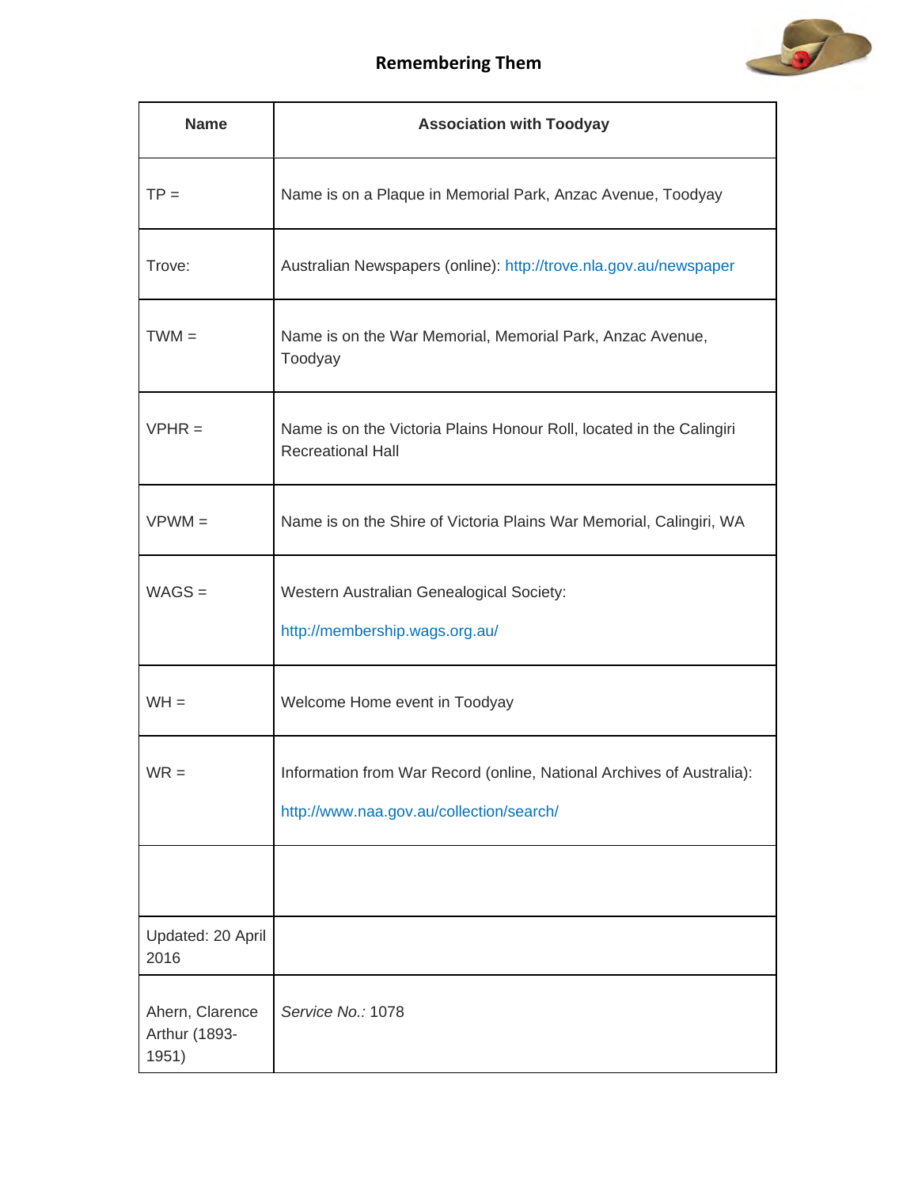## Remembering Them

| Name | Association with Toodyay |
|---|---|
| TP = | Name is on a Plaque in Memorial Park, Anzac Avenue, Toodyay |
| Trove: | Australian Newspapers (online): http://trove.nla.gov.au/newspaper |
| TWM = | Name is on the War Memorial, Memorial Park, Anzac Avenue, Toodyay |
| VPHR = | Name is on the Victoria Plains Honour Roll, located in the Calingiri Recreational Hall |
| VPWM = | Name is on the Shire of Victoria Plains War Memorial, Calingiri, WA |
| WAGS = | Western Australian Genealogical Society: http://membership.wags.org.au/ |
| WH = | Welcome Home event in Toodyay |
| WR = | Information from War Record (online, National Archives of Australia): http://www.naa.gov.au/collection/search/ |
| | |
| Updated: 20 April 2016 | |
| Ahern, Clarence Arthur (1893-1951) | *Service No.:* 1078 |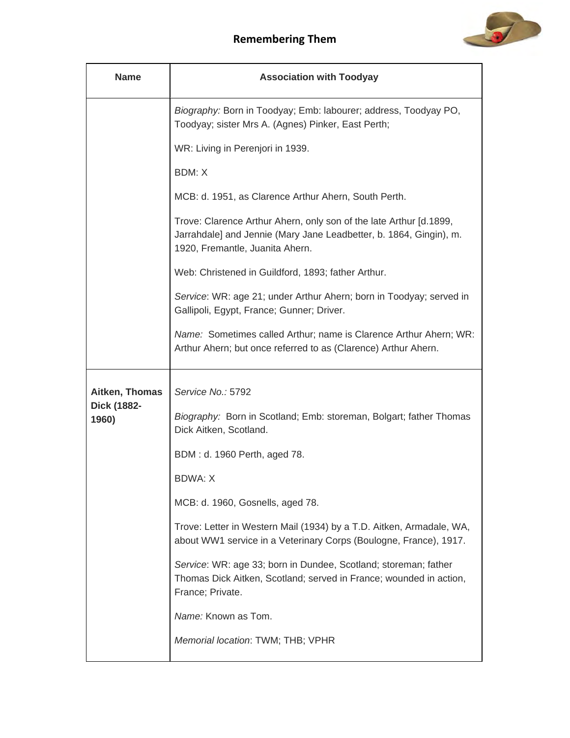| Name | Association with Toodyay |
|---|---|
| | *Biography:* Born in Toodyay; Emb: labourer; address, Toodyay PO, Toodyay; sister Mrs A. (Agnes) Pinker, East Perth;<br><br>WR: Living in Perenjori in 1939.<br><br>BDM: X<br><br>MCB: d. 1951, as Clarence Arthur Ahern, South Perth.<br><br>Trove: Clarence Arthur Ahern, only son of the late Arthur [d.1899, Jarrahdale] and Jennie (Mary Jane Leadbetter, b. 1864, Gingin), m. 1920, Fremantle, Juanita Ahern.<br><br>Web: Christened in Guildford, 1893; father Arthur.<br><br>*Service*: WR: age 21; under Arthur Ahern; born in Toodyay; served in Gallipoli, Egypt, France; Gunner; Driver.<br><br>*Name:* Sometimes called Arthur; name is Clarence Arthur Ahern; WR: Arthur Ahern; but once referred to as (Clarence) Arthur Ahern. |
| **Aitken, Thomas Dick (1882-1960)** | *Service No.:* 5792<br><br>*Biography:* Born in Scotland; Emb: storeman, Bolgart; father Thomas Dick Aitken, Scotland.<br><br>BDM : d. 1960 Perth, aged 78.<br><br>BDWA: X<br><br>MCB: d. 1960, Gosnells, aged 78.<br><br>Trove: Letter in Western Mail (1934) by a T.D. Aitken, Armadale, WA, about WW1 service in a Veterinary Corps (Boulogne, France), 1917.<br><br>*Service*: WR: age 33; born in Dundee, Scotland; storeman; father Thomas Dick Aitken, Scotland; served in France; wounded in action, France; Private.<br><br>*Name:* Known as Tom.<br><br>*Memorial location*: TWM; THB; VPHR |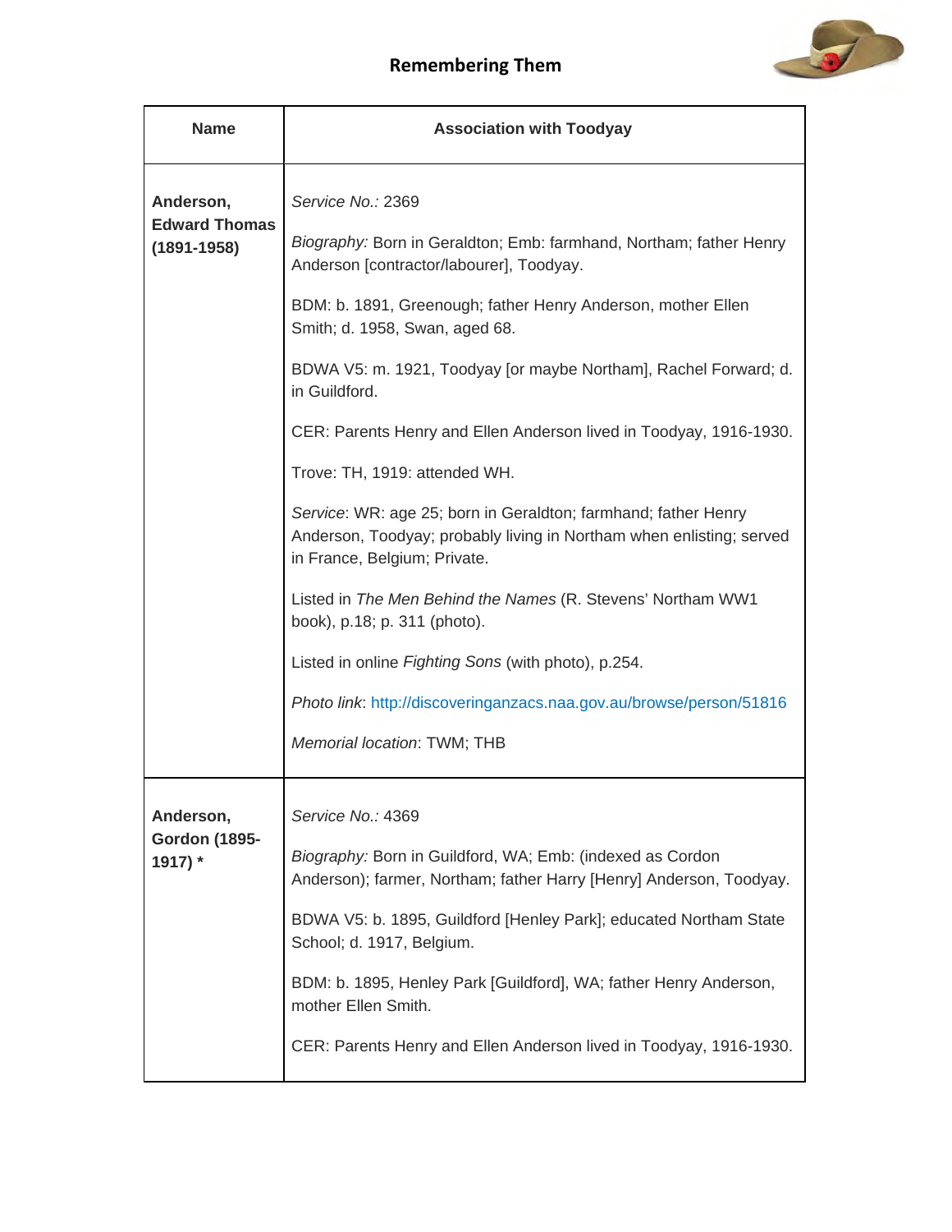| Name | Association with Toodyay |
|---|---|
| **Anderson, Edward Thomas (1891-1958)** | *Service No.:* 2369<br><br>*Biography:* Born in Geraldton; Emb: farmhand, Northam; father Henry Anderson [contractor/labourer], Toodyay.<br><br>BDM: b. 1891, Greenough; father Henry Anderson, mother Ellen Smith; d. 1958, Swan, aged 68.<br><br>BDWA V5: m. 1921, Toodyay [or maybe Northam], Rachel Forward; d. in Guildford.<br><br>CER: Parents Henry and Ellen Anderson lived in Toodyay, 1916-1930.<br><br>Trove: TH, 1919: attended WH.<br><br>*Service*: WR: age 25; born in Geraldton; farmhand; father Henry Anderson, Toodyay; probably living in Northam when enlisting; served in France, Belgium; Private.<br><br>Listed in *The Men Behind the Names* (R. Stevens' Northam WW1 book), p.18; p. 311 (photo).<br><br>Listed in online *Fighting Sons* (with photo), p.254.<br><br>*Photo link*: http://discoveringanzacs.naa.gov.au/browse/person/51816<br><br>*Memorial location*: TWM; THB |
| **Anderson, Gordon (1895-1917) *** | *Service No.:* 4369<br><br>*Biography:* Born in Guildford, WA; Emb: (indexed as Cordon Anderson); farmer, Northam; father Harry [Henry] Anderson, Toodyay.<br><br>BDWA V5: b. 1895, Guildford [Henley Park]; educated Northam State School; d. 1917, Belgium.<br><br>BDM: b. 1895, Henley Park [Guildford], WA; father Henry Anderson, mother Ellen Smith.<br><br>CER: Parents Henry and Ellen Anderson lived in Toodyay, 1916-1930. |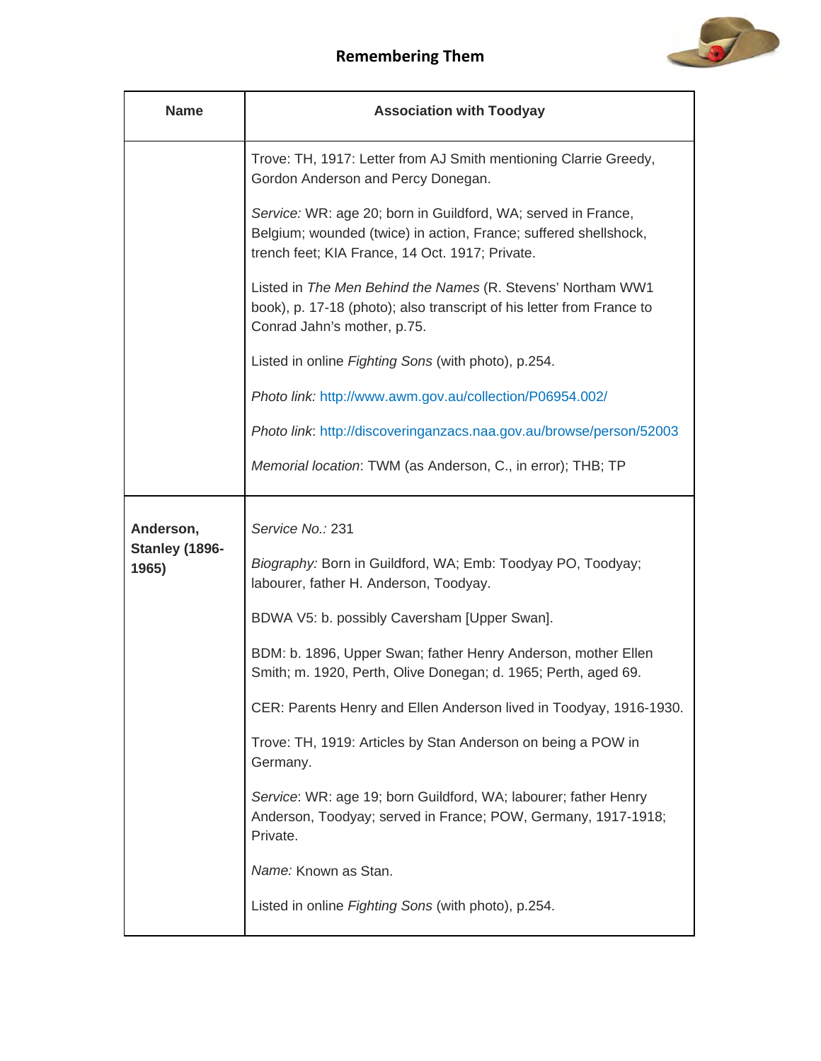| Name | Association with Toodyay |
|---|---|
| | Trove: TH, 1917: Letter from AJ Smith mentioning Clarrie Greedy, Gordon Anderson and Percy Donegan.<br><br>*Service:* WR: age 20; born in Guildford, WA; served in France, Belgium; wounded (twice) in action, France; suffered shellshock, trench feet; KIA France, 14 Oct. 1917; Private.<br><br>Listed in *The Men Behind the Names* (R. Stevens' Northam WW1 book), p. 17-18 (photo); also transcript of his letter from France to Conrad Jahn's mother, p.75.<br><br>Listed in online *Fighting Sons* (with photo), p.254.<br><br>*Photo link:* http://www.awm.gov.au/collection/P06954.002/<br><br>*Photo link*: http://discoveringanzacs.naa.gov.au/browse/person/52003<br><br>*Memorial location*: TWM (as Anderson, C., in error); THB; TP |
| **Anderson, Stanley (1896-1965)** | *Service No.:* 231<br><br>*Biography:* Born in Guildford, WA; Emb: Toodyay PO, Toodyay; labourer, father H. Anderson, Toodyay.<br><br>BDWA V5: b. possibly Caversham [Upper Swan].<br><br>BDM: b. 1896, Upper Swan; father Henry Anderson, mother Ellen Smith; m. 1920, Perth, Olive Donegan; d. 1965; Perth, aged 69.<br><br>CER: Parents Henry and Ellen Anderson lived in Toodyay, 1916-1930.<br><br>Trove: TH, 1919: Articles by Stan Anderson on being a POW in Germany.<br><br>*Service*: WR: age 19; born Guildford, WA; labourer; father Henry Anderson, Toodyay; served in France; POW, Germany, 1917-1918; Private.<br><br>*Name:* Known as Stan.<br><br>Listed in online *Fighting Sons* (with photo), p.254. |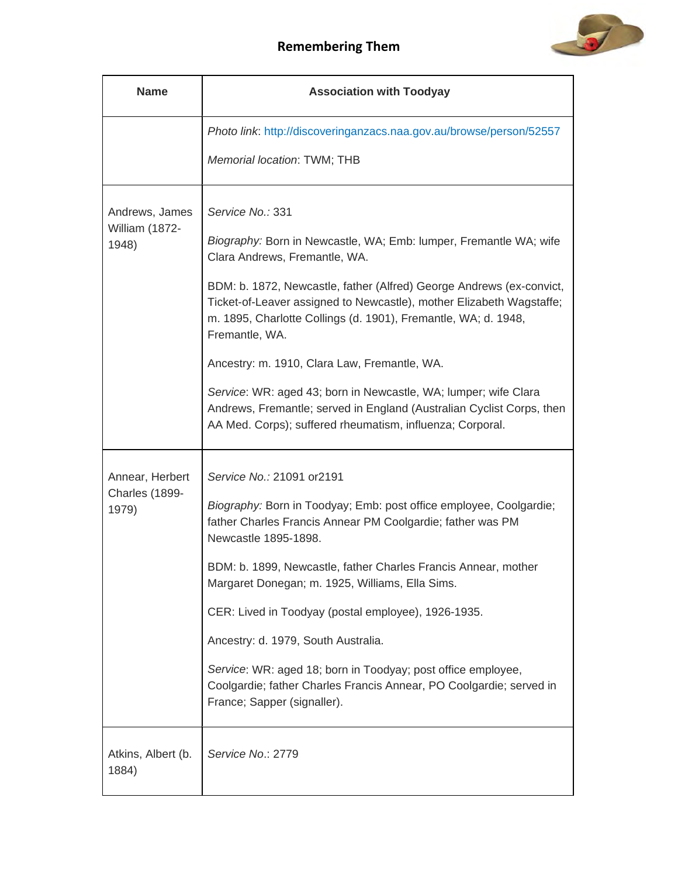| Name | Association with Toodyay |
|---|---|
| | *Photo link*: http://discoveringanzacs.naa.gov.au/browse/person/52557<br><br>*Memorial location*: TWM; THB |
| Andrews, James William (1872-1948) | *Service No.:* 331<br><br>*Biography:* Born in Newcastle, WA; Emb: lumper, Fremantle WA; wife Clara Andrews, Fremantle, WA.<br><br>BDM: b. 1872, Newcastle, father (Alfred) George Andrews (ex-convict, Ticket-of-Leaver assigned to Newcastle), mother Elizabeth Wagstaffe; m. 1895, Charlotte Collings (d. 1901), Fremantle, WA; d. 1948, Fremantle, WA.<br><br>Ancestry: m. 1910, Clara Law, Fremantle, WA.<br><br>*Service*: WR: aged 43; born in Newcastle, WA; lumper; wife Clara Andrews, Fremantle; served in England (Australian Cyclist Corps, then AA Med. Corps); suffered rheumatism, influenza; Corporal. |
| Annear, Herbert Charles (1899-1979) | *Service No.:* 21091 or2191<br><br>*Biography:* Born in Toodyay; Emb: post office employee, Coolgardie; father Charles Francis Annear PM Coolgardie; father was PM Newcastle 1895-1898.<br><br>BDM: b. 1899, Newcastle, father Charles Francis Annear, mother Margaret Donegan; m. 1925, Williams, Ella Sims.<br><br>CER: Lived in Toodyay (postal employee), 1926-1935.<br><br>Ancestry: d. 1979, South Australia.<br><br>*Service*: WR: aged 18; born in Toodyay; post office employee, Coolgardie; father Charles Francis Annear, PO Coolgardie; served in France; Sapper (signaller). |
| Atkins, Albert (b. 1884) | *Service No.*: 2779 |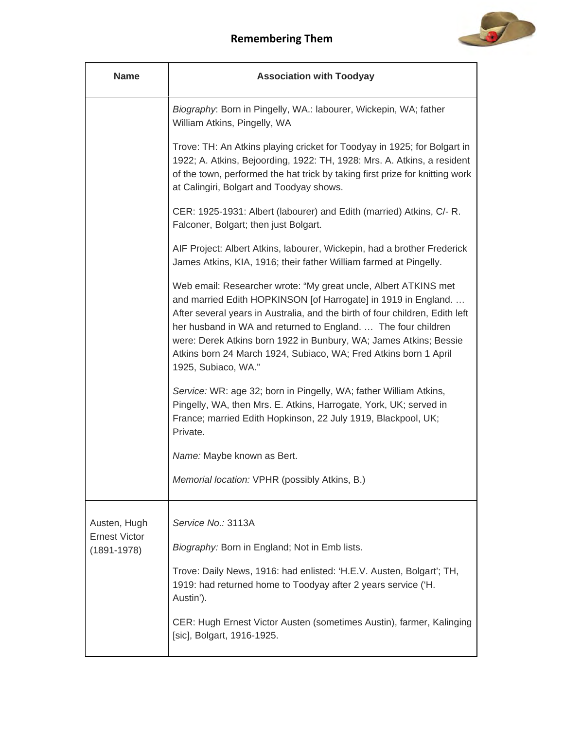## Remembering Them

| Name | Association with Toodyay |
|---|---|
| | *Biography*: Born in Pingelly, WA.: labourer, Wickepin, WA; father William Atkins, Pingelly, WA<br><br>Trove: TH: An Atkins playing cricket for Toodyay in 1925; for Bolgart in 1922; A. Atkins, Bejoording, 1922: TH, 1928: Mrs. A. Atkins, a resident of the town, performed the hat trick by taking first prize for knitting work at Calingiri, Bolgart and Toodyay shows.<br><br>CER: 1925-1931: Albert (labourer) and Edith (married) Atkins, C/- R. Falconer, Bolgart; then just Bolgart.<br><br>AIF Project: Albert Atkins, labourer, Wickepin, had a brother Frederick James Atkins, KIA, 1916; their father William farmed at Pingelly.<br><br>Web email: Researcher wrote: "My great uncle, Albert ATKINS met and married Edith HOPKINSON [of Harrogate] in 1919 in England. … After several years in Australia, and the birth of four children, Edith left her husband in WA and returned to England. … The four children were: Derek Atkins born 1922 in Bunbury, WA; James Atkins; Bessie Atkins born 24 March 1924, Subiaco, WA; Fred Atkins born 1 April 1925, Subiaco, WA."<br><br>*Service:* WR: age 32; born in Pingelly, WA; father William Atkins, Pingelly, WA, then Mrs. E. Atkins, Harrogate, York, UK; served in France; married Edith Hopkinson, 22 July 1919, Blackpool, UK; Private.<br><br>*Name:* Maybe known as Bert.<br><br>*Memorial location:* VPHR (possibly Atkins, B.) |
| Austen, Hugh Ernest Victor (1891-1978) | *Service No.:* 3113A<br><br>*Biography:* Born in England; Not in Emb lists.<br><br>Trove: Daily News, 1916: had enlisted: 'H.E.V. Austen, Bolgart'; TH, 1919: had returned home to Toodyay after 2 years service ('H. Austin').<br><br>CER: Hugh Ernest Victor Austen (sometimes Austin), farmer, Kalinging [sic], Bolgart, 1916-1925. |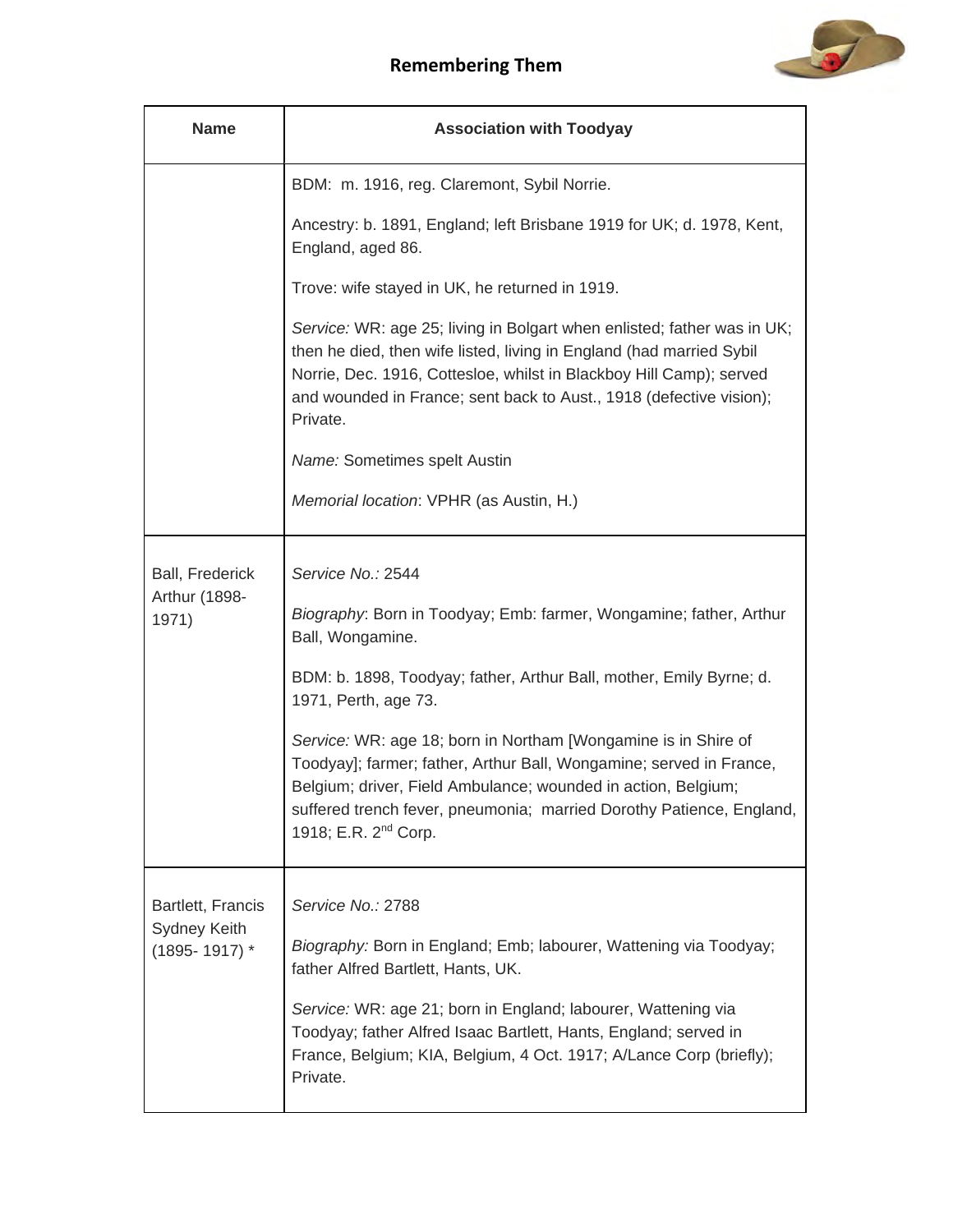| Name | Association with Toodyay |
|---|---|
| | BDM: m. 1916, reg. Claremont, Sybil Norrie.<br><br>Ancestry: b. 1891, England; left Brisbane 1919 for UK; d. 1978, Kent, England, aged 86.<br><br>Trove: wife stayed in UK, he returned in 1919.<br><br>*Service:* WR: age 25; living in Bolgart when enlisted; father was in UK; then he died, then wife listed, living in England (had married Sybil Norrie, Dec. 1916, Cottesloe, whilst in Blackboy Hill Camp); served and wounded in France; sent back to Aust., 1918 (defective vision); Private.<br><br>*Name:* Sometimes spelt Austin<br><br>*Memorial location*: VPHR (as Austin, H.) |
| Ball, Frederick Arthur (1898-1971) | *Service No.:* 2544<br><br>*Biography*: Born in Toodyay; Emb: farmer, Wongamine; father, Arthur Ball, Wongamine.<br><br>BDM: b. 1898, Toodyay; father, Arthur Ball, mother, Emily Byrne; d. 1971, Perth, age 73.<br><br>*Service:* WR: age 18; born in Northam [Wongamine is in Shire of Toodyay]; farmer; father, Arthur Ball, Wongamine; served in France, Belgium; driver, Field Ambulance; wounded in action, Belgium; suffered trench fever, pneumonia; married Dorothy Patience, England, 1918; E.R. 2nd Corp. |
| Bartlett, Francis Sydney Keith (1895- 1917) * | *Service No.:* 2788<br><br>*Biography:* Born in England; Emb; labourer, Wattening via Toodyay; father Alfred Bartlett, Hants, UK.<br><br>*Service:* WR: age 21; born in England; labourer, Wattening via Toodyay; father Alfred Isaac Bartlett, Hants, England; served in France, Belgium; KIA, Belgium, 4 Oct. 1917; A/Lance Corp (briefly); Private. |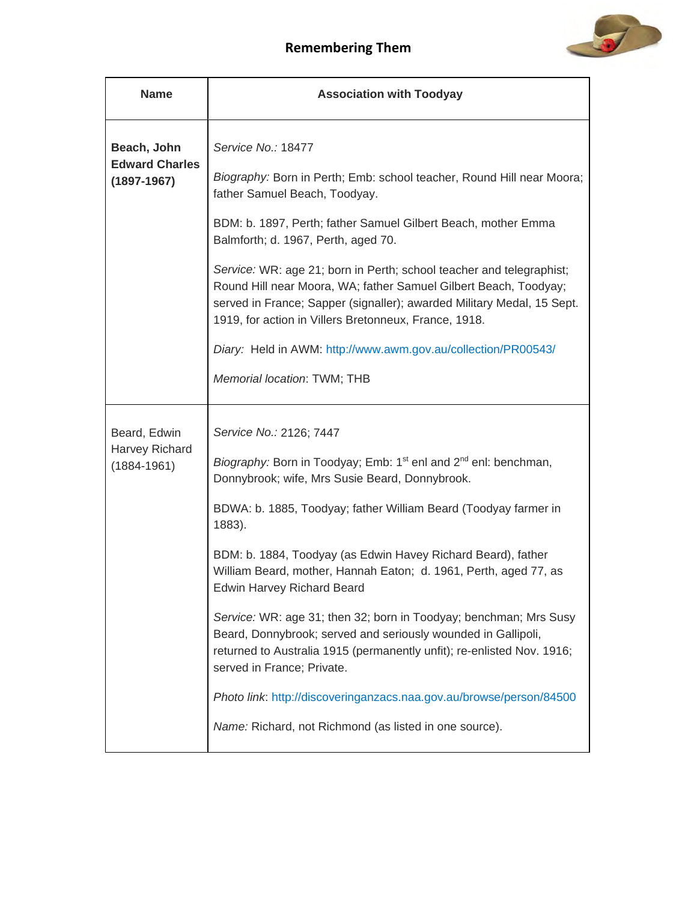## Remembering Them

| Name | Association with Toodyay |
|---|---|
| **Beach, John Edward Charles (1897-1967)** | *Service No.:* 18477<br><br>*Biography:* Born in Perth; Emb: school teacher, Round Hill near Moora; father Samuel Beach, Toodyay.<br><br>BDM: b. 1897, Perth; father Samuel Gilbert Beach, mother Emma Balmforth; d. 1967, Perth, aged 70.<br><br>*Service:* WR: age 21; born in Perth; school teacher and telegraphist; Round Hill near Moora, WA; father Samuel Gilbert Beach, Toodyay; served in France; Sapper (signaller); awarded Military Medal, 15 Sept. 1919, for action in Villers Bretonneux, France, 1918.<br><br>*Diary:* Held in AWM: http://www.awm.gov.au/collection/PR00543/<br><br>*Memorial location*: TWM; THB |
| Beard, Edwin Harvey Richard (1884-1961) | *Service No.:* 2126; 7447<br><br>*Biography:* Born in Toodyay; Emb: 1st enl and 2nd enl: benchman, Donnybrook; wife, Mrs Susie Beard, Donnybrook.<br><br>BDWA: b. 1885, Toodyay; father William Beard (Toodyay farmer in 1883).<br><br>BDM: b. 1884, Toodyay (as Edwin Havey Richard Beard), father William Beard, mother, Hannah Eaton; d. 1961, Perth, aged 77, as Edwin Harvey Richard Beard<br><br>*Service:* WR: age 31; then 32; born in Toodyay; benchman; Mrs Susy Beard, Donnybrook; served and seriously wounded in Gallipoli, returned to Australia 1915 (permanently unfit); re-enlisted Nov. 1916; served in France; Private.<br><br>*Photo link*: http://discoveringanzacs.naa.gov.au/browse/person/84500<br><br>*Name:* Richard, not Richmond (as listed in one source). |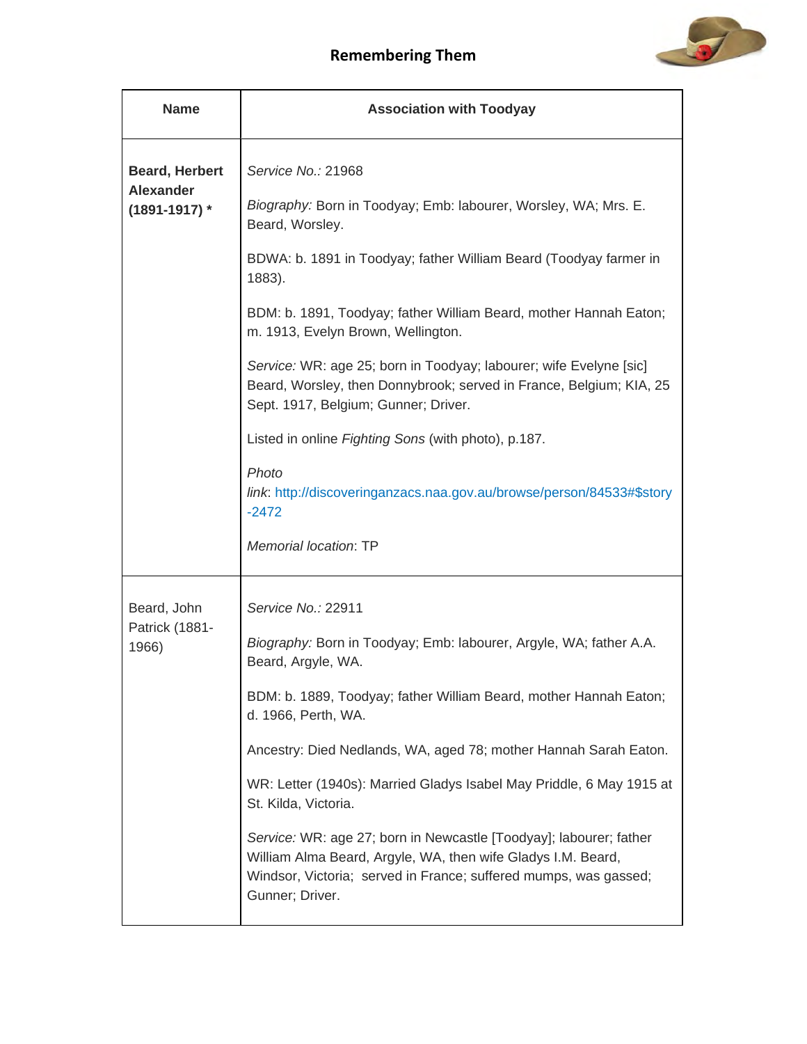## Remembering Them

| Name | Association with Toodyay |
|---|---|
| **Beard, Herbert Alexander (1891-1917) *** | *Service No.:* 21968<br><br>*Biography:* Born in Toodyay; Emb: labourer, Worsley, WA; Mrs. E. Beard, Worsley.<br><br>BDWA: b. 1891 in Toodyay; father William Beard (Toodyay farmer in 1883).<br><br>BDM: b. 1891, Toodyay; father William Beard, mother Hannah Eaton; m. 1913, Evelyn Brown, Wellington.<br><br>*Service:* WR: age 25; born in Toodyay; labourer; wife Evelyne [sic] Beard, Worsley, then Donnybrook; served in France, Belgium; KIA, 25 Sept. 1917, Belgium; Gunner; Driver.<br><br>Listed in online *Fighting Sons* (with photo), p.187.<br><br>*Photo link*: http://discoveringanzacs.naa.gov.au/browse/person/84533#$story-2472<br><br>*Memorial location*: TP |
| Beard, John Patrick (1881-1966) | *Service No.:* 22911<br><br>*Biography:* Born in Toodyay; Emb: labourer, Argyle, WA; father A.A. Beard, Argyle, WA.<br><br>BDM: b. 1889, Toodyay; father William Beard, mother Hannah Eaton; d. 1966, Perth, WA.<br><br>Ancestry: Died Nedlands, WA, aged 78; mother Hannah Sarah Eaton.<br><br>WR: Letter (1940s): Married Gladys Isabel May Priddle, 6 May 1915 at St. Kilda, Victoria.<br><br>*Service:* WR: age 27; born in Newcastle [Toodyay]; labourer; father William Alma Beard, Argyle, WA, then wife Gladys I.M. Beard, Windsor, Victoria; served in France; suffered mumps, was gassed; Gunner; Driver. |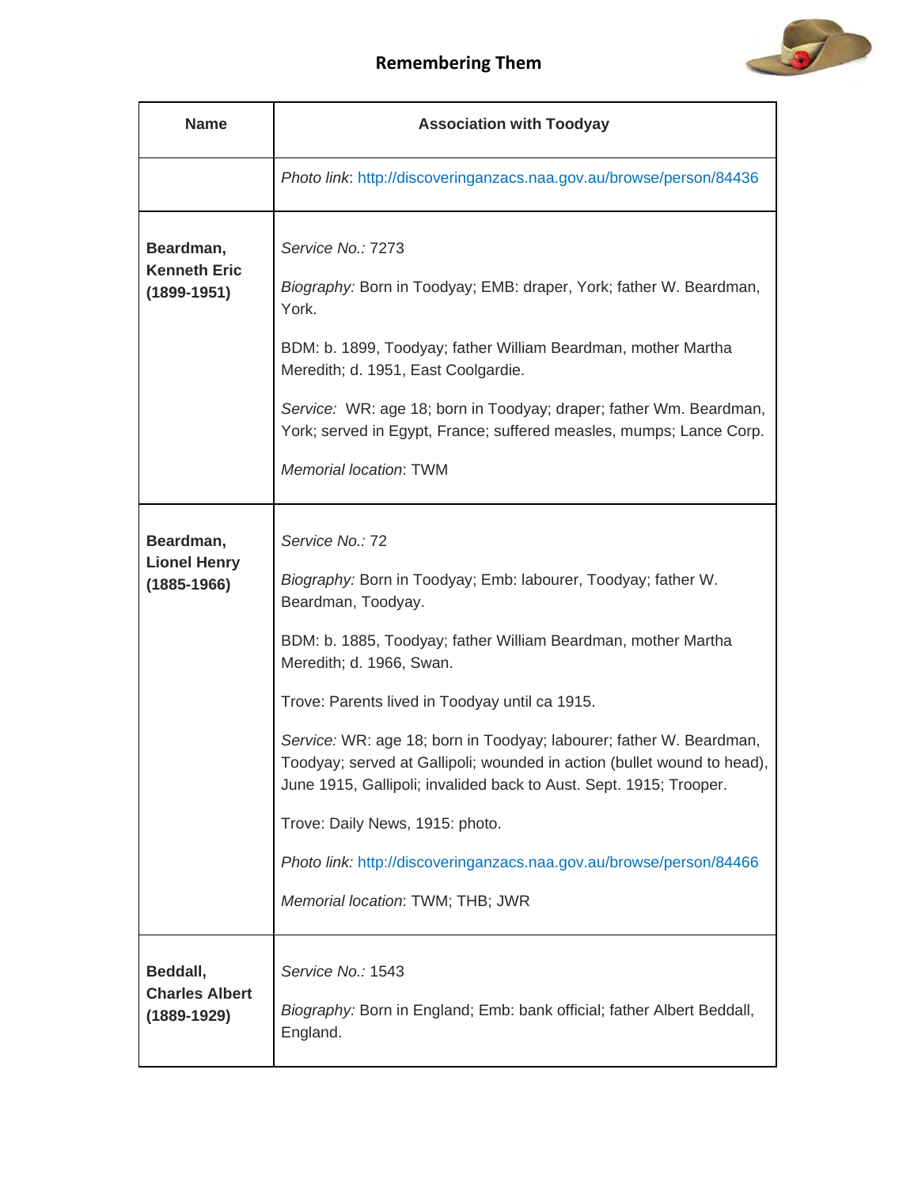| Name | Association with Toodyay |
|---|---|
| | *Photo link*: http://discoveringanzacs.naa.gov.au/browse/person/84436 |
| **Beardman, Kenneth Eric (1899-1951)** | *Service No.:* 7273<br><br>*Biography:* Born in Toodyay; EMB: draper, York; father W. Beardman, York.<br><br>BDM: b. 1899, Toodyay; father William Beardman, mother Martha Meredith; d. 1951, East Coolgardie.<br><br>*Service:* WR: age 18; born in Toodyay; draper; father Wm. Beardman, York; served in Egypt, France; suffered measles, mumps; Lance Corp.<br><br>*Memorial location*: TWM |
| **Beardman, Lionel Henry (1885-1966)** | *Service No.:* 72<br><br>*Biography:* Born in Toodyay; Emb: labourer, Toodyay; father W. Beardman, Toodyay.<br><br>BDM: b. 1885, Toodyay; father William Beardman, mother Martha Meredith; d. 1966, Swan.<br><br>Trove: Parents lived in Toodyay until ca 1915.<br><br>*Service:* WR: age 18; born in Toodyay; labourer; father W. Beardman, Toodyay; served at Gallipoli; wounded in action (bullet wound to head), June 1915, Gallipoli; invalided back to Aust. Sept. 1915; Trooper.<br><br>Trove: Daily News, 1915: photo.<br><br>*Photo link:* http://discoveringanzacs.naa.gov.au/browse/person/84466<br><br>*Memorial location*: TWM; THB; JWR |
| **Beddall, Charles Albert (1889-1929)** | *Service No.:* 1543<br><br>*Biography:* Born in England; Emb: bank official; father Albert Beddall, England. |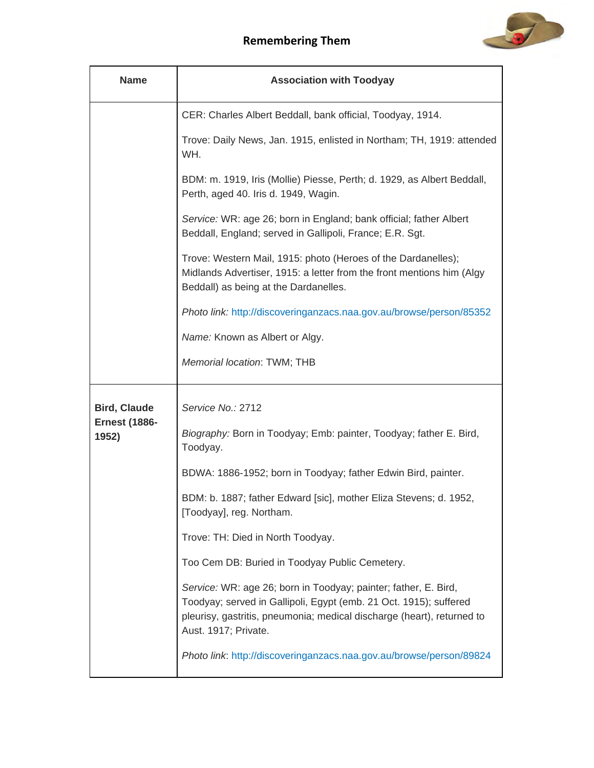| Name | Association with Toodyay |
|---|---|
| | CER: Charles Albert Beddall, bank official, Toodyay, 1914.<br><br>Trove: Daily News, Jan. 1915, enlisted in Northam; TH, 1919: attended WH.<br><br>BDM: m. 1919, Iris (Mollie) Piesse, Perth; d. 1929, as Albert Beddall, Perth, aged 40. Iris d. 1949, Wagin.<br><br>*Service:* WR: age 26; born in England; bank official; father Albert Beddall, England; served in Gallipoli, France; E.R. Sgt.<br><br>Trove: Western Mail, 1915: photo (Heroes of the Dardanelles); Midlands Advertiser, 1915: a letter from the front mentions him (Algy Beddall) as being at the Dardanelles.<br><br>*Photo link:* http://discoveringanzacs.naa.gov.au/browse/person/85352<br><br>*Name:* Known as Albert or Algy.<br><br>*Memorial location*: TWM; THB |
| **Bird, Claude Ernest (1886-1952)** | *Service No.:* 2712<br><br>*Biography:* Born in Toodyay; Emb: painter, Toodyay; father E. Bird, Toodyay.<br><br>BDWA: 1886-1952; born in Toodyay; father Edwin Bird, painter.<br><br>BDM: b. 1887; father Edward [sic], mother Eliza Stevens; d. 1952, [Toodyay], reg. Northam.<br><br>Trove: TH: Died in North Toodyay.<br><br>Too Cem DB: Buried in Toodyay Public Cemetery.<br><br>*Service:* WR: age 26; born in Toodyay; painter; father, E. Bird, Toodyay; served in Gallipoli, Egypt (emb. 21 Oct. 1915); suffered pleurisy, gastritis, pneumonia; medical discharge (heart), returned to Aust. 1917; Private.<br><br>*Photo link*: http://discoveringanzacs.naa.gov.au/browse/person/89824 |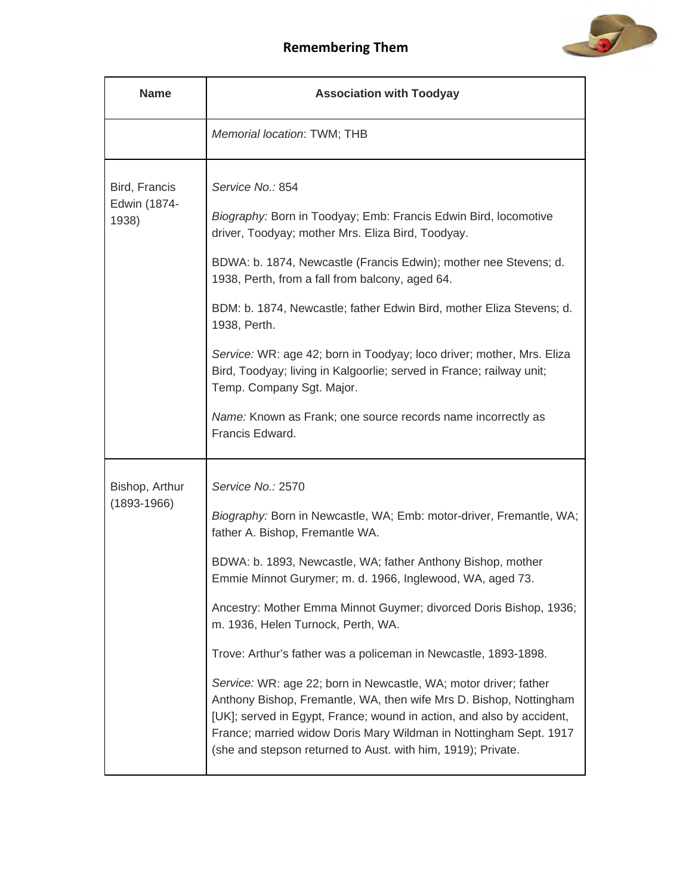| Name | Association with Toodyay |
| --- | --- |
| | *Memorial location*: TWM; THB |
| Bird, Francis Edwin (1874-1938) | *Service No.:* 854<br><br>*Biography:* Born in Toodyay; Emb: Francis Edwin Bird, locomotive driver, Toodyay; mother Mrs. Eliza Bird, Toodyay.<br><br>BDWA: b. 1874, Newcastle (Francis Edwin); mother nee Stevens; d. 1938, Perth, from a fall from balcony, aged 64.<br><br>BDM: b. 1874, Newcastle; father Edwin Bird, mother Eliza Stevens; d. 1938, Perth.<br><br>*Service:* WR: age 42; born in Toodyay; loco driver; mother, Mrs. Eliza Bird, Toodyay; living in Kalgoorlie; served in France; railway unit; Temp. Company Sgt. Major.<br><br>*Name:* Known as Frank; one source records name incorrectly as Francis Edward. |
| Bishop, Arthur (1893-1966) | *Service No.:* 2570<br><br>*Biography:* Born in Newcastle, WA; Emb: motor-driver, Fremantle, WA; father A. Bishop, Fremantle WA.<br><br>BDWA: b. 1893, Newcastle, WA; father Anthony Bishop, mother Emmie Minnot Gurymer; m. d. 1966, Inglewood, WA, aged 73.<br><br>Ancestry: Mother Emma Minnot Guymer; divorced Doris Bishop, 1936; m. 1936, Helen Turnock, Perth, WA.<br><br>Trove: Arthur's father was a policeman in Newcastle, 1893-1898.<br><br>*Service:* WR: age 22; born in Newcastle, WA; motor driver; father Anthony Bishop, Fremantle, WA, then wife Mrs D. Bishop, Nottingham [UK]; served in Egypt, France; wound in action, and also by accident, France; married widow Doris Mary Wildman in Nottingham Sept. 1917 (she and stepson returned to Aust. with him, 1919); Private. |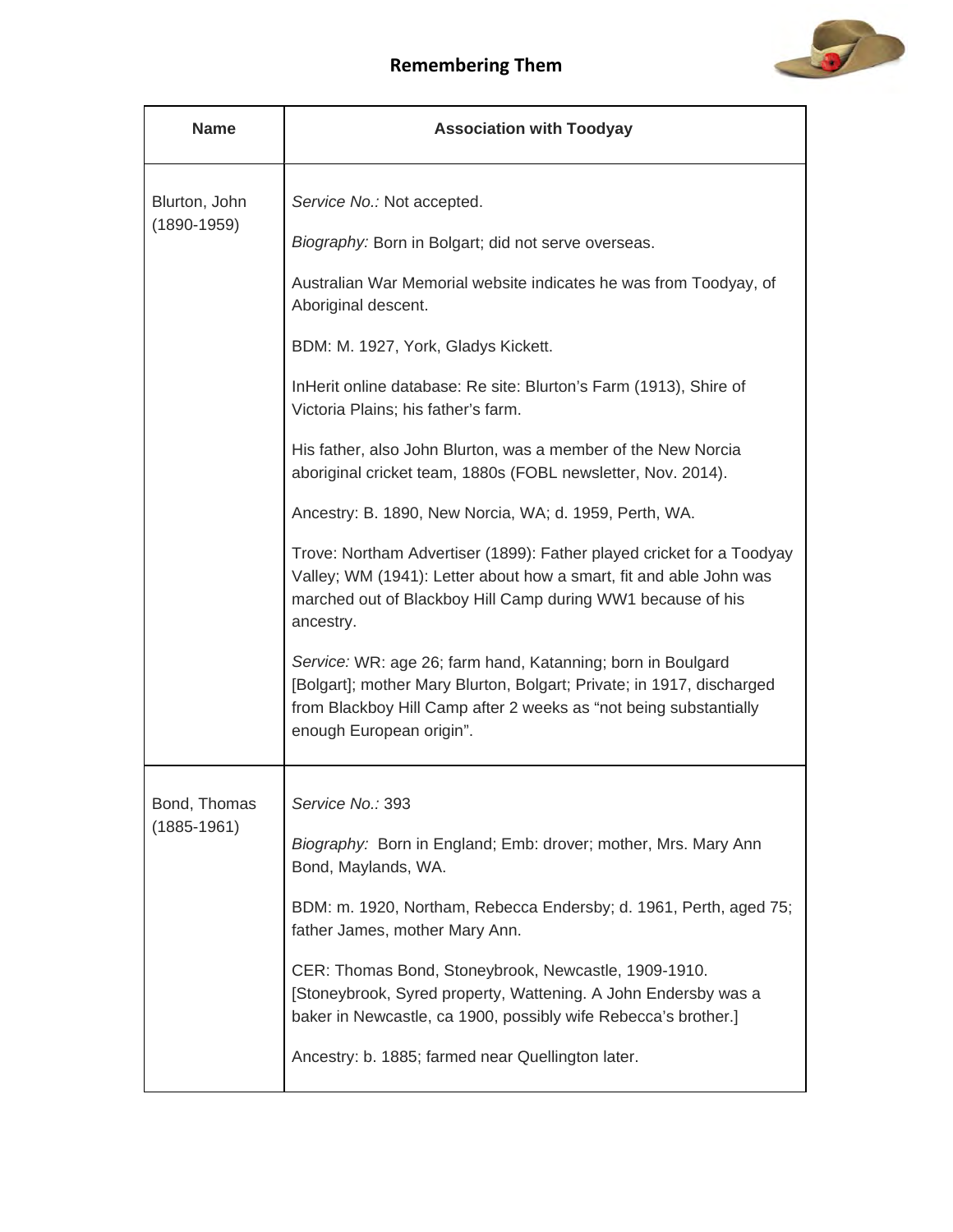## Remembering Them

| Name | Association with Toodyay |
|---|---|
| Blurton, John (1890-1959) | *Service No.:* Not accepted.<br><br>*Biography:* Born in Bolgart; did not serve overseas.<br><br>Australian War Memorial website indicates he was from Toodyay, of Aboriginal descent.<br><br>BDM: M. 1927, York, Gladys Kickett.<br><br>InHerit online database: Re site: Blurton's Farm (1913), Shire of Victoria Plains; his father's farm.<br><br>His father, also John Blurton, was a member of the New Norcia aboriginal cricket team, 1880s (FOBL newsletter, Nov. 2014).<br><br>Ancestry: B. 1890, New Norcia, WA; d. 1959, Perth, WA.<br><br>Trove: Northam Advertiser (1899): Father played cricket for a Toodyay Valley; WM (1941): Letter about how a smart, fit and able John was marched out of Blackboy Hill Camp during WW1 because of his ancestry.<br><br>*Service:* WR: age 26; farm hand, Katanning; born in Boulgard [Bolgart]; mother Mary Blurton, Bolgart; Private; in 1917, discharged from Blackboy Hill Camp after 2 weeks as "not being substantially enough European origin". |
| Bond, Thomas (1885-1961) | *Service No.:* 393<br><br>*Biography:* Born in England; Emb: drover; mother, Mrs. Mary Ann Bond, Maylands, WA.<br><br>BDM: m. 1920, Northam, Rebecca Endersby; d. 1961, Perth, aged 75; father James, mother Mary Ann.<br><br>CER: Thomas Bond, Stoneybrook, Newcastle, 1909-1910. [Stoneybrook, Syred property, Wattening. A John Endersby was a baker in Newcastle, ca 1900, possibly wife Rebecca's brother.]<br><br>Ancestry: b. 1885; farmed near Quellington later. |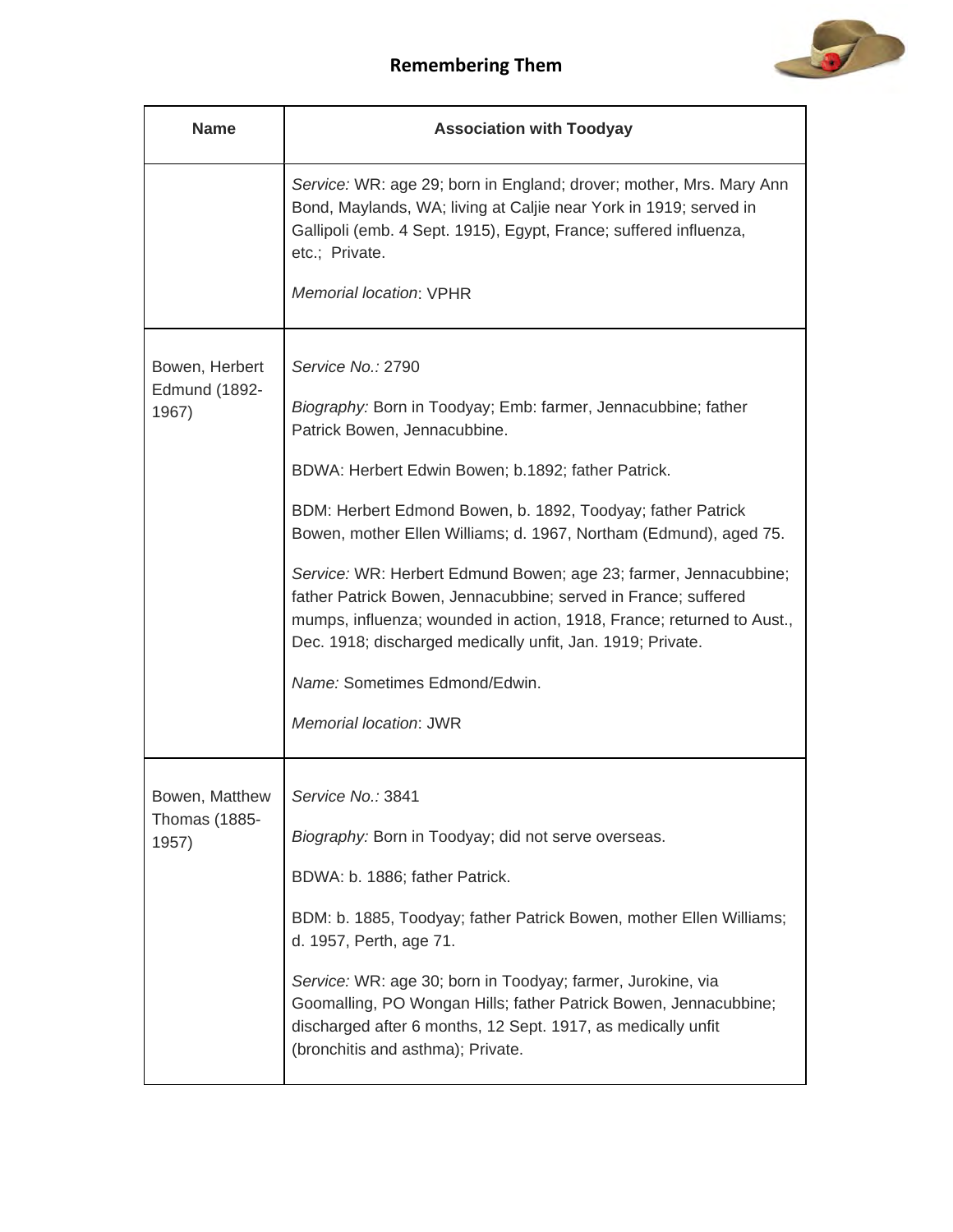| Name | Association with Toodyay |
|---|---|
| | *Service:* WR: age 29; born in England; drover; mother, Mrs. Mary Ann Bond, Maylands, WA; living at Caljie near York in 1919; served in Gallipoli (emb. 4 Sept. 1915), Egypt, France; suffered influenza, etc.; Private.<br><br>*Memorial location*: VPHR |
| Bowen, Herbert Edmund (1892-1967) | *Service No.:* 2790<br><br>*Biography:* Born in Toodyay; Emb: farmer, Jennacubbine; father Patrick Bowen, Jennacubbine.<br><br>BDWA: Herbert Edwin Bowen; b.1892; father Patrick.<br><br>BDM: Herbert Edmond Bowen, b. 1892, Toodyay; father Patrick Bowen, mother Ellen Williams; d. 1967, Northam (Edmund), aged 75.<br><br>*Service:* WR: Herbert Edmund Bowen; age 23; farmer, Jennacubbine; father Patrick Bowen, Jennacubbine; served in France; suffered mumps, influenza; wounded in action, 1918, France; returned to Aust., Dec. 1918; discharged medically unfit, Jan. 1919; Private.<br><br>*Name:* Sometimes Edmond/Edwin.<br><br>*Memorial location*: JWR |
| Bowen, Matthew Thomas (1885-1957) | *Service No.:* 3841<br><br>*Biography:* Born in Toodyay; did not serve overseas.<br><br>BDWA: b. 1886; father Patrick.<br><br>BDM: b. 1885, Toodyay; father Patrick Bowen, mother Ellen Williams; d. 1957, Perth, age 71.<br><br>*Service:* WR: age 30; born in Toodyay; farmer, Jurokine, via Goomalling, PO Wongan Hills; father Patrick Bowen, Jennacubbine; discharged after 6 months, 12 Sept. 1917, as medically unfit (bronchitis and asthma); Private. |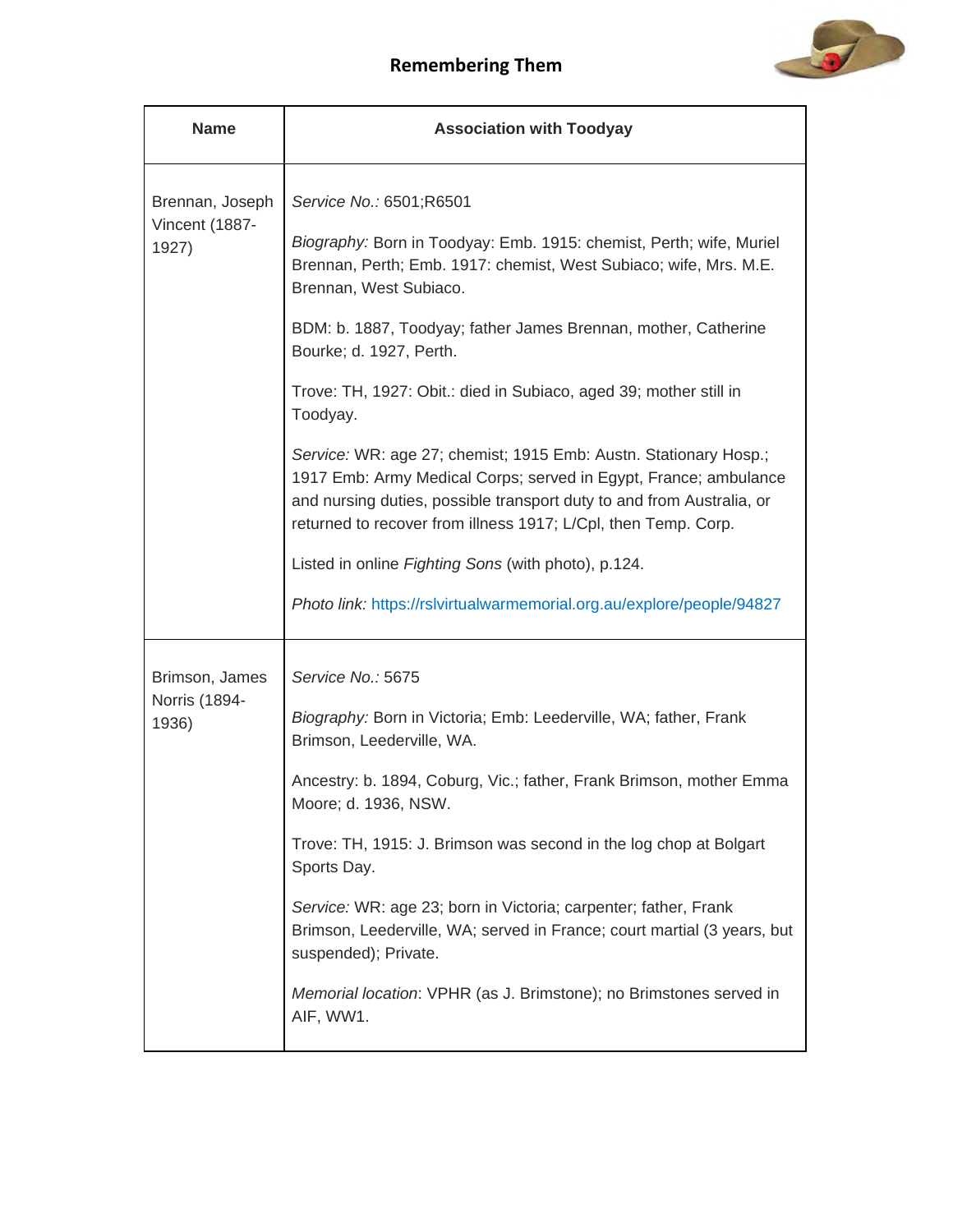## Remembering Them

| Name | Association with Toodyay |
|---|---|
| Brennan, Joseph Vincent (1887-1927) | *Service No.:* 6501;R6501<br><br>*Biography:* Born in Toodyay: Emb. 1915: chemist, Perth; wife, Muriel Brennan, Perth; Emb. 1917: chemist, West Subiaco; wife, Mrs. M.E. Brennan, West Subiaco.<br><br>BDM: b. 1887, Toodyay; father James Brennan, mother, Catherine Bourke; d. 1927, Perth.<br><br>Trove: TH, 1927: Obit.: died in Subiaco, aged 39; mother still in Toodyay.<br><br>*Service:* WR: age 27; chemist; 1915 Emb: Austn. Stationary Hosp.; 1917 Emb: Army Medical Corps; served in Egypt, France; ambulance and nursing duties, possible transport duty to and from Australia, or returned to recover from illness 1917; L/Cpl, then Temp. Corp.<br><br>Listed in online *Fighting Sons* (with photo), p.124.<br><br>*Photo link:* https://rslvirtualwarmemorial.org.au/explore/people/94827 |
| Brimson, James Norris (1894-1936) | *Service No.:* 5675<br><br>*Biography:* Born in Victoria; Emb: Leederville, WA; father, Frank Brimson, Leederville, WA.<br><br>Ancestry: b. 1894, Coburg, Vic.; father, Frank Brimson, mother Emma Moore; d. 1936, NSW.<br><br>Trove: TH, 1915: J. Brimson was second in the log chop at Bolgart Sports Day.<br><br>*Service:* WR: age 23; born in Victoria; carpenter; father, Frank Brimson, Leederville, WA; served in France; court martial (3 years, but suspended); Private.<br><br>*Memorial location*: VPHR (as J. Brimstone); no Brimstones served in AIF, WW1. |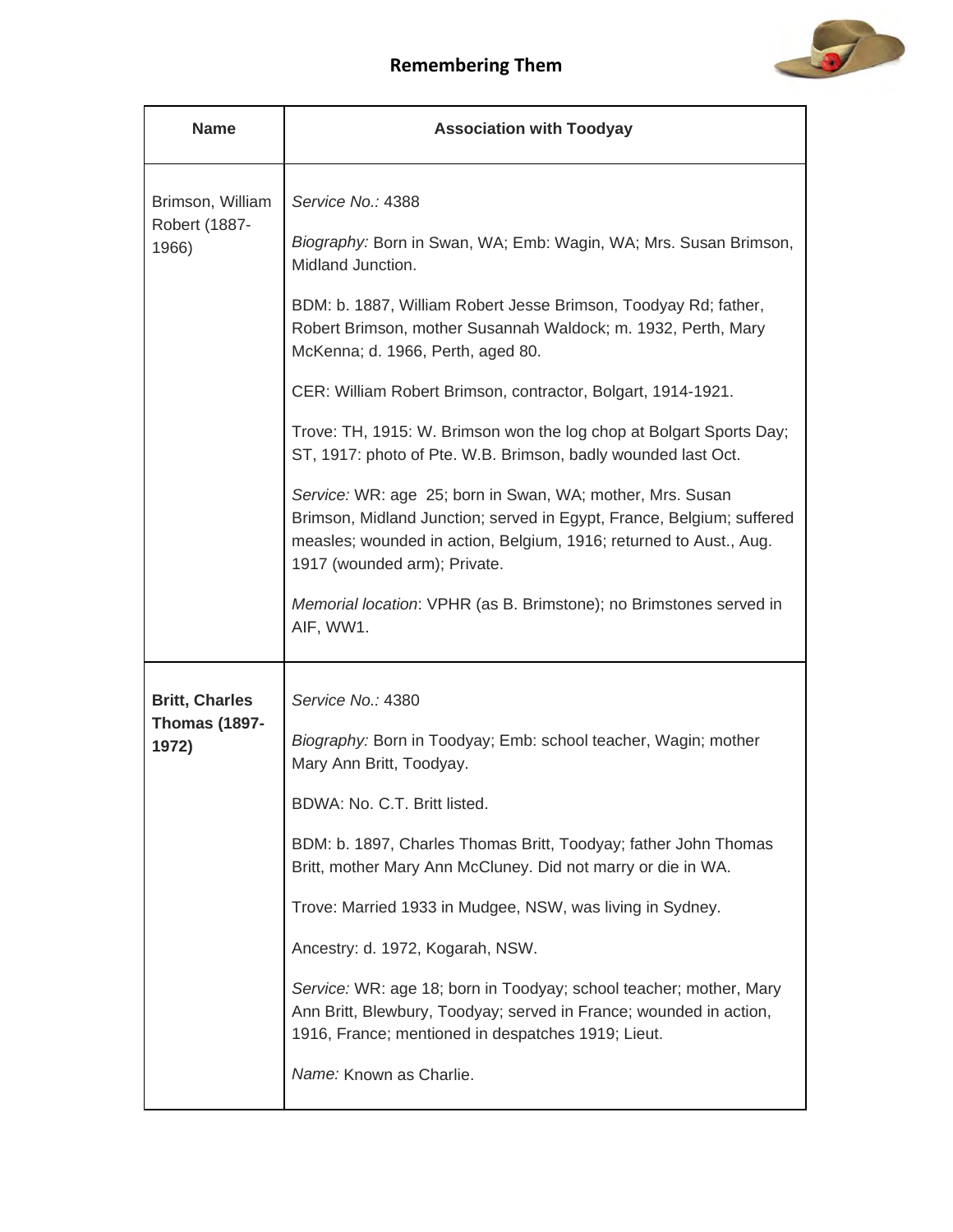| Name | Association with Toodyay |
|---|---|
| Brimson, William Robert (1887-1966) | *Service No.:* 4388<br><br>*Biography:* Born in Swan, WA; Emb: Wagin, WA; Mrs. Susan Brimson, Midland Junction.<br><br>BDM: b. 1887, William Robert Jesse Brimson, Toodyay Rd; father, Robert Brimson, mother Susannah Waldock; m. 1932, Perth, Mary McKenna; d. 1966, Perth, aged 80.<br><br>CER: William Robert Brimson, contractor, Bolgart, 1914-1921.<br><br>Trove: TH, 1915: W. Brimson won the log chop at Bolgart Sports Day; ST, 1917: photo of Pte. W.B. Brimson, badly wounded last Oct.<br><br>*Service:* WR: age 25; born in Swan, WA; mother, Mrs. Susan Brimson, Midland Junction; served in Egypt, France, Belgium; suffered measles; wounded in action, Belgium, 1916; returned to Aust., Aug. 1917 (wounded arm); Private.<br><br>*Memorial location*: VPHR (as B. Brimstone); no Brimstones served in AIF, WW1. |
| **Britt, Charles Thomas (1897-1972)** | *Service No.:* 4380<br><br>*Biography:* Born in Toodyay; Emb: school teacher, Wagin; mother Mary Ann Britt, Toodyay.<br><br>BDWA: No. C.T. Britt listed.<br><br>BDM: b. 1897, Charles Thomas Britt, Toodyay; father John Thomas Britt, mother Mary Ann McCluney. Did not marry or die in WA.<br><br>Trove: Married 1933 in Mudgee, NSW, was living in Sydney.<br><br>Ancestry: d. 1972, Kogarah, NSW.<br><br>*Service:* WR: age 18; born in Toodyay; school teacher; mother, Mary Ann Britt, Blewbury, Toodyay; served in France; wounded in action, 1916, France; mentioned in despatches 1919; Lieut.<br><br>*Name:* Known as Charlie. |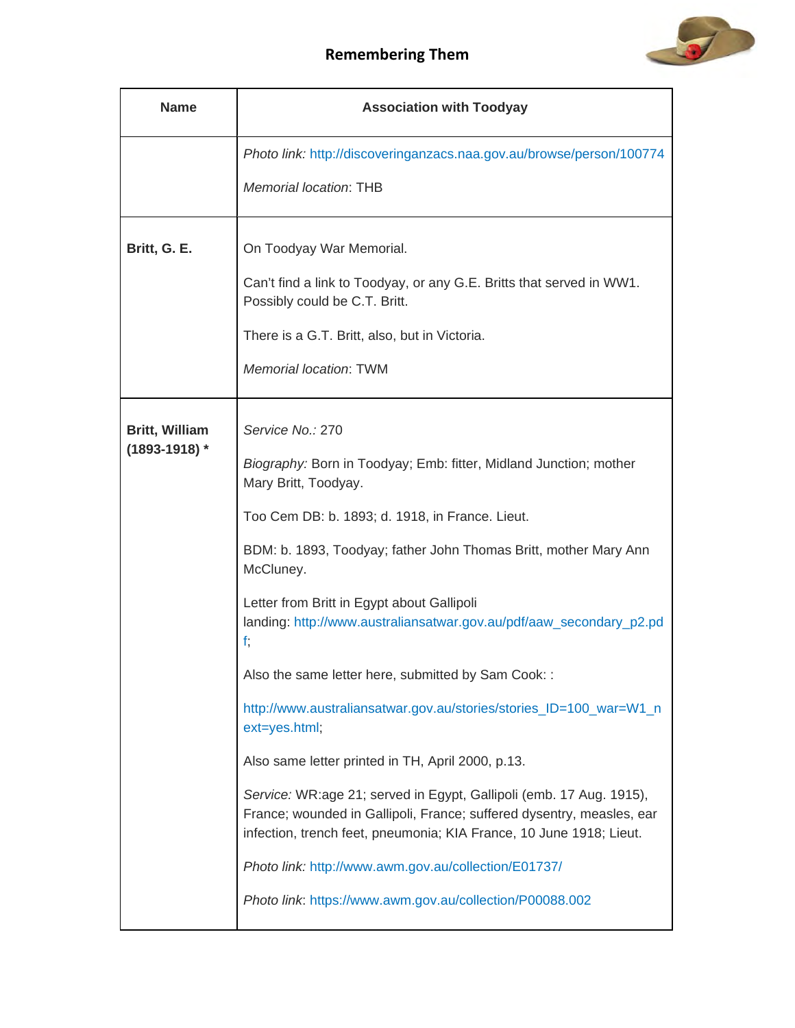| Name | Association with Toodyay |
|---|---|
| | *Photo link:* http://discoveringanzacs.naa.gov.au/browse/person/100774<br><br>*Memorial location*: THB |
| **Britt, G. E.** | On Toodyay War Memorial.<br><br>Can't find a link to Toodyay, or any G.E. Britts that served in WW1. Possibly could be C.T. Britt.<br><br>There is a G.T. Britt, also, but in Victoria.<br><br>*Memorial location*: TWM |
| **Britt, William (1893-1918) *** | *Service No.:* 270<br><br>*Biography:* Born in Toodyay; Emb: fitter, Midland Junction; mother Mary Britt, Toodyay.<br><br>Too Cem DB: b. 1893; d. 1918, in France. Lieut.<br><br>BDM: b. 1893, Toodyay; father John Thomas Britt, mother Mary Ann McCluney.<br><br>Letter from Britt in Egypt about Gallipoli landing: http://www.australiansatwar.gov.au/pdf/aaw_secondary_p2.pdf;<br><br>Also the same letter here, submitted by Sam Cook: :<br><br>http://www.australiansatwar.gov.au/stories/stories_ID=100_war=W1_next=yes.html;<br><br>Also same letter printed in TH, April 2000, p.13.<br><br>*Service:* WR:age 21; served in Egypt, Gallipoli (emb. 17 Aug. 1915), France; wounded in Gallipoli, France; suffered dysentry, measles, ear infection, trench feet, pneumonia; KIA France, 10 June 1918; Lieut.<br><br>*Photo link:* http://www.awm.gov.au/collection/E01737/<br><br>*Photo link*: https://www.awm.gov.au/collection/P00088.002 |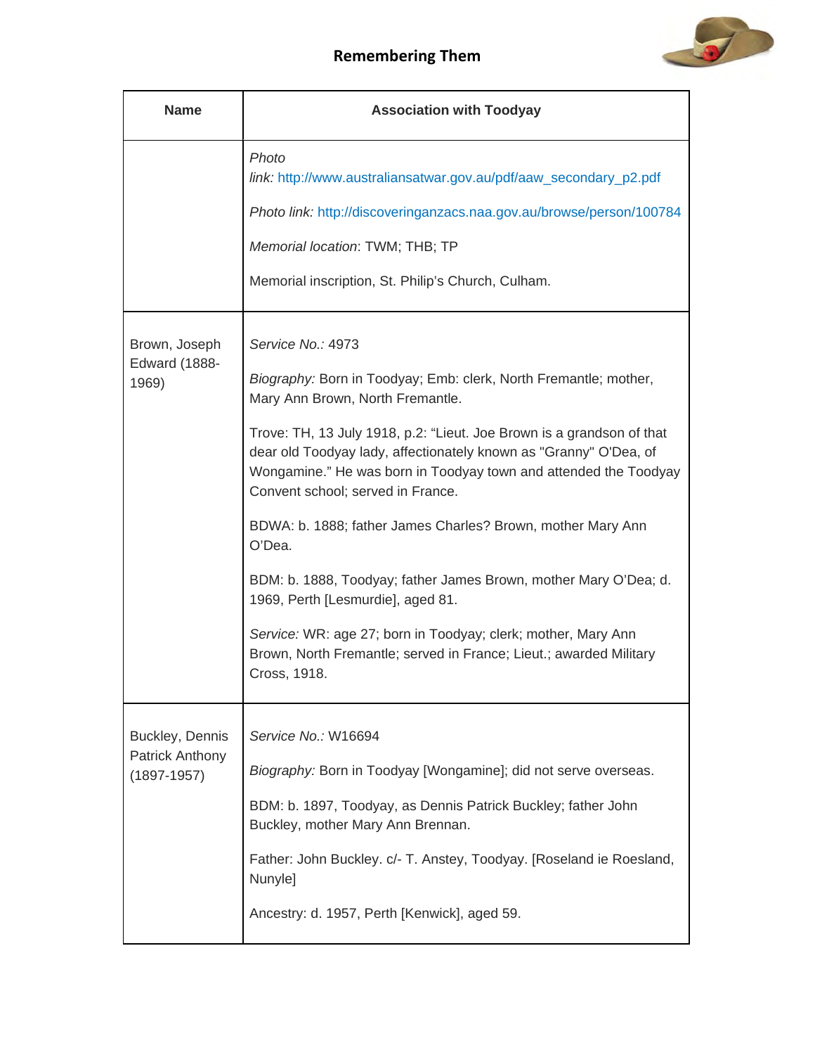| Name | Association with Toodyay |
|---|---|
| | *Photo link:* http://www.australiansatwar.gov.au/pdf/aaw_secondary_p2.pdf<br><br>*Photo link:* http://discoveringanzacs.naa.gov.au/browse/person/100784<br><br>*Memorial location*: TWM; THB; TP<br><br>Memorial inscription, St. Philip's Church, Culham. |
| Brown, Joseph Edward (1888-1969) | *Service No.:* 4973<br><br>*Biography:* Born in Toodyay; Emb: clerk, North Fremantle; mother, Mary Ann Brown, North Fremantle.<br><br>Trove: TH, 13 July 1918, p.2: "Lieut. Joe Brown is a grandson of that dear old Toodyay lady, affectionately known as "Granny" O'Dea, of Wongamine." He was born in Toodyay town and attended the Toodyay Convent school; served in France.<br><br>BDWA: b. 1888; father James Charles? Brown, mother Mary Ann O'Dea.<br><br>BDM: b. 1888, Toodyay; father James Brown, mother Mary O'Dea; d. 1969, Perth [Lesmurdie], aged 81.<br><br>*Service:* WR: age 27; born in Toodyay; clerk; mother, Mary Ann Brown, North Fremantle; served in France; Lieut.; awarded Military Cross, 1918. |
| Buckley, Dennis Patrick Anthony (1897-1957) | *Service No.:* W16694<br><br>*Biography:* Born in Toodyay [Wongamine]; did not serve overseas.<br><br>BDM: b. 1897, Toodyay, as Dennis Patrick Buckley; father John Buckley, mother Mary Ann Brennan.<br><br>Father: John Buckley. c/- T. Anstey, Toodyay. [Roseland ie Roesland, Nunyle]<br><br>Ancestry: d. 1957, Perth [Kenwick], aged 59. |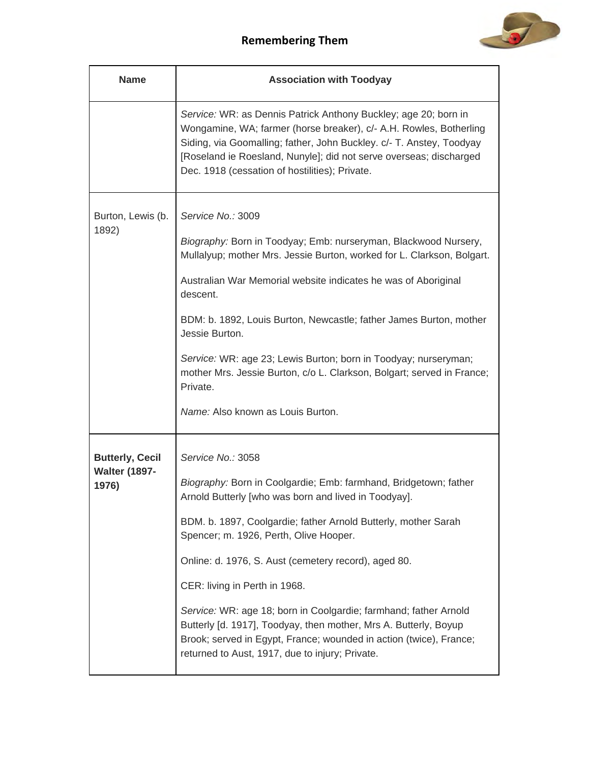| Name | Association with Toodyay |
|---|---|
| | *Service:* WR: as Dennis Patrick Anthony Buckley; age 20; born in Wongamine, WA; farmer (horse breaker), c/- A.H. Rowles, Botherling Siding, via Goomalling; father, John Buckley. c/- T. Anstey, Toodyay [Roseland ie Roesland, Nunyle]; did not serve overseas; discharged Dec. 1918 (cessation of hostilities); Private. |
| Burton, Lewis (b. 1892) | *Service No.:* 3009<br><br>*Biography:* Born in Toodyay; Emb: nurseryman, Blackwood Nursery, Mullalyup; mother Mrs. Jessie Burton, worked for L. Clarkson, Bolgart.<br><br>Australian War Memorial website indicates he was of Aboriginal descent.<br><br>BDM: b. 1892, Louis Burton, Newcastle; father James Burton, mother Jessie Burton.<br><br>*Service:* WR: age 23; Lewis Burton; born in Toodyay; nurseryman; mother Mrs. Jessie Burton, c/o L. Clarkson, Bolgart; served in France; Private.<br><br>*Name:* Also known as Louis Burton. |
| **Butterly, Cecil Walter (1897-1976)** | *Service No.:* 3058<br><br>*Biography:* Born in Coolgardie; Emb: farmhand, Bridgetown; father Arnold Butterly [who was born and lived in Toodyay].<br><br>BDM. b. 1897, Coolgardie; father Arnold Butterly, mother Sarah Spencer; m. 1926, Perth, Olive Hooper.<br><br>Online: d. 1976, S. Aust (cemetery record), aged 80.<br><br>CER: living in Perth in 1968.<br><br>*Service:* WR: age 18; born in Coolgardie; farmhand; father Arnold Butterly [d. 1917], Toodyay, then mother, Mrs A. Butterly, Boyup Brook; served in Egypt, France; wounded in action (twice), France; returned to Aust, 1917, due to injury; Private. |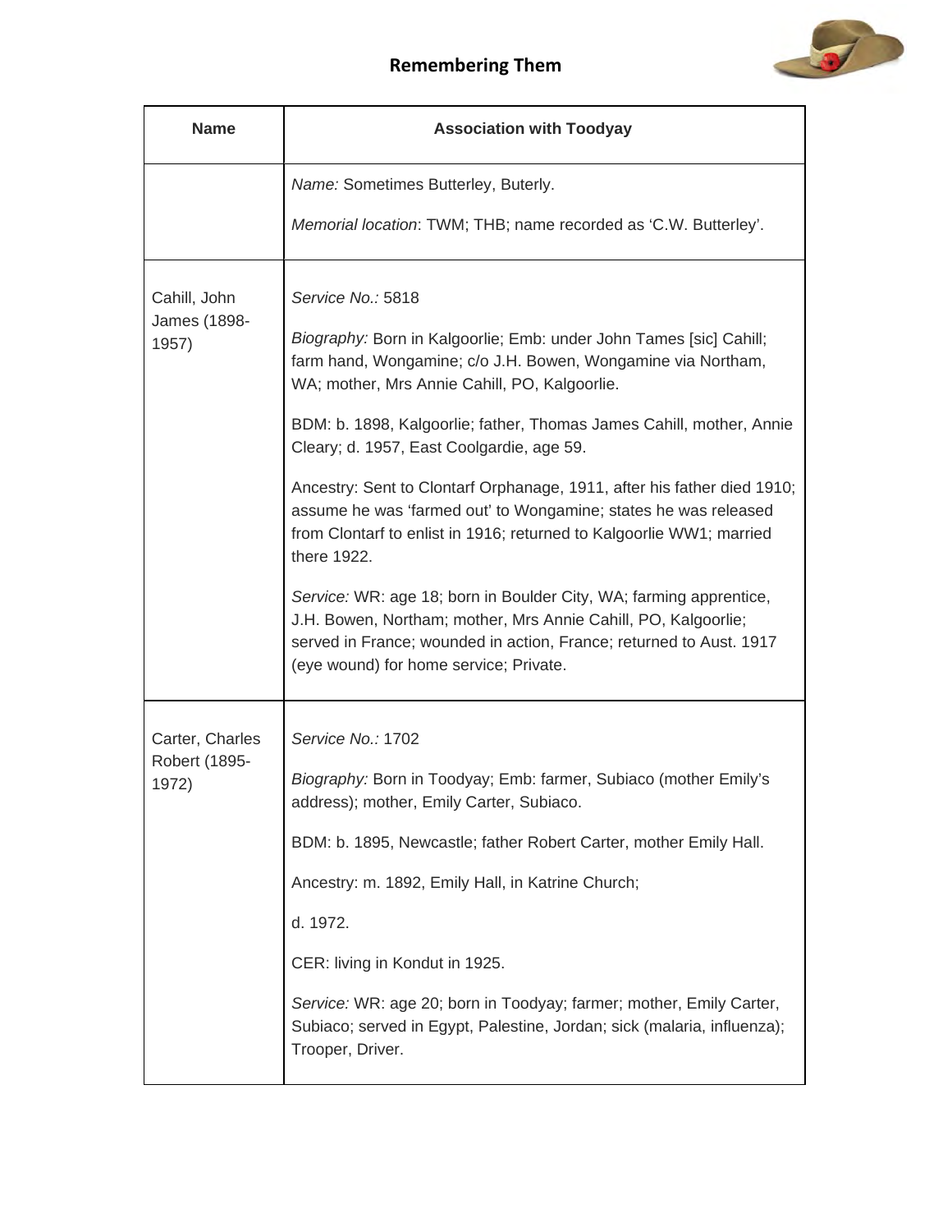| Name | Association with Toodyay |
|---|---|
| | *Name:* Sometimes Butterley, Buterly.<br><br>*Memorial location*: TWM; THB; name recorded as 'C.W. Butterley'. |
| Cahill, John James (1898-1957) | *Service No.:* 5818<br><br>*Biography:* Born in Kalgoorlie; Emb: under John Tames [sic] Cahill; farm hand, Wongamine; c/o J.H. Bowen, Wongamine via Northam, WA; mother, Mrs Annie Cahill, PO, Kalgoorlie.<br><br>BDM: b. 1898, Kalgoorlie; father, Thomas James Cahill, mother, Annie Cleary; d. 1957, East Coolgardie, age 59.<br><br>Ancestry: Sent to Clontarf Orphanage, 1911, after his father died 1910; assume he was 'farmed out' to Wongamine; states he was released from Clontarf to enlist in 1916; returned to Kalgoorlie WW1; married there 1922.<br><br>*Service:* WR: age 18; born in Boulder City, WA; farming apprentice, J.H. Bowen, Northam; mother, Mrs Annie Cahill, PO, Kalgoorlie; served in France; wounded in action, France; returned to Aust. 1917 (eye wound) for home service; Private. |
| Carter, Charles Robert (1895-1972) | *Service No.:* 1702<br><br>*Biography:* Born in Toodyay; Emb: farmer, Subiaco (mother Emily's address); mother, Emily Carter, Subiaco.<br><br>BDM: b. 1895, Newcastle; father Robert Carter, mother Emily Hall.<br><br>Ancestry: m. 1892, Emily Hall, in Katrine Church;<br><br>d. 1972.<br><br>CER: living in Kondut in 1925.<br><br>*Service:* WR: age 20; born in Toodyay; farmer; mother, Emily Carter, Subiaco; served in Egypt, Palestine, Jordan; sick (malaria, influenza); Trooper, Driver. |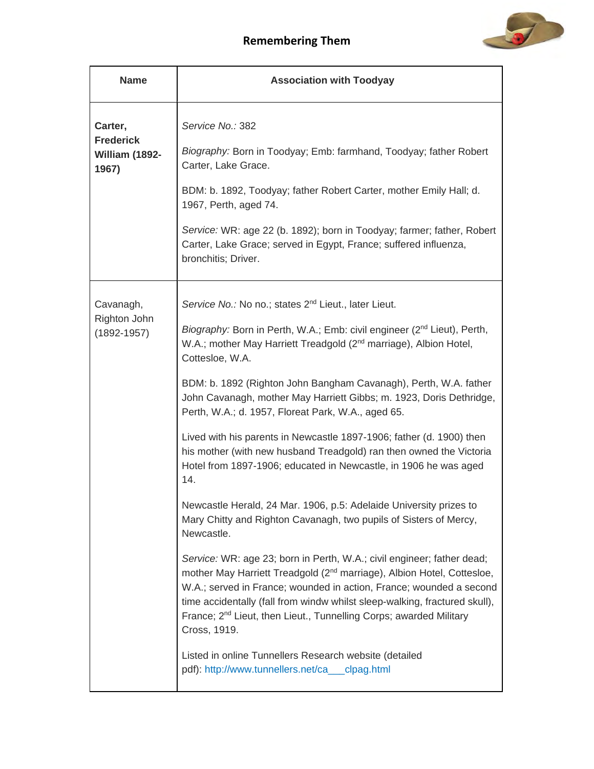## Remembering Them

| Name | Association with Toodyay |
|---|---|
| **Carter, Frederick William (1892-1967)** | *Service No.:* 382<br><br>*Biography:* Born in Toodyay; Emb: farmhand, Toodyay; father Robert Carter, Lake Grace.<br><br>BDM: b. 1892, Toodyay; father Robert Carter, mother Emily Hall; d. 1967, Perth, aged 74.<br><br>*Service:* WR: age 22 (b. 1892); born in Toodyay; farmer; father, Robert Carter, Lake Grace; served in Egypt, France; suffered influenza, bronchitis; Driver. |
| Cavanagh, Righton John (1892-1957) | *Service No.:* No no.; states 2nd Lieut., later Lieut.<br><br>*Biography:* Born in Perth, W.A.; Emb: civil engineer (2nd Lieut), Perth, W.A.; mother May Harriett Treadgold (2nd marriage), Albion Hotel, Cottesloe, W.A.<br><br>BDM: b. 1892 (Righton John Bangham Cavanagh), Perth, W.A. father John Cavanagh, mother May Harriett Gibbs; m. 1923, Doris Dethridge, Perth, W.A.; d. 1957, Floreat Park, W.A., aged 65.<br><br>Lived with his parents in Newcastle 1897-1906; father (d. 1900) then his mother (with new husband Treadgold) ran then owned the Victoria Hotel from 1897-1906; educated in Newcastle, in 1906 he was aged 14.<br><br>Newcastle Herald, 24 Mar. 1906, p.5: Adelaide University prizes to Mary Chitty and Righton Cavanagh, two pupils of Sisters of Mercy, Newcastle.<br><br>*Service:* WR: age 23; born in Perth, W.A.; civil engineer; father dead; mother May Harriett Treadgold (2nd marriage), Albion Hotel, Cottesloe, W.A.; served in France; wounded in action, France; wounded a second time accidentally (fall from windw whilst sleep-walking, fractured skull), France; 2nd Lieut, then Lieut., Tunnelling Corps; awarded Military Cross, 1919.<br><br>Listed in online Tunnellers Research website (detailed pdf): http://www.tunnellers.net/ca___clpag.html |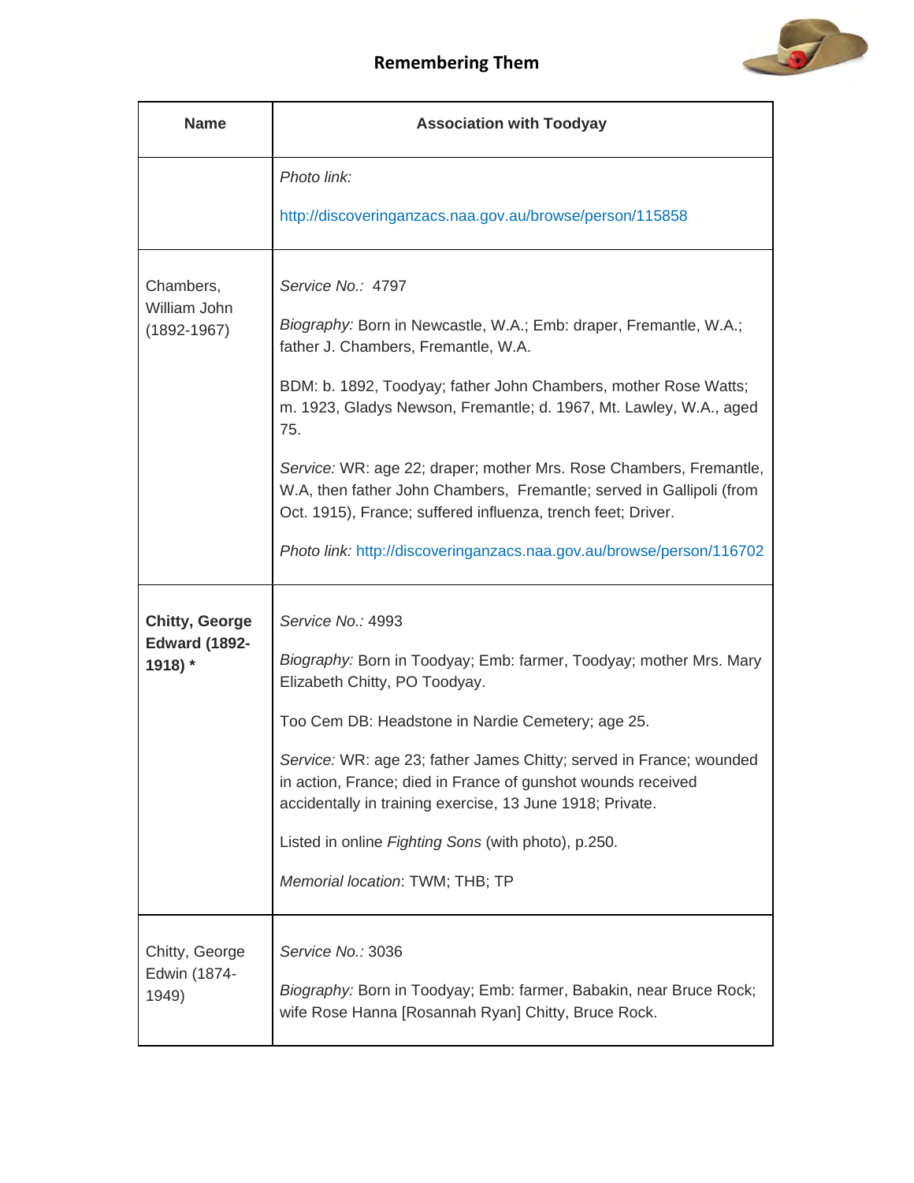## Remembering Them

| Name | Association with Toodyay |
|---|---|
| | *Photo link:* http://discoveringanzacs.naa.gov.au/browse/person/115858 |
| Chambers, William John (1892-1967) | *Service No.:* 4797<br><br>*Biography:* Born in Newcastle, W.A.; Emb: draper, Fremantle, W.A.; father J. Chambers, Fremantle, W.A.<br><br>BDM: b. 1892, Toodyay; father John Chambers, mother Rose Watts; m. 1923, Gladys Newson, Fremantle; d. 1967, Mt. Lawley, W.A., aged 75.<br><br>*Service:* WR: age 22; draper; mother Mrs. Rose Chambers, Fremantle, W.A, then father John Chambers, Fremantle; served in Gallipoli (from Oct. 1915), France; suffered influenza, trench feet; Driver.<br><br>*Photo link:* http://discoveringanzacs.naa.gov.au/browse/person/116702 |
| **Chitty, George Edward (1892-1918) *** | *Service No.:* 4993<br><br>*Biography:* Born in Toodyay; Emb: farmer, Toodyay; mother Mrs. Mary Elizabeth Chitty, PO Toodyay.<br><br>Too Cem DB: Headstone in Nardie Cemetery; age 25.<br><br>*Service:* WR: age 23; father James Chitty; served in France; wounded in action, France; died in France of gunshot wounds received accidentally in training exercise, 13 June 1918; Private.<br><br>Listed in online *Fighting Sons* (with photo), p.250.<br><br>*Memorial location*: TWM; THB; TP |
| Chitty, George Edwin (1874-1949) | *Service No.:* 3036<br><br>*Biography:* Born in Toodyay; Emb: farmer, Babakin, near Bruce Rock; wife Rose Hanna [Rosannah Ryan] Chitty, Bruce Rock. |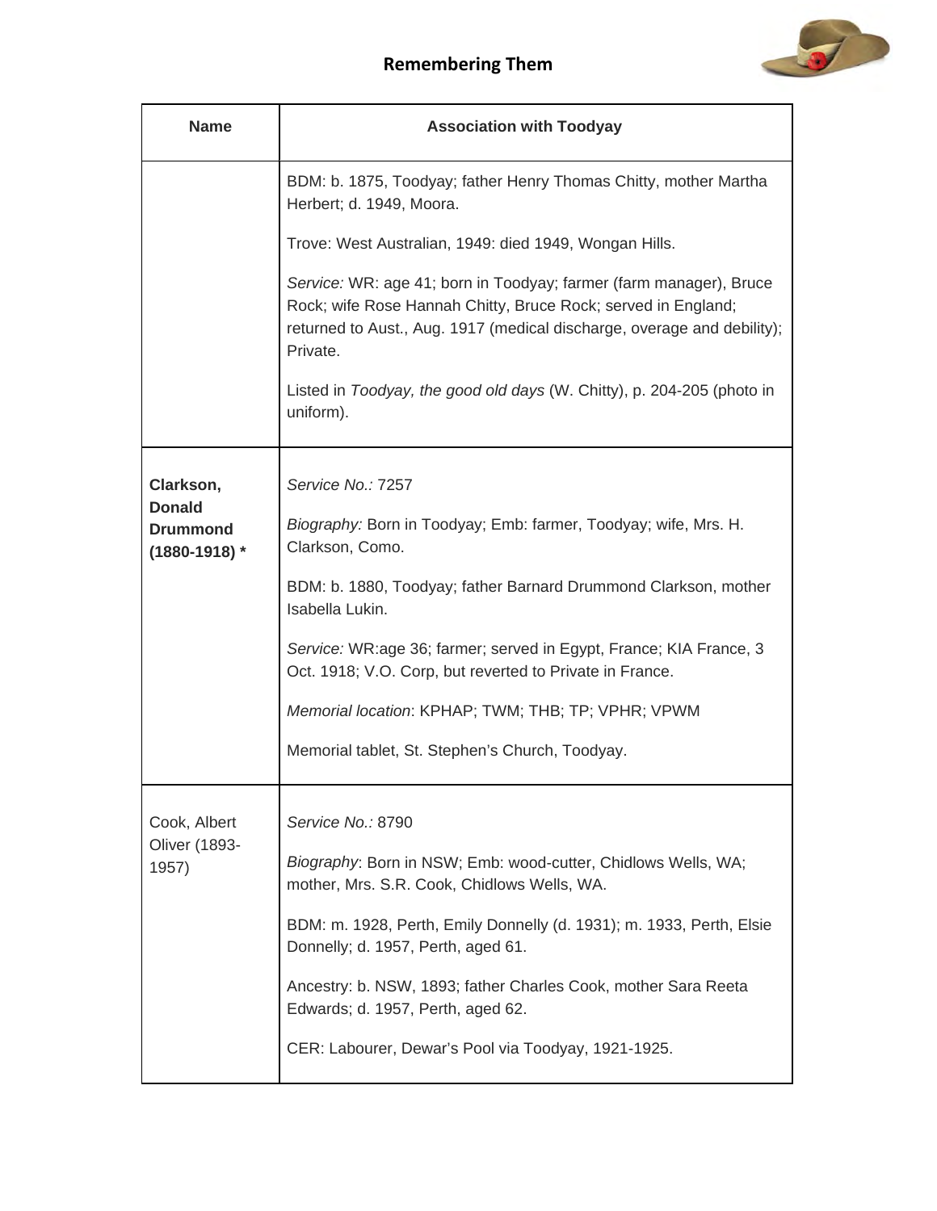| Name | Association with Toodyay |
|---|---|
| | BDM: b. 1875, Toodyay; father Henry Thomas Chitty, mother Martha Herbert; d. 1949, Moora.<br><br>Trove: West Australian, 1949: died 1949, Wongan Hills.<br><br>*Service:* WR: age 41; born in Toodyay; farmer (farm manager), Bruce Rock; wife Rose Hannah Chitty, Bruce Rock; served in England; returned to Aust., Aug. 1917 (medical discharge, overage and debility); Private.<br><br>Listed in *Toodyay, the good old days* (W. Chitty), p. 204-205 (photo in uniform). |
| **Clarkson, Donald Drummond (1880-1918) *** | *Service No.:* 7257<br><br>*Biography:* Born in Toodyay; Emb: farmer, Toodyay; wife, Mrs. H. Clarkson, Como.<br><br>BDM: b. 1880, Toodyay; father Barnard Drummond Clarkson, mother Isabella Lukin.<br><br>*Service:* WR:age 36; farmer; served in Egypt, France; KIA France, 3 Oct. 1918; V.O. Corp, but reverted to Private in France.<br><br>*Memorial location*: KPHAP; TWM; THB; TP; VPHR; VPWM<br><br>Memorial tablet, St. Stephen's Church, Toodyay. |
| Cook, Albert Oliver (1893-1957) | *Service No.:* 8790<br><br>*Biography*: Born in NSW; Emb: wood-cutter, Chidlows Wells, WA; mother, Mrs. S.R. Cook, Chidlows Wells, WA.<br><br>BDM: m. 1928, Perth, Emily Donnelly (d. 1931); m. 1933, Perth, Elsie Donnelly; d. 1957, Perth, aged 61.<br><br>Ancestry: b. NSW, 1893; father Charles Cook, mother Sara Reeta Edwards; d. 1957, Perth, aged 62.<br><br>CER: Labourer, Dewar's Pool via Toodyay, 1921-1925. |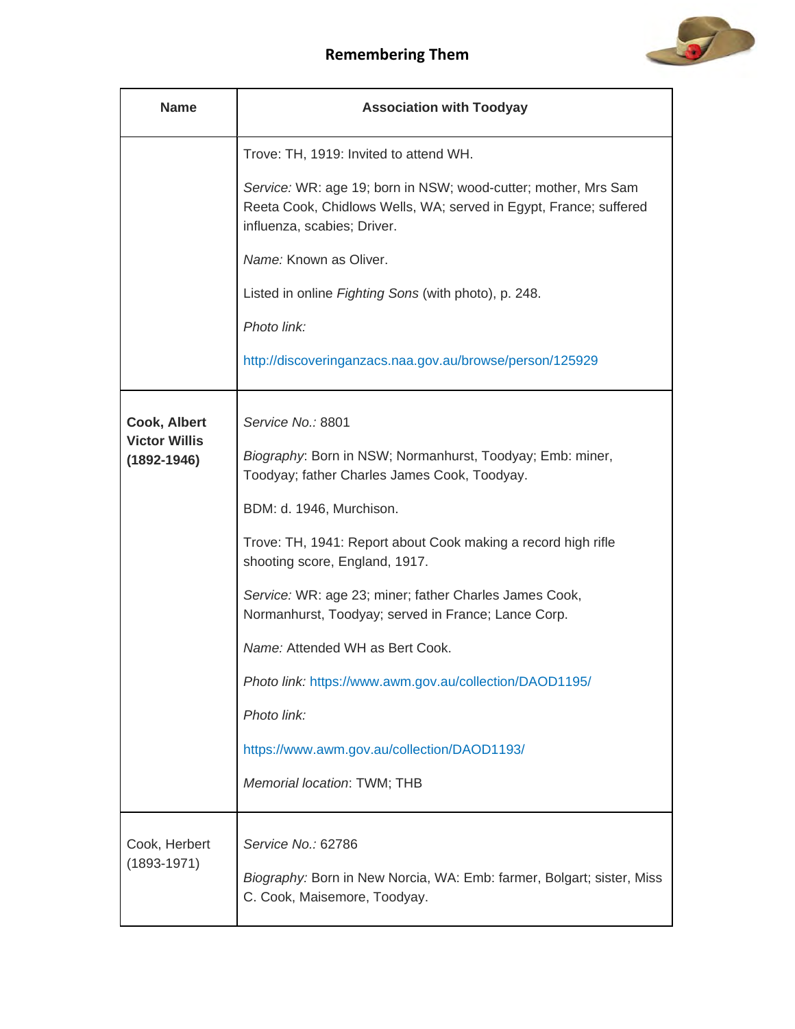| Name | Association with Toodyay |
|---|---|
| | Trove: TH, 1919: Invited to attend WH.<br><br>*Service:* WR: age 19; born in NSW; wood-cutter; mother, Mrs Sam Reeta Cook, Chidlows Wells, WA; served in Egypt, France; suffered influenza, scabies; Driver.<br><br>*Name:* Known as Oliver.<br><br>Listed in online *Fighting Sons* (with photo), p. 248.<br><br>*Photo link:*<br><br>http://discoveringanzacs.naa.gov.au/browse/person/125929 |
| **Cook, Albert Victor Willis (1892-1946)** | *Service No.:* 8801<br><br>*Biography*: Born in NSW; Normanhurst, Toodyay; Emb: miner, Toodyay; father Charles James Cook, Toodyay.<br><br>BDM: d. 1946, Murchison.<br><br>Trove: TH, 1941: Report about Cook making a record high rifle shooting score, England, 1917.<br><br>*Service:* WR: age 23; miner; father Charles James Cook, Normanhurst, Toodyay; served in France; Lance Corp.<br><br>*Name:* Attended WH as Bert Cook.<br><br>*Photo link:* https://www.awm.gov.au/collection/DAOD1195/<br><br>*Photo link:*<br><br>https://www.awm.gov.au/collection/DAOD1193/<br><br>*Memorial location*: TWM; THB |
| Cook, Herbert (1893-1971) | *Service No.:* 62786<br><br>*Biography:* Born in New Norcia, WA: Emb: farmer, Bolgart; sister, Miss C. Cook, Maisemore, Toodyay. |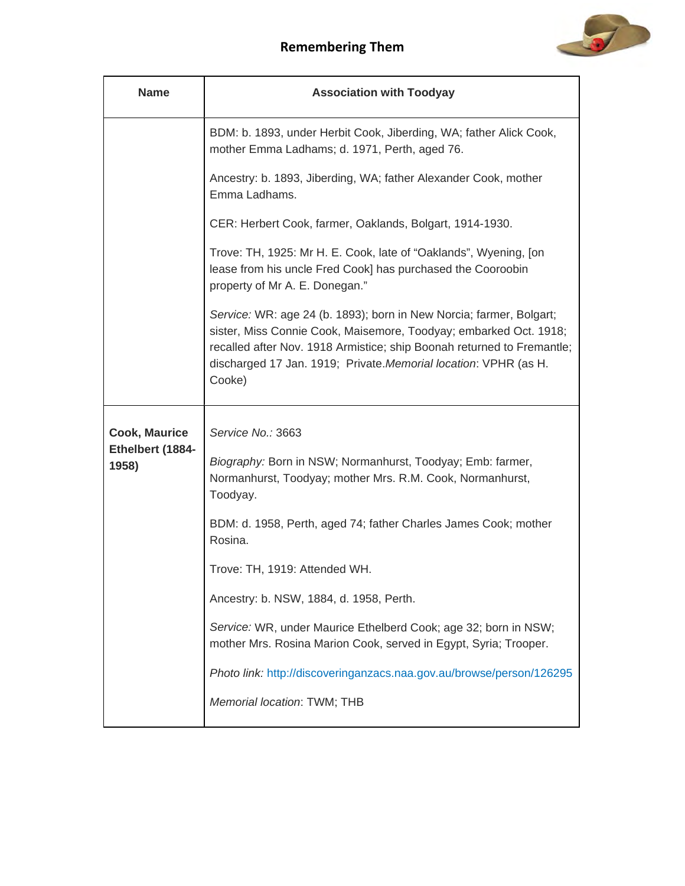| Name | Association with Toodyay |
|---|---|
| | BDM: b. 1893, under Herbit Cook, Jiberding, WA; father Alick Cook, mother Emma Ladhams; d. 1971, Perth, aged 76.<br><br>Ancestry: b. 1893, Jiberding, WA; father Alexander Cook, mother Emma Ladhams.<br><br>CER: Herbert Cook, farmer, Oaklands, Bolgart, 1914-1930.<br><br>Trove: TH, 1925: Mr H. E. Cook, late of "Oaklands", Wyening, [on lease from his uncle Fred Cook] has purchased the Cooroobin property of Mr A. E. Donegan."<br><br>*Service:* WR: age 24 (b. 1893); born in New Norcia; farmer, Bolgart; sister, Miss Connie Cook, Maisemore, Toodyay; embarked Oct. 1918; recalled after Nov. 1918 Armistice; ship Boonah returned to Fremantle; discharged 17 Jan. 1919; Private.*Memorial location*: VPHR (as H. Cooke) |
| **Cook, Maurice Ethelbert (1884-1958)** | *Service No.:* 3663<br><br>*Biography:* Born in NSW; Normanhurst, Toodyay; Emb: farmer, Normanhurst, Toodyay; mother Mrs. R.M. Cook, Normanhurst, Toodyay.<br><br>BDM: d. 1958, Perth, aged 74; father Charles James Cook; mother Rosina.<br><br>Trove: TH, 1919: Attended WH.<br><br>Ancestry: b. NSW, 1884, d. 1958, Perth.<br><br>*Service:* WR, under Maurice Ethelberd Cook; age 32; born in NSW; mother Mrs. Rosina Marion Cook, served in Egypt, Syria; Trooper.<br><br>*Photo link:* http://discoveringanzacs.naa.gov.au/browse/person/126295<br><br>*Memorial location*: TWM; THB |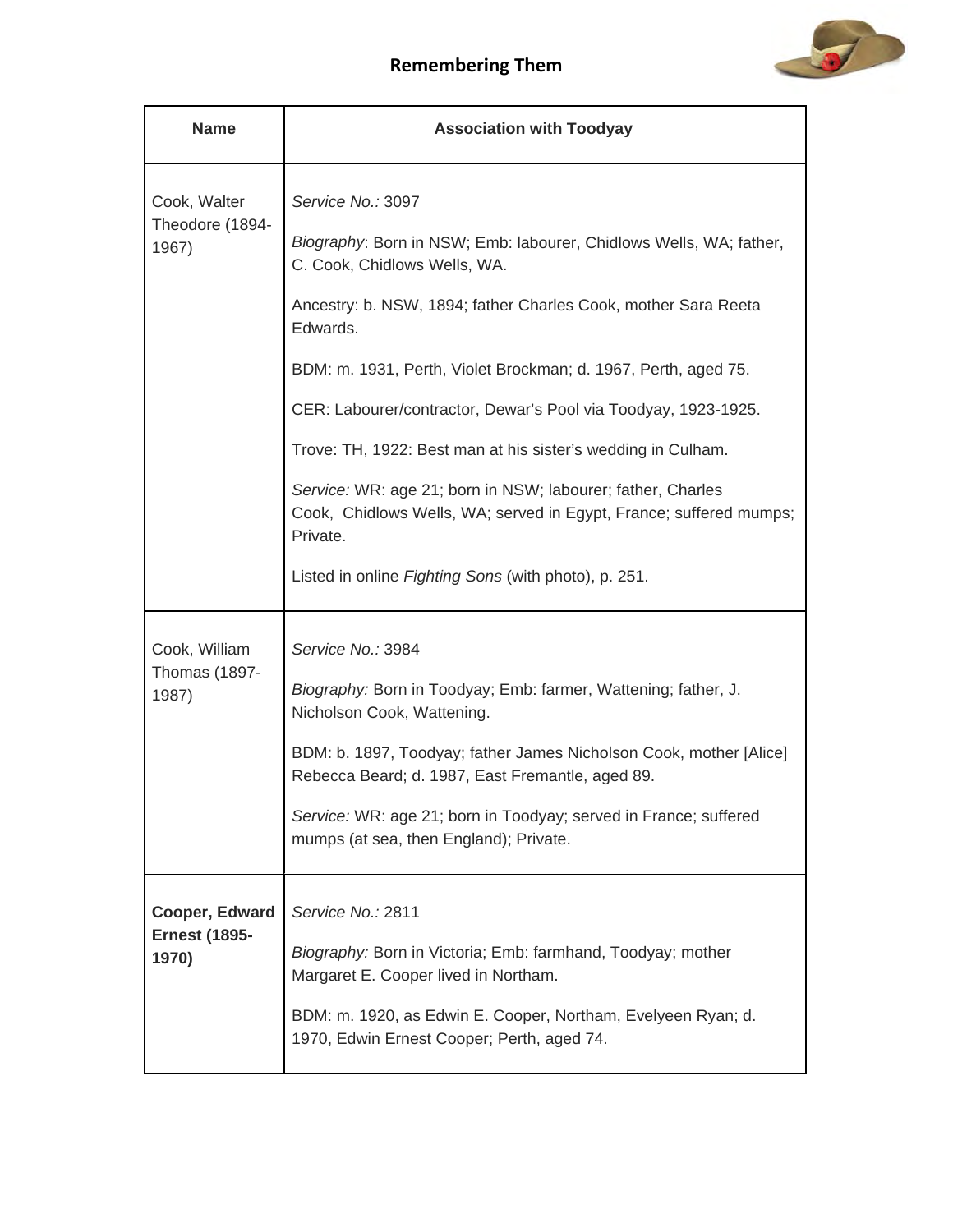| Name | Association with Toodyay |
|---|---|
| Cook, Walter Theodore (1894-1967) | *Service No.:* 3097<br><br>*Biography*: Born in NSW; Emb: labourer, Chidlows Wells, WA; father, C. Cook, Chidlows Wells, WA.<br><br>Ancestry: b. NSW, 1894; father Charles Cook, mother Sara Reeta Edwards.<br><br>BDM: m. 1931, Perth, Violet Brockman; d. 1967, Perth, aged 75.<br><br>CER: Labourer/contractor, Dewar's Pool via Toodyay, 1923-1925.<br><br>Trove: TH, 1922: Best man at his sister's wedding in Culham.<br><br>*Service:* WR: age 21; born in NSW; labourer; father, Charles Cook, Chidlows Wells, WA; served in Egypt, France; suffered mumps; Private.<br><br>Listed in online *Fighting Sons* (with photo), p. 251. |
| Cook, William Thomas (1897-1987) | *Service No.:* 3984<br><br>*Biography:* Born in Toodyay; Emb: farmer, Wattening; father, J. Nicholson Cook, Wattening.<br><br>BDM: b. 1897, Toodyay; father James Nicholson Cook, mother [Alice] Rebecca Beard; d. 1987, East Fremantle, aged 89.<br><br>*Service:* WR: age 21; born in Toodyay; served in France; suffered mumps (at sea, then England); Private. |
| **Cooper, Edward Ernest (1895-1970)** | *Service No.:* 2811<br><br>*Biography:* Born in Victoria; Emb: farmhand, Toodyay; mother Margaret E. Cooper lived in Northam.<br><br>BDM: m. 1920, as Edwin E. Cooper, Northam, Evelyeen Ryan; d. 1970, Edwin Ernest Cooper; Perth, aged 74. |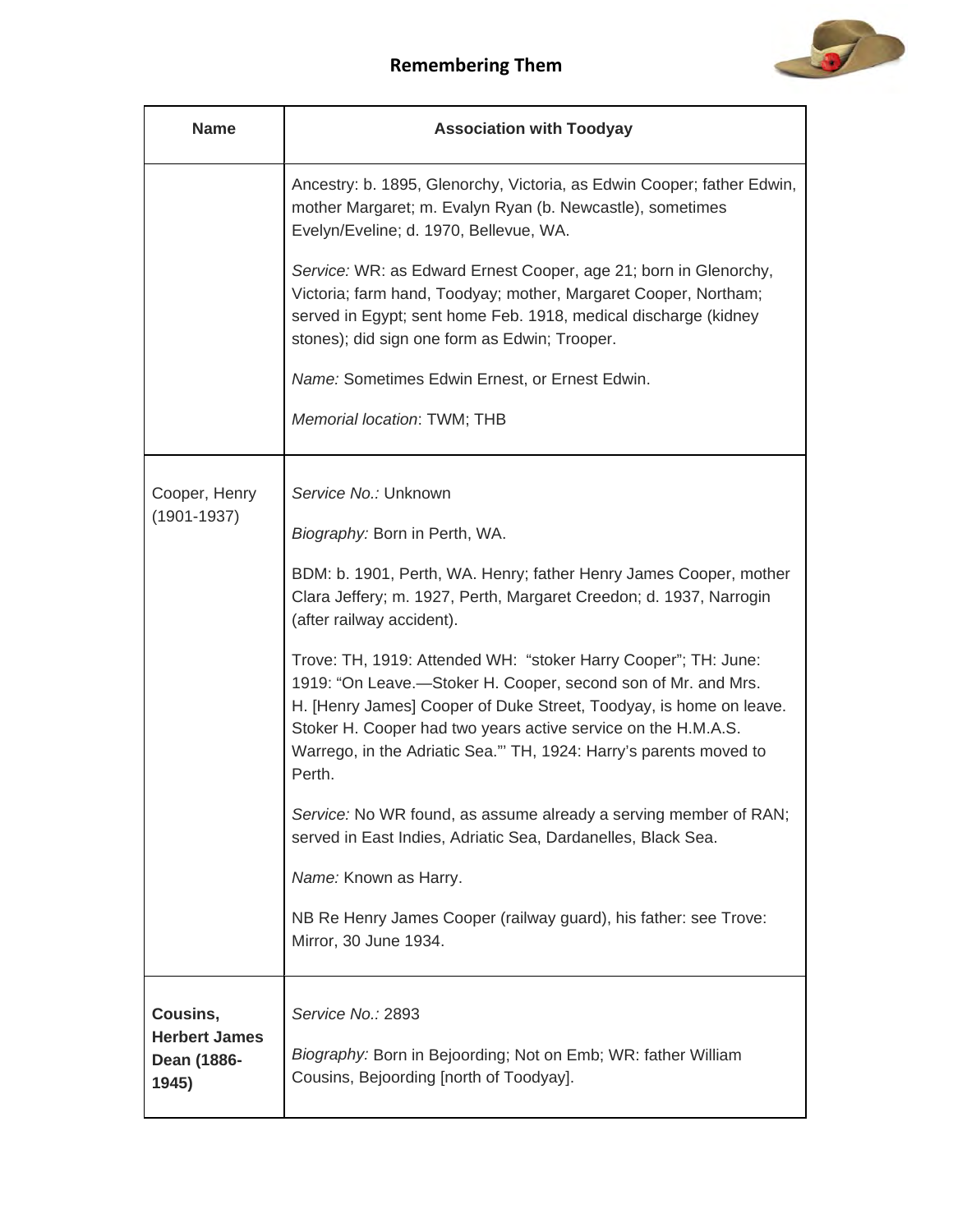| Name | Association with Toodyay |
|---|---|
| | Ancestry: b. 1895, Glenorchy, Victoria, as Edwin Cooper; father Edwin, mother Margaret; m. Evalyn Ryan (b. Newcastle), sometimes Evelyn/Eveline; d. 1970, Bellevue, WA.<br><br>*Service:* WR: as Edward Ernest Cooper, age 21; born in Glenorchy, Victoria; farm hand, Toodyay; mother, Margaret Cooper, Northam; served in Egypt; sent home Feb. 1918, medical discharge (kidney stones); did sign one form as Edwin; Trooper.<br><br>*Name:* Sometimes Edwin Ernest, or Ernest Edwin.<br><br>*Memorial location*: TWM; THB |
| Cooper, Henry (1901-1937) | *Service No.:* Unknown<br><br>*Biography:* Born in Perth, WA.<br><br>BDM: b. 1901, Perth, WA. Henry; father Henry James Cooper, mother Clara Jeffery; m. 1927, Perth, Margaret Creedon; d. 1937, Narrogin (after railway accident).<br><br>Trove: TH, 1919: Attended WH: "stoker Harry Cooper"; TH: June: 1919: "On Leave.—Stoker H. Cooper, second son of Mr. and Mrs. H. [Henry James] Cooper of Duke Street, Toodyay, is home on leave. Stoker H. Cooper had two years active service on the H.M.A.S. Warrego, in the Adriatic Sea."' TH, 1924: Harry's parents moved to Perth.<br><br>*Service:* No WR found, as assume already a serving member of RAN; served in East Indies, Adriatic Sea, Dardanelles, Black Sea.<br><br>*Name:* Known as Harry.<br><br>NB Re Henry James Cooper (railway guard), his father: see Trove: Mirror, 30 June 1934. |
| **Cousins, Herbert James Dean (1886-1945)** | *Service No.:* 2893<br><br>*Biography:* Born in Bejoording; Not on Emb; WR: father William Cousins, Bejoording [north of Toodyay]. |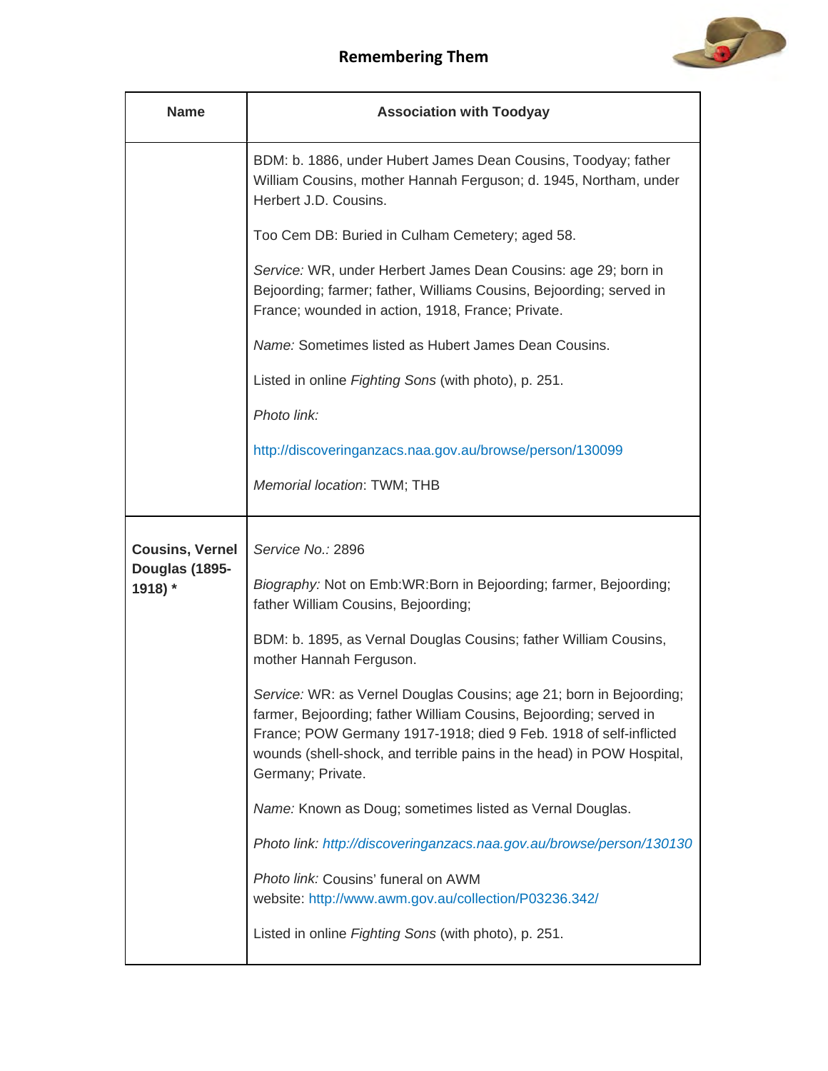| Name | Association with Toodyay |
|---|---|
| | BDM: b. 1886, under Hubert James Dean Cousins, Toodyay; father William Cousins, mother Hannah Ferguson; d. 1945, Northam, under Herbert J.D. Cousins.<br><br>Too Cem DB: Buried in Culham Cemetery; aged 58.<br><br>*Service:* WR, under Herbert James Dean Cousins: age 29; born in Bejoording; farmer; father, Williams Cousins, Bejoording; served in France; wounded in action, 1918, France; Private.<br><br>*Name:* Sometimes listed as Hubert James Dean Cousins.<br><br>Listed in online *Fighting Sons* (with photo), p. 251.<br><br>*Photo link:*<br><br>http://discoveringanzacs.naa.gov.au/browse/person/130099<br><br>*Memorial location*: TWM; THB |
| **Cousins, Vernel Douglas (1895-1918) *** | *Service No.:* 2896<br><br>*Biography:* Not on Emb:WR:Born in Bejoording; farmer, Bejoording; father William Cousins, Bejoording;<br><br>BDM: b. 1895, as Vernal Douglas Cousins; father William Cousins, mother Hannah Ferguson.<br><br>*Service:* WR: as Vernel Douglas Cousins; age 21; born in Bejoording; farmer, Bejoording; father William Cousins, Bejoording; served in France; POW Germany 1917-1918; died 9 Feb. 1918 of self-inflicted wounds (shell-shock, and terrible pains in the head) in POW Hospital, Germany; Private.<br><br>*Name:* Known as Doug; sometimes listed as Vernal Douglas.<br><br>*Photo link: http://discoveringanzacs.naa.gov.au/browse/person/130130*<br><br>*Photo link:* Cousins' funeral on AWM website: http://www.awm.gov.au/collection/P03236.342/<br><br>Listed in online *Fighting Sons* (with photo), p. 251. |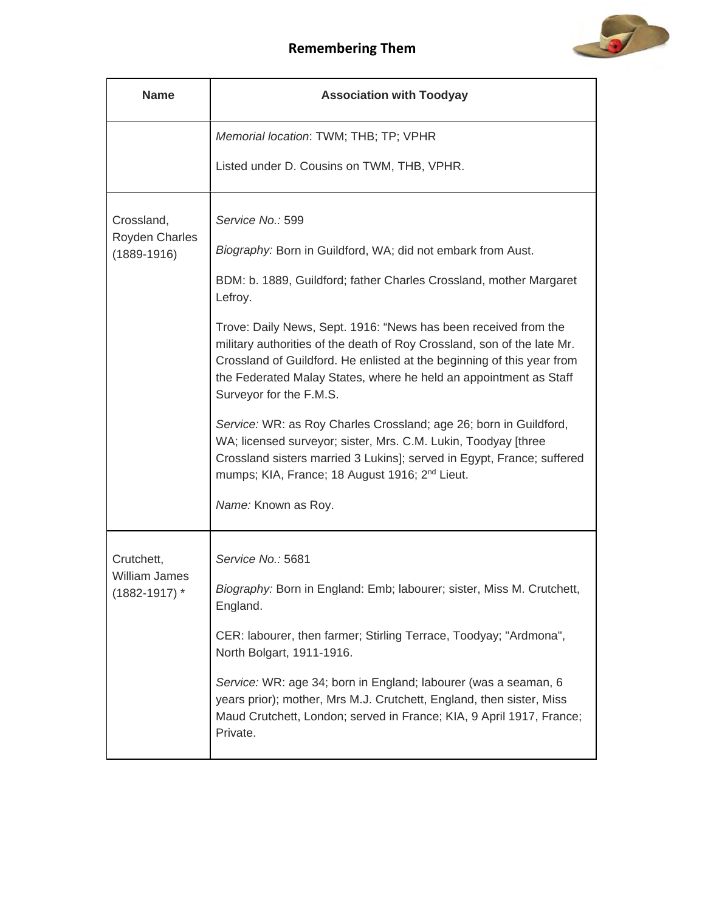| Name | Association with Toodyay |
| --- | --- |
| | *Memorial location*: TWM; THB; TP; VPHR<br><br>Listed under D. Cousins on TWM, THB, VPHR. |
| Crossland, Royden Charles (1889-1916) | *Service No.:* 599<br><br>*Biography:* Born in Guildford, WA; did not embark from Aust.<br><br>BDM: b. 1889, Guildford; father Charles Crossland, mother Margaret Lefroy.<br><br>Trove: Daily News, Sept. 1916: "News has been received from the military authorities of the death of Roy Crossland, son of the late Mr. Crossland of Guildford. He enlisted at the beginning of this year from the Federated Malay States, where he held an appointment as Staff Surveyor for the F.M.S.<br><br>*Service:* WR: as Roy Charles Crossland; age 26; born in Guildford, WA; licensed surveyor; sister, Mrs. C.M. Lukin, Toodyay [three Crossland sisters married 3 Lukins]; served in Egypt, France; suffered mumps; KIA, France; 18 August 1916; 2nd Lieut.<br><br>*Name:* Known as Roy. |
| Crutchett, William James (1882-1917) * | *Service No.:* 5681<br><br>*Biography:* Born in England: Emb; labourer; sister, Miss M. Crutchett, England.<br><br>CER: labourer, then farmer; Stirling Terrace, Toodyay; "Ardmona", North Bolgart, 1911-1916.<br><br>*Service:* WR: age 34; born in England; labourer (was a seaman, 6 years prior); mother, Mrs M.J. Crutchett, England, then sister, Miss Maud Crutchett, London; served in France; KIA, 9 April 1917, France; Private. |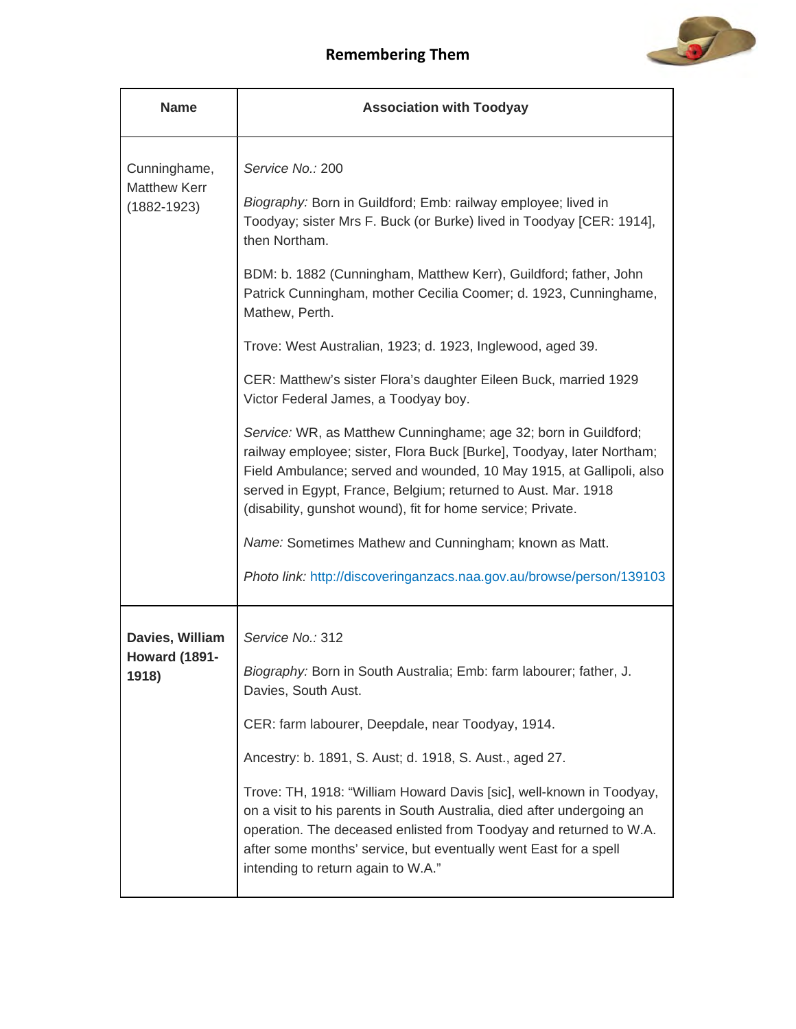## Remembering Them

| Name | Association with Toodyay |
|---|---|
| Cunninghame, Matthew Kerr (1882-1923) | *Service No.:* 200<br><br>*Biography:* Born in Guildford; Emb: railway employee; lived in Toodyay; sister Mrs F. Buck (or Burke) lived in Toodyay [CER: 1914], then Northam.<br><br>BDM: b. 1882 (Cunningham, Matthew Kerr), Guildford; father, John Patrick Cunningham, mother Cecilia Coomer; d. 1923, Cunninghame, Mathew, Perth.<br><br>Trove: West Australian, 1923; d. 1923, Inglewood, aged 39.<br><br>CER: Matthew's sister Flora's daughter Eileen Buck, married 1929 Victor Federal James, a Toodyay boy.<br><br>*Service:* WR, as Matthew Cunninghame; age 32; born in Guildford; railway employee; sister, Flora Buck [Burke], Toodyay, later Northam; Field Ambulance; served and wounded, 10 May 1915, at Gallipoli, also served in Egypt, France, Belgium; returned to Aust. Mar. 1918 (disability, gunshot wound), fit for home service; Private.<br><br>*Name:* Sometimes Mathew and Cunningham; known as Matt.<br><br>*Photo link:* http://discoveringanzacs.naa.gov.au/browse/person/139103 |
| **Davies, William Howard (1891-1918)** | *Service No.:* 312<br><br>*Biography:* Born in South Australia; Emb: farm labourer; father, J. Davies, South Aust.<br><br>CER: farm labourer, Deepdale, near Toodyay, 1914.<br><br>Ancestry: b. 1891, S. Aust; d. 1918, S. Aust., aged 27.<br><br>Trove: TH, 1918: "William Howard Davis [sic], well-known in Toodyay, on a visit to his parents in South Australia, died after undergoing an operation. The deceased enlisted from Toodyay and returned to W.A. after some months' service, but eventually went East for a spell intending to return again to W.A." |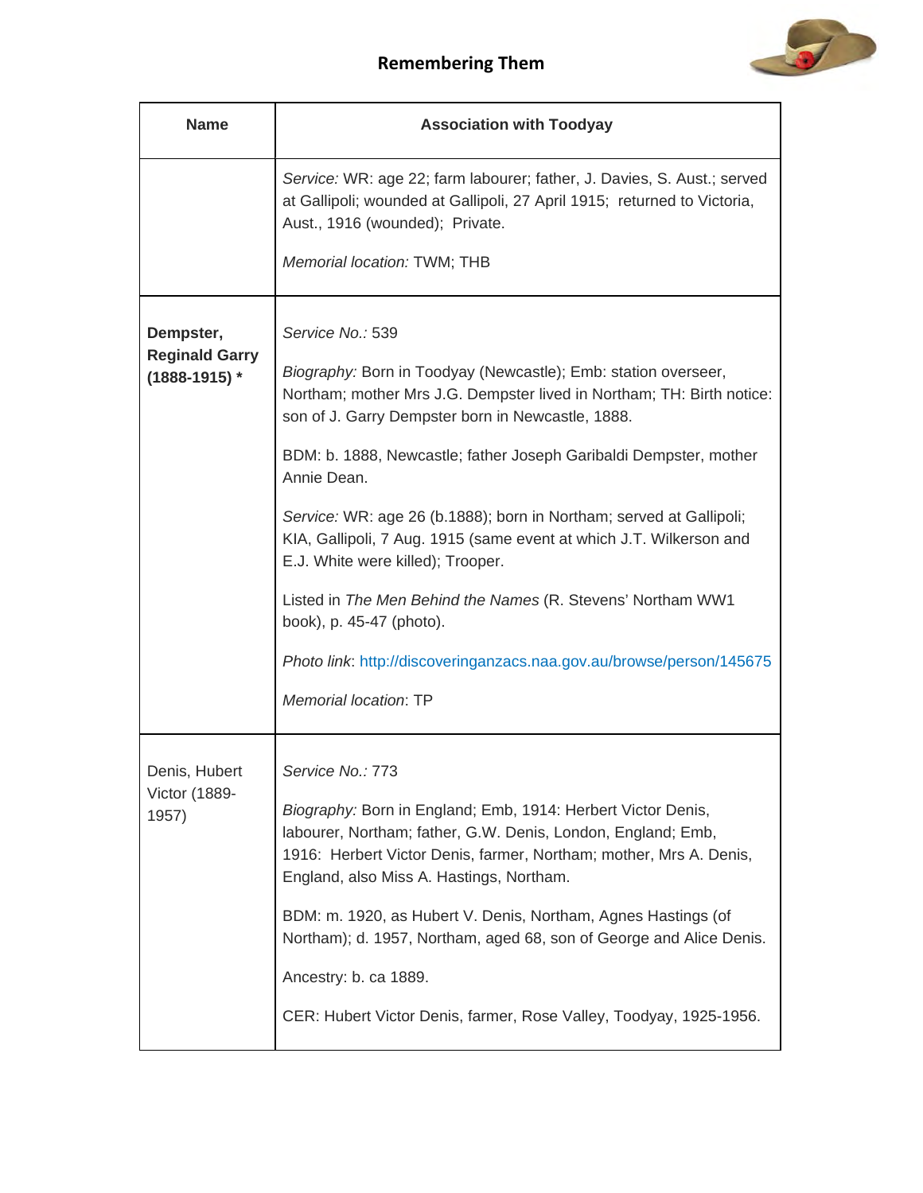| Name | Association with Toodyay |
|---|---|
| | *Service:* WR: age 22; farm labourer; father, J. Davies, S. Aust.; served at Gallipoli; wounded at Gallipoli, 27 April 1915; returned to Victoria, Aust., 1916 (wounded); Private.<br><br>*Memorial location:* TWM; THB |
| **Dempster, Reginald Garry (1888-1915) *** | *Service No.:* 539<br><br>*Biography:* Born in Toodyay (Newcastle); Emb: station overseer, Northam; mother Mrs J.G. Dempster lived in Northam; TH: Birth notice: son of J. Garry Dempster born in Newcastle, 1888.<br><br>BDM: b. 1888, Newcastle; father Joseph Garibaldi Dempster, mother Annie Dean.<br><br>*Service:* WR: age 26 (b.1888); born in Northam; served at Gallipoli; KIA, Gallipoli, 7 Aug. 1915 (same event at which J.T. Wilkerson and E.J. White were killed); Trooper.<br><br>Listed in *The Men Behind the Names* (R. Stevens' Northam WW1 book), p. 45-47 (photo).<br><br>*Photo link*: http://discoveringanzacs.naa.gov.au/browse/person/145675<br><br>*Memorial location*: TP |
| Denis, Hubert Victor (1889-1957) | *Service No.:* 773<br><br>*Biography:* Born in England; Emb, 1914: Herbert Victor Denis, labourer, Northam; father, G.W. Denis, London, England; Emb, 1916: Herbert Victor Denis, farmer, Northam; mother, Mrs A. Denis, England, also Miss A. Hastings, Northam.<br><br>BDM: m. 1920, as Hubert V. Denis, Northam, Agnes Hastings (of Northam); d. 1957, Northam, aged 68, son of George and Alice Denis.<br><br>Ancestry: b. ca 1889.<br><br>CER: Hubert Victor Denis, farmer, Rose Valley, Toodyay, 1925-1956. |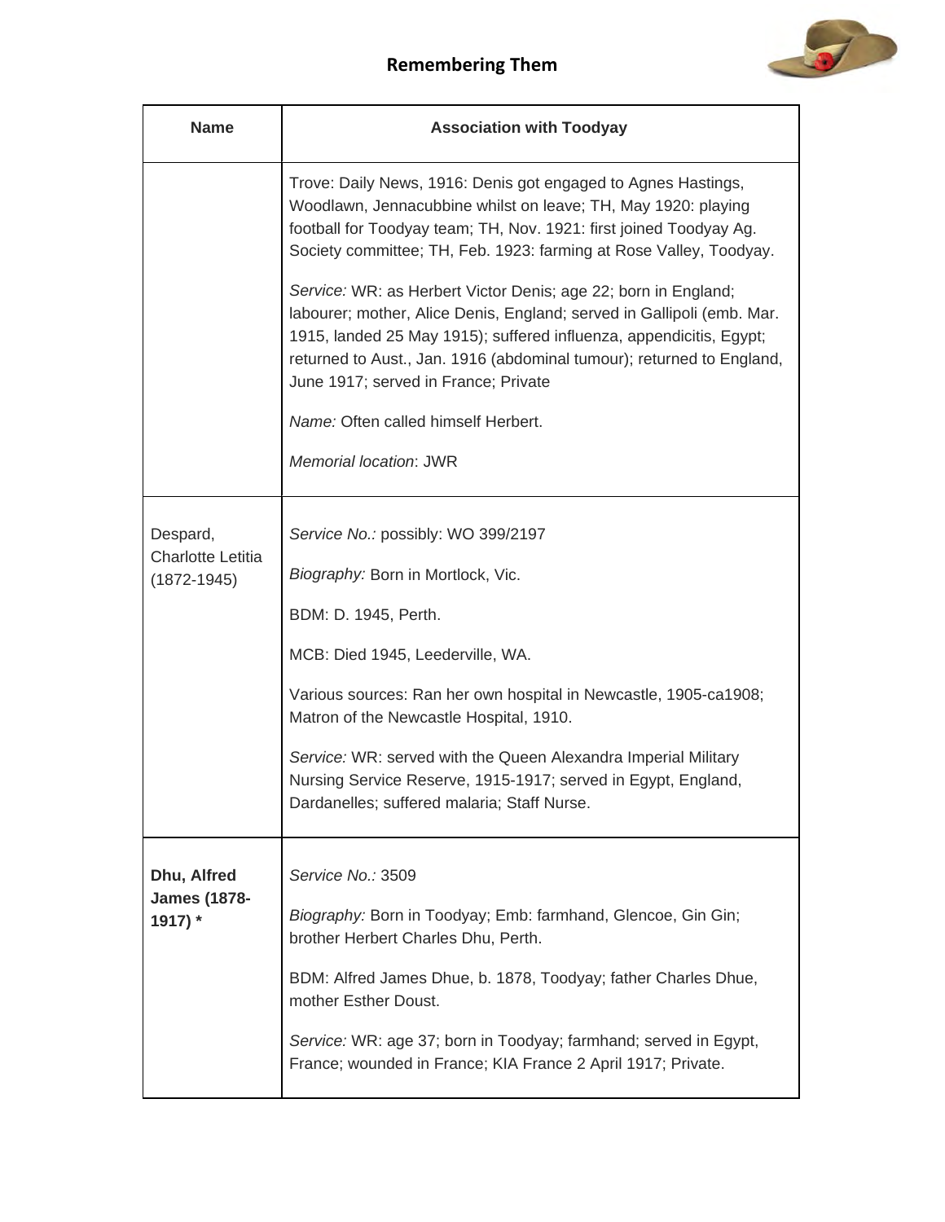| Name | Association with Toodyay |
|---|---|
| | Trove: Daily News, 1916: Denis got engaged to Agnes Hastings, Woodlawn, Jennacubbine whilst on leave; TH, May 1920: playing football for Toodyay team; TH, Nov. 1921: first joined Toodyay Ag. Society committee; TH, Feb. 1923: farming at Rose Valley, Toodyay.<br><br>*Service:* WR: as Herbert Victor Denis; age 22; born in England; labourer; mother, Alice Denis, England; served in Gallipoli (emb. Mar. 1915, landed 25 May 1915); suffered influenza, appendicitis, Egypt; returned to Aust., Jan. 1916 (abdominal tumour); returned to England, June 1917; served in France; Private<br><br>*Name:* Often called himself Herbert.<br><br>*Memorial location*: JWR |
| Despard, Charlotte Letitia (1872-1945) | *Service No.:* possibly: WO 399/2197<br><br>*Biography:* Born in Mortlock, Vic.<br><br>BDM: D. 1945, Perth.<br><br>MCB: Died 1945, Leederville, WA.<br><br>Various sources: Ran her own hospital in Newcastle, 1905-ca1908; Matron of the Newcastle Hospital, 1910.<br><br>*Service:* WR: served with the Queen Alexandra Imperial Military Nursing Service Reserve, 1915-1917; served in Egypt, England, Dardanelles; suffered malaria; Staff Nurse. |
| **Dhu, Alfred James (1878-1917) *** | *Service No.:* 3509<br><br>*Biography:* Born in Toodyay; Emb: farmhand, Glencoe, Gin Gin; brother Herbert Charles Dhu, Perth.<br><br>BDM: Alfred James Dhue, b. 1878, Toodyay; father Charles Dhue, mother Esther Doust.<br><br>*Service:* WR: age 37; born in Toodyay; farmhand; served in Egypt, France; wounded in France; KIA France 2 April 1917; Private. |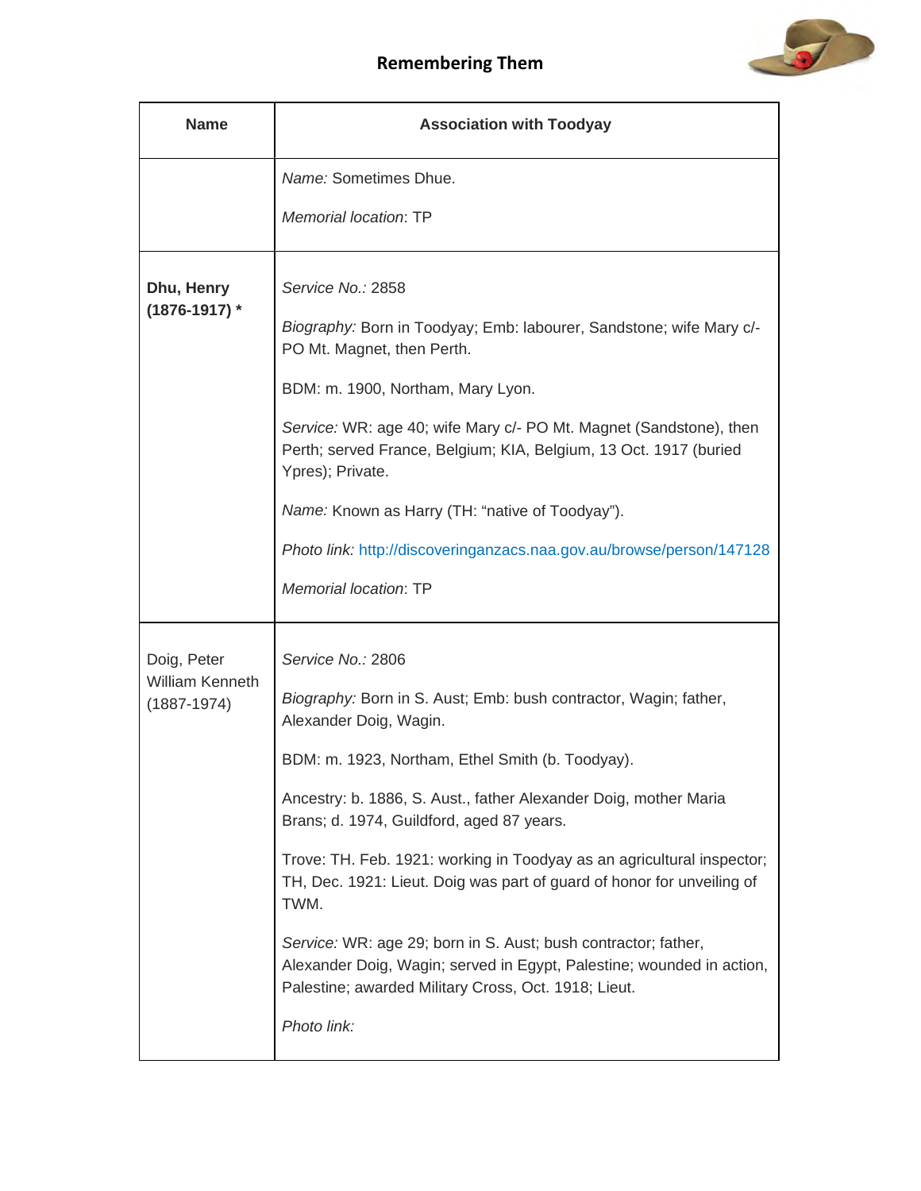## Remembering Them

| Name | Association with Toodyay |
| --- | --- |
| | *Name:* Sometimes Dhue.<br><br>*Memorial location*: TP |
| **Dhu, Henry (1876-1917) *** | *Service No.:* 2858<br><br>*Biography:* Born in Toodyay; Emb: labourer, Sandstone; wife Mary c/- PO Mt. Magnet, then Perth.<br><br>BDM: m. 1900, Northam, Mary Lyon.<br><br>*Service:* WR: age 40; wife Mary c/- PO Mt. Magnet (Sandstone), then Perth; served France, Belgium; KIA, Belgium, 13 Oct. 1917 (buried Ypres); Private.<br><br>*Name:* Known as Harry (TH: "native of Toodyay").<br><br>*Photo link:* http://discoveringanzacs.naa.gov.au/browse/person/147128<br><br>*Memorial location*: TP |
| Doig, Peter William Kenneth (1887-1974) | *Service No.:* 2806<br><br>*Biography:* Born in S. Aust; Emb: bush contractor, Wagin; father, Alexander Doig, Wagin.<br><br>BDM: m. 1923, Northam, Ethel Smith (b. Toodyay).<br><br>Ancestry: b. 1886, S. Aust., father Alexander Doig, mother Maria Brans; d. 1974, Guildford, aged 87 years.<br><br>Trove: TH. Feb. 1921: working in Toodyay as an agricultural inspector; TH, Dec. 1921: Lieut. Doig was part of guard of honor for unveiling of TWM.<br><br>*Service:* WR: age 29; born in S. Aust; bush contractor; father, Alexander Doig, Wagin; served in Egypt, Palestine; wounded in action, Palestine; awarded Military Cross, Oct. 1918; Lieut.<br><br>*Photo link:* |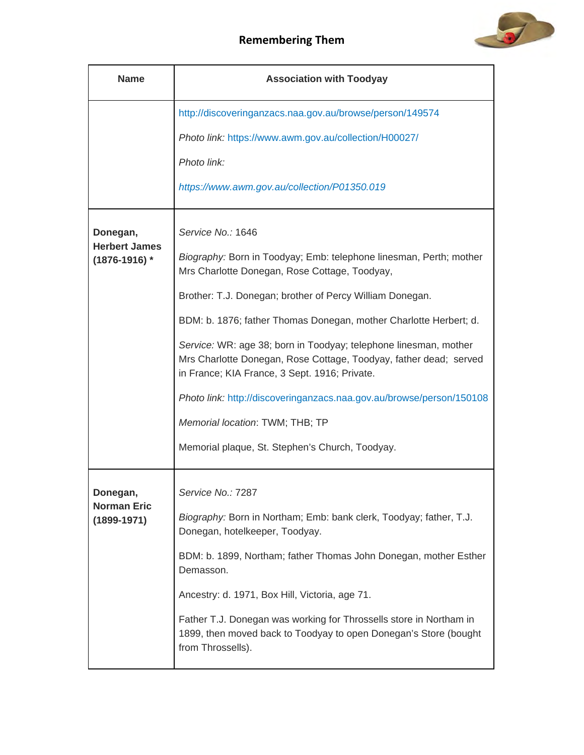## Remembering Them

| Name | Association with Toodyay |
|---|---|
| | http://discoveringanzacs.naa.gov.au/browse/person/149574<br><br>*Photo link:* https://www.awm.gov.au/collection/H00027/<br><br>*Photo link:*<br><br>*https://www.awm.gov.au/collection/P01350.019* |
| **Donegan, Herbert James (1876-1916) *** | *Service No.:* 1646<br><br>*Biography:* Born in Toodyay; Emb: telephone linesman, Perth; mother Mrs Charlotte Donegan, Rose Cottage, Toodyay,<br><br>Brother: T.J. Donegan; brother of Percy William Donegan.<br><br>BDM: b. 1876; father Thomas Donegan, mother Charlotte Herbert; d.<br><br>*Service:* WR: age 38; born in Toodyay; telephone linesman, mother Mrs Charlotte Donegan, Rose Cottage, Toodyay, father dead; served in France; KIA France, 3 Sept. 1916; Private.<br><br>*Photo link:* http://discoveringanzacs.naa.gov.au/browse/person/150108<br><br>*Memorial location*: TWM; THB; TP<br><br>Memorial plaque, St. Stephen's Church, Toodyay. |
| **Donegan, Norman Eric (1899-1971)** | *Service No.:* 7287<br><br>*Biography:* Born in Northam; Emb: bank clerk, Toodyay; father, T.J. Donegan, hotelkeeper, Toodyay.<br><br>BDM: b. 1899, Northam; father Thomas John Donegan, mother Esther Demasson.<br><br>Ancestry: d. 1971, Box Hill, Victoria, age 71.<br><br>Father T.J. Donegan was working for Throssells store in Northam in 1899, then moved back to Toodyay to open Donegan's Store (bought from Throssells). |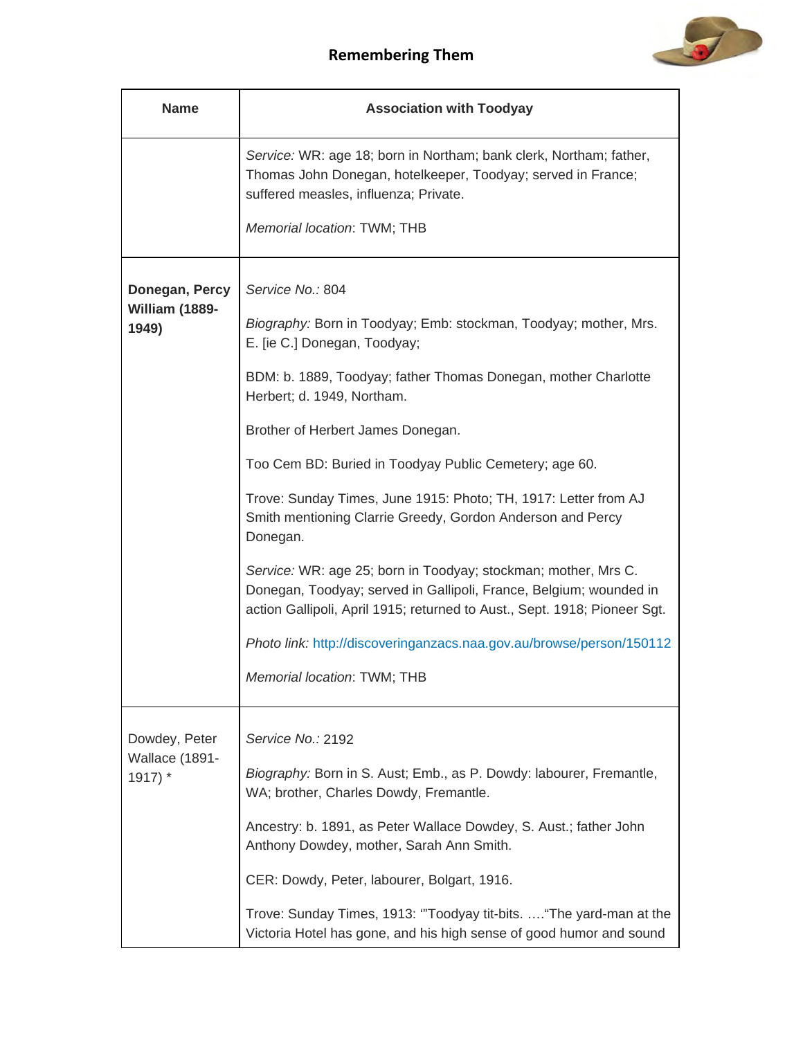| Name | Association with Toodyay |
|---|---|
| | *Service:* WR: age 18; born in Northam; bank clerk, Northam; father, Thomas John Donegan, hotelkeeper, Toodyay; served in France; suffered measles, influenza; Private.<br><br>*Memorial location*: TWM; THB |
| **Donegan, Percy William (1889-1949)** | *Service No.:* 804<br><br>*Biography:* Born in Toodyay; Emb: stockman, Toodyay; mother, Mrs. E. [ie C.] Donegan, Toodyay;<br><br>BDM: b. 1889, Toodyay; father Thomas Donegan, mother Charlotte Herbert; d. 1949, Northam.<br><br>Brother of Herbert James Donegan.<br><br>Too Cem BD: Buried in Toodyay Public Cemetery; age 60.<br><br>Trove: Sunday Times, June 1915: Photo; TH, 1917: Letter from AJ Smith mentioning Clarrie Greedy, Gordon Anderson and Percy Donegan.<br><br>*Service:* WR: age 25; born in Toodyay; stockman; mother, Mrs C. Donegan, Toodyay; served in Gallipoli, France, Belgium; wounded in action Gallipoli, April 1915; returned to Aust., Sept. 1918; Pioneer Sgt.<br><br>*Photo link:* http://discoveringanzacs.naa.gov.au/browse/person/150112<br><br>*Memorial location*: TWM; THB |
| Dowdey, Peter Wallace (1891-1917) * | *Service No.:* 2192<br><br>*Biography:* Born in S. Aust; Emb., as P. Dowdy: labourer, Fremantle, WA; brother, Charles Dowdy, Fremantle.<br><br>Ancestry: b. 1891, as Peter Wallace Dowdey, S. Aust.; father John Anthony Dowdey, mother, Sarah Ann Smith.<br><br>CER: Dowdy, Peter, labourer, Bolgart, 1916.<br><br>Trove: Sunday Times, 1913: '"Toodyay tit-bits. ….“The yard-man at the Victoria Hotel has gone, and his high sense of good humor and sound |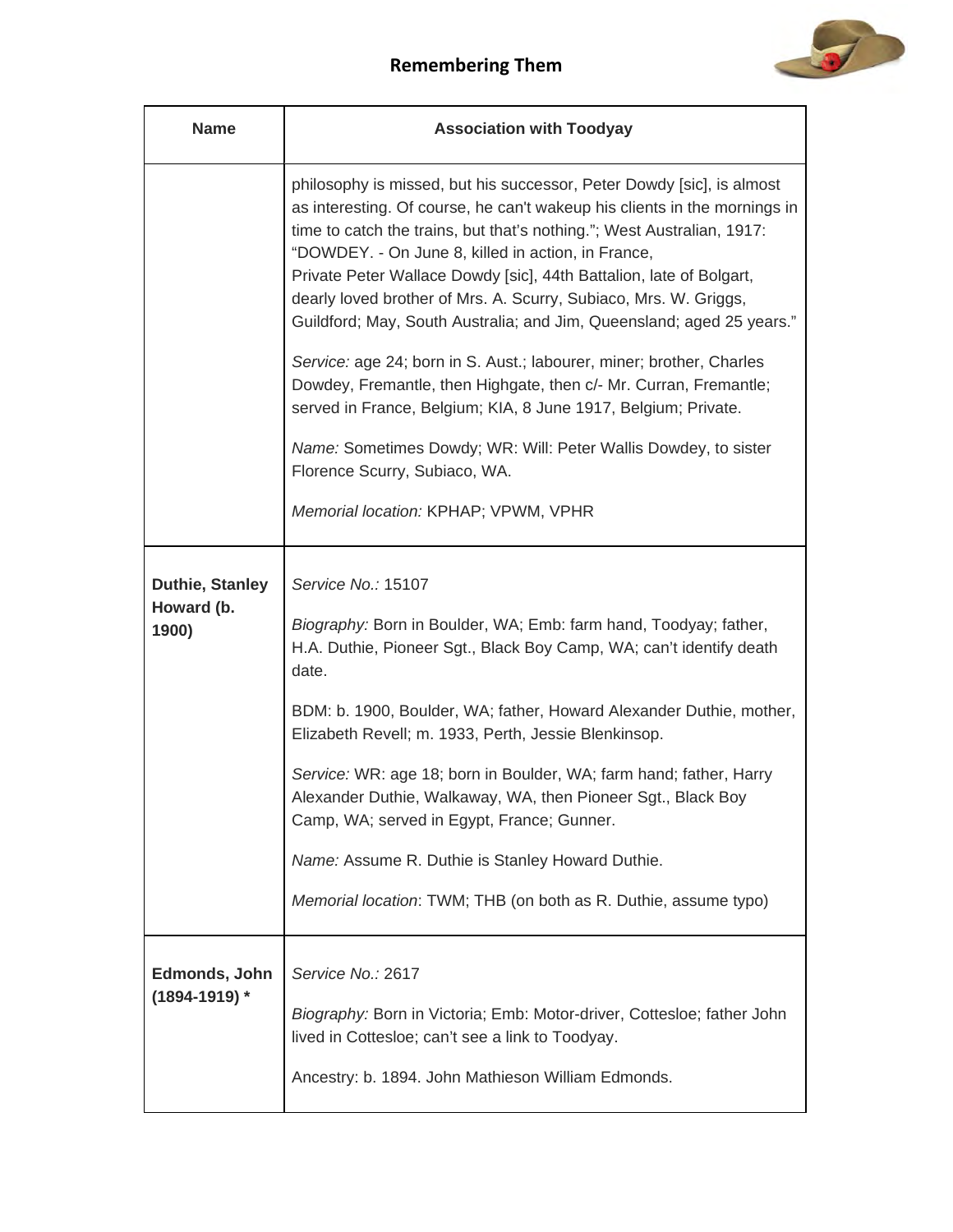| Name | Association with Toodyay |
|---|---|
| | philosophy is missed, but his successor, Peter Dowdy [sic], is almost as interesting. Of course, he can't wakeup his clients in the mornings in time to catch the trains, but that's nothing."; West Australian, 1917: "DOWDEY. - On June 8, killed in action, in France, Private Peter Wallace Dowdy [sic], 44th Battalion, late of Bolgart, dearly loved brother of Mrs. A. Scurry, Subiaco, Mrs. W. Griggs, Guildford; May, South Australia; and Jim, Queensland; aged 25 years."<br><br>*Service:* age 24; born in S. Aust.; labourer, miner; brother, Charles Dowdey, Fremantle, then Highgate, then c/- Mr. Curran, Fremantle; served in France, Belgium; KIA, 8 June 1917, Belgium; Private.<br><br>*Name:* Sometimes Dowdy; WR: Will: Peter Wallis Dowdey, to sister Florence Scurry, Subiaco, WA.<br><br>*Memorial location:* KPHAP; VPWM, VPHR |
| **Duthie, Stanley Howard (b. 1900)** | *Service No.:* 15107<br><br>*Biography:* Born in Boulder, WA; Emb: farm hand, Toodyay; father, H.A. Duthie, Pioneer Sgt., Black Boy Camp, WA; can't identify death date.<br><br>BDM: b. 1900, Boulder, WA; father, Howard Alexander Duthie, mother, Elizabeth Revell; m. 1933, Perth, Jessie Blenkinsop.<br><br>*Service:* WR: age 18; born in Boulder, WA; farm hand; father, Harry Alexander Duthie, Walkaway, WA, then Pioneer Sgt., Black Boy Camp, WA; served in Egypt, France; Gunner.<br><br>*Name:* Assume R. Duthie is Stanley Howard Duthie.<br><br>*Memorial location*: TWM; THB (on both as R. Duthie, assume typo) |
| **Edmonds, John (1894-1919) *** | *Service No.:* 2617<br><br>*Biography:* Born in Victoria; Emb: Motor-driver, Cottesloe; father John lived in Cottesloe; can't see a link to Toodyay.<br><br>Ancestry: b. 1894. John Mathieson William Edmonds. |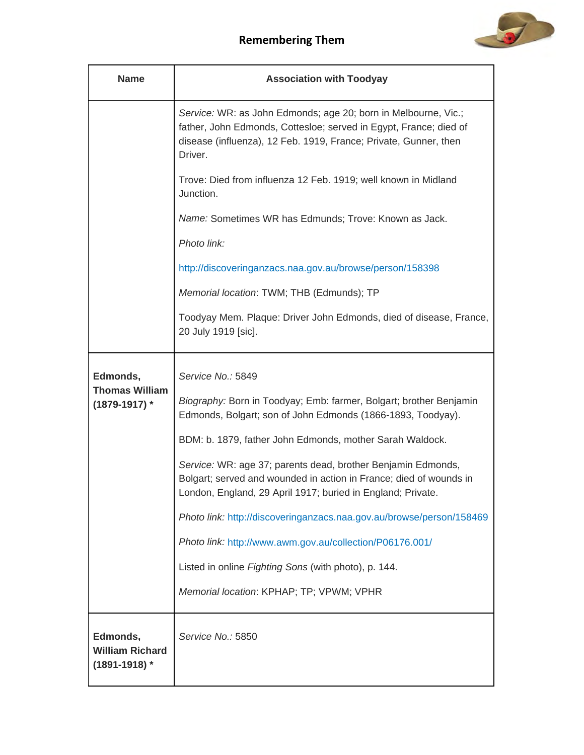| Name | Association with Toodyay |
|---|---|
| | *Service:* WR: as John Edmonds; age 20; born in Melbourne, Vic.; father, John Edmonds, Cottesloe; served in Egypt, France; died of disease (influenza), 12 Feb. 1919, France; Private, Gunner, then Driver.<br><br>Trove: Died from influenza 12 Feb. 1919; well known in Midland Junction.<br><br>*Name:* Sometimes WR has Edmunds; Trove: Known as Jack.<br><br>*Photo link:*<br><br>http://discoveringanzacs.naa.gov.au/browse/person/158398<br><br>*Memorial location*: TWM; THB (Edmunds); TP<br><br>Toodyay Mem. Plaque: Driver John Edmonds, died of disease, France, 20 July 1919 [sic]. |
| **Edmonds, Thomas William (1879-1917) *** | *Service No.:* 5849<br><br>*Biography:* Born in Toodyay; Emb: farmer, Bolgart; brother Benjamin Edmonds, Bolgart; son of John Edmonds (1866-1893, Toodyay).<br><br>BDM: b. 1879, father John Edmonds, mother Sarah Waldock.<br><br>*Service:* WR: age 37; parents dead, brother Benjamin Edmonds, Bolgart; served and wounded in action in France; died of wounds in London, England, 29 April 1917; buried in England; Private.<br><br>*Photo link:* http://discoveringanzacs.naa.gov.au/browse/person/158469<br><br>*Photo link:* http://www.awm.gov.au/collection/P06176.001/<br><br>Listed in online *Fighting Sons* (with photo), p. 144.<br><br>*Memorial location*: KPHAP; TP; VPWM; VPHR |
| **Edmonds, William Richard (1891-1918) *** | *Service No.:* 5850 |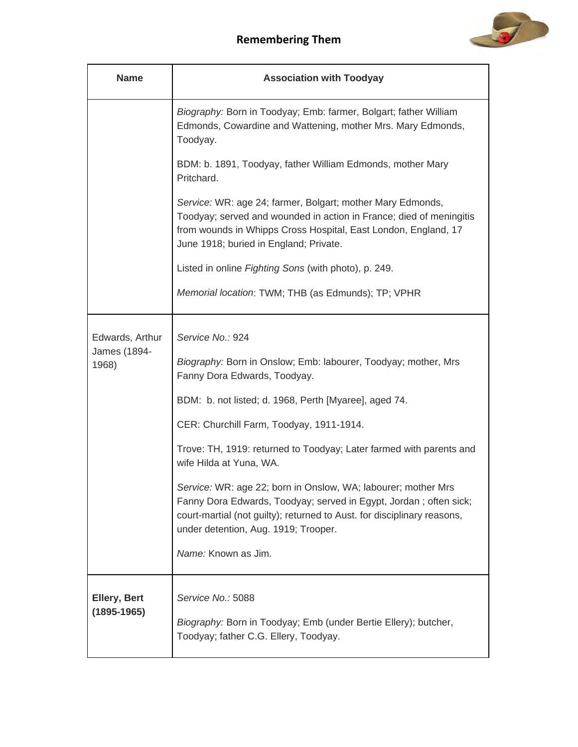| Name | Association with Toodyay |
| --- | --- |
| | *Biography:* Born in Toodyay; Emb: farmer, Bolgart; father William Edmonds, Cowardine and Wattening, mother Mrs. Mary Edmonds, Toodyay.<br><br>BDM: b. 1891, Toodyay, father William Edmonds, mother Mary Pritchard.<br><br>*Service:* WR: age 24; farmer, Bolgart; mother Mary Edmonds, Toodyay; served and wounded in action in France; died of meningitis from wounds in Whipps Cross Hospital, East London, England, 17 June 1918; buried in England; Private.<br><br>Listed in online *Fighting Sons* (with photo), p. 249.<br><br>*Memorial location*: TWM; THB (as Edmunds); TP; VPHR |
| Edwards, Arthur James (1894-1968) | *Service No.:* 924<br><br>*Biography:* Born in Onslow; Emb: labourer, Toodyay; mother, Mrs Fanny Dora Edwards, Toodyay.<br><br>BDM: b. not listed; d. 1968, Perth [Myaree], aged 74.<br><br>CER: Churchill Farm, Toodyay, 1911-1914.<br><br>Trove: TH, 1919: returned to Toodyay; Later farmed with parents and wife Hilda at Yuna, WA.<br><br>*Service:* WR: age 22; born in Onslow, WA; labourer; mother Mrs Fanny Dora Edwards, Toodyay; served in Egypt, Jordan ; often sick; court-martial (not guilty); returned to Aust. for disciplinary reasons, under detention, Aug. 1919; Trooper.<br><br>*Name:* Known as Jim. |
| **Ellery, Bert (1895-1965)** | *Service No.:* 5088<br><br>*Biography:* Born in Toodyay; Emb (under Bertie Ellery); butcher, Toodyay; father C.G. Ellery, Toodyay. |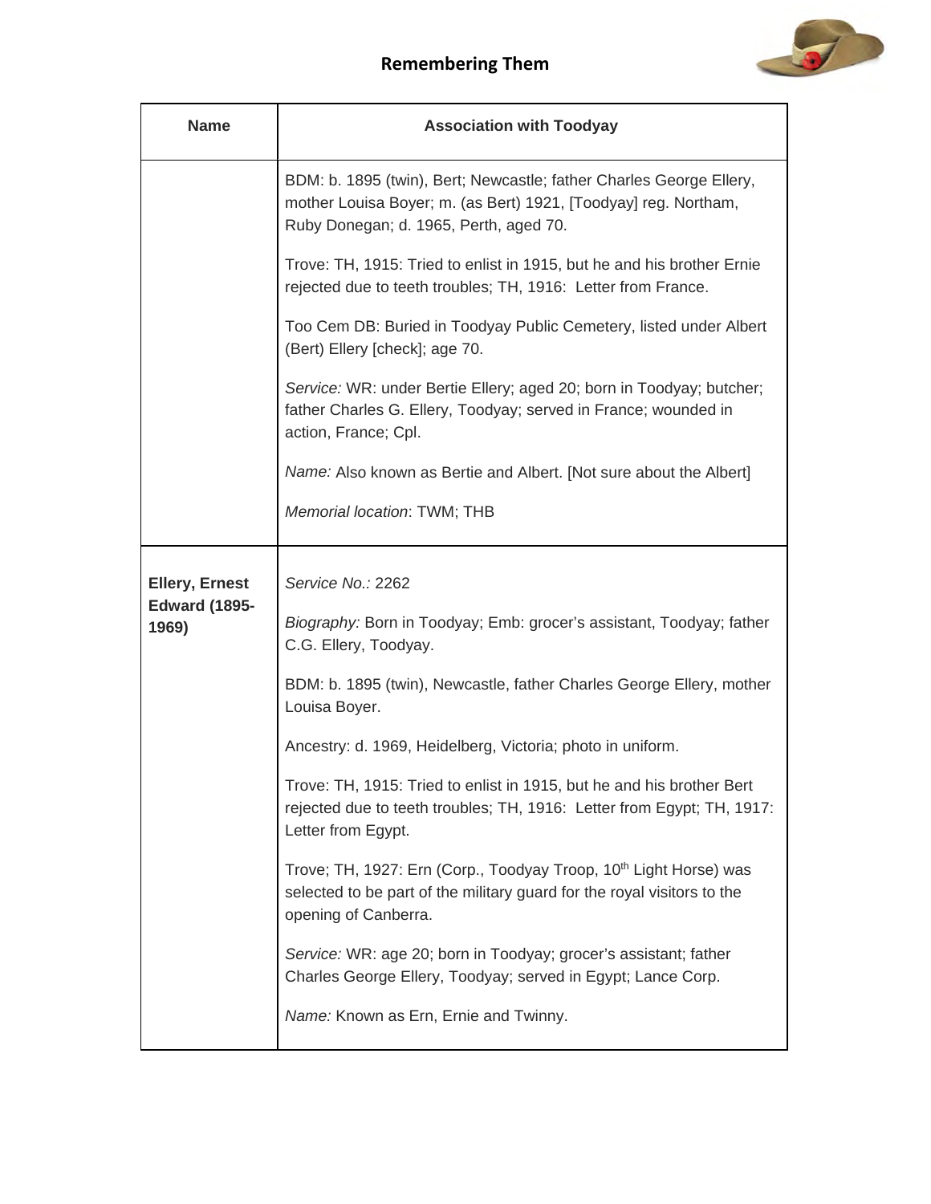## Remembering Them

| Name | Association with Toodyay |
|---|---|
| | BDM: b. 1895 (twin), Bert; Newcastle; father Charles George Ellery, mother Louisa Boyer; m. (as Bert) 1921, [Toodyay] reg. Northam, Ruby Donegan; d. 1965, Perth, aged 70.<br><br>Trove: TH, 1915: Tried to enlist in 1915, but he and his brother Ernie rejected due to teeth troubles; TH, 1916: Letter from France.<br><br>Too Cem DB: Buried in Toodyay Public Cemetery, listed under Albert (Bert) Ellery [check]; age 70.<br><br>*Service:* WR: under Bertie Ellery; aged 20; born in Toodyay; butcher; father Charles G. Ellery, Toodyay; served in France; wounded in action, France; Cpl.<br><br>*Name:* Also known as Bertie and Albert. [Not sure about the Albert]<br><br>*Memorial location*: TWM; THB |
| **Ellery, Ernest Edward (1895-1969)** | *Service No.:* 2262<br><br>*Biography:* Born in Toodyay; Emb: grocer's assistant, Toodyay; father C.G. Ellery, Toodyay.<br><br>BDM: b. 1895 (twin), Newcastle, father Charles George Ellery, mother Louisa Boyer.<br><br>Ancestry: d. 1969, Heidelberg, Victoria; photo in uniform.<br><br>Trove: TH, 1915: Tried to enlist in 1915, but he and his brother Bert rejected due to teeth troubles; TH, 1916: Letter from Egypt; TH, 1917: Letter from Egypt.<br><br>Trove; TH, 1927: Ern (Corp., Toodyay Troop, 10th Light Horse) was selected to be part of the military guard for the royal visitors to the opening of Canberra.<br><br>*Service:* WR: age 20; born in Toodyay; grocer's assistant; father Charles George Ellery, Toodyay; served in Egypt; Lance Corp.<br><br>*Name:* Known as Ern, Ernie and Twinny. |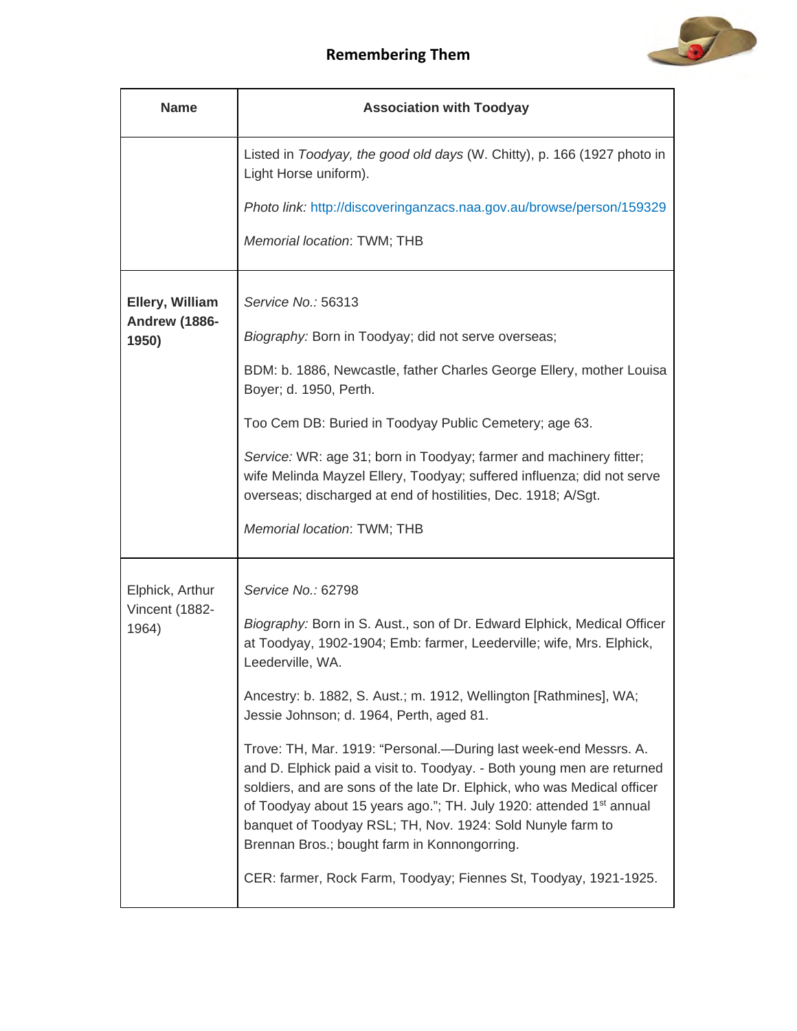| Name | Association with Toodyay |
|---|---|
| | Listed in *Toodyay, the good old days* (W. Chitty), p. 166 (1927 photo in Light Horse uniform).<br><br>*Photo link:* http://discoveringanzacs.naa.gov.au/browse/person/159329<br><br>*Memorial location*: TWM; THB |
| **Ellery, William Andrew (1886-1950)** | *Service No.:* 56313<br><br>*Biography:* Born in Toodyay; did not serve overseas;<br><br>BDM: b. 1886, Newcastle, father Charles George Ellery, mother Louisa Boyer; d. 1950, Perth.<br><br>Too Cem DB: Buried in Toodyay Public Cemetery; age 63.<br><br>*Service:* WR: age 31; born in Toodyay; farmer and machinery fitter; wife Melinda Mayzel Ellery, Toodyay; suffered influenza; did not serve overseas; discharged at end of hostilities, Dec. 1918; A/Sgt.<br><br>*Memorial location*: TWM; THB |
| Elphick, Arthur Vincent (1882-1964) | *Service No.:* 62798<br><br>*Biography:* Born in S. Aust., son of Dr. Edward Elphick, Medical Officer at Toodyay, 1902-1904; Emb: farmer, Leederville; wife, Mrs. Elphick, Leederville, WA.<br><br>Ancestry: b. 1882, S. Aust.; m. 1912, Wellington [Rathmines], WA; Jessie Johnson; d. 1964, Perth, aged 81.<br><br>Trove: TH, Mar. 1919: "Personal.—During last week-end Messrs. A. and D. Elphick paid a visit to. Toodyay. - Both young men are returned soldiers, and are sons of the late Dr. Elphick, who was Medical officer of Toodyay about 15 years ago."; TH. July 1920: attended 1st annual banquet of Toodyay RSL; TH, Nov. 1924: Sold Nunyle farm to Brennan Bros.; bought farm in Konnongorring.<br><br>CER: farmer, Rock Farm, Toodyay; Fiennes St, Toodyay, 1921-1925. |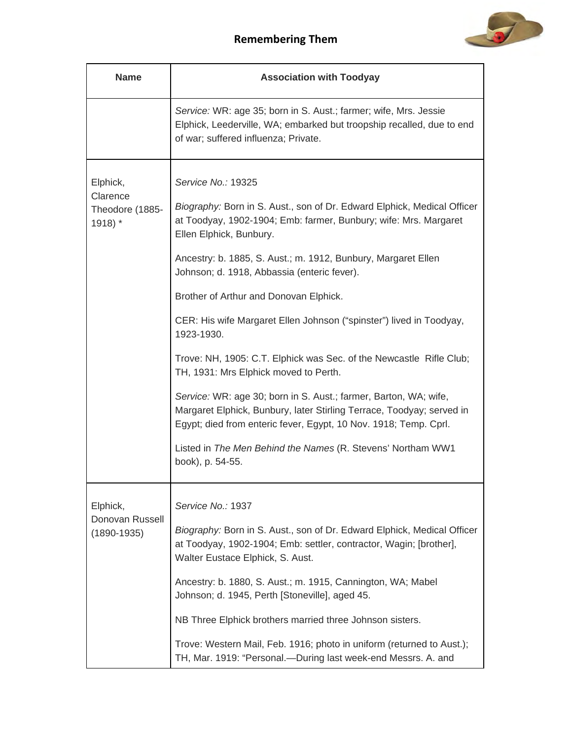| Name | Association with Toodyay |
|---|---|
| | *Service:* WR: age 35; born in S. Aust.; farmer; wife, Mrs. Jessie Elphick, Leederville, WA; embarked but troopship recalled, due to end of war; suffered influenza; Private. |
| Elphick, Clarence Theodore (1885-1918) * | *Service No.:* 19325<br><br>*Biography:* Born in S. Aust., son of Dr. Edward Elphick, Medical Officer at Toodyay, 1902-1904; Emb: farmer, Bunbury; wife: Mrs. Margaret Ellen Elphick, Bunbury.<br><br>Ancestry: b. 1885, S. Aust.; m. 1912, Bunbury, Margaret Ellen Johnson; d. 1918, Abbassia (enteric fever).<br><br>Brother of Arthur and Donovan Elphick.<br><br>CER: His wife Margaret Ellen Johnson ("spinster") lived in Toodyay, 1923-1930.<br><br>Trove: NH, 1905: C.T. Elphick was Sec. of the Newcastle Rifle Club; TH, 1931: Mrs Elphick moved to Perth.<br><br>*Service:* WR: age 30; born in S. Aust.; farmer, Barton, WA; wife, Margaret Elphick, Bunbury, later Stirling Terrace, Toodyay; served in Egypt; died from enteric fever, Egypt, 10 Nov. 1918; Temp. Cprl.<br><br>Listed in *The Men Behind the Names* (R. Stevens' Northam WW1 book), p. 54-55. |
| Elphick, Donovan Russell (1890-1935) | *Service No.:* 1937<br><br>*Biography:* Born in S. Aust., son of Dr. Edward Elphick, Medical Officer at Toodyay, 1902-1904; Emb: settler, contractor, Wagin; [brother], Walter Eustace Elphick, S. Aust.<br><br>Ancestry: b. 1880, S. Aust.; m. 1915, Cannington, WA; Mabel Johnson; d. 1945, Perth [Stoneville], aged 45.<br><br>NB Three Elphick brothers married three Johnson sisters.<br><br>Trove: Western Mail, Feb. 1916; photo in uniform (returned to Aust.); TH, Mar. 1919: "Personal.—During last week-end Messrs. A. and |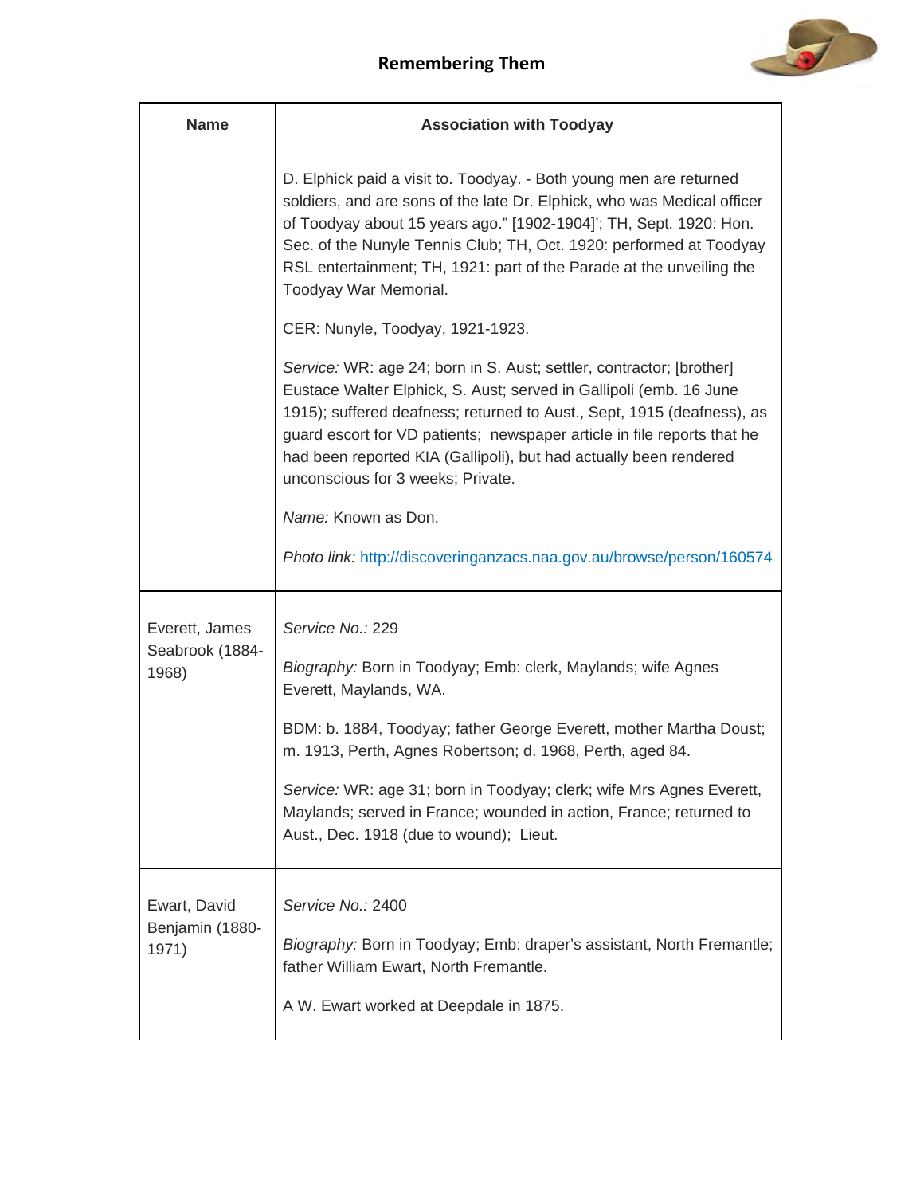| Name | Association with Toodyay |
|---|---|
| | D. Elphick paid a visit to. Toodyay. - Both young men are returned soldiers, and are sons of the late Dr. Elphick, who was Medical officer of Toodyay about 15 years ago." [1902-1904]'; TH, Sept. 1920: Hon. Sec. of the Nunyle Tennis Club; TH, Oct. 1920: performed at Toodyay RSL entertainment; TH, 1921: part of the Parade at the unveiling the Toodyay War Memorial.<br><br>CER: Nunyle, Toodyay, 1921-1923.<br><br>*Service:* WR: age 24; born in S. Aust; settler, contractor; [brother] Eustace Walter Elphick, S. Aust; served in Gallipoli (emb. 16 June 1915); suffered deafness; returned to Aust., Sept, 1915 (deafness), as guard escort for VD patients; newspaper article in file reports that he had been reported KIA (Gallipoli), but had actually been rendered unconscious for 3 weeks; Private.<br><br>*Name:* Known as Don.<br><br>*Photo link:* http://discoveringanzacs.naa.gov.au/browse/person/160574 |
| Everett, James Seabrook (1884-1968) | *Service No.:* 229<br><br>*Biography:* Born in Toodyay; Emb: clerk, Maylands; wife Agnes Everett, Maylands, WA.<br><br>BDM: b. 1884, Toodyay; father George Everett, mother Martha Doust; m. 1913, Perth, Agnes Robertson; d. 1968, Perth, aged 84.<br><br>*Service:* WR: age 31; born in Toodyay; clerk; wife Mrs Agnes Everett, Maylands; served in France; wounded in action, France; returned to Aust., Dec. 1918 (due to wound); Lieut. |
| Ewart, David Benjamin (1880-1971) | *Service No.:* 2400<br><br>*Biography:* Born in Toodyay; Emb: draper's assistant, North Fremantle; father William Ewart, North Fremantle.<br><br>A W. Ewart worked at Deepdale in 1875. |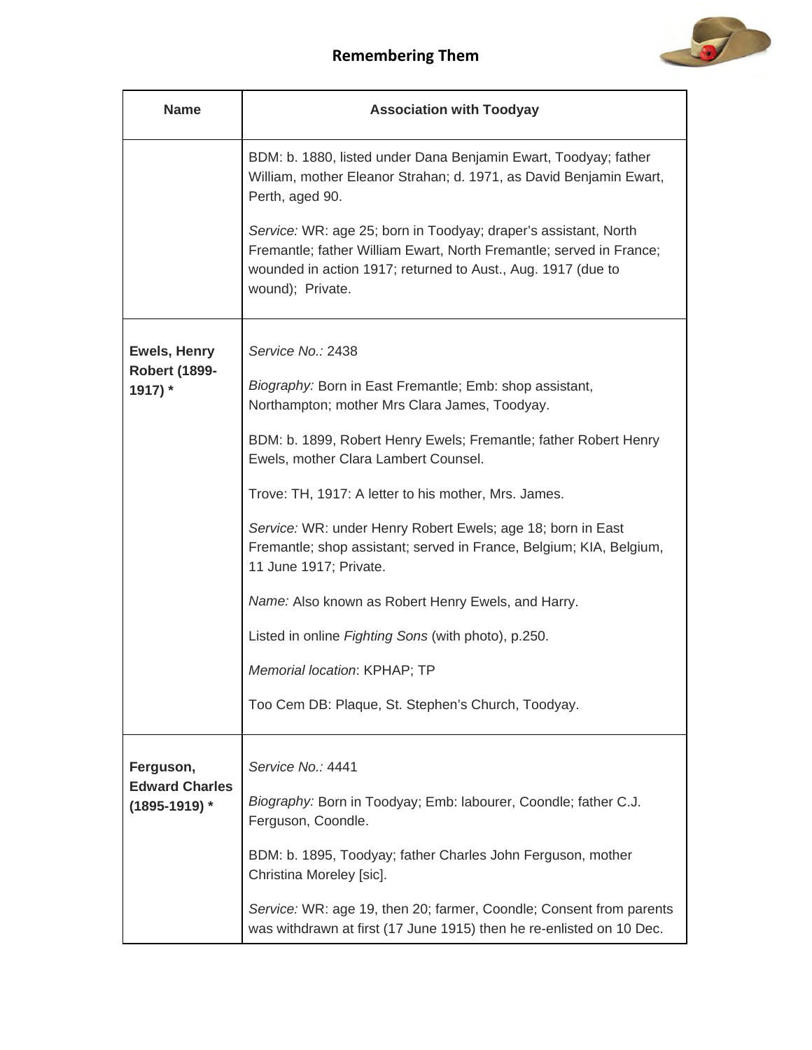| Name | Association with Toodyay |
| --- | --- |
| | BDM: b. 1880, listed under Dana Benjamin Ewart, Toodyay; father William, mother Eleanor Strahan; d. 1971, as David Benjamin Ewart, Perth, aged 90.<br><br>*Service:* WR: age 25; born in Toodyay; draper's assistant, North Fremantle; father William Ewart, North Fremantle; served in France; wounded in action 1917; returned to Aust., Aug. 1917 (due to wound); Private. |
| **Ewels, Henry Robert (1899-1917) *** | *Service No.:* 2438<br><br>*Biography:* Born in East Fremantle; Emb: shop assistant, Northampton; mother Mrs Clara James, Toodyay.<br><br>BDM: b. 1899, Robert Henry Ewels; Fremantle; father Robert Henry Ewels, mother Clara Lambert Counsel.<br><br>Trove: TH, 1917: A letter to his mother, Mrs. James.<br><br>*Service:* WR: under Henry Robert Ewels; age 18; born in East Fremantle; shop assistant; served in France, Belgium; KIA, Belgium, 11 June 1917; Private.<br><br>*Name:* Also known as Robert Henry Ewels, and Harry.<br><br>Listed in online *Fighting Sons* (with photo), p.250.<br><br>*Memorial location*: KPHAP; TP<br><br>Too Cem DB: Plaque, St. Stephen's Church, Toodyay. |
| **Ferguson, Edward Charles (1895-1919) *** | *Service No.:* 4441<br><br>*Biography:* Born in Toodyay; Emb: labourer, Coondle; father C.J. Ferguson, Coondle.<br><br>BDM: b. 1895, Toodyay; father Charles John Ferguson, mother Christina Moreley [sic].<br><br>*Service:* WR: age 19, then 20; farmer, Coondle; Consent from parents was withdrawn at first (17 June 1915) then he re-enlisted on 10 Dec. |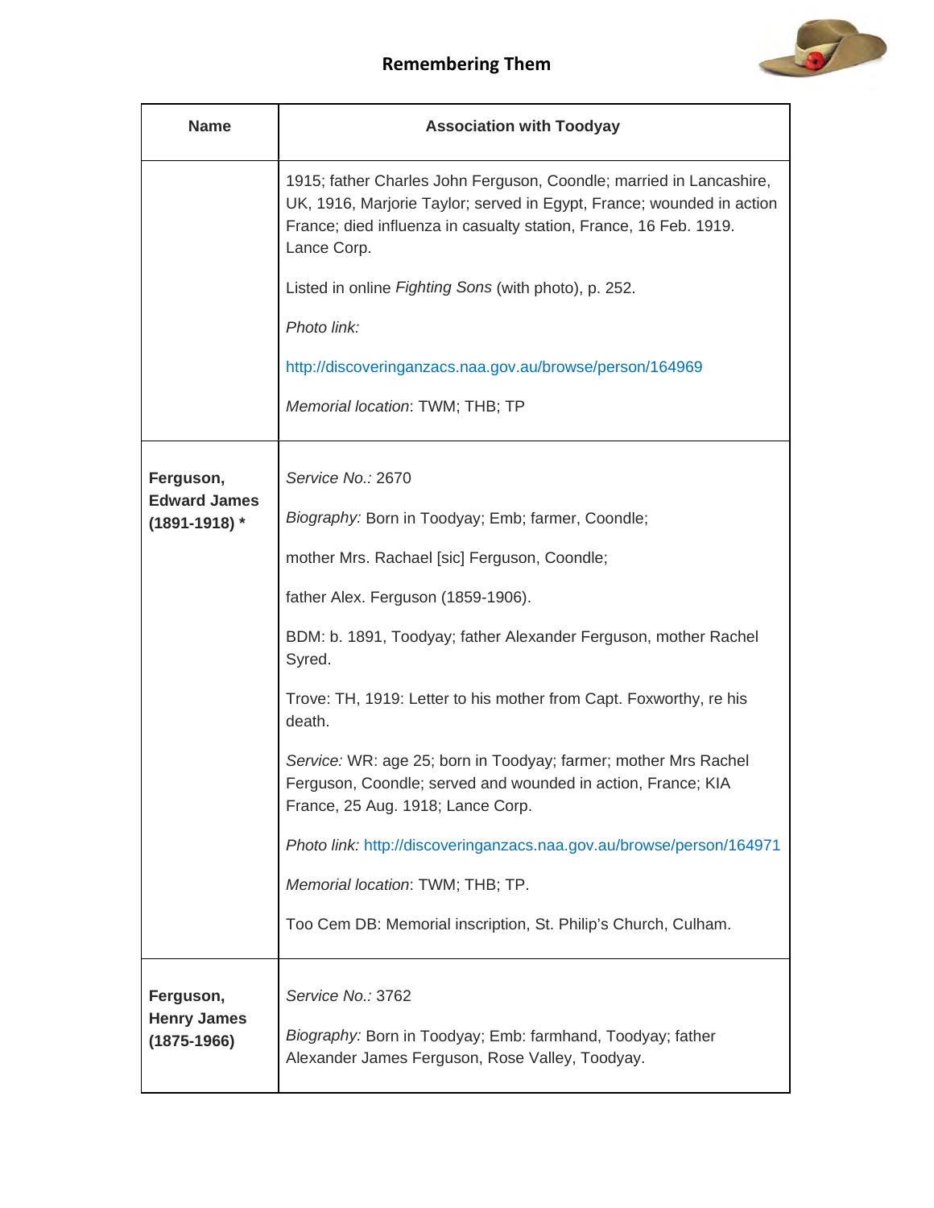| Name | Association with Toodyay |
|---|---|
| | 1915; father Charles John Ferguson, Coondle; married in Lancashire, UK, 1916, Marjorie Taylor; served in Egypt, France; wounded in action France; died influenza in casualty station, France, 16 Feb. 1919. Lance Corp.<br><br>Listed in online *Fighting Sons* (with photo), p. 252.<br><br>*Photo link:*<br><br>http://discoveringanzacs.naa.gov.au/browse/person/164969<br><br>*Memorial location*: TWM; THB; TP |
| **Ferguson, Edward James (1891-1918) *** | *Service No.:* 2670<br><br>*Biography:* Born in Toodyay; Emb; farmer, Coondle;<br><br>mother Mrs. Rachael [sic] Ferguson, Coondle;<br><br>father Alex. Ferguson (1859-1906).<br><br>BDM: b. 1891, Toodyay; father Alexander Ferguson, mother Rachel Syred.<br><br>Trove: TH, 1919: Letter to his mother from Capt. Foxworthy, re his death.<br><br>*Service:* WR: age 25; born in Toodyay; farmer; mother Mrs Rachel Ferguson, Coondle; served and wounded in action, France; KIA France, 25 Aug. 1918; Lance Corp.<br><br>*Photo link:* http://discoveringanzacs.naa.gov.au/browse/person/164971<br><br>*Memorial location*: TWM; THB; TP.<br><br>Too Cem DB: Memorial inscription, St. Philip's Church, Culham. |
| **Ferguson, Henry James (1875-1966)** | *Service No.:* 3762<br><br>*Biography:* Born in Toodyay; Emb: farmhand, Toodyay; father Alexander James Ferguson, Rose Valley, Toodyay. |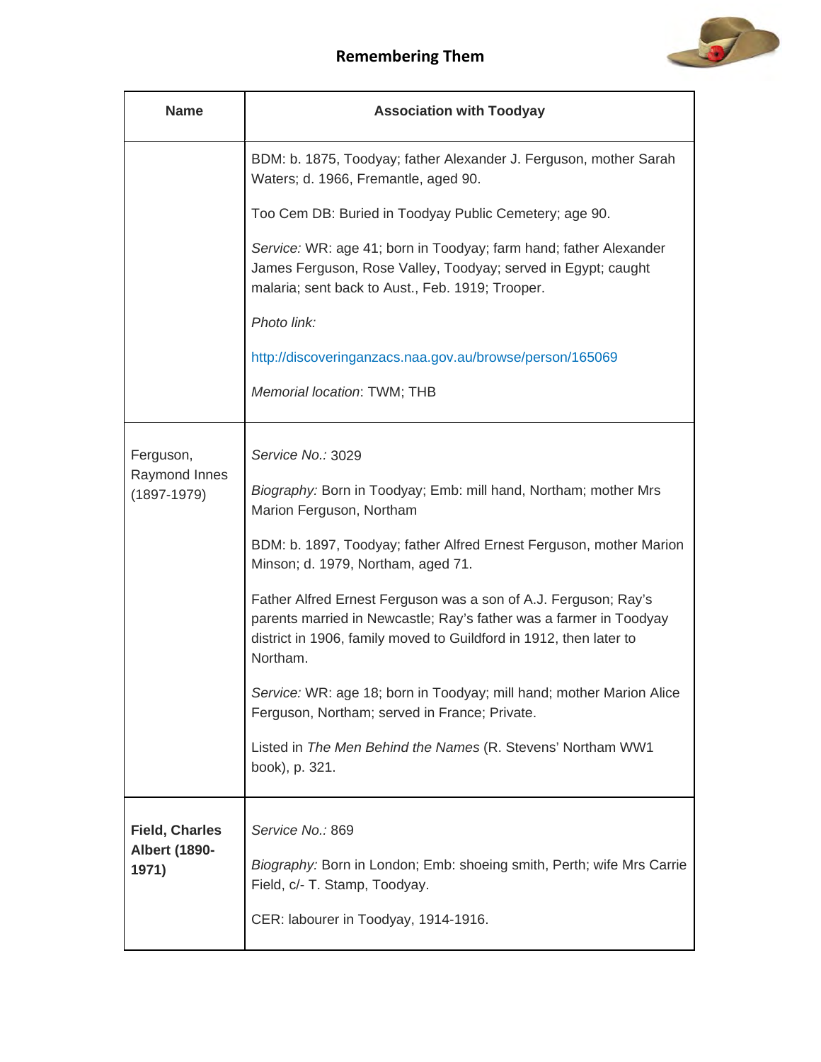| Name | Association with Toodyay |
|---|---|
| | BDM: b. 1875, Toodyay; father Alexander J. Ferguson, mother Sarah Waters; d. 1966, Fremantle, aged 90.<br><br>Too Cem DB: Buried in Toodyay Public Cemetery; age 90.<br><br>*Service:* WR: age 41; born in Toodyay; farm hand; father Alexander James Ferguson, Rose Valley, Toodyay; served in Egypt; caught malaria; sent back to Aust., Feb. 1919; Trooper.<br><br>*Photo link:*<br><br>http://discoveringanzacs.naa.gov.au/browse/person/165069<br><br>*Memorial location*: TWM; THB |
| Ferguson, Raymond Innes (1897-1979) | *Service No.:* 3029<br><br>*Biography:* Born in Toodyay; Emb: mill hand, Northam; mother Mrs Marion Ferguson, Northam<br><br>BDM: b. 1897, Toodyay; father Alfred Ernest Ferguson, mother Marion Minson; d. 1979, Northam, aged 71.<br><br>Father Alfred Ernest Ferguson was a son of A.J. Ferguson; Ray's parents married in Newcastle; Ray's father was a farmer in Toodyay district in 1906, family moved to Guildford in 1912, then later to Northam.<br><br>*Service:* WR: age 18; born in Toodyay; mill hand; mother Marion Alice Ferguson, Northam; served in France; Private.<br><br>Listed in *The Men Behind the Names* (R. Stevens' Northam WW1 book), p. 321. |
| **Field, Charles Albert (1890-1971)** | *Service No.:* 869<br><br>*Biography:* Born in London; Emb: shoeing smith, Perth; wife Mrs Carrie Field, c/- T. Stamp, Toodyay.<br><br>CER: labourer in Toodyay, 1914-1916. |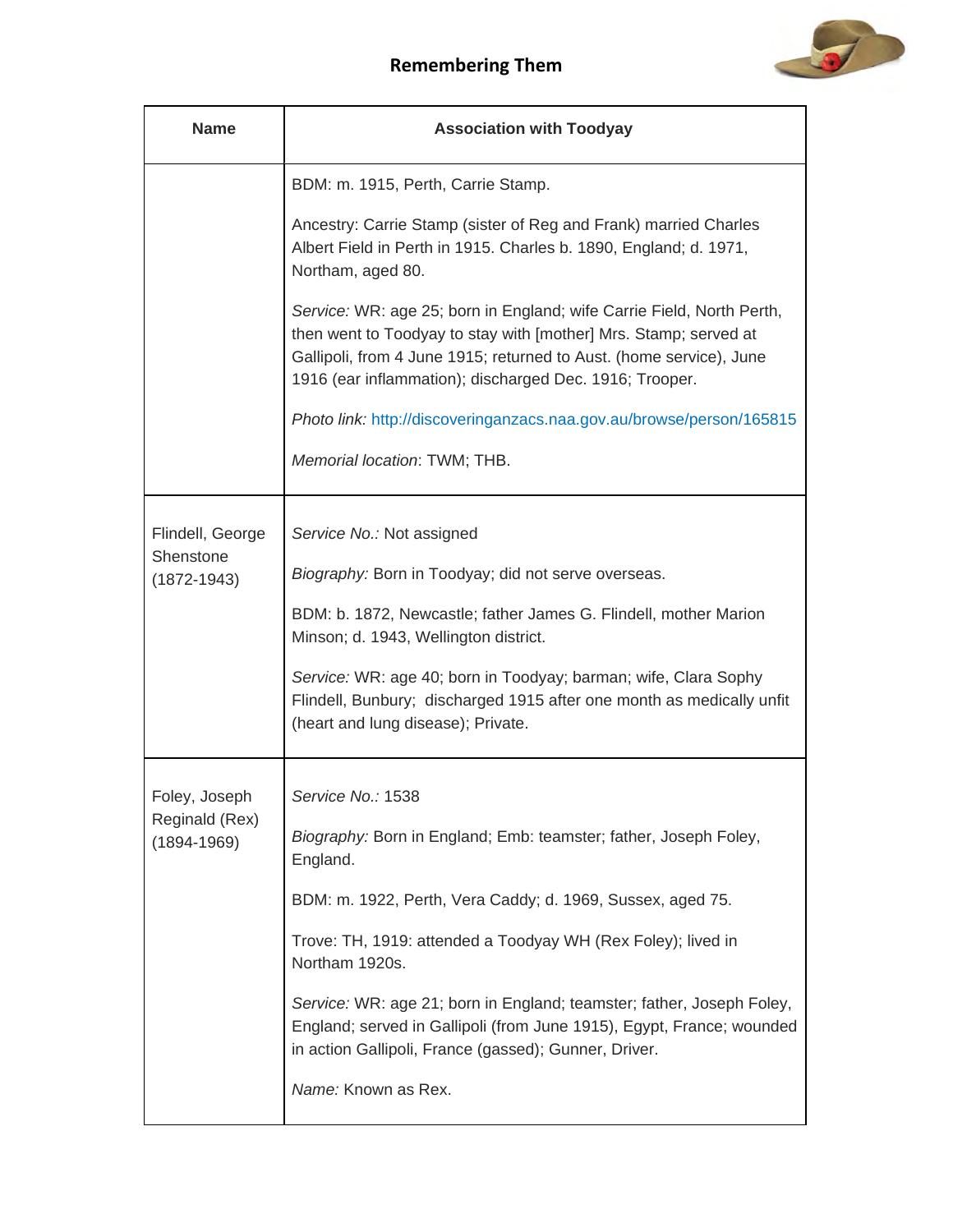## Remembering Them

| Name | Association with Toodyay |
|---|---|
| | BDM: m. 1915, Perth, Carrie Stamp.<br><br>Ancestry: Carrie Stamp (sister of Reg and Frank) married Charles Albert Field in Perth in 1915. Charles b. 1890, England; d. 1971, Northam, aged 80.<br><br>*Service:* WR: age 25; born in England; wife Carrie Field, North Perth, then went to Toodyay to stay with [mother] Mrs. Stamp; served at Gallipoli, from 4 June 1915; returned to Aust. (home service), June 1916 (ear inflammation); discharged Dec. 1916; Trooper.<br><br>*Photo link:* http://discoveringanzacs.naa.gov.au/browse/person/165815<br><br>*Memorial location*: TWM; THB. |
| Flindell, George Shenstone (1872-1943) | *Service No.:* Not assigned<br><br>*Biography:* Born in Toodyay; did not serve overseas.<br><br>BDM: b. 1872, Newcastle; father James G. Flindell, mother Marion Minson; d. 1943, Wellington district.<br><br>*Service:* WR: age 40; born in Toodyay; barman; wife, Clara Sophy Flindell, Bunbury; discharged 1915 after one month as medically unfit (heart and lung disease); Private. |
| Foley, Joseph Reginald (Rex) (1894-1969) | *Service No.:* 1538<br><br>*Biography:* Born in England; Emb: teamster; father, Joseph Foley, England.<br><br>BDM: m. 1922, Perth, Vera Caddy; d. 1969, Sussex, aged 75.<br><br>Trove: TH, 1919: attended a Toodyay WH (Rex Foley); lived in Northam 1920s.<br><br>*Service:* WR: age 21; born in England; teamster; father, Joseph Foley, England; served in Gallipoli (from June 1915), Egypt, France; wounded in action Gallipoli, France (gassed); Gunner, Driver.<br><br>*Name:* Known as Rex. |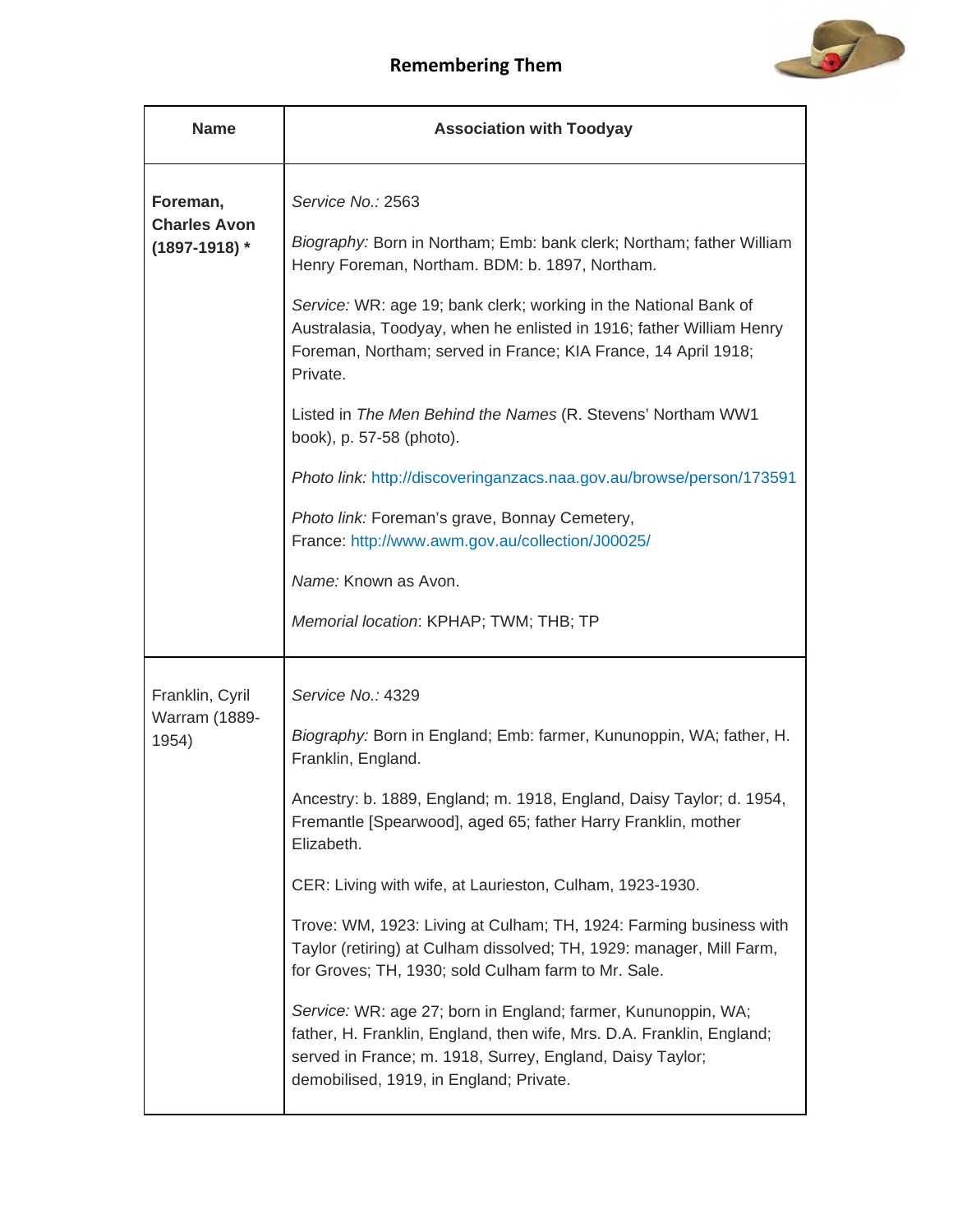## Remembering Them

| Name | Association with Toodyay |
|---|---|
| **Foreman, Charles Avon (1897-1918) *** | *Service No.:* 2563<br><br>*Biography:* Born in Northam; Emb: bank clerk; Northam; father William Henry Foreman, Northam. BDM: b. 1897, Northam.<br><br>*Service:* WR: age 19; bank clerk; working in the National Bank of Australasia, Toodyay, when he enlisted in 1916; father William Henry Foreman, Northam; served in France; KIA France, 14 April 1918; Private.<br><br>Listed in *The Men Behind the Names* (R. Stevens' Northam WW1 book), p. 57-58 (photo).<br><br>*Photo link:* http://discoveringanzacs.naa.gov.au/browse/person/173591<br><br>*Photo link:* Foreman's grave, Bonnay Cemetery, France: http://www.awm.gov.au/collection/J00025/<br><br>*Name:* Known as Avon.<br><br>*Memorial location*: KPHAP; TWM; THB; TP |
| Franklin, Cyril Warram (1889-1954) | *Service No.:* 4329<br><br>*Biography:* Born in England; Emb: farmer, Kununoppin, WA; father, H. Franklin, England.<br><br>Ancestry: b. 1889, England; m. 1918, England, Daisy Taylor; d. 1954, Fremantle [Spearwood], aged 65; father Harry Franklin, mother Elizabeth.<br><br>CER: Living with wife, at Laurieston, Culham, 1923-1930.<br><br>Trove: WM, 1923: Living at Culham; TH, 1924: Farming business with Taylor (retiring) at Culham dissolved; TH, 1929: manager, Mill Farm, for Groves; TH, 1930; sold Culham farm to Mr. Sale.<br><br>*Service:* WR: age 27; born in England; farmer, Kununoppin, WA; father, H. Franklin, England, then wife, Mrs. D.A. Franklin, England; served in France; m. 1918, Surrey, England, Daisy Taylor; demobilised, 1919, in England; Private. |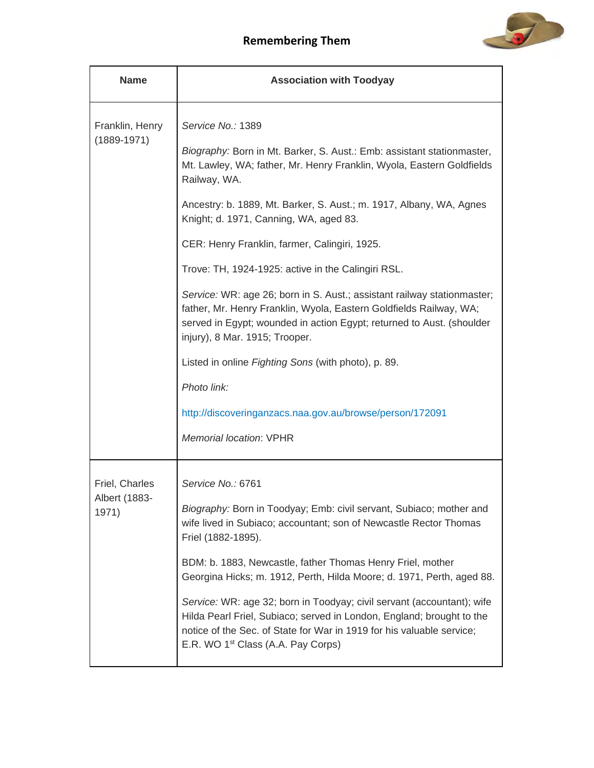| Name | Association with Toodyay |
|---|---|
| Franklin, Henry (1889-1971) | *Service No.:* 1389<br><br>*Biography:* Born in Mt. Barker, S. Aust.: Emb: assistant stationmaster, Mt. Lawley, WA; father, Mr. Henry Franklin, Wyola, Eastern Goldfields Railway, WA.<br><br>Ancestry: b. 1889, Mt. Barker, S. Aust.; m. 1917, Albany, WA, Agnes Knight; d. 1971, Canning, WA, aged 83.<br><br>CER: Henry Franklin, farmer, Calingiri, 1925.<br><br>Trove: TH, 1924-1925: active in the Calingiri RSL.<br><br>*Service:* WR: age 26; born in S. Aust.; assistant railway stationmaster; father, Mr. Henry Franklin, Wyola, Eastern Goldfields Railway, WA; served in Egypt; wounded in action Egypt; returned to Aust. (shoulder injury), 8 Mar. 1915; Trooper.<br><br>Listed in online *Fighting Sons* (with photo), p. 89.<br><br>*Photo link:*<br><br>http://discoveringanzacs.naa.gov.au/browse/person/172091<br><br>*Memorial location*: VPHR |
| Friel, Charles Albert (1883-1971) | *Service No.:* 6761<br><br>*Biography:* Born in Toodyay; Emb: civil servant, Subiaco; mother and wife lived in Subiaco; accountant; son of Newcastle Rector Thomas Friel (1882-1895).<br><br>BDM: b. 1883, Newcastle, father Thomas Henry Friel, mother Georgina Hicks; m. 1912, Perth, Hilda Moore; d. 1971, Perth, aged 88.<br><br>*Service:* WR: age 32; born in Toodyay; civil servant (accountant); wife Hilda Pearl Friel, Subiaco; served in London, England; brought to the notice of the Sec. of State for War in 1919 for his valuable service; E.R. WO 1st Class (A.A. Pay Corps) |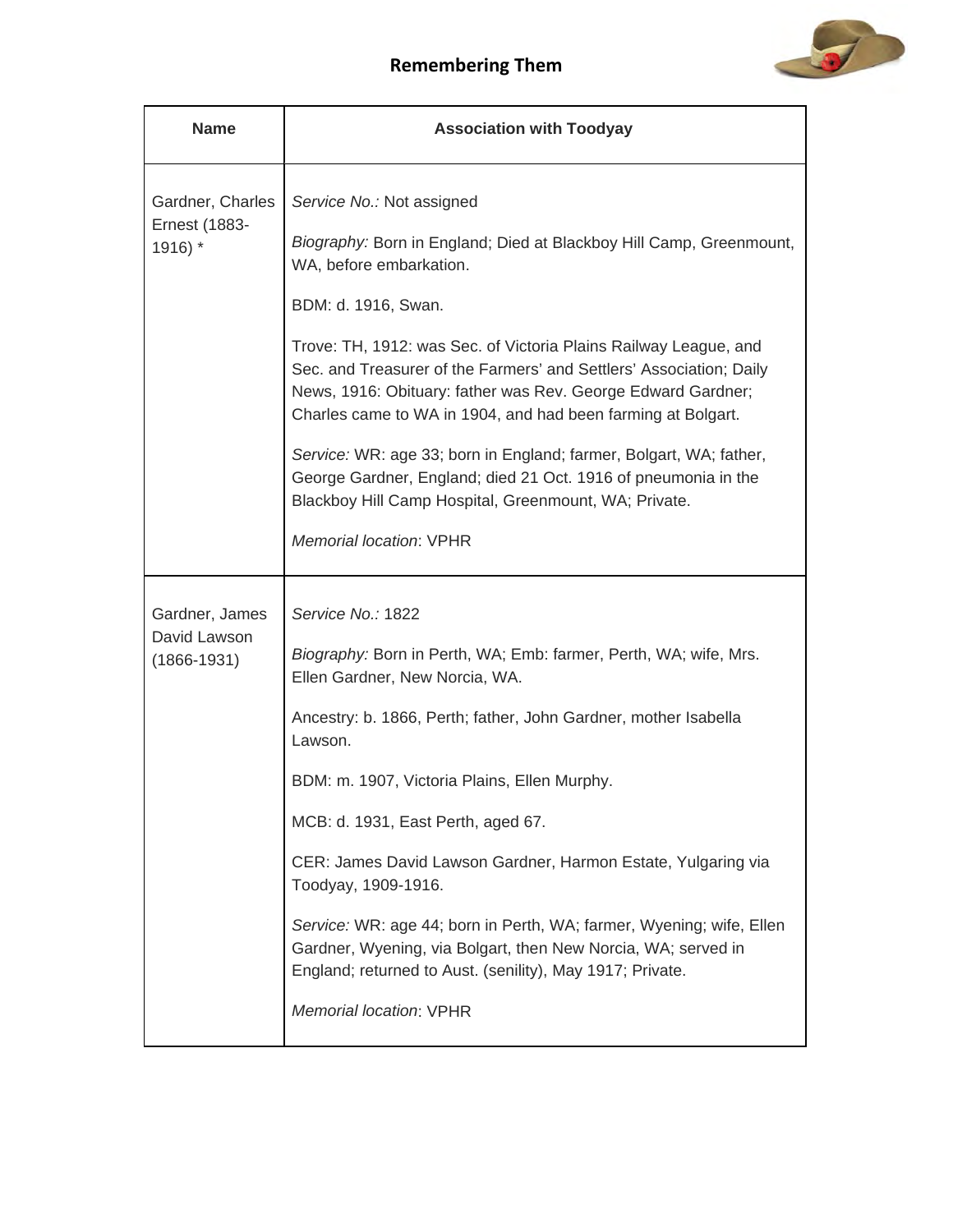| Name | Association with Toodyay |
| --- | --- |
| Gardner, Charles Ernest (1883-1916) * | *Service No.:* Not assigned<br><br>*Biography:* Born in England; Died at Blackboy Hill Camp, Greenmount, WA, before embarkation.<br><br>BDM: d. 1916, Swan.<br><br>Trove: TH, 1912: was Sec. of Victoria Plains Railway League, and Sec. and Treasurer of the Farmers' and Settlers' Association; Daily News, 1916: Obituary: father was Rev. George Edward Gardner; Charles came to WA in 1904, and had been farming at Bolgart.<br><br>*Service:* WR: age 33; born in England; farmer, Bolgart, WA; father, George Gardner, England; died 21 Oct. 1916 of pneumonia in the Blackboy Hill Camp Hospital, Greenmount, WA; Private.<br><br>*Memorial location*: VPHR |
| Gardner, James David Lawson (1866-1931) | *Service No.:* 1822<br><br>*Biography:* Born in Perth, WA; Emb: farmer, Perth, WA; wife, Mrs. Ellen Gardner, New Norcia, WA.<br><br>Ancestry: b. 1866, Perth; father, John Gardner, mother Isabella Lawson.<br><br>BDM: m. 1907, Victoria Plains, Ellen Murphy.<br><br>MCB: d. 1931, East Perth, aged 67.<br><br>CER: James David Lawson Gardner, Harmon Estate, Yulgaring via Toodyay, 1909-1916.<br><br>*Service:* WR: age 44; born in Perth, WA; farmer, Wyening; wife, Ellen Gardner, Wyening, via Bolgart, then New Norcia, WA; served in England; returned to Aust. (senility), May 1917; Private.<br><br>*Memorial location*: VPHR |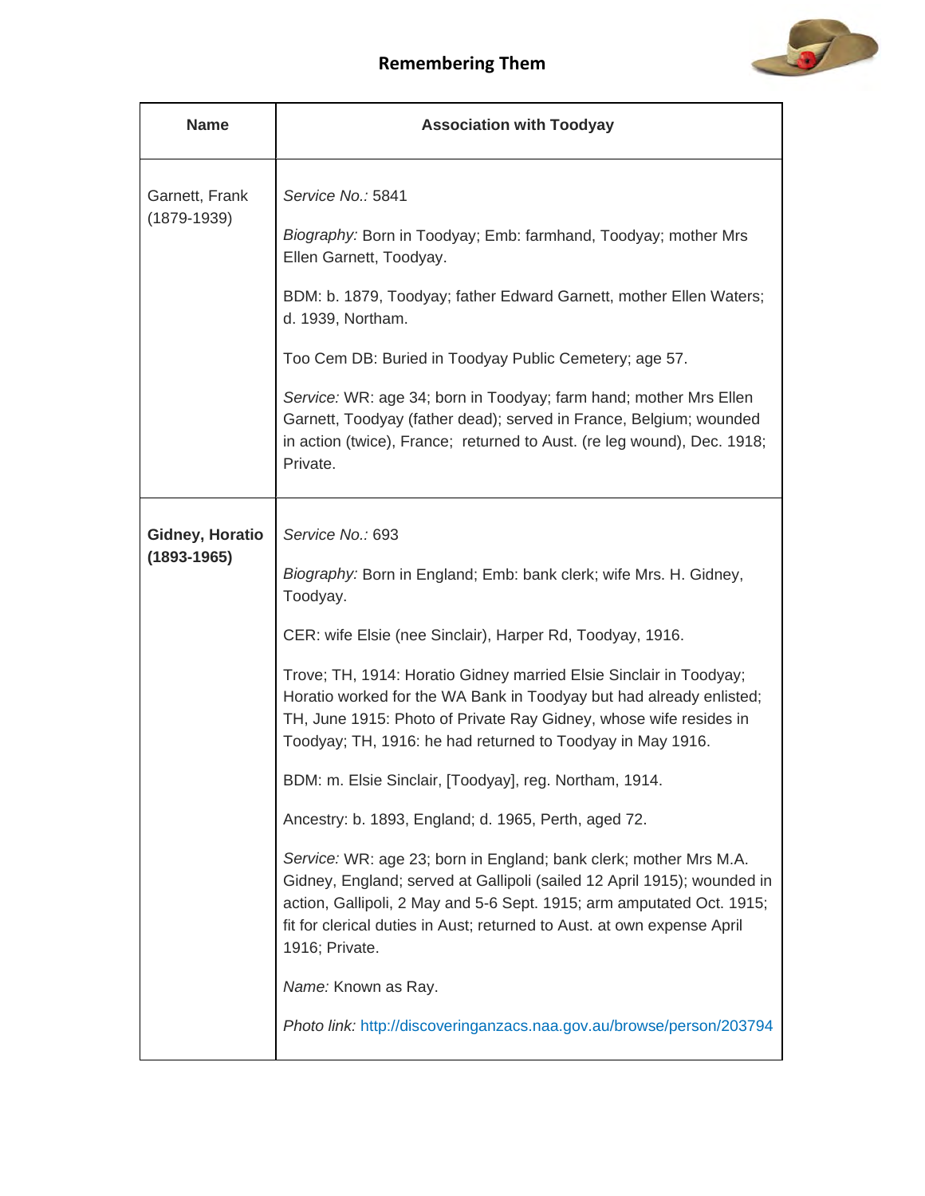## Remembering Them

| Name | Association with Toodyay |
|---|---|
| Garnett, Frank (1879-1939) | *Service No.:* 5841<br><br>*Biography:* Born in Toodyay; Emb: farmhand, Toodyay; mother Mrs Ellen Garnett, Toodyay.<br><br>BDM: b. 1879, Toodyay; father Edward Garnett, mother Ellen Waters; d. 1939, Northam.<br><br>Too Cem DB: Buried in Toodyay Public Cemetery; age 57.<br><br>*Service:* WR: age 34; born in Toodyay; farm hand; mother Mrs Ellen Garnett, Toodyay (father dead); served in France, Belgium; wounded in action (twice), France; returned to Aust. (re leg wound), Dec. 1918; Private. |
| **Gidney, Horatio (1893-1965)** | *Service No.:* 693<br><br>*Biography:* Born in England; Emb: bank clerk; wife Mrs. H. Gidney, Toodyay.<br><br>CER: wife Elsie (nee Sinclair), Harper Rd, Toodyay, 1916.<br><br>Trove; TH, 1914: Horatio Gidney married Elsie Sinclair in Toodyay; Horatio worked for the WA Bank in Toodyay but had already enlisted; TH, June 1915: Photo of Private Ray Gidney, whose wife resides in Toodyay; TH, 1916: he had returned to Toodyay in May 1916.<br><br>BDM: m. Elsie Sinclair, [Toodyay], reg. Northam, 1914.<br><br>Ancestry: b. 1893, England; d. 1965, Perth, aged 72.<br><br>*Service:* WR: age 23; born in England; bank clerk; mother Mrs M.A. Gidney, England; served at Gallipoli (sailed 12 April 1915); wounded in action, Gallipoli, 2 May and 5-6 Sept. 1915; arm amputated Oct. 1915; fit for clerical duties in Aust; returned to Aust. at own expense April 1916; Private.<br><br>*Name:* Known as Ray.<br><br>*Photo link:* http://discoveringanzacs.naa.gov.au/browse/person/203794 |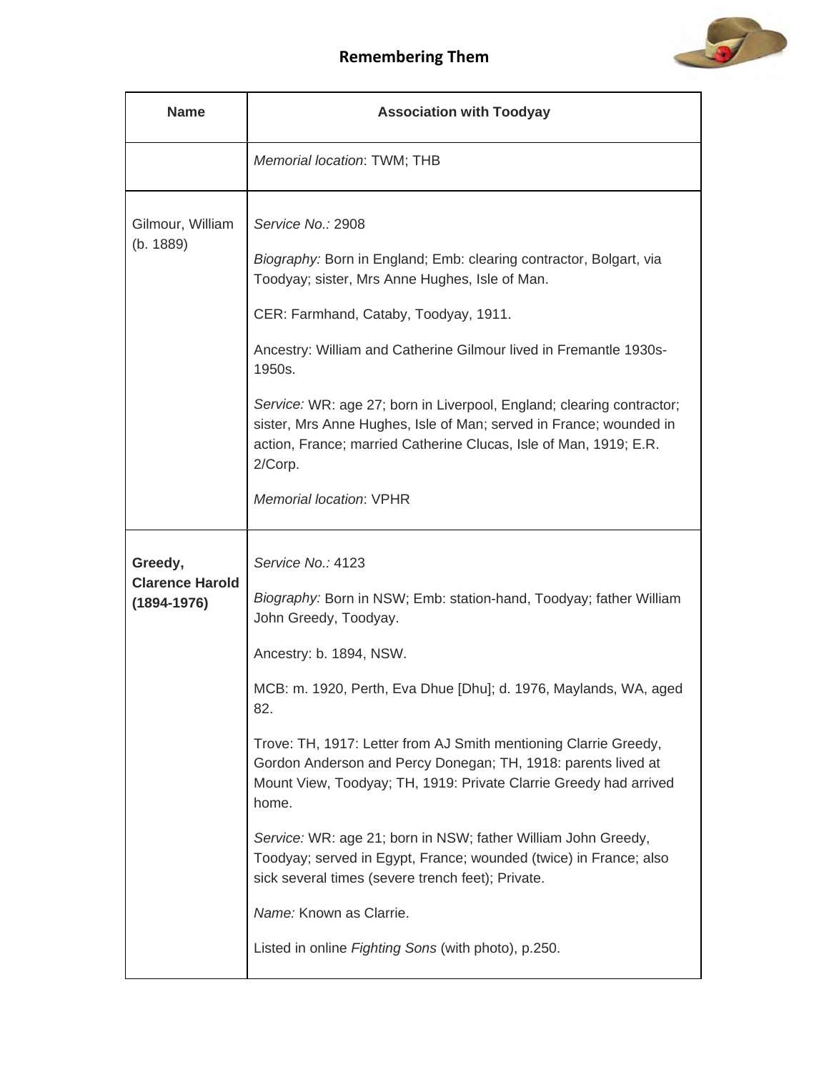| Name | Association with Toodyay |
|---|---|
| | *Memorial location*: TWM; THB |
| Gilmour, William (b. 1889) | *Service No.:* 2908<br><br>*Biography:* Born in England; Emb: clearing contractor, Bolgart, via Toodyay; sister, Mrs Anne Hughes, Isle of Man.<br><br>CER: Farmhand, Cataby, Toodyay, 1911.<br><br>Ancestry: William and Catherine Gilmour lived in Fremantle 1930s-1950s.<br><br>*Service:* WR: age 27; born in Liverpool, England; clearing contractor; sister, Mrs Anne Hughes, Isle of Man; served in France; wounded in action, France; married Catherine Clucas, Isle of Man, 1919; E.R. 2/Corp.<br><br>*Memorial location*: VPHR |
| **Greedy, Clarence Harold (1894-1976)** | *Service No.:* 4123<br><br>*Biography:* Born in NSW; Emb: station-hand, Toodyay; father William John Greedy, Toodyay.<br><br>Ancestry: b. 1894, NSW.<br><br>MCB: m. 1920, Perth, Eva Dhue [Dhu]; d. 1976, Maylands, WA, aged 82.<br><br>Trove: TH, 1917: Letter from AJ Smith mentioning Clarrie Greedy, Gordon Anderson and Percy Donegan; TH, 1918: parents lived at Mount View, Toodyay; TH, 1919: Private Clarrie Greedy had arrived home.<br><br>*Service:* WR: age 21; born in NSW; father William John Greedy, Toodyay; served in Egypt, France; wounded (twice) in France; also sick several times (severe trench feet); Private.<br><br>*Name:* Known as Clarrie.<br><br>Listed in online *Fighting Sons* (with photo), p.250. |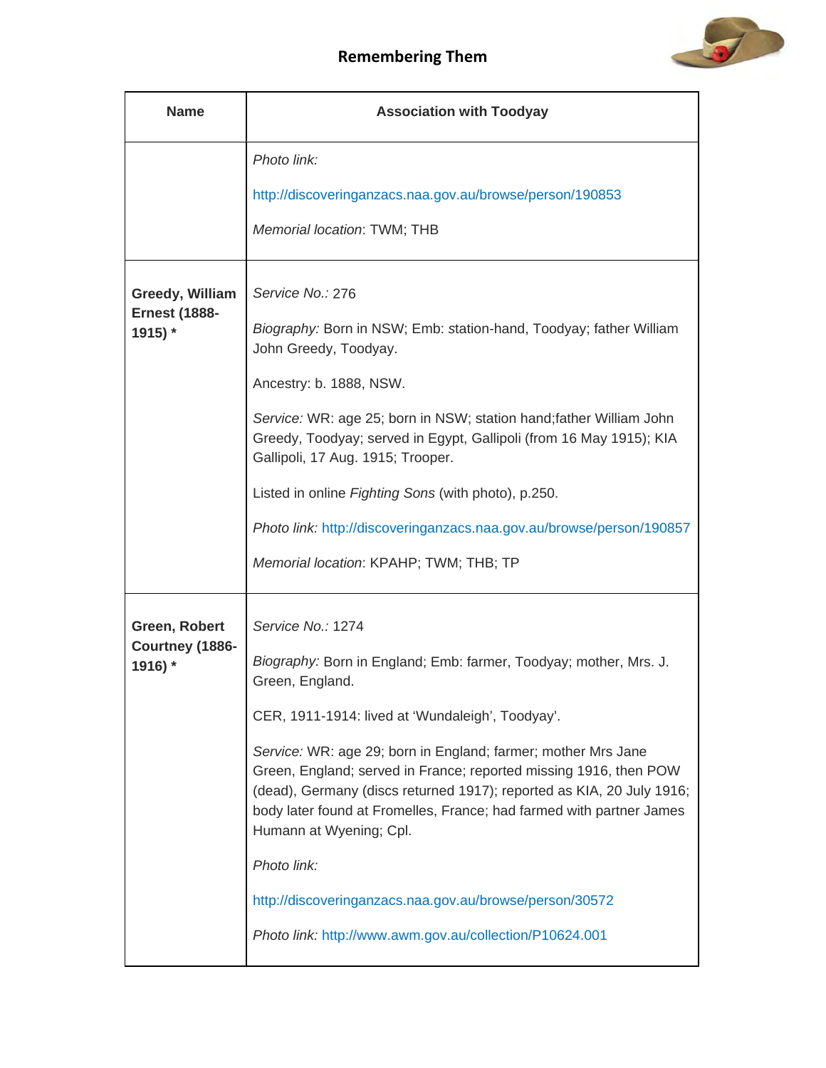## Remembering Them

| Name | Association with Toodyay |
| --- | --- |
| | *Photo link:* http://discoveringanzacs.naa.gov.au/browse/person/190853 <br><br> *Memorial location*: TWM; THB |
| **Greedy, William Ernest (1888-1915) *** | *Service No.:* 276 <br><br> *Biography:* Born in NSW; Emb: *s*tation-hand, Toodyay; father William John Greedy, Toodyay. <br><br> Ancestry: b. 1888, NSW. <br><br> *Service:* WR: age 25; born in NSW; station hand;father William John Greedy, Toodyay; served in Egypt, Gallipoli (from 16 May 1915); KIA Gallipoli, 17 Aug. 1915; Trooper. <br><br> Listed in online *Fighting Sons* (with photo), p.250. <br><br> *Photo link:* http://discoveringanzacs.naa.gov.au/browse/person/190857 <br><br> *Memorial location*: KPAHP; TWM; THB; TP |
| **Green, Robert Courtney (1886-1916) *** | *Service No.:* 1274 <br><br> *Biography:* Born in England; Emb: farmer, Toodyay; mother, Mrs. J. Green, England. <br><br> CER, 1911-1914: lived at 'Wundaleigh', Toodyay'. <br><br> *Service:* WR: age 29; born in England; farmer; mother Mrs Jane Green, England; served in France; reported missing 1916, then POW (dead), Germany (discs returned 1917); reported as KIA, 20 July 1916; body later found at Fromelles, France; had farmed with partner James Humann at Wyening; Cpl. <br><br> *Photo link:* http://discoveringanzacs.naa.gov.au/browse/person/30572 <br><br> *Photo link:* http://www.awm.gov.au/collection/P10624.001 |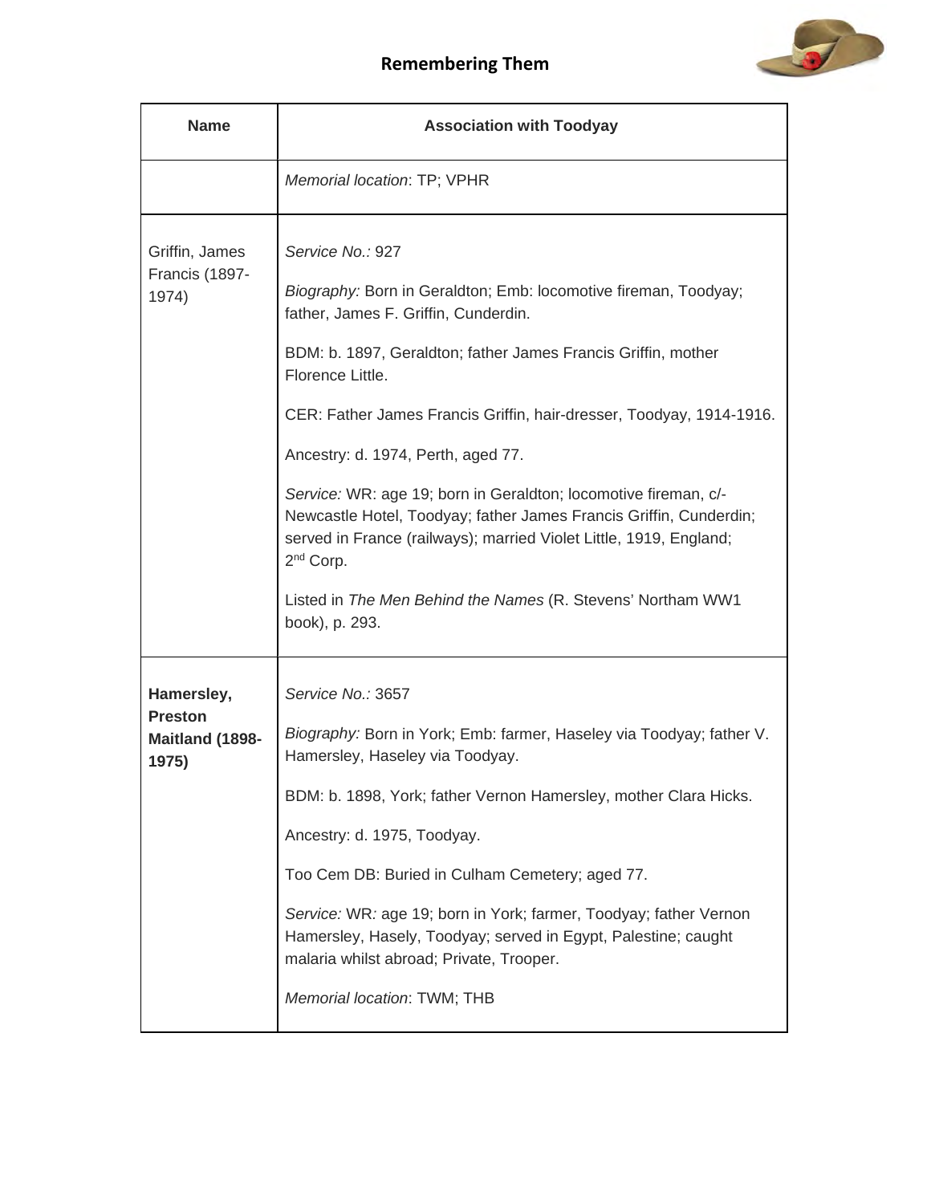| Name | Association with Toodyay |
|---|---|
| | *Memorial location*: TP; VPHR |
| Griffin, James Francis (1897-1974) | *Service No.:* 927<br><br>*Biography:* Born in Geraldton; Emb: locomotive fireman, Toodyay; father, James F. Griffin, Cunderdin.<br><br>BDM: b. 1897, Geraldton; father James Francis Griffin, mother Florence Little.<br><br>CER: Father James Francis Griffin, hair-dresser, Toodyay, 1914-1916.<br><br>Ancestry: d. 1974, Perth, aged 77.<br><br>*Service:* WR: age 19; born in Geraldton; locomotive fireman, c/- Newcastle Hotel, Toodyay; father James Francis Griffin, Cunderdin; served in France (railways); married Violet Little, 1919, England; 2nd Corp.<br><br>Listed in *The Men Behind the Names* (R. Stevens' Northam WW1 book), p. 293. |
| **Hamersley, Preston Maitland (1898-1975)** | *Service No.:* 3657<br><br>*Biography:* Born in York; Emb: farmer, Haseley via Toodyay; father V. Hamersley, Haseley via Toodyay.<br><br>BDM: b. 1898, York; father Vernon Hamersley, mother Clara Hicks.<br><br>Ancestry: d. 1975, Toodyay.<br><br>Too Cem DB: Buried in Culham Cemetery; aged 77.<br><br>*Service:* WR*:* age 19; born in York; farmer, Toodyay; father Vernon Hamersley, Hasely, Toodyay; served in Egypt, Palestine; caught malaria whilst abroad; Private, Trooper.<br><br>*Memorial location*: TWM; THB |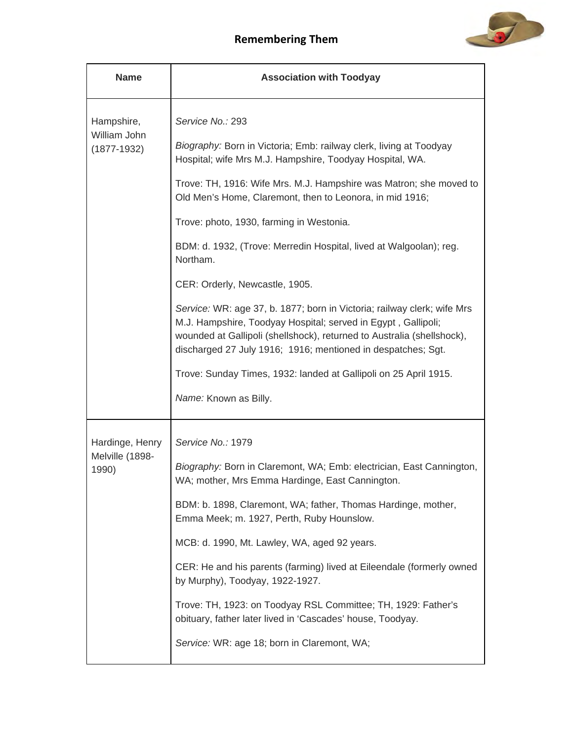# Remembering Them

| Name | Association with Toodyay |
|---|---|
| Hampshire, William John (1877-1932) | *Service No.:* 293<br><br>*Biography:* Born in Victoria; Emb: railway clerk, living at Toodyay Hospital; wife Mrs M.J. Hampshire, Toodyay Hospital, WA.<br><br>Trove: TH, 1916: Wife Mrs. M.J. Hampshire was Matron; she moved to Old Men's Home, Claremont, then to Leonora, in mid 1916;<br><br>Trove: photo, 1930, farming in Westonia.<br><br>BDM: d. 1932, (Trove: Merredin Hospital, lived at Walgoolan); reg. Northam.<br><br>CER: Orderly, Newcastle, 1905.<br><br>*Service:* WR: age 37, b. 1877; born in Victoria; railway clerk; wife Mrs M.J. Hampshire, Toodyay Hospital; served in Egypt , Gallipoli; wounded at Gallipoli (shellshock), returned to Australia (shellshock), discharged 27 July 1916; 1916; mentioned in despatches; Sgt.<br><br>Trove: Sunday Times, 1932: landed at Gallipoli on 25 April 1915.<br><br>*Name:* Known as Billy. |
| Hardinge, Henry Melville (1898-1990) | *Service No.:* 1979<br><br>*Biography:* Born in Claremont, WA; Emb: electrician, East Cannington, WA; mother, Mrs Emma Hardinge, East Cannington.<br><br>BDM: b. 1898, Claremont, WA; father, Thomas Hardinge, mother, Emma Meek; m. 1927, Perth, Ruby Hounslow.<br><br>MCB: d. 1990, Mt. Lawley, WA, aged 92 years.<br><br>CER: He and his parents (farming) lived at Eileendale (formerly owned by Murphy), Toodyay, 1922-1927.<br><br>Trove: TH, 1923: on Toodyay RSL Committee; TH, 1929: Father's obituary, father later lived in 'Cascades' house, Toodyay.<br><br>*Service:* WR: age 18; born in Claremont, WA; |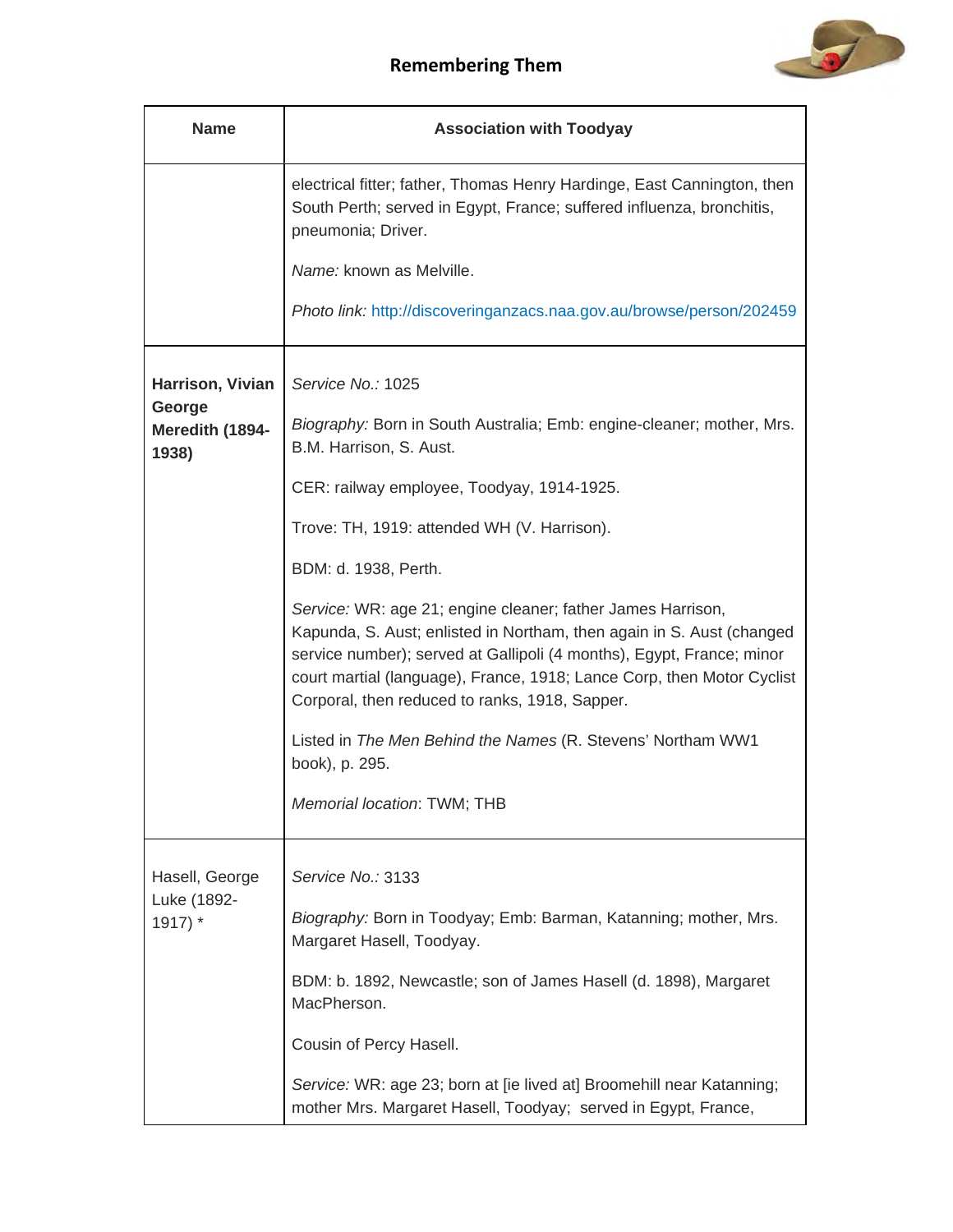| Name | Association with Toodyay |
|---|---|
| | electrical fitter; father, Thomas Henry Hardinge, East Cannington, then South Perth; served in Egypt, France; suffered influenza, bronchitis, pneumonia; Driver.<br><br>*Name:* known as Melville.<br><br>*Photo link:* http://discoveringanzacs.naa.gov.au/browse/person/202459 |
| **Harrison, Vivian George Meredith (1894-1938)** | *Service No.:* 1025<br><br>*Biography:* Born in South Australia; Emb: engine-cleaner; mother, Mrs. B.M. Harrison, S. Aust.<br><br>CER: railway employee, Toodyay, 1914-1925.<br><br>Trove: TH, 1919: attended WH (V. Harrison).<br><br>BDM: d. 1938, Perth.<br><br>*Service:* WR: age 21; engine cleaner; father James Harrison, Kapunda, S. Aust; enlisted in Northam, then again in S. Aust (changed service number); served at Gallipoli (4 months), Egypt, France; minor court martial (language), France, 1918; Lance Corp, then Motor Cyclist Corporal, then reduced to ranks, 1918, Sapper.<br><br>Listed in *The Men Behind the Names* (R. Stevens' Northam WW1 book), p. 295.<br><br>*Memorial location*: TWM; THB |
| Hasell, George Luke (1892-1917) * | *Service No.:* 3133<br><br>*Biography:* Born in Toodyay; Emb: Barman, Katanning; mother, Mrs. Margaret Hasell, Toodyay.<br><br>BDM: b. 1892, Newcastle; son of James Hasell (d. 1898), Margaret MacPherson.<br><br>Cousin of Percy Hasell.<br><br>*Service:* WR: age 23; born at [ie lived at] Broomehill near Katanning; mother Mrs. Margaret Hasell, Toodyay; served in Egypt, France, |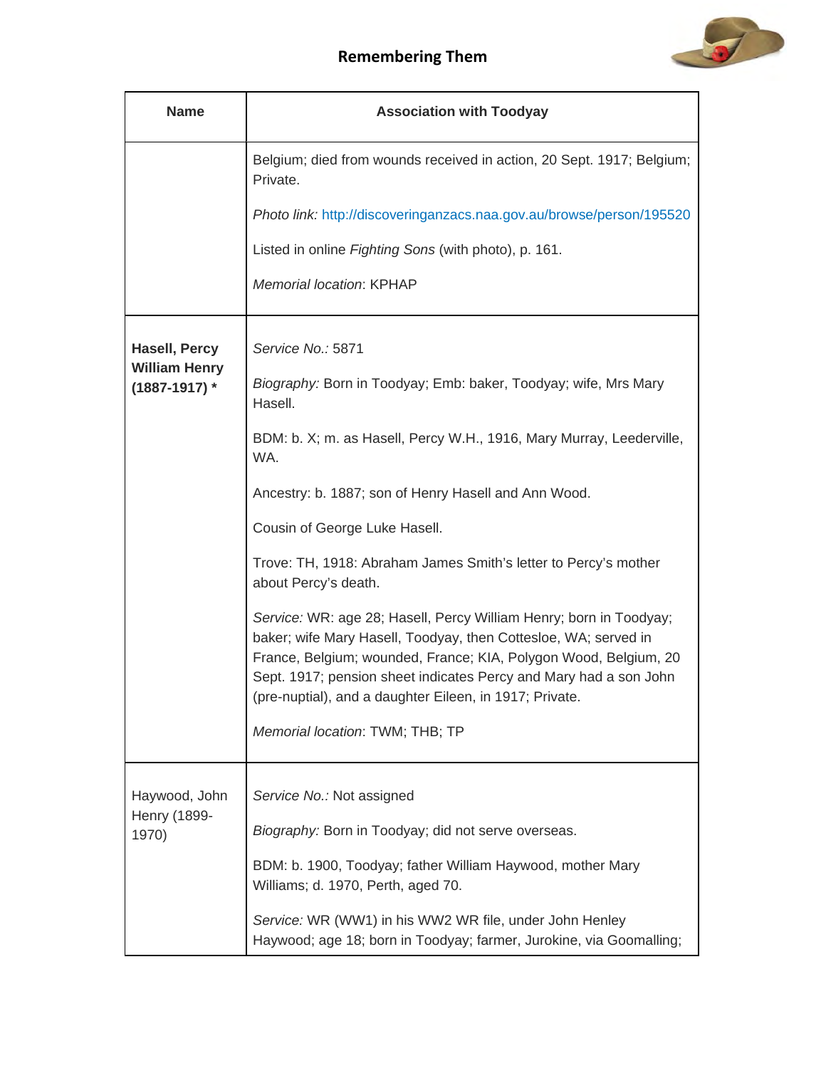## Remembering Them

| Name | Association with Toodyay |
|---|---|
| | Belgium; died from wounds received in action, 20 Sept. 1917; Belgium; Private.<br><br>*Photo link:* http://discoveringanzacs.naa.gov.au/browse/person/195520<br><br>Listed in online *Fighting Sons* (with photo), p. 161.<br><br>*Memorial location*: KPHAP |
| **Hasell, Percy William Henry (1887-1917) *** | *Service No.:* 5871<br><br>*Biography:* Born in Toodyay; Emb: baker, Toodyay; wife, Mrs Mary Hasell.<br><br>BDM: b. X; m. as Hasell, Percy W.H., 1916, Mary Murray, Leederville, WA.<br><br>Ancestry: b. 1887; son of Henry Hasell and Ann Wood.<br><br>Cousin of George Luke Hasell.<br><br>Trove: TH, 1918: Abraham James Smith's letter to Percy's mother about Percy's death.<br><br>*Service:* WR: age 28; Hasell, Percy William Henry; born in Toodyay; baker; wife Mary Hasell, Toodyay, then Cottesloe, WA; served in France, Belgium; wounded, France; KIA, Polygon Wood, Belgium, 20 Sept. 1917; pension sheet indicates Percy and Mary had a son John (pre-nuptial), and a daughter Eileen, in 1917; Private.<br><br>*Memorial location*: TWM; THB; TP |
| Haywood, John Henry (1899-1970) | *Service No.:* Not assigned<br><br>*Biography:* Born in Toodyay; did not serve overseas.<br><br>BDM: b. 1900, Toodyay; father William Haywood, mother Mary Williams; d. 1970, Perth, aged 70.<br><br>*Service:* WR (WW1) in his WW2 WR file, under John Henley Haywood; age 18; born in Toodyay; farmer, Jurokine, via Goomalling; |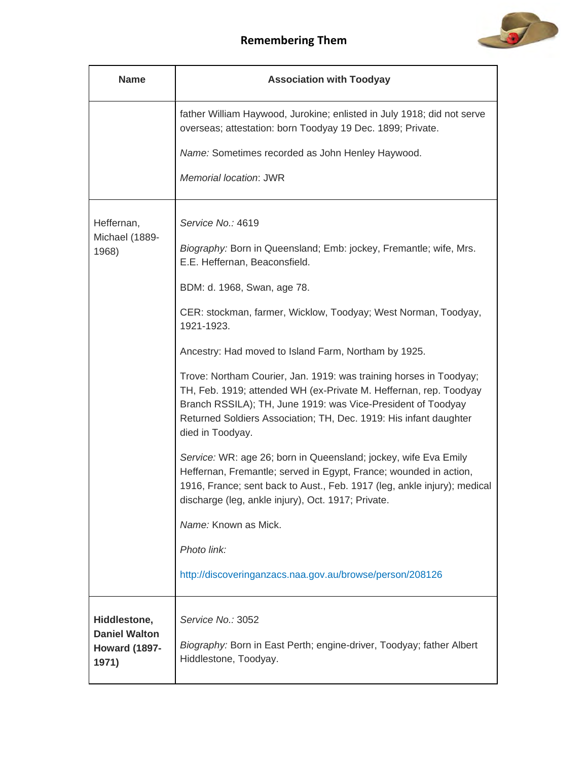| Name | Association with Toodyay |
|---|---|
| | father William Haywood, Jurokine; enlisted in July 1918; did not serve overseas; attestation: born Toodyay 19 Dec. 1899; Private.<br><br>*Name:* Sometimes recorded as John Henley Haywood.<br><br>*Memorial location*: JWR |
| Heffernan, Michael (1889-1968) | *Service No.:* 4619<br><br>*Biography:* Born in Queensland; Emb: jockey, Fremantle; wife, Mrs. E.E. Heffernan, Beaconsfield.<br><br>BDM: d. 1968, Swan, age 78.<br><br>CER: stockman, farmer, Wicklow, Toodyay; West Norman, Toodyay, 1921-1923.<br><br>Ancestry: Had moved to Island Farm, Northam by 1925.<br><br>Trove: Northam Courier, Jan. 1919: was training horses in Toodyay; TH, Feb. 1919; attended WH (ex-Private M. Heffernan, rep. Toodyay Branch RSSILA); TH, June 1919: was Vice-President of Toodyay Returned Soldiers Association; TH, Dec. 1919: His infant daughter died in Toodyay.<br><br>*Service:* WR: age 26; born in Queensland; jockey, wife Eva Emily Heffernan, Fremantle; served in Egypt, France; wounded in action, 1916, France; sent back to Aust., Feb. 1917 (leg, ankle injury); medical discharge (leg, ankle injury), Oct. 1917; Private.<br><br>*Name:* Known as Mick.<br><br>*Photo link:*<br><br>http://discoveringanzacs.naa.gov.au/browse/person/208126 |
| **Hiddlestone, Daniel Walton Howard (1897-1971)** | *Service No.:* 3052<br><br>*Biography:* Born in East Perth; engine-driver, Toodyay; father Albert Hiddlestone, Toodyay. |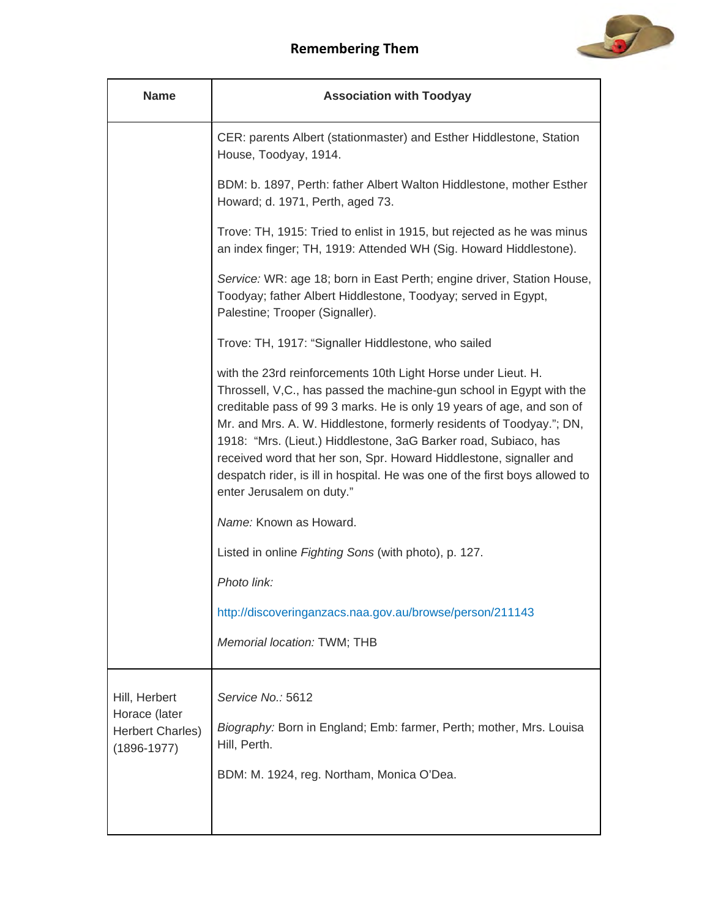## Remembering Them

| Name | Association with Toodyay |
|---|---|
| | CER: parents Albert (stationmaster) and Esther Hiddlestone, Station House, Toodyay, 1914.<br><br>BDM: b. 1897, Perth: father Albert Walton Hiddlestone, mother Esther Howard; d. 1971, Perth, aged 73.<br><br>Trove: TH, 1915: Tried to enlist in 1915, but rejected as he was minus an index finger; TH, 1919: Attended WH (Sig. Howard Hiddlestone).<br><br>*Service:* WR: age 18; born in East Perth; engine driver, Station House, Toodyay; father Albert Hiddlestone, Toodyay; served in Egypt, Palestine; Trooper (Signaller).<br><br>Trove: TH, 1917: "Signaller Hiddlestone, who sailed<br><br>with the 23rd reinforcements 10th Light Horse under Lieut. H. Throssell, V,C., has passed the machine-gun school in Egypt with the creditable pass of 99 3 marks. He is only 19 years of age, and son of Mr. and Mrs. A. W. Hiddlestone, formerly residents of Toodyay."; DN, 1918: "Mrs. (Lieut.) Hiddlestone, 3aG Barker road, Subiaco, has received word that her son, Spr. Howard Hiddlestone, signaller and despatch rider, is ill in hospital. He was one of the first boys allowed to enter Jerusalem on duty."<br><br>*Name:* Known as Howard.<br><br>Listed in online *Fighting Sons* (with photo), p. 127.<br><br>*Photo link:*<br><br>http://discoveringanzacs.naa.gov.au/browse/person/211143<br><br>*Memorial location:* TWM; THB |
| Hill, Herbert Horace (later Herbert Charles) (1896-1977) | *Service No.:* 5612<br><br>*Biography:* Born in England; Emb: farmer, Perth; mother, Mrs. Louisa Hill, Perth.<br><br>BDM: M. 1924, reg. Northam, Monica O'Dea. |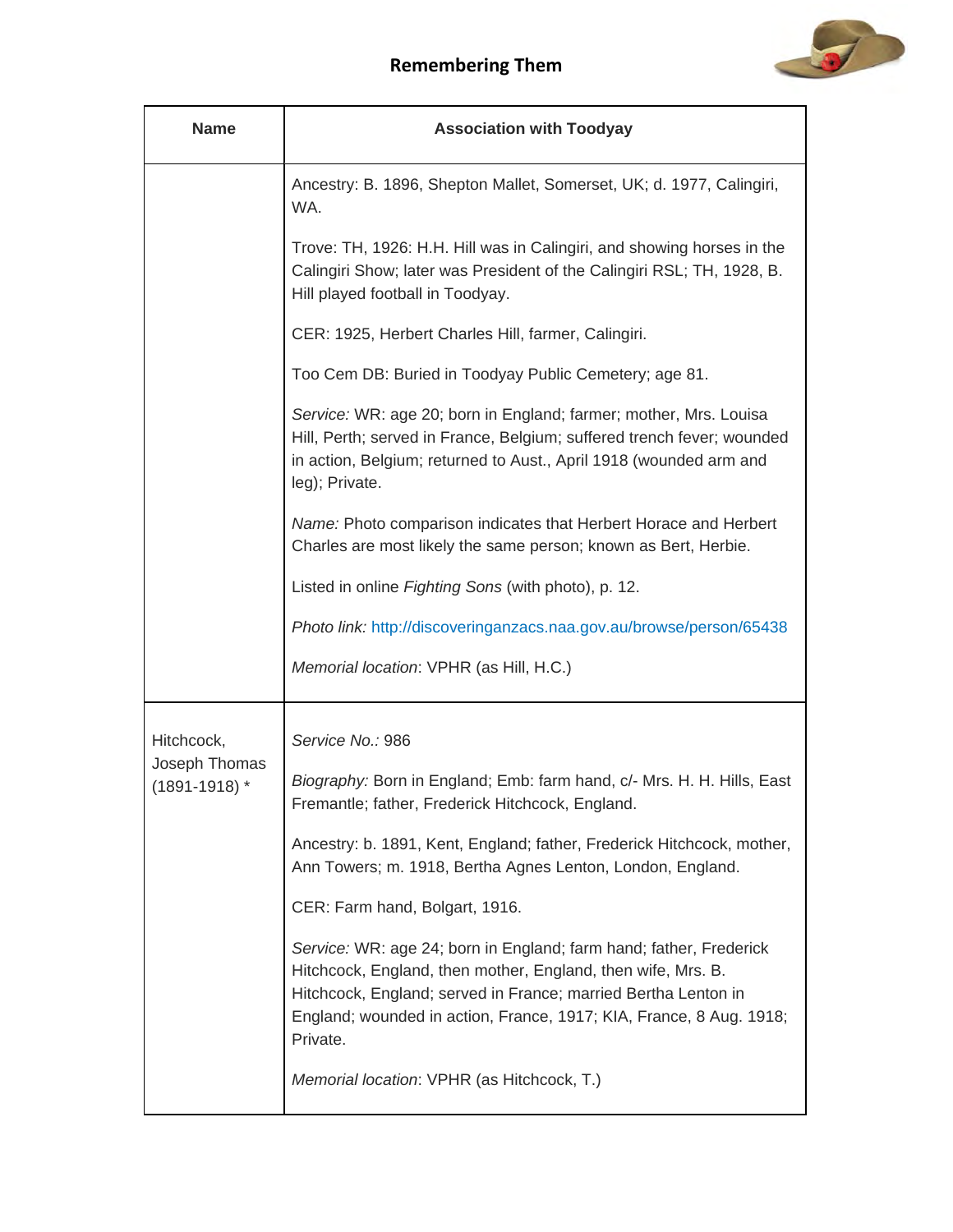## Remembering Them

| Name | Association with Toodyay |
|---|---|
| | Ancestry: B. 1896, Shepton Mallet, Somerset, UK; d. 1977, Calingiri, WA.<br><br>Trove: TH, 1926: H.H. Hill was in Calingiri, and showing horses in the Calingiri Show; later was President of the Calingiri RSL; TH, 1928, B. Hill played football in Toodyay.<br><br>CER: 1925, Herbert Charles Hill, farmer, Calingiri.<br><br>Too Cem DB: Buried in Toodyay Public Cemetery; age 81.<br><br>*Service:* WR: age 20; born in England; farmer; mother, Mrs. Louisa Hill, Perth; served in France, Belgium; suffered trench fever; wounded in action, Belgium; returned to Aust., April 1918 (wounded arm and leg); Private.<br><br>*Name:* Photo comparison indicates that Herbert Horace and Herbert Charles are most likely the same person; known as Bert, Herbie.<br><br>Listed in online *Fighting Sons* (with photo), p. 12.<br><br>*Photo link:* http://discoveringanzacs.naa.gov.au/browse/person/65438<br><br>*Memorial location*: VPHR (as Hill, H.C.) |
| Hitchcock, Joseph Thomas (1891-1918) * | *Service No.:* 986<br><br>*Biography:* Born in England; Emb: farm hand, c/- Mrs. H. H. Hills, East Fremantle; father, Frederick Hitchcock, England.<br><br>Ancestry: b. 1891, Kent, England; father, Frederick Hitchcock, mother, Ann Towers; m. 1918, Bertha Agnes Lenton, London, England.<br><br>CER: Farm hand, Bolgart, 1916.<br><br>*Service:* WR: age 24; born in England; farm hand; father, Frederick Hitchcock, England, then mother, England, then wife, Mrs. B. Hitchcock, England; served in France; married Bertha Lenton in England; wounded in action, France, 1917; KIA, France, 8 Aug. 1918; Private.<br><br>*Memorial location*: VPHR (as Hitchcock, T.) |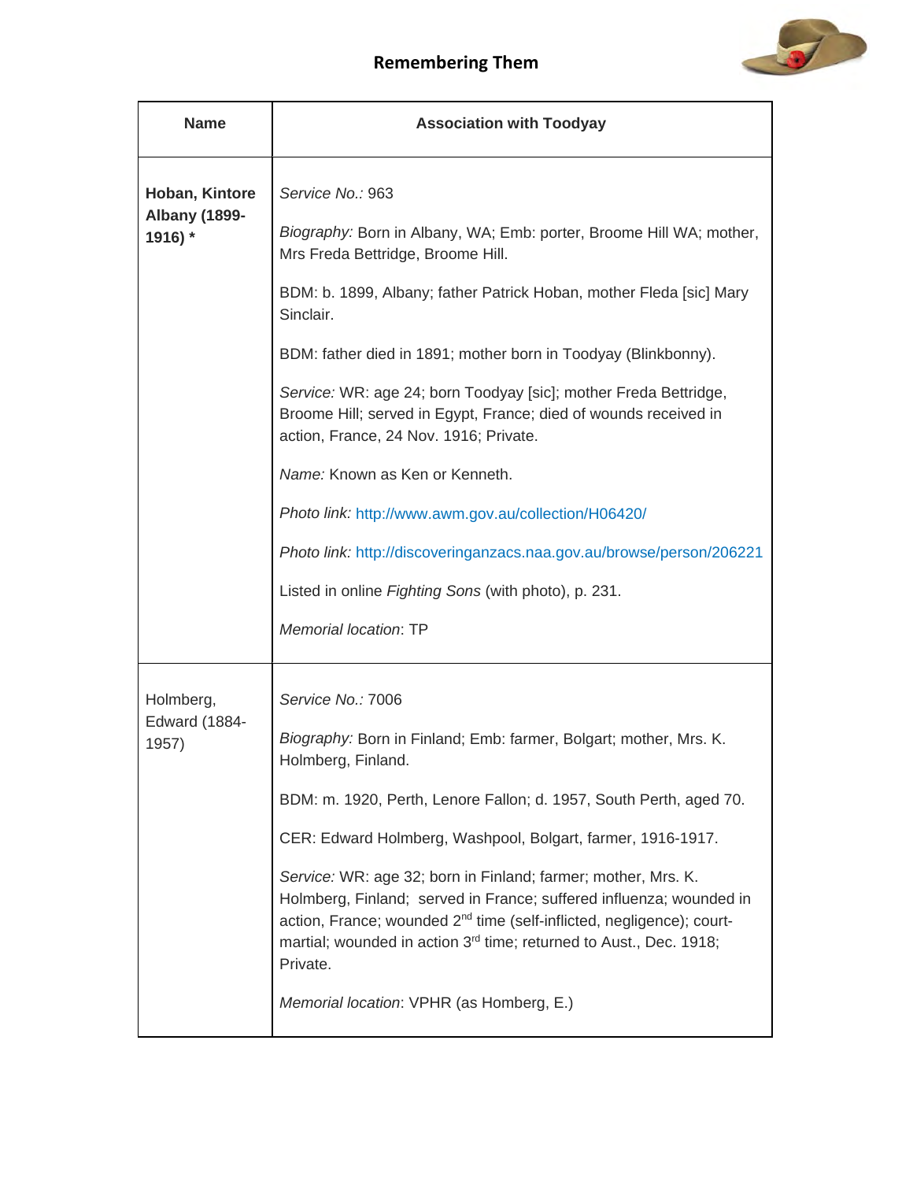# Remembering Them

| Name | Association with Toodyay |
|---|---|
| **Hoban, Kintore Albany (1899-1916) *** | *Service No.:* 963<br><br>*Biography:* Born in Albany, WA; Emb: porter, Broome Hill WA; mother, Mrs Freda Bettridge, Broome Hill.<br><br>BDM: b. 1899, Albany; father Patrick Hoban, mother Fleda [sic] Mary Sinclair.<br><br>BDM: father died in 1891; mother born in Toodyay (Blinkbonny).<br><br>*Service:* WR: age 24; born Toodyay [sic]; mother Freda Bettridge, Broome Hill; served in Egypt, France; died of wounds received in action, France, 24 Nov. 1916; Private.<br><br>*Name:* Known as Ken or Kenneth.<br><br>*Photo link:* http://www.awm.gov.au/collection/H06420/<br><br>*Photo link:* http://discoveringanzacs.naa.gov.au/browse/person/206221<br><br>Listed in online *Fighting Sons* (with photo), p. 231.<br><br>*Memorial location*: TP |
| Holmberg, Edward (1884-1957) | *Service No.:* 7006<br><br>*Biography:* Born in Finland; Emb: farmer, Bolgart; mother, Mrs. K. Holmberg, Finland.<br><br>BDM: m. 1920, Perth, Lenore Fallon; d. 1957, South Perth, aged 70.<br><br>CER: Edward Holmberg, Washpool, Bolgart, farmer, 1916-1917.<br><br>*Service:* WR: age 32; born in Finland; farmer; mother, Mrs. K. Holmberg, Finland; served in France; suffered influenza; wounded in action, France; wounded 2nd time (self-inflicted, negligence); court-martial; wounded in action 3rd time; returned to Aust., Dec. 1918; Private.<br><br>*Memorial location*: VPHR (as Homberg, E.) |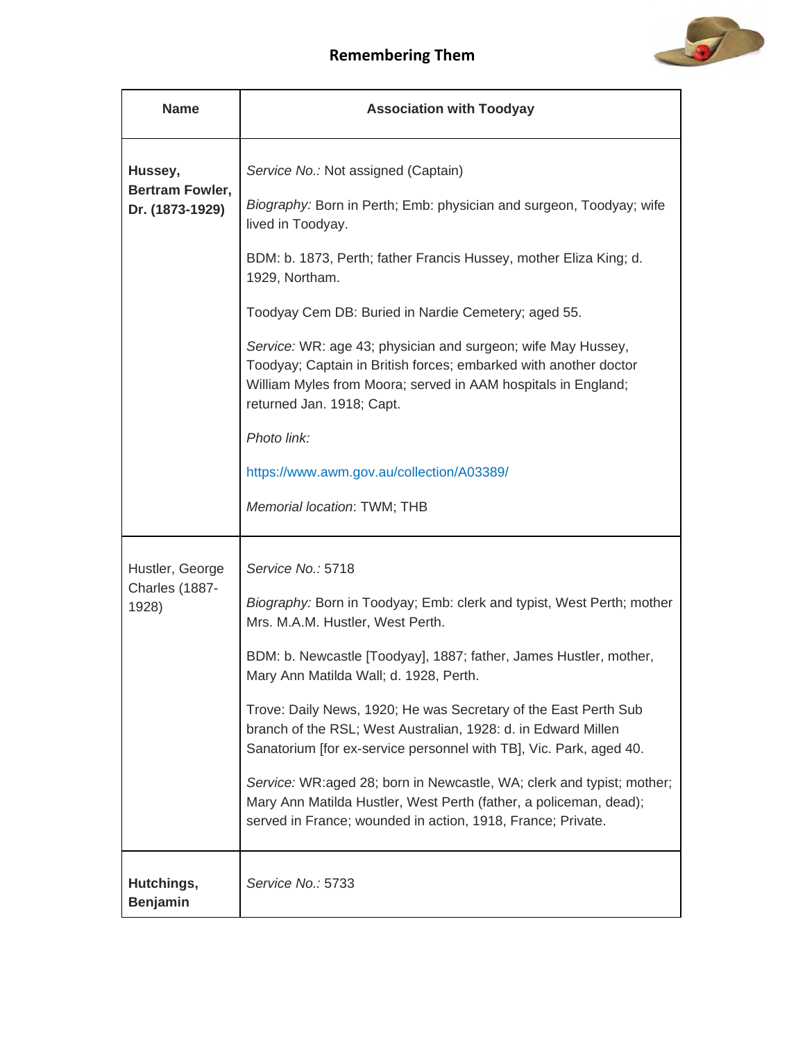## Remembering Them

| Name | Association with Toodyay |
|---|---|
| **Hussey, Bertram Fowler, Dr. (1873-1929)** | *Service No.:* Not assigned (Captain)<br><br>*Biography:* Born in Perth; Emb: physician and surgeon, Toodyay; wife lived in Toodyay.<br><br>BDM: b. 1873, Perth; father Francis Hussey, mother Eliza King; d. 1929, Northam.<br><br>Toodyay Cem DB: Buried in Nardie Cemetery; aged 55.<br><br>*Service:* WR: age 43; physician and surgeon; wife May Hussey, Toodyay; Captain in British forces; embarked with another doctor William Myles from Moora; served in AAM hospitals in England; returned Jan. 1918; Capt.<br><br>*Photo link:*<br><br>https://www.awm.gov.au/collection/A03389/<br><br>*Memorial location*: TWM; THB |
| Hustler, George Charles (1887-1928) | *Service No.:* 5718<br><br>*Biography:* Born in Toodyay; Emb: clerk and typist, West Perth; mother Mrs. M.A.M. Hustler, West Perth.<br><br>BDM: b. Newcastle [Toodyay], 1887; father, James Hustler, mother, Mary Ann Matilda Wall; d. 1928, Perth.<br><br>Trove: Daily News, 1920; He was Secretary of the East Perth Sub branch of the RSL; West Australian, 1928: d. in Edward Millen Sanatorium [for ex-service personnel with TB], Vic. Park, aged 40.<br><br>*Service:* WR:aged 28; born in Newcastle, WA; clerk and typist; mother; Mary Ann Matilda Hustler, West Perth (father, a policeman, dead); served in France; wounded in action, 1918, France; Private. |
| **Hutchings, Benjamin** | *Service No.:* 5733 |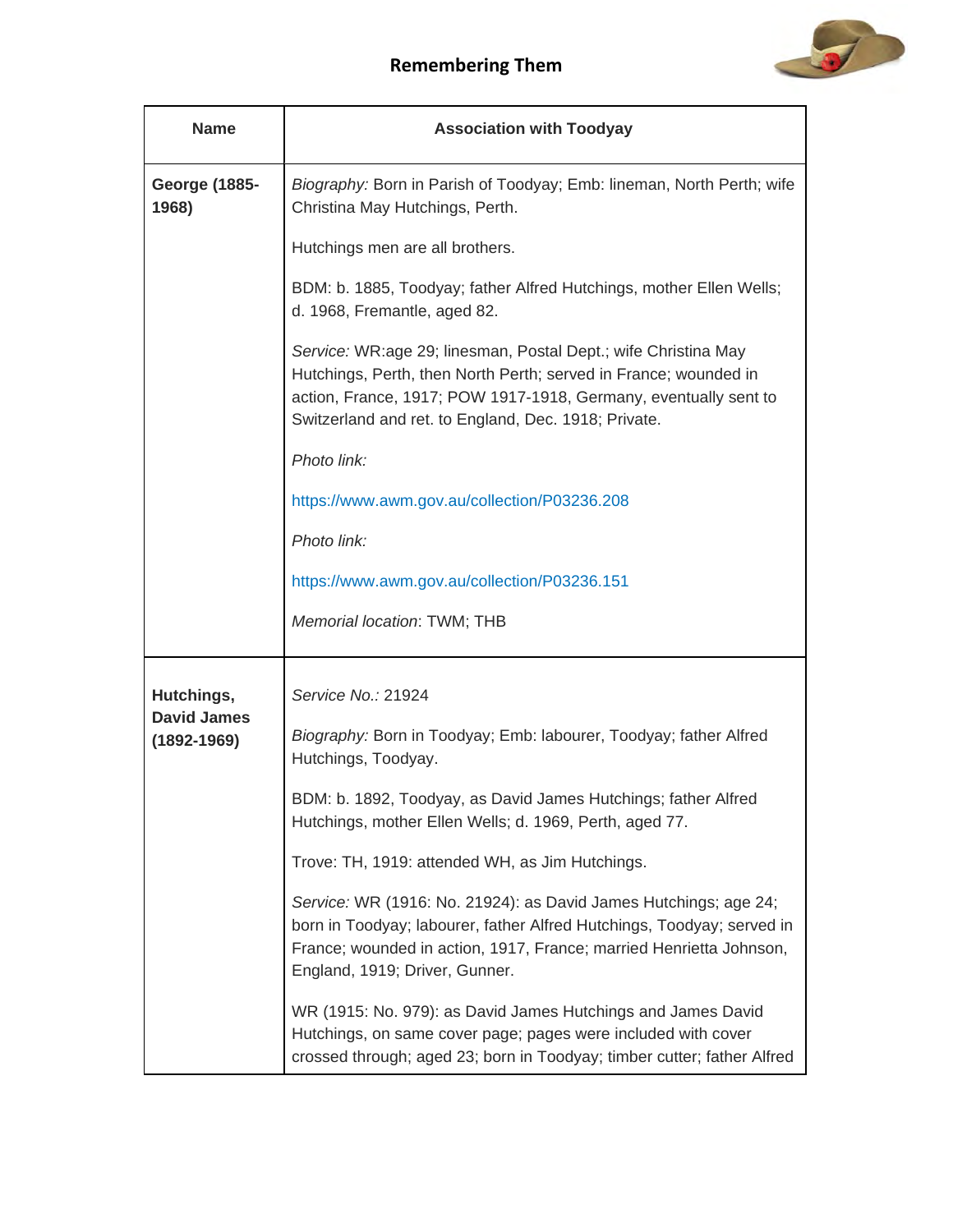| Name | Association with Toodyay |
|---|---|
| **George (1885-1968)** | *Biography:* Born in Parish of Toodyay; Emb: lineman, North Perth; wife Christina May Hutchings, Perth.<br><br>Hutchings men are all brothers.<br><br>BDM: b. 1885, Toodyay; father Alfred Hutchings, mother Ellen Wells; d. 1968, Fremantle, aged 82.<br><br>*Service:* WR:age 29; linesman, Postal Dept.; wife Christina May Hutchings, Perth, then North Perth; served in France; wounded in action, France, 1917; POW 1917-1918, Germany, eventually sent to Switzerland and ret. to England, Dec. 1918; Private.<br><br>*Photo link:*<br><br>https://www.awm.gov.au/collection/P03236.208<br><br>*Photo link:*<br><br>https://www.awm.gov.au/collection/P03236.151<br><br>*Memorial location*: TWM; THB |
| **Hutchings, David James (1892-1969)** | *Service No.:* 21924<br><br>*Biography:* Born in Toodyay; Emb: labourer, Toodyay; father Alfred Hutchings, Toodyay.<br><br>BDM: b. 1892, Toodyay, as David James Hutchings; father Alfred Hutchings, mother Ellen Wells; d. 1969, Perth, aged 77.<br><br>Trove: TH, 1919: attended WH, as Jim Hutchings.<br><br>*Service:* WR (1916: No. 21924): as David James Hutchings; age 24; born in Toodyay; labourer, father Alfred Hutchings, Toodyay; served in France; wounded in action, 1917, France; married Henrietta Johnson, England, 1919; Driver, Gunner.<br><br>WR (1915: No. 979): as David James Hutchings and James David Hutchings, on same cover page; pages were included with cover crossed through; aged 23; born in Toodyay; timber cutter; father Alfred |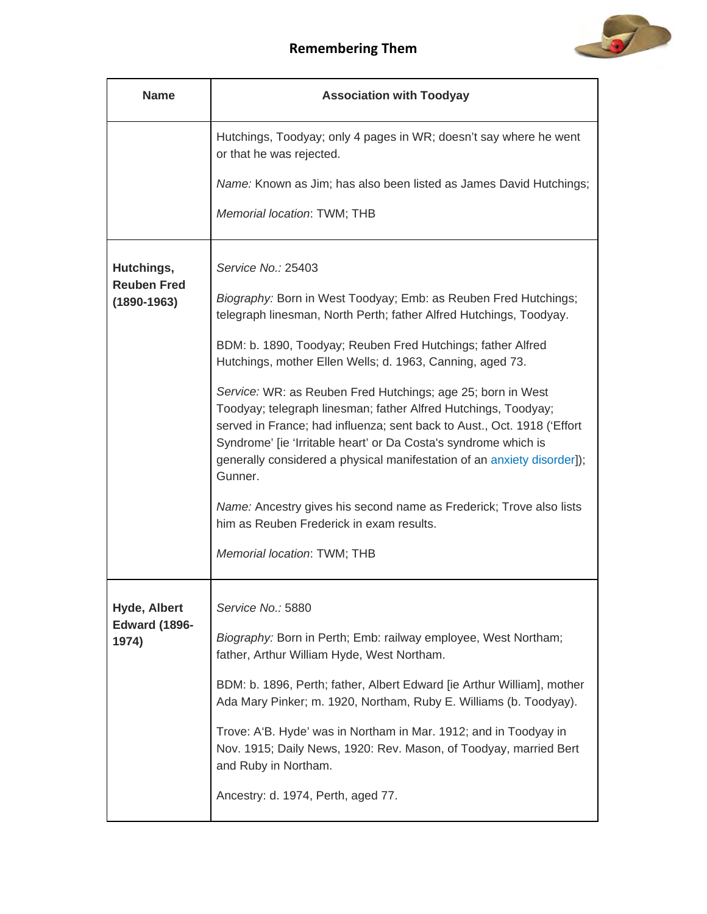## Remembering Them

| Name | Association with Toodyay |
|---|---|
| | Hutchings, Toodyay; only 4 pages in WR; doesn't say where he went or that he was rejected.<br><br>*Name:* Known as Jim; has also been listed as James David Hutchings;<br><br>*Memorial location*: TWM; THB |
| **Hutchings, Reuben Fred (1890-1963)** | *Service No.:* 25403<br><br>*Biography:* Born in West Toodyay; Emb: as Reuben Fred Hutchings; telegraph linesman, North Perth; father Alfred Hutchings, Toodyay.<br><br>BDM: b. 1890, Toodyay; Reuben Fred Hutchings; father Alfred Hutchings, mother Ellen Wells; d. 1963, Canning, aged 73.<br><br>*Service:* WR: as Reuben Fred Hutchings; age 25; born in West Toodyay; telegraph linesman; father Alfred Hutchings, Toodyay; served in France; had influenza; sent back to Aust., Oct. 1918 ('Effort Syndrome' [ie 'Irritable heart' or Da Costa's syndrome which is generally considered a physical manifestation of an anxiety disorder]); Gunner.<br><br>*Name:* Ancestry gives his second name as Frederick; Trove also lists him as Reuben Frederick in exam results.<br><br>*Memorial location*: TWM; THB |
| **Hyde, Albert Edward (1896-1974)** | *Service No.:* 5880<br><br>*Biography:* Born in Perth; Emb: railway employee, West Northam; father, Arthur William Hyde, West Northam.<br><br>BDM: b. 1896, Perth; father, Albert Edward [ie Arthur William], mother Ada Mary Pinker; m. 1920, Northam, Ruby E. Williams (b. Toodyay).<br><br>Trove: A'B. Hyde' was in Northam in Mar. 1912; and in Toodyay in Nov. 1915; Daily News, 1920: Rev. Mason, of Toodyay, married Bert and Ruby in Northam.<br><br>Ancestry: d. 1974, Perth, aged 77. |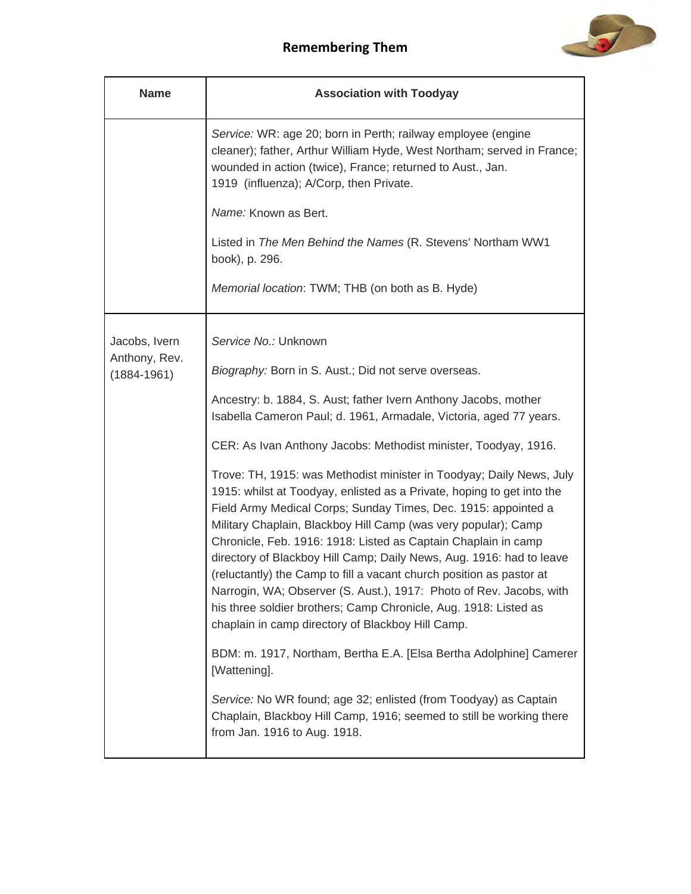| Name | Association with Toodyay |
| --- | --- |
| | *Service:* WR: age 20; born in Perth; railway employee (engine cleaner); father, Arthur William Hyde, West Northam; served in France; wounded in action (twice), France; returned to Aust., Jan. 1919 (influenza); A/Corp, then Private.<br><br>*Name:* Known as Bert.<br><br>Listed in *The Men Behind the Names* (R. Stevens' Northam WW1 book), p. 296.<br><br>*Memorial location*: TWM; THB (on both as B. Hyde) |
| Jacobs, Ivern Anthony, Rev. (1884-1961) | *Service No.:* Unknown<br><br>*Biography:* Born in S. Aust.; Did not serve overseas.<br><br>Ancestry: b. 1884, S. Aust; father Ivern Anthony Jacobs, mother Isabella Cameron Paul; d. 1961, Armadale, Victoria, aged 77 years.<br><br>CER: As Ivan Anthony Jacobs: Methodist minister, Toodyay, 1916.<br><br>Trove: TH, 1915: was Methodist minister in Toodyay; Daily News, July 1915: whilst at Toodyay, enlisted as a Private, hoping to get into the Field Army Medical Corps; Sunday Times, Dec. 1915: appointed a Military Chaplain, Blackboy Hill Camp (was very popular); Camp Chronicle, Feb. 1916: 1918: Listed as Captain Chaplain in camp directory of Blackboy Hill Camp; Daily News, Aug. 1916: had to leave (reluctantly) the Camp to fill a vacant church position as pastor at Narrogin, WA; Observer (S. Aust.), 1917: Photo of Rev. Jacobs, with his three soldier brothers; Camp Chronicle, Aug. 1918: Listed as chaplain in camp directory of Blackboy Hill Camp.<br><br>BDM: m. 1917, Northam, Bertha E.A. [Elsa Bertha Adolphine] Camerer [Wattening].<br><br>*Service:* No WR found; age 32; enlisted (from Toodyay) as Captain Chaplain, Blackboy Hill Camp, 1916; seemed to still be working there from Jan. 1916 to Aug. 1918. |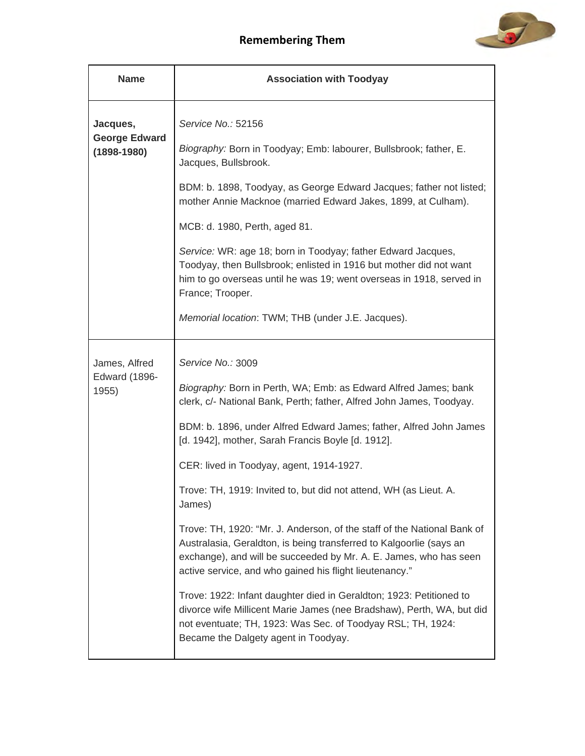## Remembering Them

| Name | Association with Toodyay |
|---|---|
| **Jacques, George Edward (1898-1980)** | *Service No.:* 52156<br><br>*Biography:* Born in Toodyay; Emb: labourer, Bullsbrook; father, E. Jacques, Bullsbrook.<br><br>BDM: b. 1898, Toodyay, as George Edward Jacques; father not listed; mother Annie Macknoe (married Edward Jakes, 1899, at Culham).<br><br>MCB: d. 1980, Perth, aged 81.<br><br>*Service:* WR: age 18; born in Toodyay; father Edward Jacques, Toodyay, then Bullsbrook; enlisted in 1916 but mother did not want him to go overseas until he was 19; went overseas in 1918, served in France; Trooper.<br><br>*Memorial location*: TWM; THB (under J.E. Jacques). |
| James, Alfred Edward (1896-1955) | *Service No.:* 3009<br><br>*Biography:* Born in Perth, WA; Emb: as Edward Alfred James; bank clerk, c/- National Bank, Perth; father, Alfred John James, Toodyay.<br><br>BDM: b. 1896, under Alfred Edward James; father, Alfred John James [d. 1942], mother, Sarah Francis Boyle [d. 1912].<br><br>CER: lived in Toodyay, agent, 1914-1927.<br><br>Trove: TH, 1919: Invited to, but did not attend, WH (as Lieut. A. James)<br><br>Trove: TH, 1920: "Mr. J. Anderson, of the staff of the National Bank of Australasia, Geraldton, is being transferred to Kalgoorlie (says an exchange), and will be succeeded by Mr. A. E. James, who has seen active service, and who gained his flight lieutenancy."<br><br>Trove: 1922: Infant daughter died in Geraldton; 1923: Petitioned to divorce wife Millicent Marie James (nee Bradshaw), Perth, WA, but did not eventuate; TH, 1923: Was Sec. of Toodyay RSL; TH, 1924: Became the Dalgety agent in Toodyay. |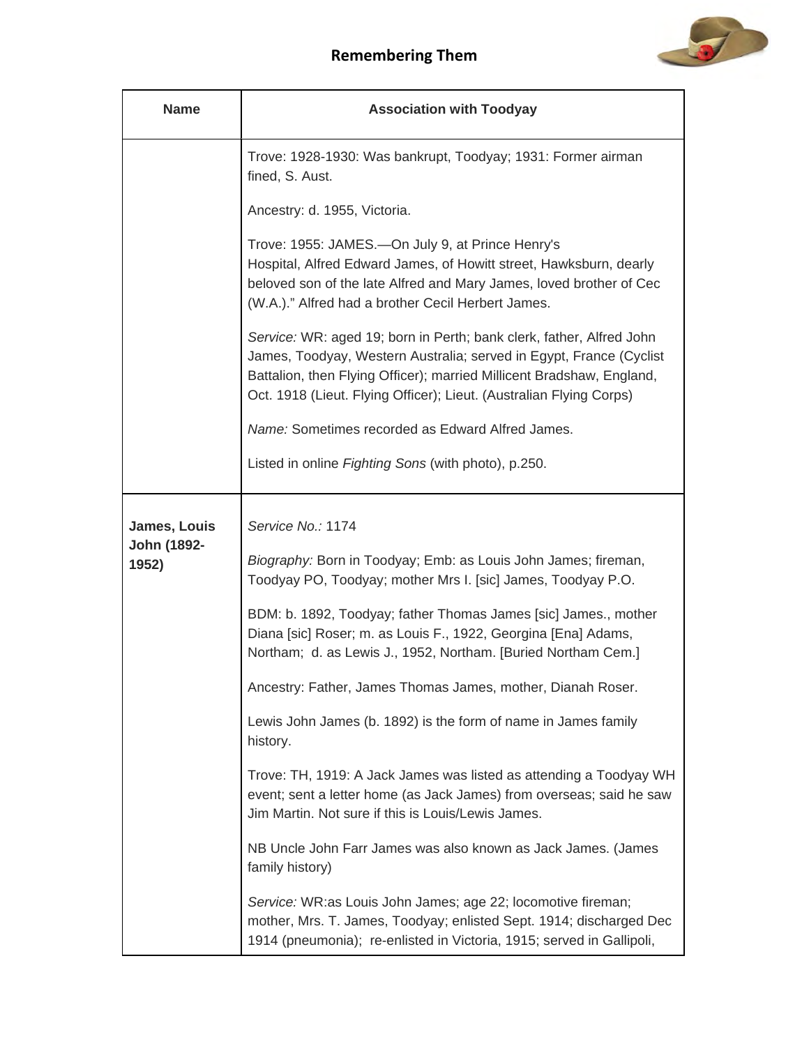## Remembering Them

| Name | Association with Toodyay |
|---|---|
| | Trove: 1928-1930: Was bankrupt, Toodyay; 1931: Former airman fined, S. Aust.<br><br>Ancestry: d. 1955, Victoria.<br><br>Trove: 1955: JAMES.—On July 9, at Prince Henry's Hospital, Alfred Edward James, of Howitt street, Hawksburn, dearly beloved son of the late Alfred and Mary James, loved brother of Cec (W.A.)." Alfred had a brother Cecil Herbert James.<br><br>*Service:* WR: aged 19; born in Perth; bank clerk, father, Alfred John James, Toodyay, Western Australia; served in Egypt, France (Cyclist Battalion, then Flying Officer); married Millicent Bradshaw, England, Oct. 1918 (Lieut. Flying Officer); Lieut. (Australian Flying Corps)<br><br>*Name:* Sometimes recorded as Edward Alfred James.<br><br>Listed in online *Fighting Sons* (with photo), p.250. |
| **James, Louis John (1892-1952)** | *Service No.:* 1174<br><br>*Biography:* Born in Toodyay; Emb: as Louis John James; fireman, Toodyay PO, Toodyay; mother Mrs I. [sic] James, Toodyay P.O.<br><br>BDM: b. 1892, Toodyay; father Thomas James [sic] James., mother Diana [sic] Roser; m. as Louis F., 1922, Georgina [Ena] Adams, Northam; d. as Lewis J., 1952, Northam. [Buried Northam Cem.]<br><br>Ancestry: Father, James Thomas James, mother, Dianah Roser.<br><br>Lewis John James (b. 1892) is the form of name in James family history.<br><br>Trove: TH, 1919: A Jack James was listed as attending a Toodyay WH event; sent a letter home (as Jack James) from overseas; said he saw Jim Martin. Not sure if this is Louis/Lewis James.<br><br>NB Uncle John Farr James was also known as Jack James. (James family history)<br><br>*Service:* WR:as Louis John James; age 22; locomotive fireman; mother, Mrs. T. James, Toodyay; enlisted Sept. 1914; discharged Dec 1914 (pneumonia); re-enlisted in Victoria, 1915; served in Gallipoli, |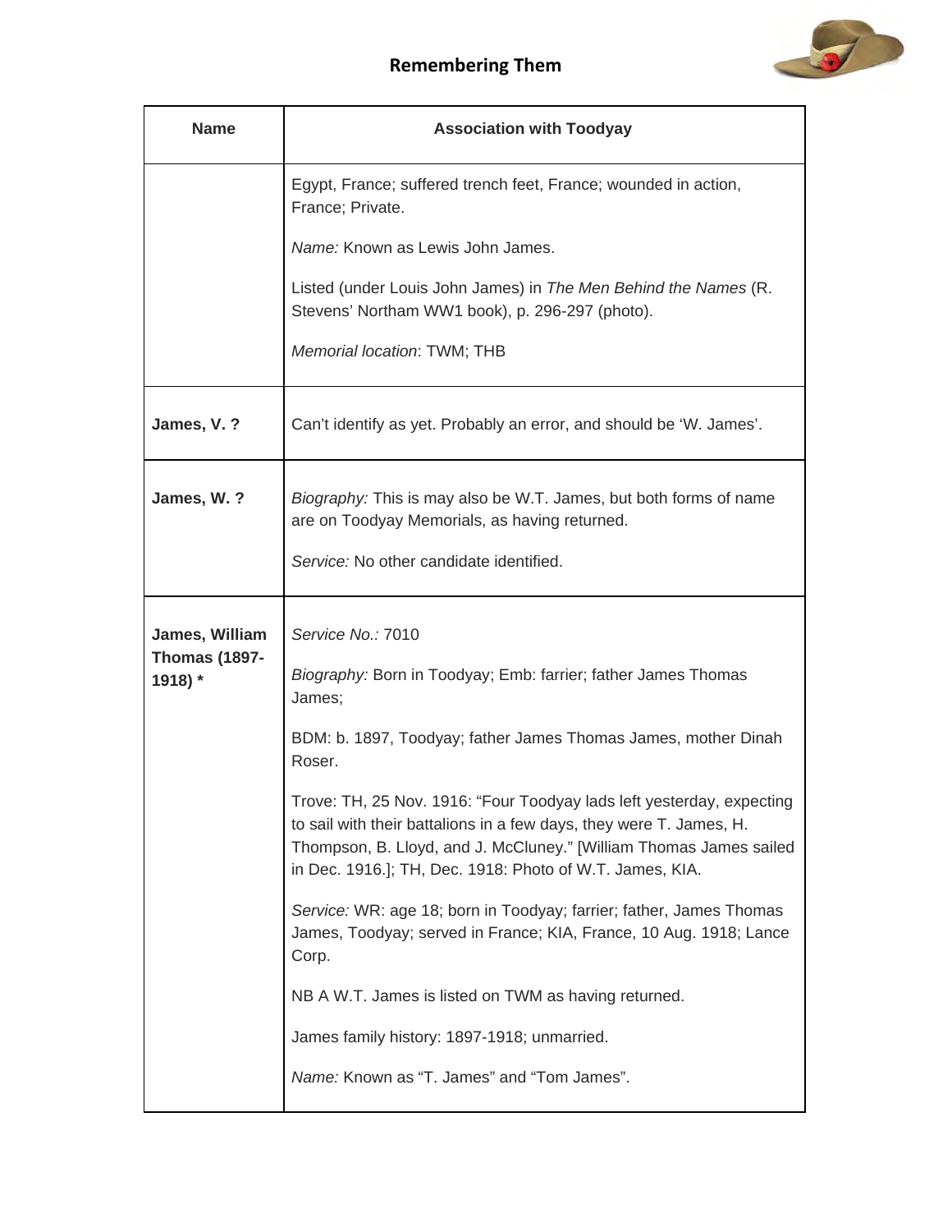| Name | Association with Toodyay |
|---|---|
| | Egypt, France; suffered trench feet, France; wounded in action, France; Private.<br><br>*Name:* Known as Lewis John James.<br><br>Listed (under Louis John James) in *The Men Behind the Names* (R. Stevens' Northam WW1 book), p. 296-297 (photo).<br><br>*Memorial location*: TWM; THB |
| **James, V. ?** | Can't identify as yet. Probably an error, and should be 'W. James'. |
| **James, W. ?** | *Biography:* This is may also be W.T. James, but both forms of name are on Toodyay Memorials, as having returned.<br><br>*Service:* No other candidate identified. |
| **James, William Thomas (1897-1918) *** | *Service No.:* 7010<br><br>*Biography:* Born in Toodyay; Emb: farrier; father James Thomas James;<br><br>BDM: b. 1897, Toodyay; father James Thomas James, mother Dinah Roser.<br><br>Trove: TH, 25 Nov. 1916: "Four Toodyay lads left yesterday, expecting to sail with their battalions in a few days, they were T. James, H. Thompson, B. Lloyd, and J. McCluney." [William Thomas James sailed in Dec. 1916.]; TH, Dec. 1918: Photo of W.T. James, KIA.<br><br>*Service:* WR: age 18; born in Toodyay; farrier; father, James Thomas James, Toodyay; served in France; KIA, France, 10 Aug. 1918; Lance Corp.<br><br>NB A W.T. James is listed on TWM as having returned.<br><br>James family history: 1897-1918; unmarried.<br><br>*Name:* Known as "T. James" and "Tom James". |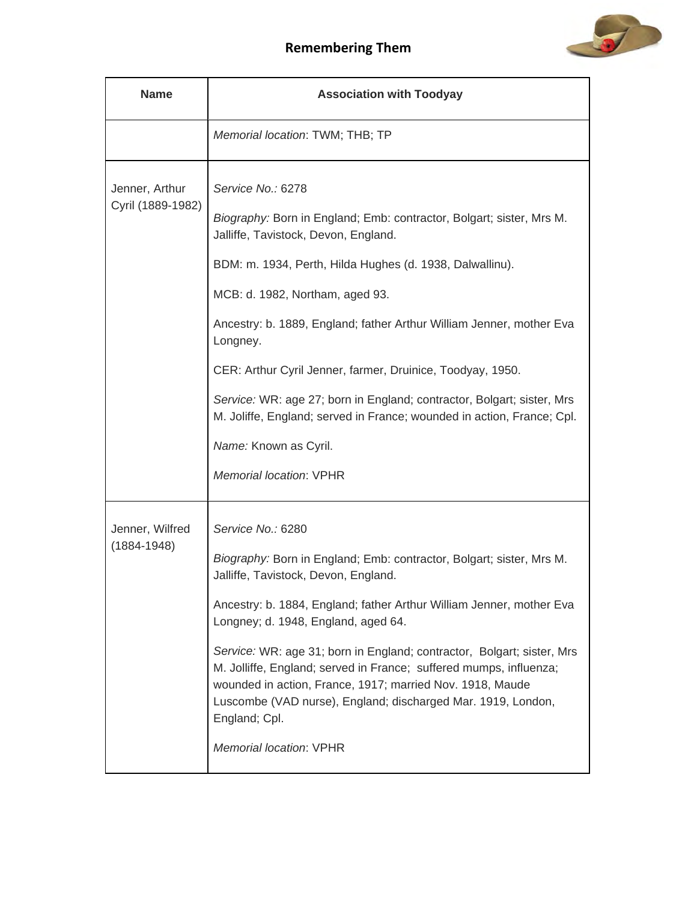| Name | Association with Toodyay |
|---|---|
| | *Memorial location*: TWM; THB; TP |
| Jenner, Arthur Cyril (1889-1982) | *Service No.:* 6278<br><br>*Biography:* Born in England; Emb: contractor, Bolgart; sister, Mrs M. Jalliffe, Tavistock, Devon, England.<br><br>BDM: m. 1934, Perth, Hilda Hughes (d. 1938, Dalwallinu).<br><br>MCB: d. 1982, Northam, aged 93.<br><br>Ancestry: b. 1889, England; father Arthur William Jenner, mother Eva Longney.<br><br>CER: Arthur Cyril Jenner, farmer, Druinice, Toodyay, 1950.<br><br>*Service:* WR: age 27; born in England; contractor, Bolgart; sister, Mrs M. Joliffe, England; served in France; wounded in action, France; Cpl.<br><br>*Name:* Known as Cyril.<br><br>*Memorial location*: VPHR |
| Jenner, Wilfred (1884-1948) | *Service No.:* 6280<br><br>*Biography:* Born in England; Emb: contractor, Bolgart; sister, Mrs M. Jalliffe, Tavistock, Devon, England.<br><br>Ancestry: b. 1884, England; father Arthur William Jenner, mother Eva Longney; d. 1948, England, aged 64.<br><br>*Service:* WR: age 31; born in England; contractor, Bolgart; sister, Mrs M. Jolliffe, England; served in France; suffered mumps, influenza; wounded in action, France, 1917; married Nov. 1918, Maude Luscombe (VAD nurse), England; discharged Mar. 1919, London, England; Cpl.<br><br>*Memorial location*: VPHR |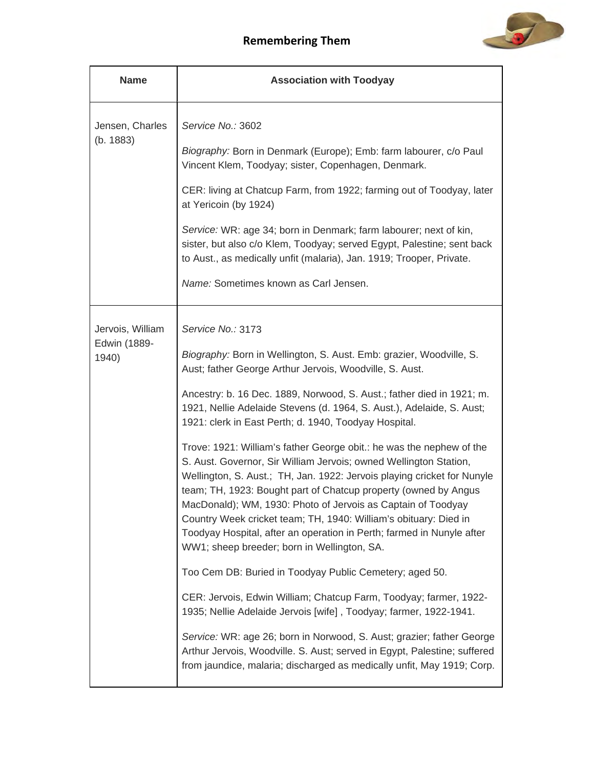| Name | Association with Toodyay |
| --- | --- |
| Jensen, Charles (b. 1883) | *Service No.:* 3602<br><br>*Biography:* Born in Denmark (Europe); Emb: farm labourer, c/o Paul Vincent Klem, Toodyay; sister, Copenhagen, Denmark.<br><br>CER: living at Chatcup Farm, from 1922; farming out of Toodyay, later at Yericoin (by 1924)<br><br>*Service:* WR: age 34; born in Denmark; farm labourer; next of kin, sister, but also c/o Klem, Toodyay; served Egypt, Palestine; sent back to Aust., as medically unfit (malaria), Jan. 1919; Trooper, Private.<br><br>*Name:* Sometimes known as Carl Jensen. |
| Jervois, William Edwin (1889-1940) | *Service No.:* 3173<br><br>*Biography:* Born in Wellington, S. Aust. Emb: grazier, Woodville, S. Aust; father George Arthur Jervois, Woodville, S. Aust.<br><br>Ancestry: b. 16 Dec. 1889, Norwood, S. Aust.; father died in 1921; m. 1921, Nellie Adelaide Stevens (d. 1964, S. Aust.), Adelaide, S. Aust; 1921: clerk in East Perth; d. 1940, Toodyay Hospital.<br><br>Trove: 1921: William's father George obit.: he was the nephew of the S. Aust. Governor, Sir William Jervois; owned Wellington Station, Wellington, S. Aust.; TH, Jan. 1922: Jervois playing cricket for Nunyle team; TH, 1923: Bought part of Chatcup property (owned by Angus MacDonald); WM, 1930: Photo of Jervois as Captain of Toodyay Country Week cricket team; TH, 1940: William's obituary: Died in Toodyay Hospital, after an operation in Perth; farmed in Nunyle after WW1; sheep breeder; born in Wellington, SA.<br><br>Too Cem DB: Buried in Toodyay Public Cemetery; aged 50.<br><br>CER: Jervois, Edwin William; Chatcup Farm, Toodyay; farmer, 1922-1935; Nellie Adelaide Jervois [wife] , Toodyay; farmer, 1922-1941.<br><br>*Service:* WR: age 26; born in Norwood, S. Aust; grazier; father George Arthur Jervois, Woodville. S. Aust; served in Egypt, Palestine; suffered from jaundice, malaria; discharged as medically unfit, May 1919; Corp. |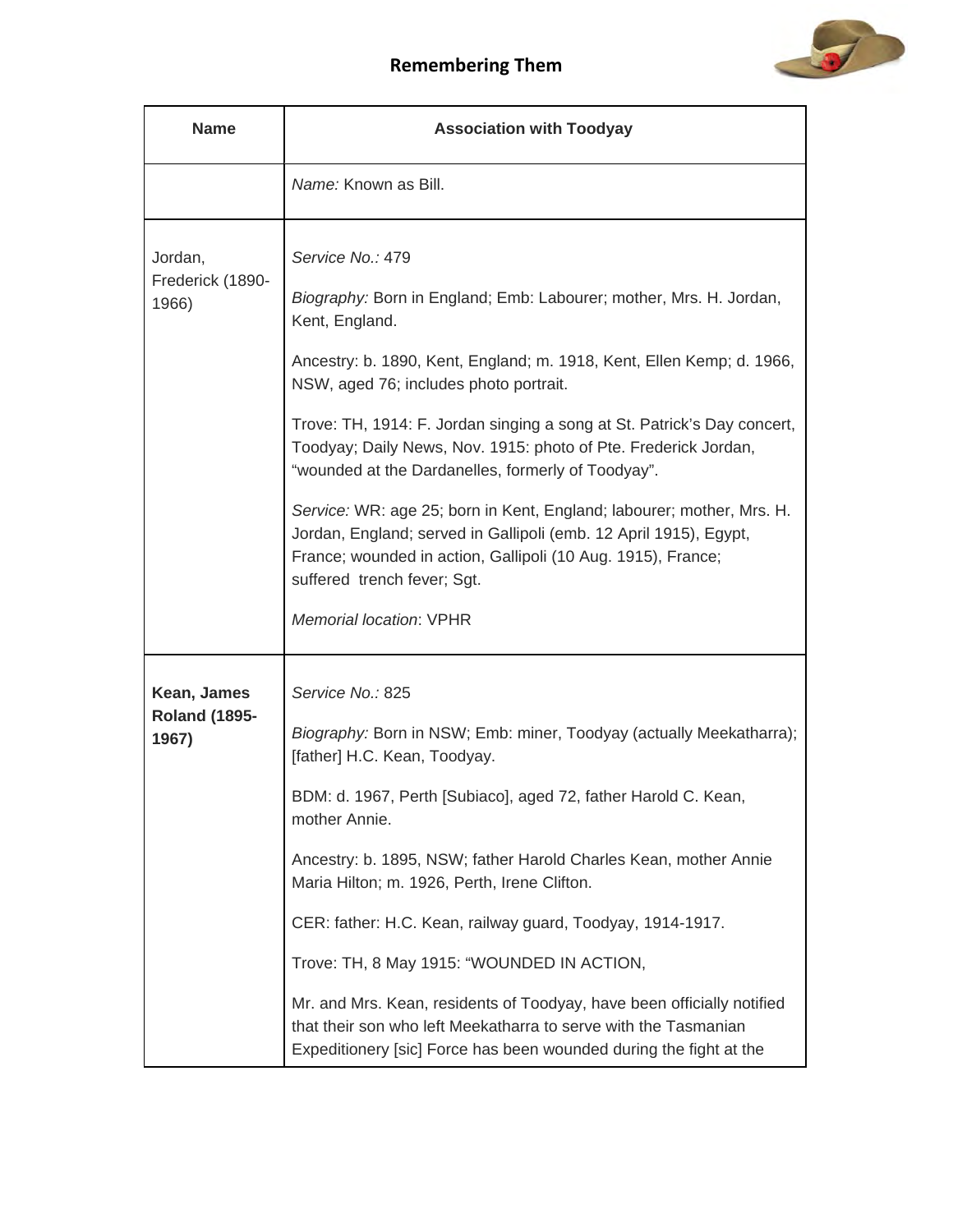## Remembering Them

| Name | Association with Toodyay |
|---|---|
| | *Name:* Known as Bill. |
| Jordan, Frederick (1890-1966) | *Service No.:* 479<br><br>*Biography:* Born in England; Emb: Labourer; mother, Mrs. H. Jordan, Kent, England.<br><br>Ancestry: b. 1890, Kent, England; m. 1918, Kent, Ellen Kemp; d. 1966, NSW, aged 76; includes photo portrait.<br><br>Trove: TH, 1914: F. Jordan singing a song at St. Patrick's Day concert, Toodyay; Daily News, Nov. 1915: photo of Pte. Frederick Jordan, "wounded at the Dardanelles, formerly of Toodyay".<br><br>*Service:* WR: age 25; born in Kent, England; labourer; mother, Mrs. H. Jordan, England; served in Gallipoli (emb. 12 April 1915), Egypt, France; wounded in action, Gallipoli (10 Aug. 1915), France; suffered trench fever; Sgt.<br><br>*Memorial location*: VPHR |
| **Kean, James Roland (1895-1967)** | *Service No.:* 825<br><br>*Biography:* Born in NSW; Emb: miner, Toodyay (actually Meekatharra); [father] H.C. Kean, Toodyay.<br><br>BDM: d. 1967, Perth [Subiaco], aged 72, father Harold C. Kean, mother Annie.<br><br>Ancestry: b. 1895, NSW; father Harold Charles Kean, mother Annie Maria Hilton; m. 1926, Perth, Irene Clifton.<br><br>CER: father: H.C. Kean, railway guard, Toodyay, 1914-1917.<br><br>Trove: TH, 8 May 1915: "WOUNDED IN ACTION,<br><br>Mr. and Mrs. Kean, residents of Toodyay, have been officially notified that their son who left Meekatharra to serve with the Tasmanian Expeditionery [sic] Force has been wounded during the fight at the |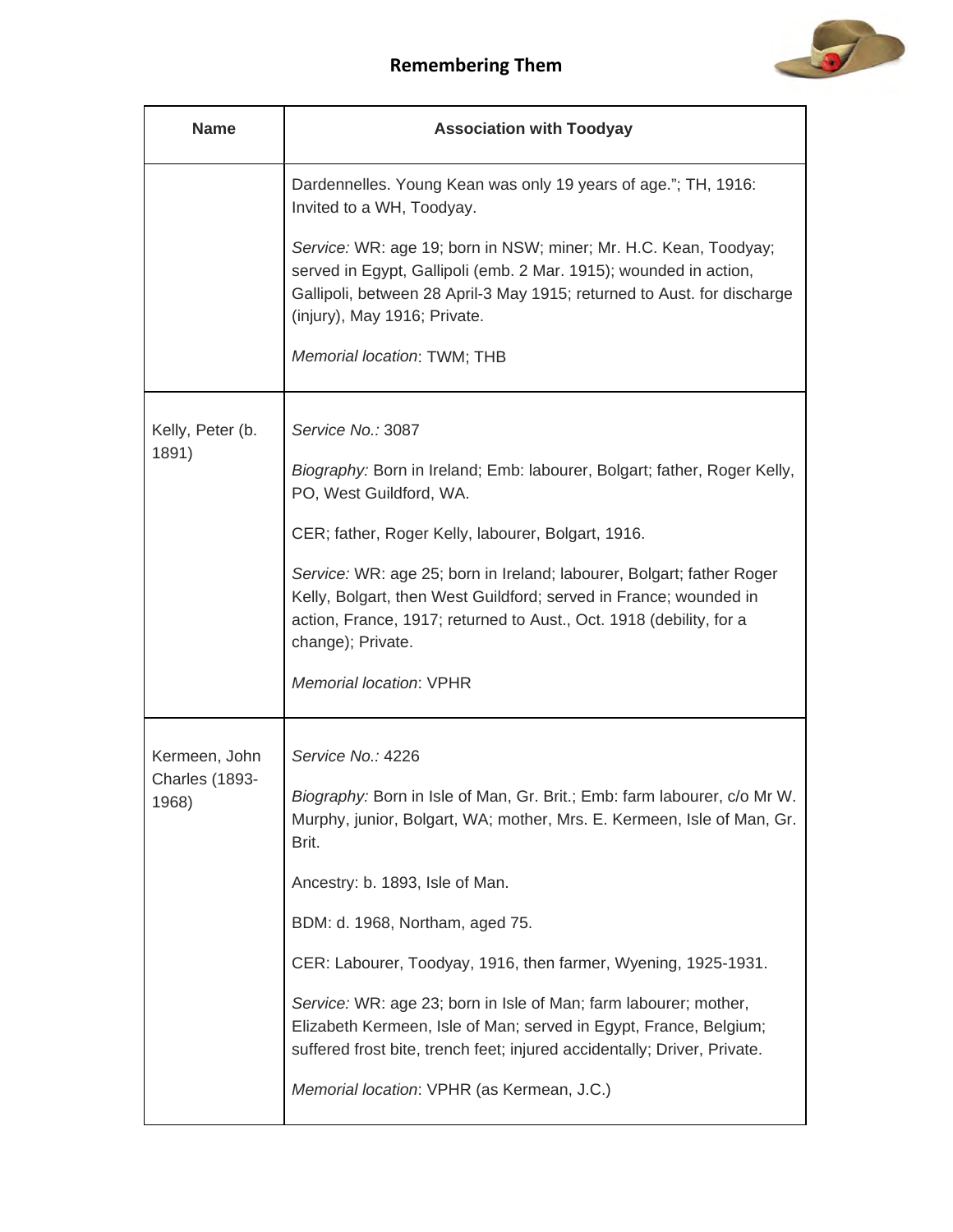| Name | Association with Toodyay |
|---|---|
| | Dardennelles. Young Kean was only 19 years of age."; TH, 1916: Invited to a WH, Toodyay.<br><br>*Service:* WR: age 19; born in NSW; miner; Mr. H.C. Kean, Toodyay; served in Egypt, Gallipoli (emb. 2 Mar. 1915); wounded in action, Gallipoli, between 28 April-3 May 1915; returned to Aust. for discharge (injury), May 1916; Private.<br><br>*Memorial location*: TWM; THB |
| Kelly, Peter (b. 1891) | *Service No.:* 3087<br><br>*Biography:* Born in Ireland; Emb: labourer, Bolgart; father, Roger Kelly, PO, West Guildford, WA.<br><br>CER; father, Roger Kelly, labourer, Bolgart, 1916.<br><br>*Service:* WR: age 25; born in Ireland; labourer, Bolgart; father Roger Kelly, Bolgart, then West Guildford; served in France; wounded in action, France, 1917; returned to Aust., Oct. 1918 (debility, for a change); Private.<br><br>*Memorial location*: VPHR |
| Kermeen, John Charles (1893-1968) | *Service No.:* 4226<br><br>*Biography:* Born in Isle of Man, Gr. Brit.; Emb: farm labourer, c/o Mr W. Murphy, junior, Bolgart, WA; mother, Mrs. E. Kermeen, Isle of Man, Gr. Brit.<br><br>Ancestry: b. 1893, Isle of Man.<br><br>BDM: d. 1968, Northam, aged 75.<br><br>CER: Labourer, Toodyay, 1916, then farmer, Wyening, 1925-1931.<br><br>*Service:* WR: age 23; born in Isle of Man; farm labourer; mother, Elizabeth Kermeen, Isle of Man; served in Egypt, France, Belgium; suffered frost bite, trench feet; injured accidentally; Driver, Private.<br><br>*Memorial location*: VPHR (as Kermean, J.C.) |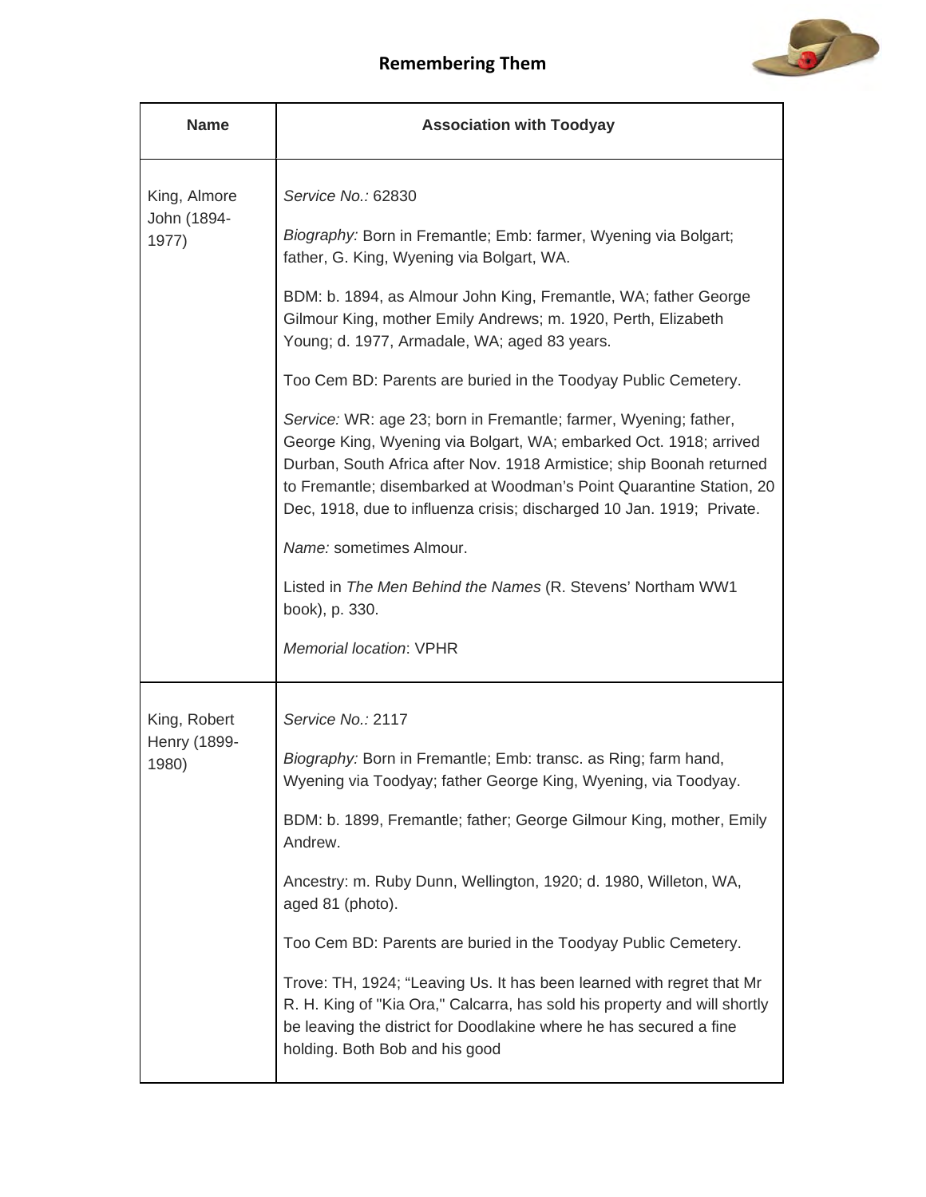## Remembering Them

| Name | Association with Toodyay |
|---|---|
| King, Almore John (1894-1977) | *Service No.:* 62830<br><br>*Biography:* Born in Fremantle; Emb: farmer, Wyening via Bolgart; father, G. King, Wyening via Bolgart, WA.<br><br>BDM: b. 1894, as Almour John King, Fremantle, WA; father George Gilmour King, mother Emily Andrews; m. 1920, Perth, Elizabeth Young; d. 1977, Armadale, WA; aged 83 years.<br><br>Too Cem BD: Parents are buried in the Toodyay Public Cemetery.<br><br>*Service:* WR: age 23; born in Fremantle; farmer, Wyening; father, George King, Wyening via Bolgart, WA; embarked Oct. 1918; arrived Durban, South Africa after Nov. 1918 Armistice; ship Boonah returned to Fremantle; disembarked at Woodman's Point Quarantine Station, 20 Dec, 1918, due to influenza crisis; discharged 10 Jan. 1919; Private.<br><br>*Name:* sometimes Almour.<br><br>Listed in *The Men Behind the Names* (R. Stevens' Northam WW1 book), p. 330.<br><br>*Memorial location*: VPHR |
| King, Robert Henry (1899-1980) | *Service No.:* 2117<br><br>*Biography:* Born in Fremantle; Emb: transc. as Ring; farm hand, Wyening via Toodyay; father George King, Wyening, via Toodyay.<br><br>BDM: b. 1899, Fremantle; father; George Gilmour King, mother, Emily Andrew.<br><br>Ancestry: m. Ruby Dunn, Wellington, 1920; d. 1980, Willeton, WA, aged 81 (photo).<br><br>Too Cem BD: Parents are buried in the Toodyay Public Cemetery.<br><br>Trove: TH, 1924; "Leaving Us. It has been learned with regret that Mr R. H. King of "Kia Ora," Calcarra, has sold his property and will shortly be leaving the district for Doodlakine where he has secured a fine holding. Both Bob and his good |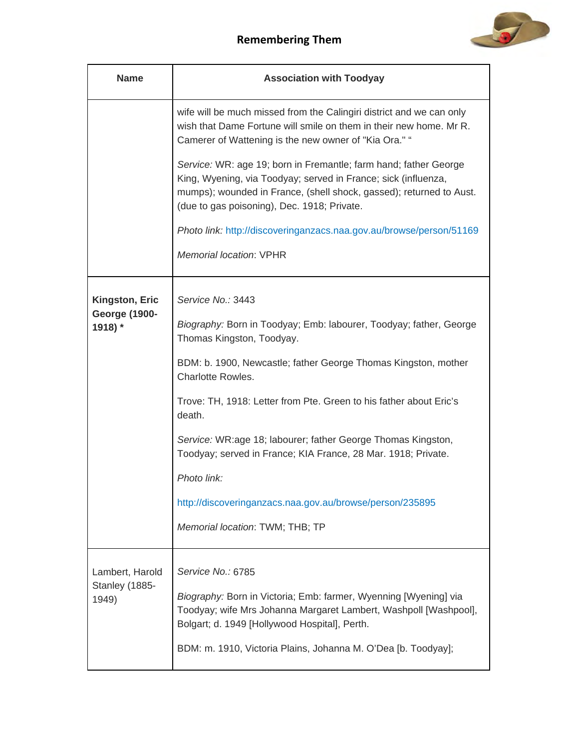| Name | Association with Toodyay |
|---|---|
| | wife will be much missed from the Calingiri district and we can only wish that Dame Fortune will smile on them in their new home. Mr R. Camerer of Wattening is the new owner of "Kia Ora." "<br><br>*Service:* WR: age 19; born in Fremantle; farm hand; father George King, Wyening, via Toodyay; served in France; sick (influenza, mumps); wounded in France, (shell shock, gassed); returned to Aust. (due to gas poisoning), Dec. 1918; Private.<br><br>*Photo link:* http://discoveringanzacs.naa.gov.au/browse/person/51169<br><br>*Memorial location*: VPHR |
| **Kingston, Eric George (1900-1918) *** | *Service No.:* 3443<br><br>*Biography:* Born in Toodyay; Emb: labourer, Toodyay; father, George Thomas Kingston, Toodyay.<br><br>BDM: b. 1900, Newcastle; father George Thomas Kingston, mother Charlotte Rowles.<br><br>Trove: TH, 1918: Letter from Pte. Green to his father about Eric's death.<br><br>*Service:* WR:age 18; labourer; father George Thomas Kingston, Toodyay; served in France; KIA France, 28 Mar. 1918; Private.<br><br>*Photo link:*<br><br>http://discoveringanzacs.naa.gov.au/browse/person/235895<br><br>*Memorial location*: TWM; THB; TP |
| Lambert, Harold Stanley (1885-1949) | *Service No.:* 6785<br><br>*Biography:* Born in Victoria; Emb: farmer, Wyenning [Wyening] via Toodyay; wife Mrs Johanna Margaret Lambert, Washpoll [Washpool], Bolgart; d. 1949 [Hollywood Hospital], Perth.<br><br>BDM: m. 1910, Victoria Plains, Johanna M. O'Dea [b. Toodyay]; |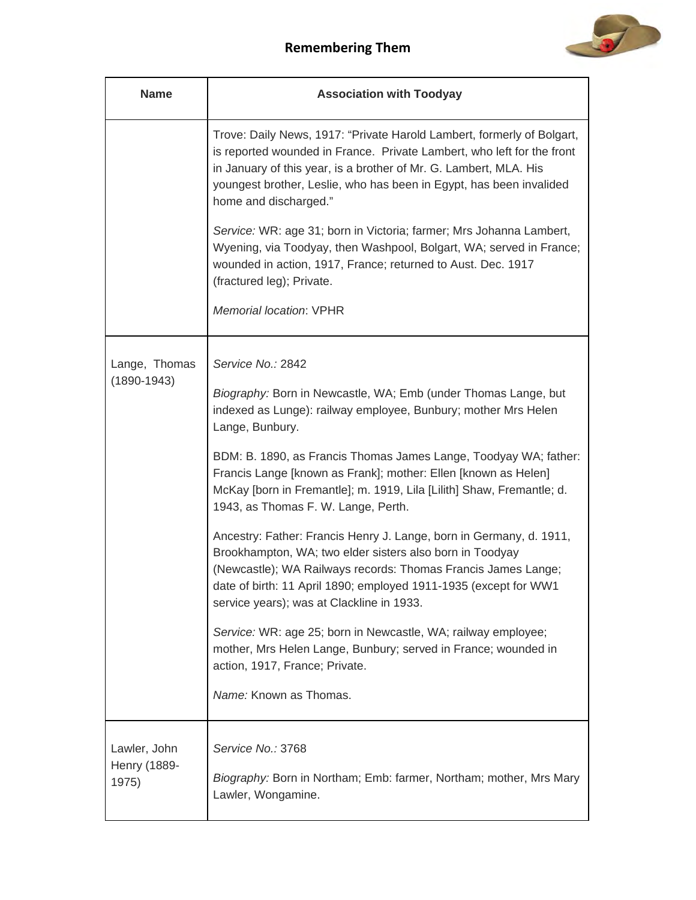| Name | Association with Toodyay |
|---|---|
| | Trove: Daily News, 1917: "Private Harold Lambert, formerly of Bolgart, is reported wounded in France. Private Lambert, who left for the front in January of this year, is a brother of Mr. G. Lambert, MLA. His youngest brother, Leslie, who has been in Egypt, has been invalided home and discharged."<br><br>*Service:* WR: age 31; born in Victoria; farmer; Mrs Johanna Lambert, Wyening, via Toodyay, then Washpool, Bolgart, WA; served in France; wounded in action, 1917, France; returned to Aust. Dec. 1917 (fractured leg); Private.<br><br>*Memorial location*: VPHR |
| Lange, Thomas (1890-1943) | *Service No.:* 2842<br><br>*Biography:* Born in Newcastle, WA; Emb (under Thomas Lange, but indexed as Lunge): railway employee, Bunbury; mother Mrs Helen Lange, Bunbury.<br><br>BDM: B. 1890, as Francis Thomas James Lange, Toodyay WA; father: Francis Lange [known as Frank]; mother: Ellen [known as Helen] McKay [born in Fremantle]; m. 1919, Lila [Lilith] Shaw, Fremantle; d. 1943, as Thomas F. W. Lange, Perth.<br><br>Ancestry: Father: Francis Henry J. Lange, born in Germany, d. 1911, Brookhampton, WA; two elder sisters also born in Toodyay (Newcastle); WA Railways records: Thomas Francis James Lange; date of birth: 11 April 1890; employed 1911-1935 (except for WW1 service years); was at Clackline in 1933.<br><br>*Service:* WR: age 25; born in Newcastle, WA; railway employee; mother, Mrs Helen Lange, Bunbury; served in France; wounded in action, 1917, France; Private.<br><br>*Name:* Known as Thomas. |
| Lawler, John Henry (1889-1975) | *Service No.:* 3768<br><br>*Biography:* Born in Northam; Emb: farmer, Northam; mother, Mrs Mary Lawler, Wongamine. |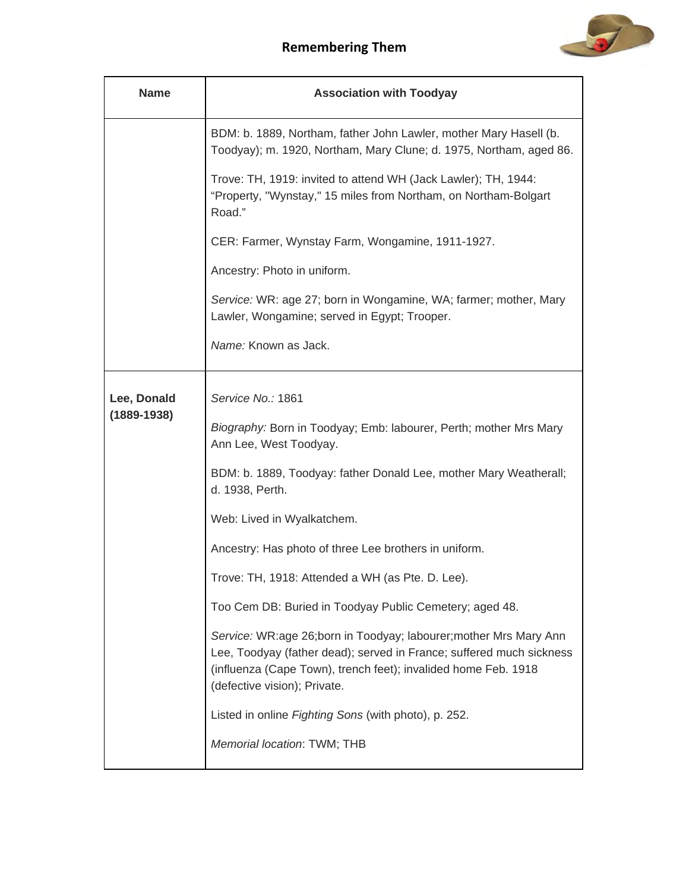| Name | Association with Toodyay |
| --- | --- |
| | BDM: b. 1889, Northam, father John Lawler, mother Mary Hasell (b. Toodyay); m. 1920, Northam, Mary Clune; d. 1975, Northam, aged 86.<br><br>Trove: TH, 1919: invited to attend WH (Jack Lawler); TH, 1944: "Property, "Wynstay," 15 miles from Northam, on Northam-Bolgart Road."<br><br>CER: Farmer, Wynstay Farm, Wongamine, 1911-1927.<br><br>Ancestry: Photo in uniform.<br><br>*Service:* WR: age 27; born in Wongamine, WA; farmer; mother, Mary Lawler, Wongamine; served in Egypt; Trooper.<br><br>*Name:* Known as Jack. |
| **Lee, Donald (1889-1938)** | *Service No.:* 1861<br><br>*Biography:* Born in Toodyay; Emb: labourer, Perth; mother Mrs Mary Ann Lee, West Toodyay.<br><br>BDM: b. 1889, Toodyay: father Donald Lee, mother Mary Weatherall; d. 1938, Perth.<br><br>Web: Lived in Wyalkatchem.<br><br>Ancestry: Has photo of three Lee brothers in uniform.<br><br>Trove: TH, 1918: Attended a WH (as Pte. D. Lee).<br><br>Too Cem DB: Buried in Toodyay Public Cemetery; aged 48.<br><br>*Service:* WR:age 26;born in Toodyay; labourer;mother Mrs Mary Ann Lee, Toodyay (father dead); served in France; suffered much sickness (influenza (Cape Town), trench feet); invalided home Feb. 1918 (defective vision); Private.<br><br>Listed in online *Fighting Sons* (with photo), p. 252.<br><br>*Memorial location*: TWM; THB |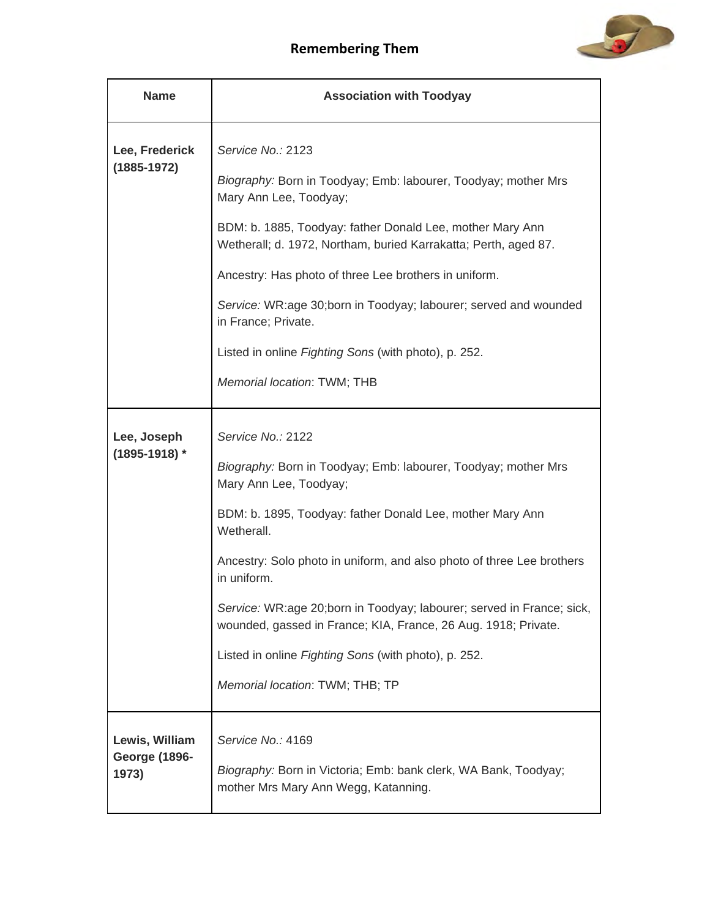## Remembering Them

| Name | Association with Toodyay |
|---|---|
| **Lee, Frederick (1885-1972)** | *Service No.:* 2123<br><br>*Biography:* Born in Toodyay; Emb: labourer, Toodyay; mother Mrs Mary Ann Lee, Toodyay;<br><br>BDM: b. 1885, Toodyay: father Donald Lee, mother Mary Ann Wetherall; d. 1972, Northam, buried Karrakatta; Perth, aged 87.<br><br>Ancestry: Has photo of three Lee brothers in uniform.<br><br>*Service:* WR:age 30;born in Toodyay; labourer; served and wounded in France; Private.<br><br>Listed in online *Fighting Sons* (with photo), p. 252.<br><br>*Memorial location*: TWM; THB |
| **Lee, Joseph (1895-1918) *** | *Service No.:* 2122<br><br>*Biography:* Born in Toodyay; Emb: labourer, Toodyay; mother Mrs Mary Ann Lee, Toodyay;<br><br>BDM: b. 1895, Toodyay: father Donald Lee, mother Mary Ann Wetherall.<br><br>Ancestry: Solo photo in uniform, and also photo of three Lee brothers in uniform.<br><br>*Service:* WR:age 20;born in Toodyay; labourer; served in France; sick, wounded, gassed in France; KIA, France, 26 Aug. 1918; Private.<br><br>Listed in online *Fighting Sons* (with photo), p. 252.<br><br>*Memorial location*: TWM; THB; TP |
| **Lewis, William George (1896-1973)** | *Service No.:* 4169<br><br>*Biography:* Born in Victoria; Emb: bank clerk, WA Bank, Toodyay; mother Mrs Mary Ann Wegg, Katanning. |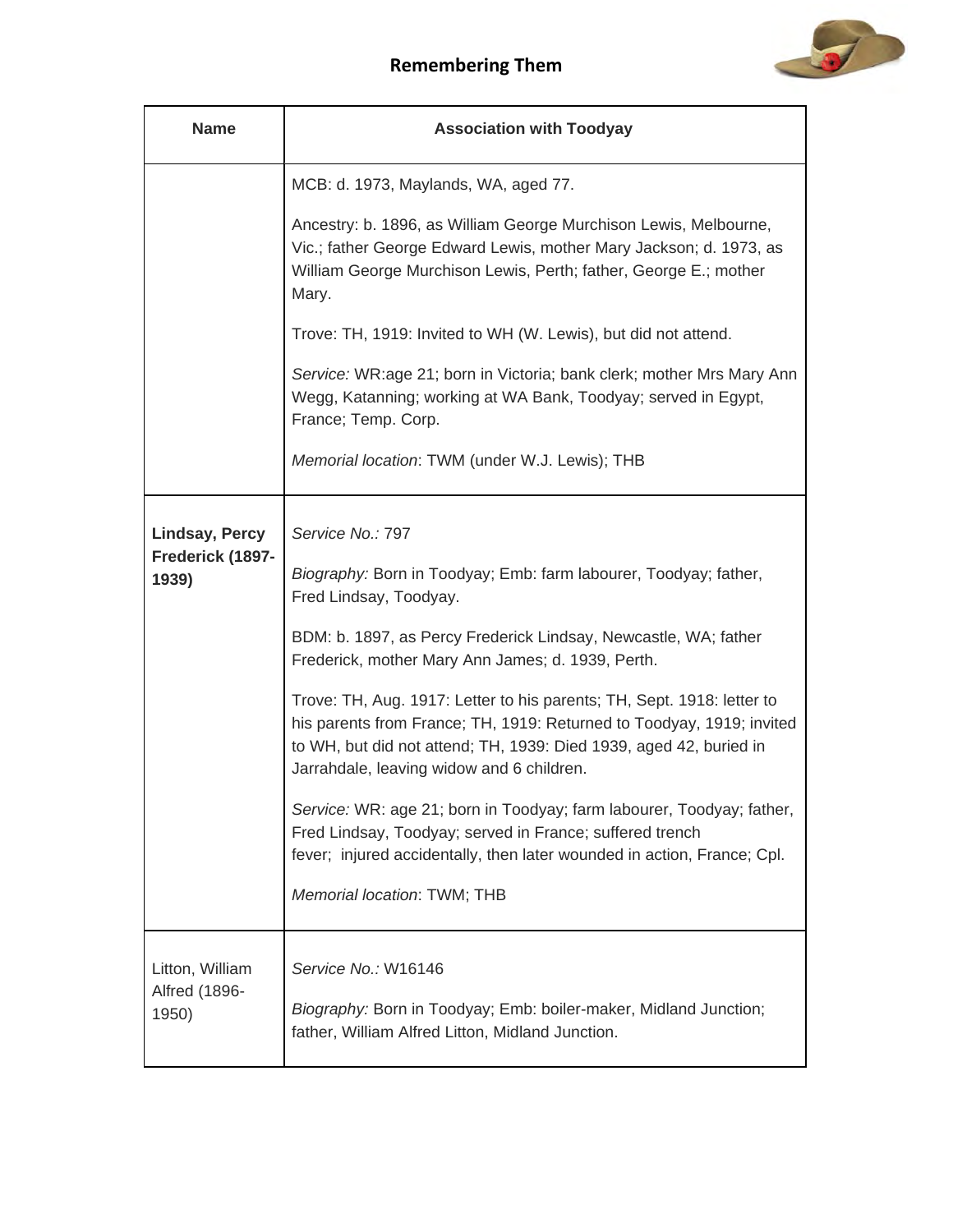| Name | Association with Toodyay |
| --- | --- |
| | MCB: d. 1973, Maylands, WA, aged 77.<br><br>Ancestry: b. 1896, as William George Murchison Lewis, Melbourne, Vic.; father George Edward Lewis, mother Mary Jackson; d. 1973, as William George Murchison Lewis, Perth; father, George E.; mother Mary.<br><br>Trove: TH, 1919: Invited to WH (W. Lewis), but did not attend.<br><br>*Service:* WR:age 21; born in Victoria; bank clerk; mother Mrs Mary Ann Wegg, Katanning; working at WA Bank, Toodyay; served in Egypt, France; Temp. Corp.<br><br>*Memorial location*: TWM (under W.J. Lewis); THB |
| **Lindsay, Percy Frederick (1897-1939)** | *Service No.:* 797<br><br>*Biography:* Born in Toodyay; Emb: farm labourer, Toodyay; father, Fred Lindsay, Toodyay.<br><br>BDM: b. 1897, as Percy Frederick Lindsay, Newcastle, WA; father Frederick, mother Mary Ann James; d. 1939, Perth.<br><br>Trove: TH, Aug. 1917: Letter to his parents; TH, Sept. 1918: letter to his parents from France; TH, 1919: Returned to Toodyay, 1919; invited to WH, but did not attend; TH, 1939: Died 1939, aged 42, buried in Jarrahdale, leaving widow and 6 children.<br><br>*Service:* WR: age 21; born in Toodyay; farm labourer, Toodyay; father, Fred Lindsay, Toodyay; served in France; suffered trench fever; injured accidentally, then later wounded in action, France; Cpl.<br><br>*Memorial location*: TWM; THB |
| Litton, William Alfred (1896-1950) | *Service No.:* W16146<br><br>*Biography:* Born in Toodyay; Emb: boiler-maker, Midland Junction; father, William Alfred Litton, Midland Junction. |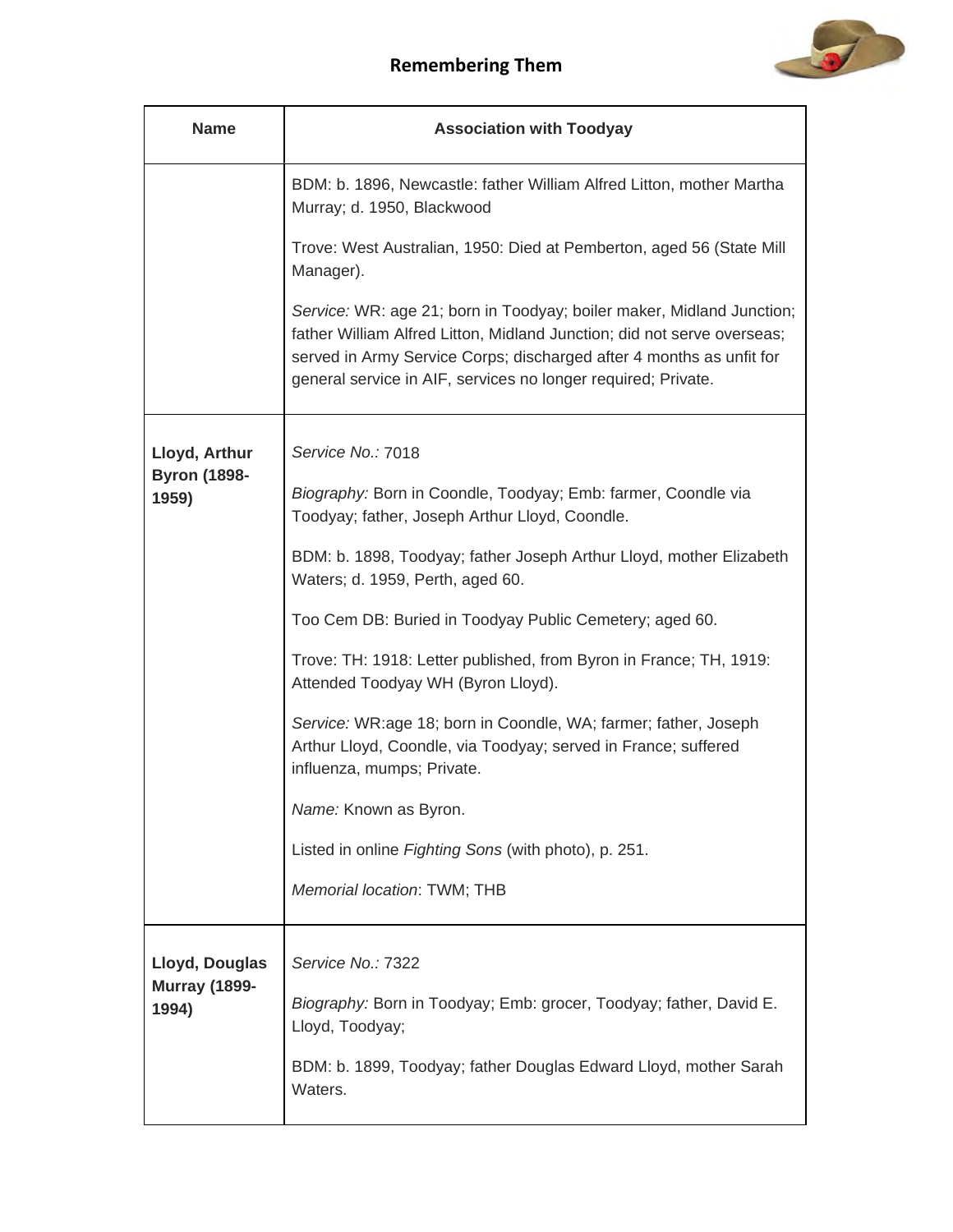| Name | Association with Toodyay |
|---|---|
| | BDM: b. 1896, Newcastle: father William Alfred Litton, mother Martha Murray; d. 1950, Blackwood<br><br>Trove: West Australian, 1950: Died at Pemberton, aged 56 (State Mill Manager).<br><br>*Service:* WR: age 21; born in Toodyay; boiler maker, Midland Junction; father William Alfred Litton, Midland Junction; did not serve overseas; served in Army Service Corps; discharged after 4 months as unfit for general service in AIF, services no longer required; Private. |
| **Lloyd, Arthur Byron (1898-1959)** | *Service No.:* 7018<br><br>*Biography:* Born in Coondle, Toodyay; Emb: farmer, Coondle via Toodyay; father, Joseph Arthur Lloyd, Coondle.<br><br>BDM: b. 1898, Toodyay; father Joseph Arthur Lloyd, mother Elizabeth Waters; d. 1959, Perth, aged 60.<br><br>Too Cem DB: Buried in Toodyay Public Cemetery; aged 60.<br><br>Trove: TH: 1918: Letter published, from Byron in France; TH, 1919: Attended Toodyay WH (Byron Lloyd).<br><br>*Service:* WR:age 18; born in Coondle, WA; farmer; father, Joseph Arthur Lloyd, Coondle, via Toodyay; served in France; suffered influenza, mumps; Private.<br><br>*Name:* Known as Byron.<br><br>Listed in online *Fighting Sons* (with photo), p. 251.<br><br>*Memorial location*: TWM; THB |
| **Lloyd, Douglas Murray (1899-1994)** | *Service No.:* 7322<br><br>*Biography:* Born in Toodyay; Emb: grocer, Toodyay; father, David E. Lloyd, Toodyay;<br><br>BDM: b. 1899, Toodyay; father Douglas Edward Lloyd, mother Sarah Waters. |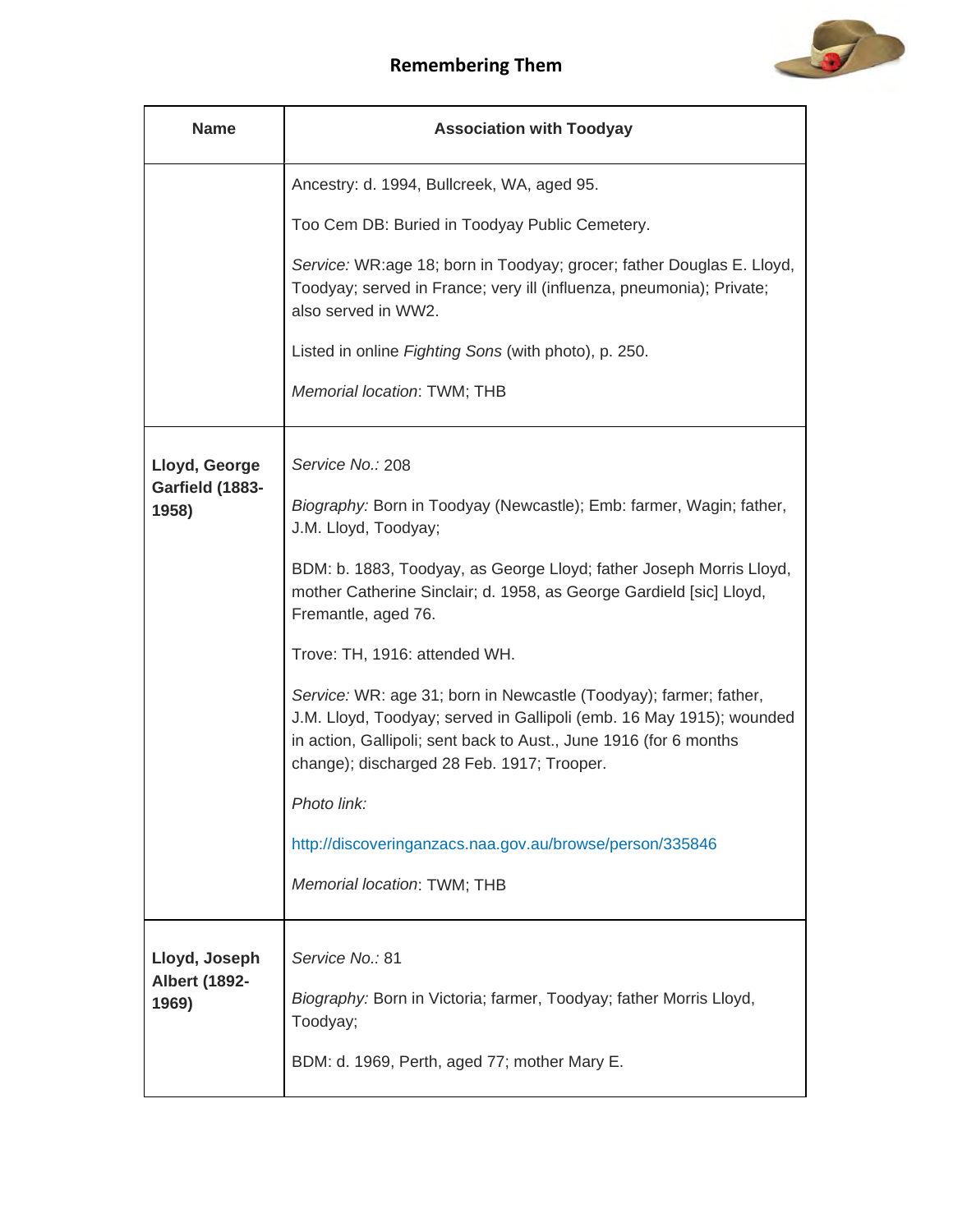## Remembering Them

| Name | Association with Toodyay |
|---|---|
| | Ancestry: d. 1994, Bullcreek, WA, aged 95.<br><br>Too Cem DB: Buried in Toodyay Public Cemetery.<br><br>*Service:* WR:age 18; born in Toodyay; grocer; father Douglas E. Lloyd, Toodyay; served in France; very ill (influenza, pneumonia); Private; also served in WW2.<br><br>Listed in online *Fighting Sons* (with photo), p. 250.<br><br>*Memorial location*: TWM; THB |
| **Lloyd, George Garfield (1883-1958)** | *Service No.:* 208<br><br>*Biography:* Born in Toodyay (Newcastle); Emb: farmer, Wagin; father, J.M. Lloyd, Toodyay;<br><br>BDM: b. 1883, Toodyay, as George Lloyd; father Joseph Morris Lloyd, mother Catherine Sinclair; d. 1958, as George Gardield [sic] Lloyd, Fremantle, aged 76.<br><br>Trove: TH, 1916: attended WH.<br><br>*Service:* WR: age 31; born in Newcastle (Toodyay); farmer; father, J.M. Lloyd, Toodyay; served in Gallipoli (emb. 16 May 1915); wounded in action, Gallipoli; sent back to Aust., June 1916 (for 6 months change); discharged 28 Feb. 1917; Trooper.<br><br>*Photo link:*<br><br>http://discoveringanzacs.naa.gov.au/browse/person/335846<br><br>*Memorial location*: TWM; THB |
| **Lloyd, Joseph Albert (1892-1969)** | *Service No.:* 81<br><br>*Biography:* Born in Victoria; farmer, Toodyay; father Morris Lloyd, Toodyay;<br><br>BDM: d. 1969, Perth, aged 77; mother Mary E. |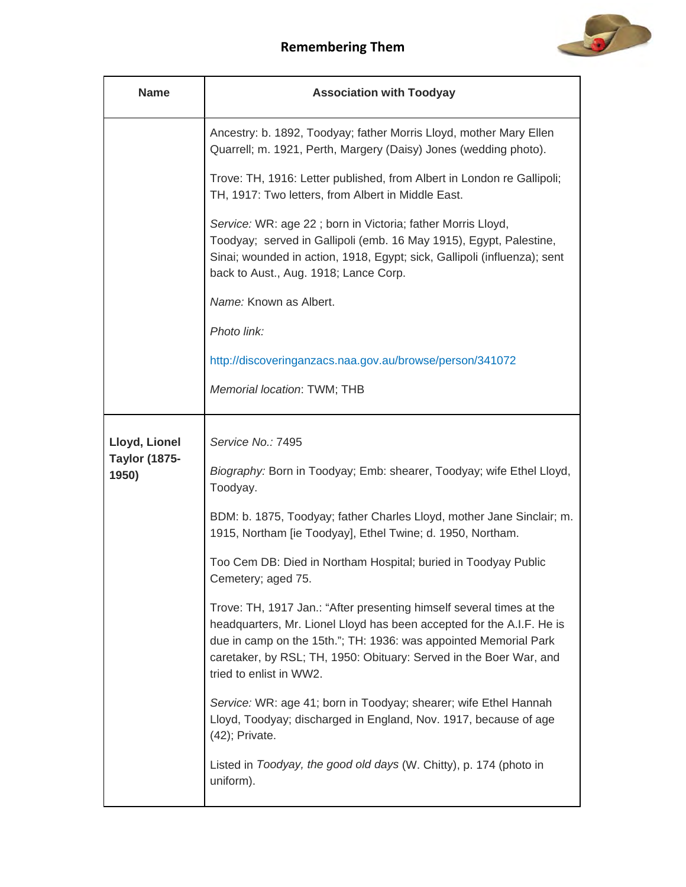## Remembering Them

| Name | Association with Toodyay |
|---|---|
| | Ancestry: b. 1892, Toodyay; father Morris Lloyd, mother Mary Ellen Quarrell; m. 1921, Perth, Margery (Daisy) Jones (wedding photo).<br><br>Trove: TH, 1916: Letter published, from Albert in London re Gallipoli; TH, 1917: Two letters, from Albert in Middle East.<br><br>*Service:* WR: age 22 ; born in Victoria; father Morris Lloyd, Toodyay; served in Gallipoli (emb. 16 May 1915), Egypt, Palestine, Sinai; wounded in action, 1918, Egypt; sick, Gallipoli (influenza); sent back to Aust., Aug. 1918; Lance Corp.<br><br>*Name:* Known as Albert.<br><br>*Photo link:*<br><br>http://discoveringanzacs.naa.gov.au/browse/person/341072<br><br>*Memorial location*: TWM; THB |
| **Lloyd, Lionel Taylor (1875-1950)** | *Service No.:* 7495<br><br>*Biography:* Born in Toodyay; Emb: shearer, Toodyay; wife Ethel Lloyd, Toodyay.<br><br>BDM: b. 1875, Toodyay; father Charles Lloyd, mother Jane Sinclair; m. 1915, Northam [ie Toodyay], Ethel Twine; d. 1950, Northam.<br><br>Too Cem DB: Died in Northam Hospital; buried in Toodyay Public Cemetery; aged 75.<br><br>Trove: TH, 1917 Jan.: "After presenting himself several times at the headquarters, Mr. Lionel Lloyd has been accepted for the A.I.F. He is due in camp on the 15th."; TH: 1936: was appointed Memorial Park caretaker, by RSL; TH, 1950: Obituary: Served in the Boer War, and tried to enlist in WW2.<br><br>*Service:* WR: age 41; born in Toodyay; shearer; wife Ethel Hannah Lloyd, Toodyay; discharged in England, Nov. 1917, because of age (42); Private.<br><br>Listed in *Toodyay, the good old days* (W. Chitty), p. 174 (photo in uniform). |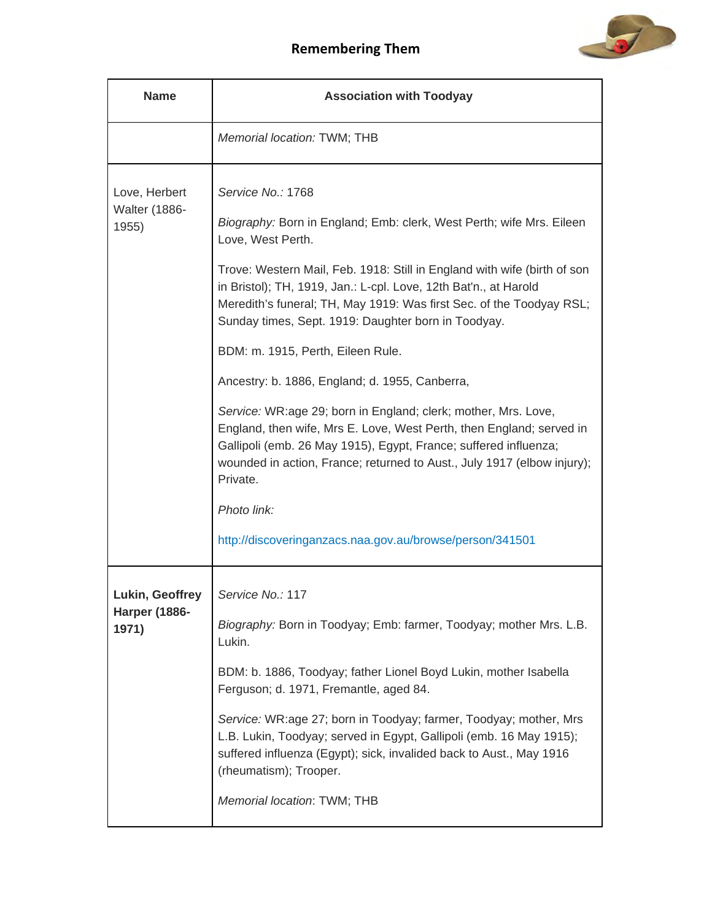| Name | Association with Toodyay |
|---|---|
| | *Memorial location:* TWM; THB |
| Love, Herbert Walter (1886-1955) | *Service No.:* 1768<br><br>*Biography:* Born in England; Emb: clerk, West Perth; wife Mrs. Eileen Love, West Perth.<br><br>Trove: Western Mail, Feb. 1918: Still in England with wife (birth of son in Bristol); TH, 1919, Jan.: L-cpl. Love, 12th Bat'n., at Harold Meredith's funeral; TH, May 1919: Was first Sec. of the Toodyay RSL; Sunday times, Sept. 1919: Daughter born in Toodyay.<br><br>BDM: m. 1915, Perth, Eileen Rule.<br><br>Ancestry: b. 1886, England; d. 1955, Canberra,<br><br>*Service:* WR:age 29; born in England; clerk; mother, Mrs. Love, England, then wife, Mrs E. Love, West Perth, then England; served in Gallipoli (emb. 26 May 1915), Egypt, France; suffered influenza; wounded in action, France; returned to Aust., July 1917 (elbow injury); Private.<br><br>*Photo link:*<br><br>http://discoveringanzacs.naa.gov.au/browse/person/341501 |
| **Lukin, Geoffrey Harper (1886-1971)** | *Service No.:* 117<br><br>*Biography:* Born in Toodyay; Emb: farmer, Toodyay; mother Mrs. L.B. Lukin.<br><br>BDM: b. 1886, Toodyay; father Lionel Boyd Lukin, mother Isabella Ferguson; d. 1971, Fremantle, aged 84.<br><br>*Service:* WR:age 27; born in Toodyay; farmer, Toodyay; mother, Mrs L.B. Lukin, Toodyay; served in Egypt, Gallipoli (emb. 16 May 1915); suffered influenza (Egypt); sick, invalided back to Aust., May 1916 (rheumatism); Trooper.<br><br>*Memorial location*: TWM; THB |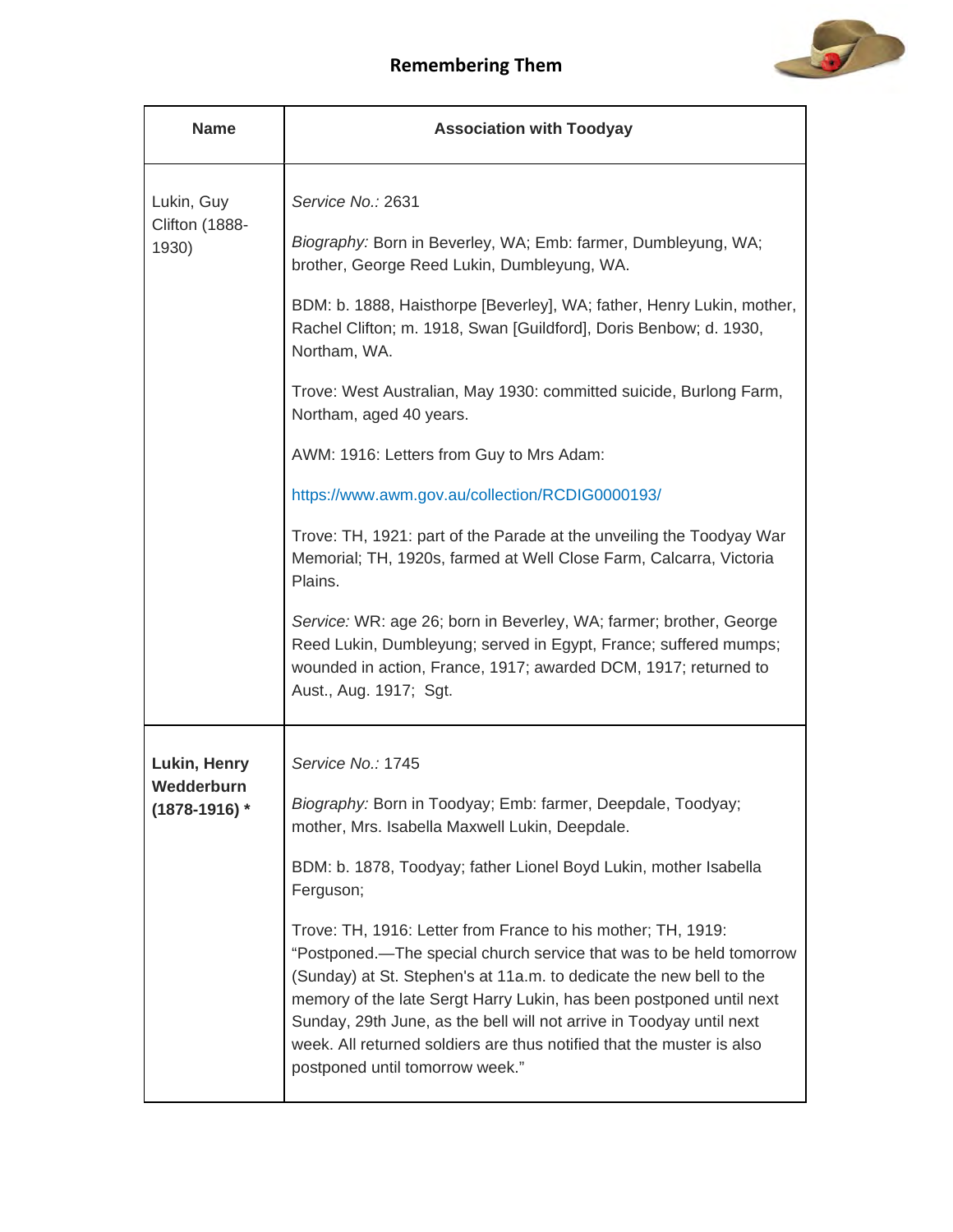## Remembering Them

| Name | Association with Toodyay |
|---|---|
| Lukin, Guy Clifton (1888-1930) | *Service No.:* 2631<br><br>*Biography:* Born in Beverley, WA; Emb: farmer, Dumbleyung, WA; brother, George Reed Lukin, Dumbleyung, WA.<br><br>BDM: b. 1888, Haisthorpe [Beverley], WA; father, Henry Lukin, mother, Rachel Clifton; m. 1918, Swan [Guildford], Doris Benbow; d. 1930, Northam, WA.<br><br>Trove: West Australian, May 1930: committed suicide, Burlong Farm, Northam, aged 40 years.<br><br>AWM: 1916: Letters from Guy to Mrs Adam:<br><br>https://www.awm.gov.au/collection/RCDIG0000193/<br><br>Trove: TH, 1921: part of the Parade at the unveiling the Toodyay War Memorial; TH, 1920s, farmed at Well Close Farm, Calcarra, Victoria Plains.<br><br>*Service:* WR: age 26; born in Beverley, WA; farmer; brother, George Reed Lukin, Dumbleyung; served in Egypt, France; suffered mumps; wounded in action, France, 1917; awarded DCM, 1917; returned to Aust., Aug. 1917; Sgt. |
| **Lukin, Henry Wedderburn (1878-1916) \*** | *Service No.:* 1745<br><br>*Biography:* Born in Toodyay; Emb: farmer, Deepdale, Toodyay; mother, Mrs. Isabella Maxwell Lukin, Deepdale.<br><br>BDM: b. 1878, Toodyay; father Lionel Boyd Lukin, mother Isabella Ferguson;<br><br>Trove: TH, 1916: Letter from France to his mother; TH, 1919: "Postponed.—The special church service that was to be held tomorrow (Sunday) at St. Stephen's at 11a.m. to dedicate the new bell to the memory of the late Sergt Harry Lukin, has been postponed until next Sunday, 29th June, as the bell will not arrive in Toodyay until next week. All returned soldiers are thus notified that the muster is also postponed until tomorrow week." |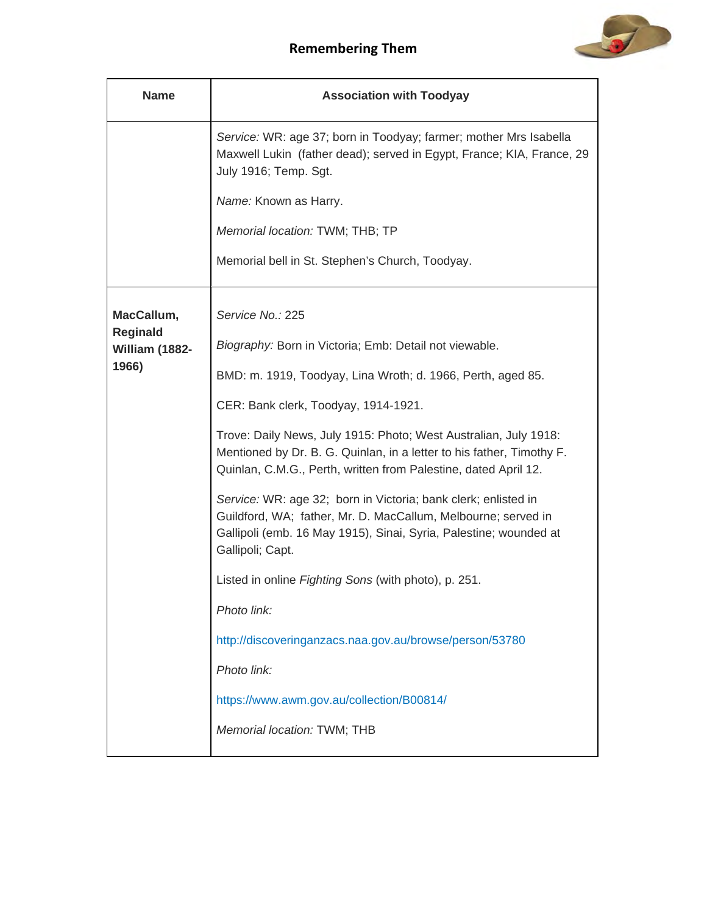| Name | Association with Toodyay |
|---|---|
| | *Service:* WR: age 37; born in Toodyay; farmer; mother Mrs Isabella Maxwell Lukin (father dead); served in Egypt, France; KIA, France, 29 July 1916; Temp. Sgt.<br><br>*Name:* Known as Harry.<br><br>*Memorial location:* TWM; THB; TP<br><br>Memorial bell in St. Stephen's Church, Toodyay. |
| **MacCallum, Reginald William (1882-1966)** | *Service No.:* 225<br><br>*Biography:* Born in Victoria; Emb: Detail not viewable.<br><br>BMD: m. 1919, Toodyay, Lina Wroth; d. 1966, Perth, aged 85.<br><br>CER: Bank clerk, Toodyay, 1914-1921.<br><br>Trove: Daily News, July 1915: Photo; West Australian, July 1918: Mentioned by Dr. B. G. Quinlan, in a letter to his father, Timothy F. Quinlan, C.M.G., Perth, written from Palestine, dated April 12.<br><br>*Service:* WR: age 32; born in Victoria; bank clerk; enlisted in Guildford, WA; father, Mr. D. MacCallum, Melbourne; served in Gallipoli (emb. 16 May 1915), Sinai, Syria, Palestine; wounded at Gallipoli; Capt.<br><br>Listed in online *Fighting Sons* (with photo), p. 251.<br><br>*Photo link:*<br><br>http://discoveringanzacs.naa.gov.au/browse/person/53780<br><br>*Photo link:*<br><br>https://www.awm.gov.au/collection/B00814/<br><br>*Memorial location:* TWM; THB |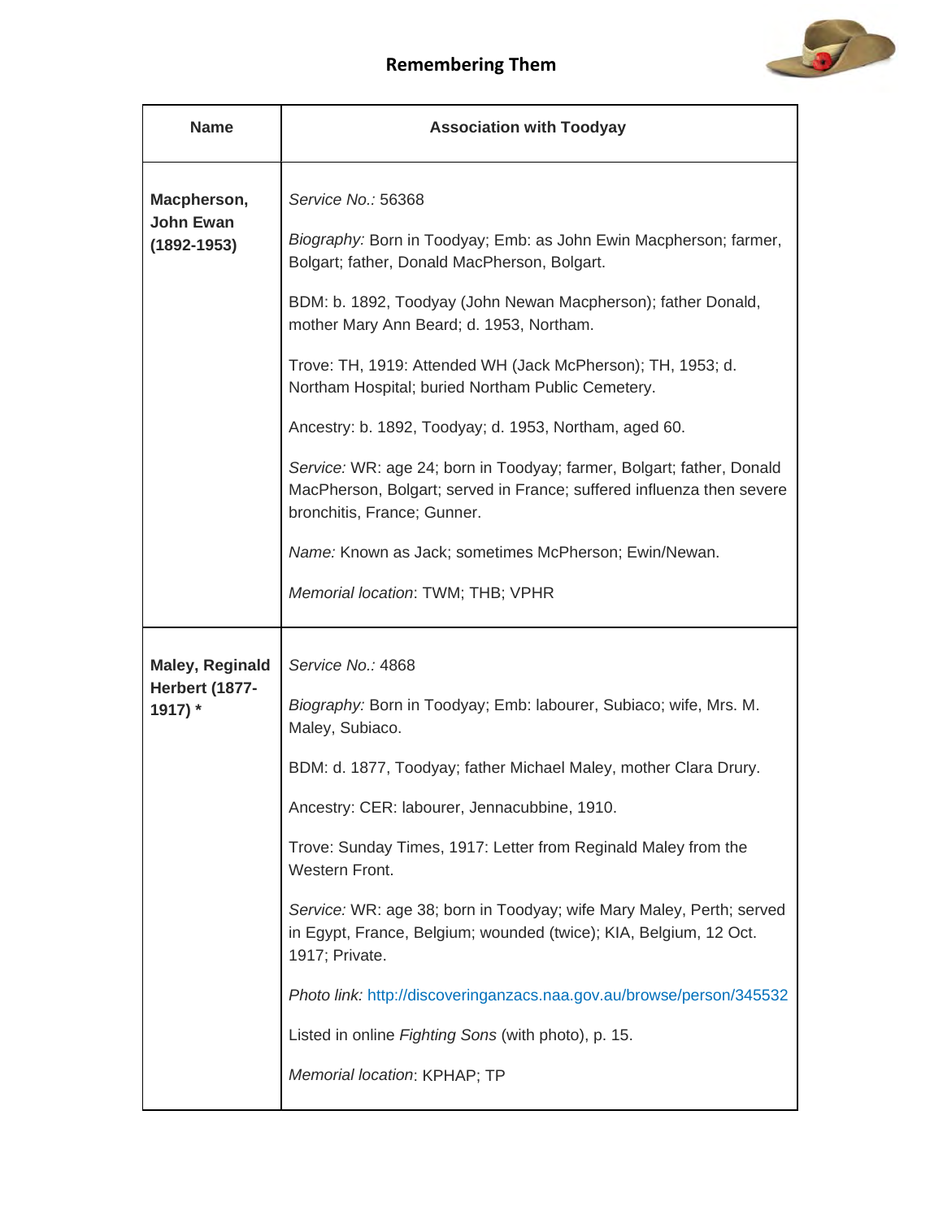## Remembering Them

| Name | Association with Toodyay |
|---|---|
| **Macpherson, John Ewan (1892-1953)** | *Service No.:* 56368<br><br>*Biography:* Born in Toodyay; Emb: as John Ewin Macpherson; farmer, Bolgart; father, Donald MacPherson, Bolgart.<br><br>BDM: b. 1892, Toodyay (John Newan Macpherson); father Donald, mother Mary Ann Beard; d. 1953, Northam.<br><br>Trove: TH, 1919: Attended WH (Jack McPherson); TH, 1953; d. Northam Hospital; buried Northam Public Cemetery.<br><br>Ancestry: b. 1892, Toodyay; d. 1953, Northam, aged 60.<br><br>*Service:* WR: age 24; born in Toodyay; farmer, Bolgart; father, Donald MacPherson, Bolgart; served in France; suffered influenza then severe bronchitis, France; Gunner.<br><br>*Name:* Known as Jack; sometimes McPherson; Ewin/Newan.<br><br>*Memorial location*: TWM; THB; VPHR |
| **Maley, Reginald Herbert (1877-1917) *** | *Service No.:* 4868<br><br>*Biography:* Born in Toodyay; Emb: labourer, Subiaco; wife, Mrs. M. Maley, Subiaco.<br><br>BDM: d. 1877, Toodyay; father Michael Maley, mother Clara Drury.<br><br>Ancestry: CER: labourer, Jennacubbine, 1910.<br><br>Trove: Sunday Times, 1917: Letter from Reginald Maley from the Western Front.<br><br>*Service:* WR: age 38; born in Toodyay; wife Mary Maley, Perth; served in Egypt, France, Belgium; wounded (twice); KIA, Belgium, 12 Oct. 1917; Private.<br><br>*Photo link:* http://discoveringanzacs.naa.gov.au/browse/person/345532<br><br>Listed in online *Fighting Sons* (with photo), p. 15.<br><br>*Memorial location*: KPHAP; TP |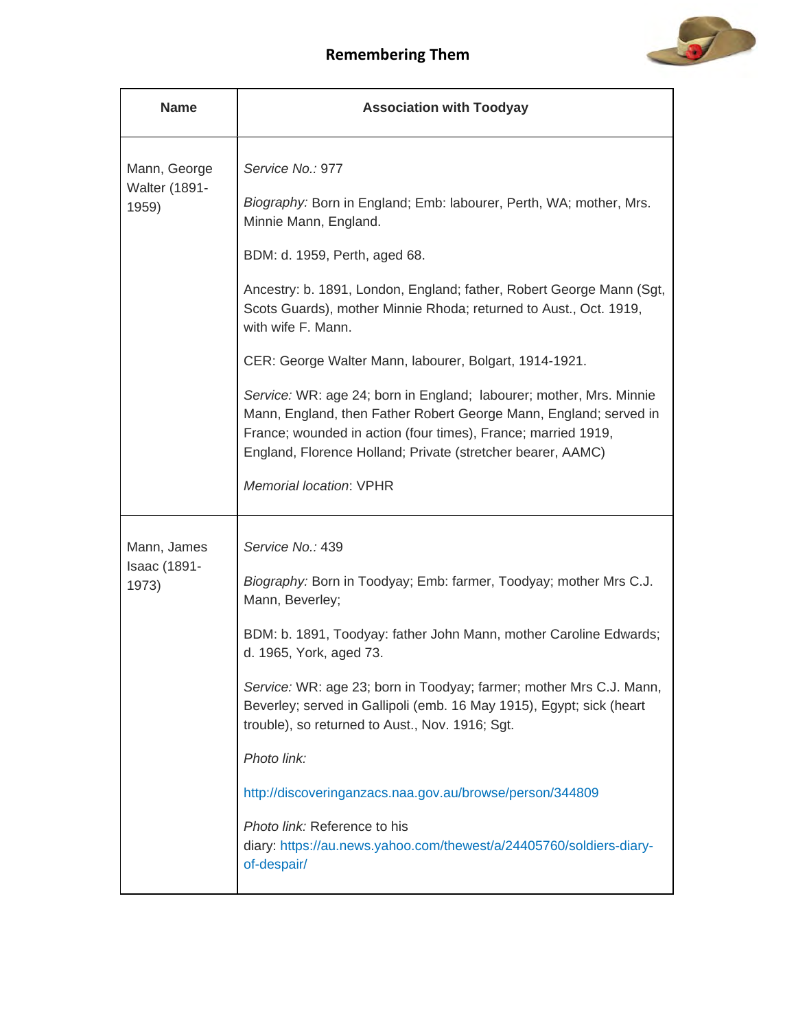## Remembering Them

| Name | Association with Toodyay |
|---|---|
| Mann, George Walter (1891-1959) | *Service No.:* 977<br><br>*Biography:* Born in England; Emb: labourer, Perth, WA; mother, Mrs. Minnie Mann, England.<br><br>BDM: d. 1959, Perth, aged 68.<br><br>Ancestry: b. 1891, London, England; father, Robert George Mann (Sgt, Scots Guards), mother Minnie Rhoda; returned to Aust., Oct. 1919, with wife F. Mann.<br><br>CER: George Walter Mann, labourer, Bolgart, 1914-1921.<br><br>*Service:* WR: age 24; born in England; labourer; mother, Mrs. Minnie Mann, England, then Father Robert George Mann, England; served in France; wounded in action (four times), France; married 1919, England, Florence Holland; Private (stretcher bearer, AAMC)<br><br>*Memorial location*: VPHR |
| Mann, James Isaac (1891-1973) | *Service No.:* 439<br><br>*Biography:* Born in Toodyay; Emb: farmer, Toodyay; mother Mrs C.J. Mann, Beverley;<br><br>BDM: b. 1891, Toodyay: father John Mann, mother Caroline Edwards; d. 1965, York, aged 73.<br><br>*Service:* WR: age 23; born in Toodyay; farmer; mother Mrs C.J. Mann, Beverley; served in Gallipoli (emb. 16 May 1915), Egypt; sick (heart trouble), so returned to Aust., Nov. 1916; Sgt.<br><br>*Photo link:*<br><br>http://discoveringanzacs.naa.gov.au/browse/person/344809<br><br>*Photo link:* Reference to his diary: https://au.news.yahoo.com/thewest/a/24405760/soldiers-diary-of-despair/ |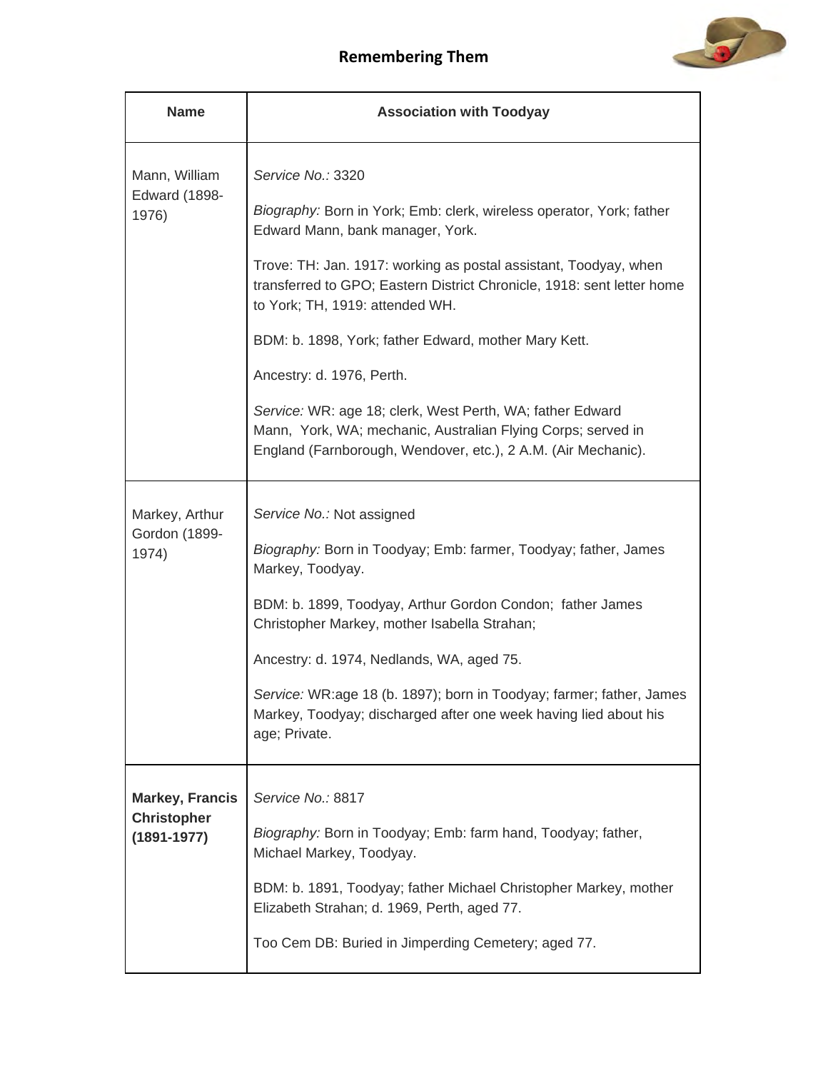**Remembering Them**

| Name | Association with Toodyay |
|---|---|
| Mann, William Edward (1898-1976) | *Service No.:* 3320<br><br>*Biography:* Born in York; Emb: clerk, wireless operator, York; father Edward Mann, bank manager, York.<br><br>Trove: TH: Jan. 1917: working as postal assistant, Toodyay, when transferred to GPO; Eastern District Chronicle, 1918: sent letter home to York; TH, 1919: attended WH.<br><br>BDM: b. 1898, York; father Edward, mother Mary Kett.<br><br>Ancestry: d. 1976, Perth.<br><br>*Service:* WR: age 18; clerk, West Perth, WA; father Edward Mann, York, WA; mechanic, Australian Flying Corps; served in England (Farnborough, Wendover, etc.), 2 A.M. (Air Mechanic). |
| Markey, Arthur Gordon (1899-1974) | *Service No.:* Not assigned<br><br>*Biography:* Born in Toodyay; Emb: farmer, Toodyay; father, James Markey, Toodyay.<br><br>BDM: b. 1899, Toodyay, Arthur Gordon Condon; father James Christopher Markey, mother Isabella Strahan;<br><br>Ancestry: d. 1974, Nedlands, WA, aged 75.<br><br>*Service:* WR:age 18 (b. 1897); born in Toodyay; farmer; father, James Markey, Toodyay; discharged after one week having lied about his age; Private. |
| **Markey, Francis Christopher (1891-1977)** | *Service No.:* 8817<br><br>*Biography:* Born in Toodyay; Emb: farm hand, Toodyay; father, Michael Markey, Toodyay.<br><br>BDM: b. 1891, Toodyay; father Michael Christopher Markey, mother Elizabeth Strahan; d. 1969, Perth, aged 77.<br><br>Too Cem DB: Buried in Jimperding Cemetery; aged 77. |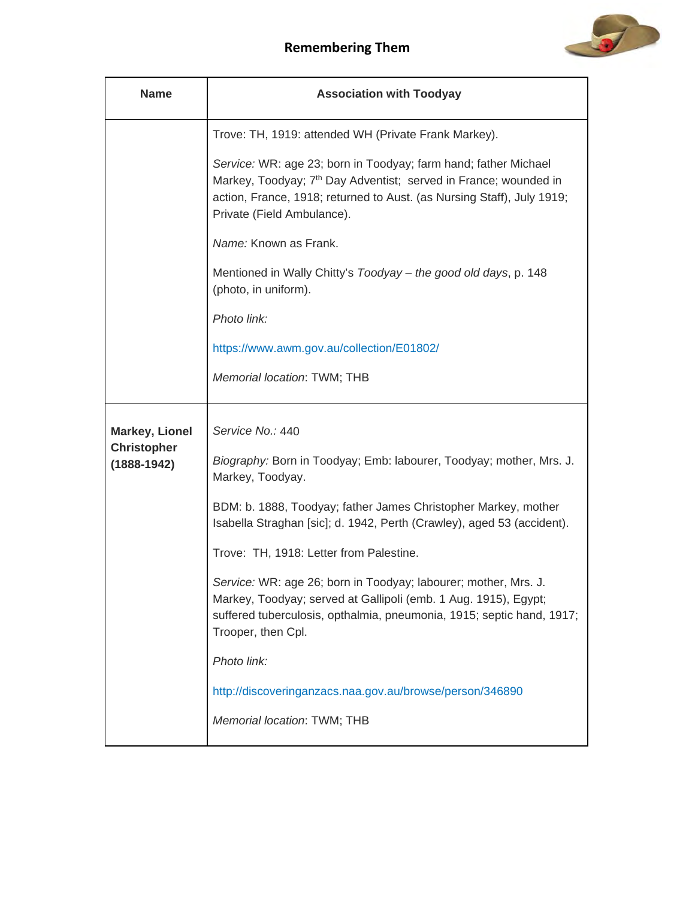## Remembering Them

| Name | Association with Toodyay |
|---|---|
| | Trove: TH, 1919: attended WH (Private Frank Markey).<br><br>*Service:* WR: age 23; born in Toodyay; farm hand; father Michael Markey, Toodyay; 7th Day Adventist; served in France; wounded in action, France, 1918; returned to Aust. (as Nursing Staff), July 1919; Private (Field Ambulance).<br><br>*Name:* Known as Frank.<br><br>Mentioned in Wally Chitty's *Toodyay – the good old days*, p. 148 (photo, in uniform).<br><br>*Photo link:*<br><br>https://www.awm.gov.au/collection/E01802/<br><br>*Memorial location*: TWM; THB |
| **Markey, Lionel Christopher (1888-1942)** | *Service No.:* 440<br><br>*Biography:* Born in Toodyay; Emb: labourer, Toodyay; mother, Mrs. J. Markey, Toodyay.<br><br>BDM: b. 1888, Toodyay; father James Christopher Markey, mother Isabella Straghan [sic]; d. 1942, Perth (Crawley), aged 53 (accident).<br><br>Trove: TH, 1918: Letter from Palestine.<br><br>*Service:* WR: age 26; born in Toodyay; labourer; mother, Mrs. J. Markey, Toodyay; served at Gallipoli (emb. 1 Aug. 1915), Egypt; suffered tuberculosis, opthalmia, pneumonia, 1915; septic hand, 1917; Trooper, then Cpl.<br><br>*Photo link:*<br><br>http://discoveringanzacs.naa.gov.au/browse/person/346890<br><br>*Memorial location*: TWM; THB |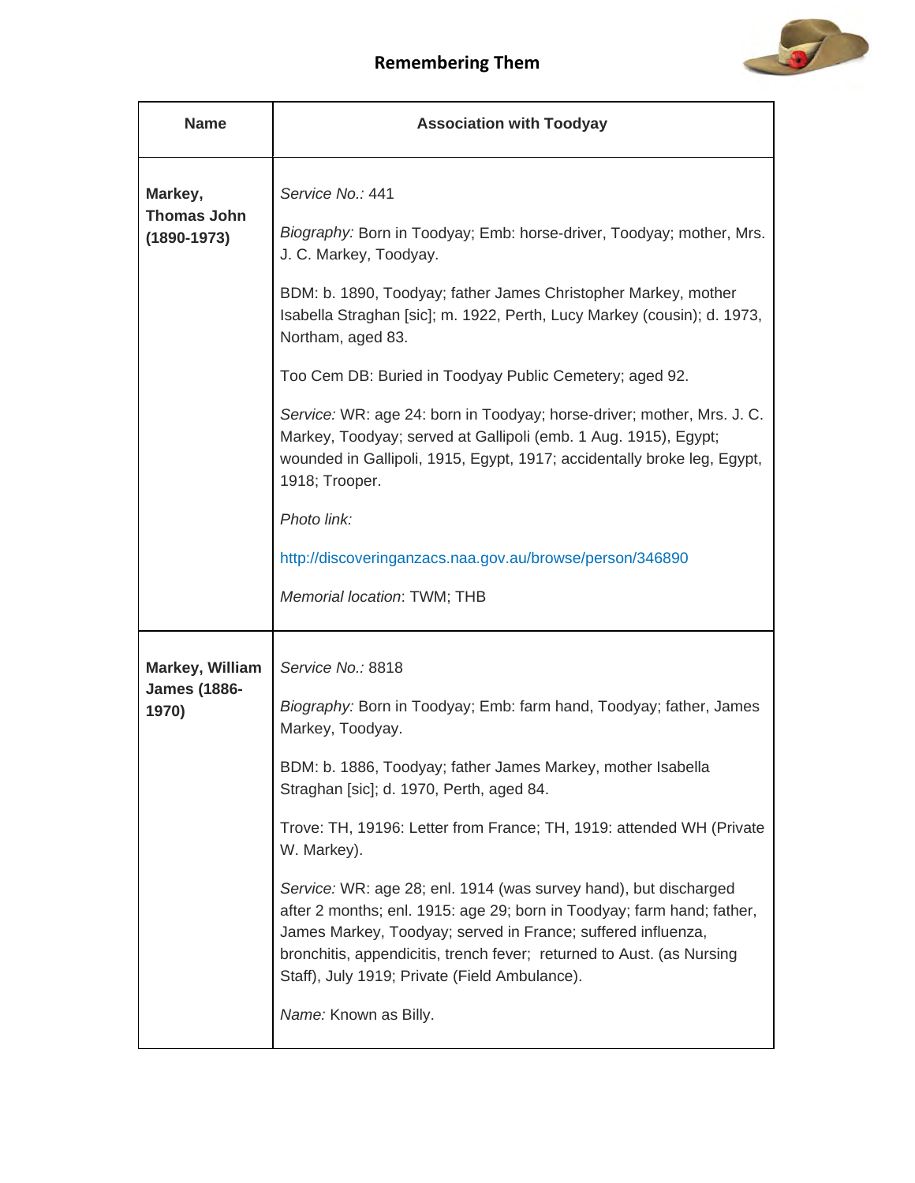| Name | Association with Toodyay |
|---|---|
| **Markey, Thomas John (1890-1973)** | *Service No.:* 441<br><br>*Biography:* Born in Toodyay; Emb: horse-driver, Toodyay; mother, Mrs. J. C. Markey, Toodyay.<br><br>BDM: b. 1890, Toodyay; father James Christopher Markey, mother Isabella Straghan [sic]; m. 1922, Perth, Lucy Markey (cousin); d. 1973, Northam, aged 83.<br><br>Too Cem DB: Buried in Toodyay Public Cemetery; aged 92.<br><br>*Service:* WR: age 24: born in Toodyay; horse-driver; mother, Mrs. J. C. Markey, Toodyay; served at Gallipoli (emb. 1 Aug. 1915), Egypt; wounded in Gallipoli, 1915, Egypt, 1917; accidentally broke leg, Egypt, 1918; Trooper.<br><br>*Photo link:*<br><br>http://discoveringanzacs.naa.gov.au/browse/person/346890<br><br>*Memorial location*: TWM; THB |
| **Markey, William James (1886-1970)** | *Service No.:* 8818<br><br>*Biography:* Born in Toodyay; Emb: farm hand, Toodyay; father, James Markey, Toodyay.<br><br>BDM: b. 1886, Toodyay; father James Markey, mother Isabella Straghan [sic]; d. 1970, Perth, aged 84.<br><br>Trove: TH, 19196: Letter from France; TH, 1919: attended WH (Private W. Markey).<br><br>*Service:* WR: age 28; enl. 1914 (was survey hand), but discharged after 2 months; enl. 1915: age 29; born in Toodyay; farm hand; father, James Markey, Toodyay; served in France; suffered influenza, bronchitis, appendicitis, trench fever; returned to Aust. (as Nursing Staff), July 1919; Private (Field Ambulance).<br><br>*Name:* Known as Billy. |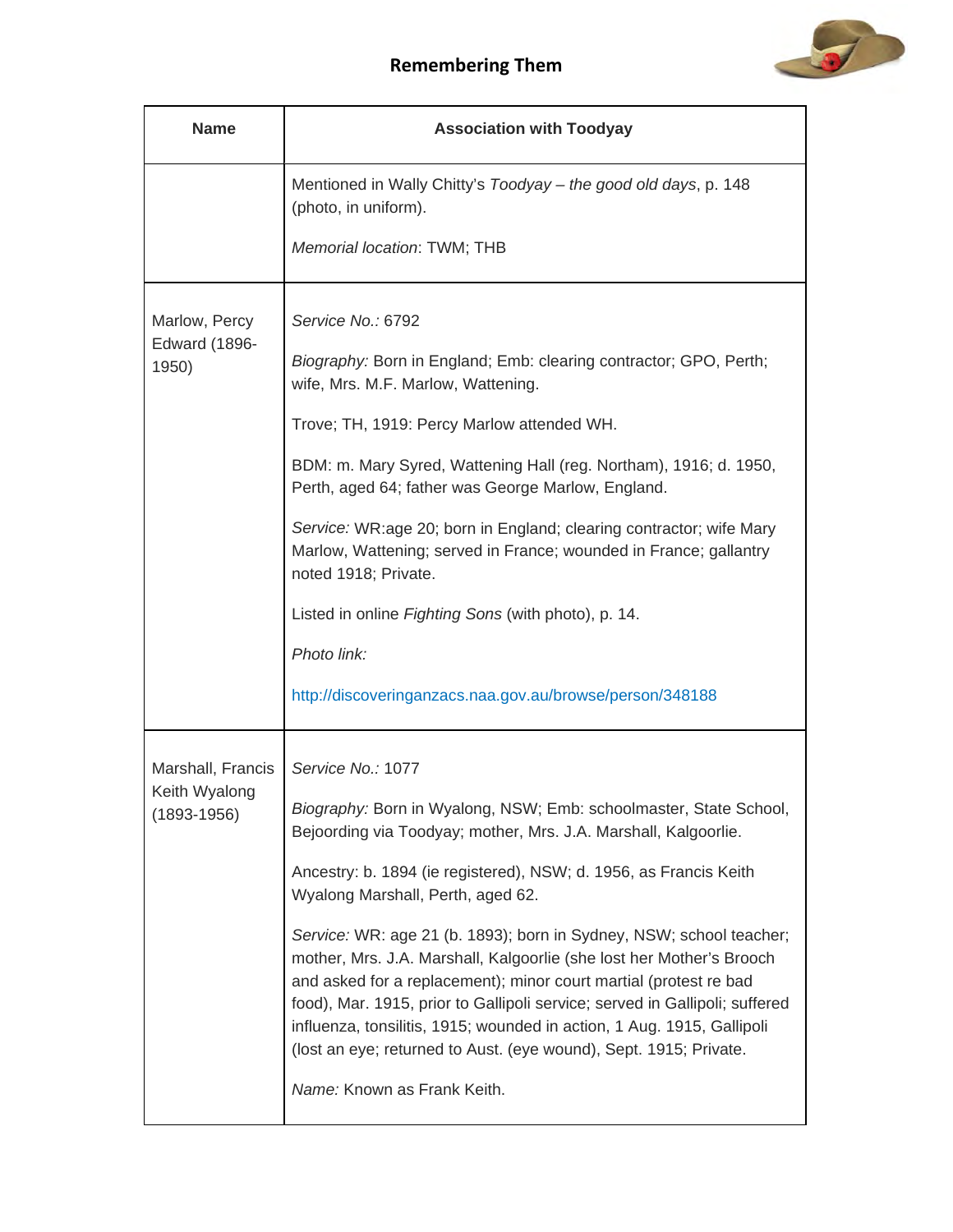| Name | Association with Toodyay |
|---|---|
| | Mentioned in Wally Chitty's *Toodyay – the good old days*, p. 148 (photo, in uniform).<br><br>*Memorial location*: TWM; THB |
| Marlow, Percy Edward (1896-1950) | *Service No.:* 6792<br><br>*Biography:* Born in England; Emb: clearing contractor; GPO, Perth; wife, Mrs. M.F. Marlow, Wattening.<br><br>Trove; TH, 1919: Percy Marlow attended WH.<br><br>BDM: m. Mary Syred, Wattening Hall (reg. Northam), 1916; d. 1950, Perth, aged 64; father was George Marlow, England.<br><br>*Service:* WR:age 20; born in England; clearing contractor; wife Mary Marlow, Wattening; served in France; wounded in France; gallantry noted 1918; Private.<br><br>Listed in online *Fighting Sons* (with photo), p. 14.<br><br>*Photo link:*<br><br>http://discoveringanzacs.naa.gov.au/browse/person/348188 |
| Marshall, Francis Keith Wyalong (1893-1956) | *Service No.:* 1077<br><br>*Biography:* Born in Wyalong, NSW; Emb: schoolmaster, State School, Bejoording via Toodyay; mother, Mrs. J.A. Marshall, Kalgoorlie.<br><br>Ancestry: b. 1894 (ie registered), NSW; d. 1956, as Francis Keith Wyalong Marshall, Perth, aged 62.<br><br>*Service:* WR: age 21 (b. 1893); born in Sydney, NSW; school teacher; mother, Mrs. J.A. Marshall, Kalgoorlie (she lost her Mother's Brooch and asked for a replacement); minor court martial (protest re bad food), Mar. 1915, prior to Gallipoli service; served in Gallipoli; suffered influenza, tonsilitis, 1915; wounded in action, 1 Aug. 1915, Gallipoli (lost an eye; returned to Aust. (eye wound), Sept. 1915; Private.<br><br>*Name:* Known as Frank Keith. |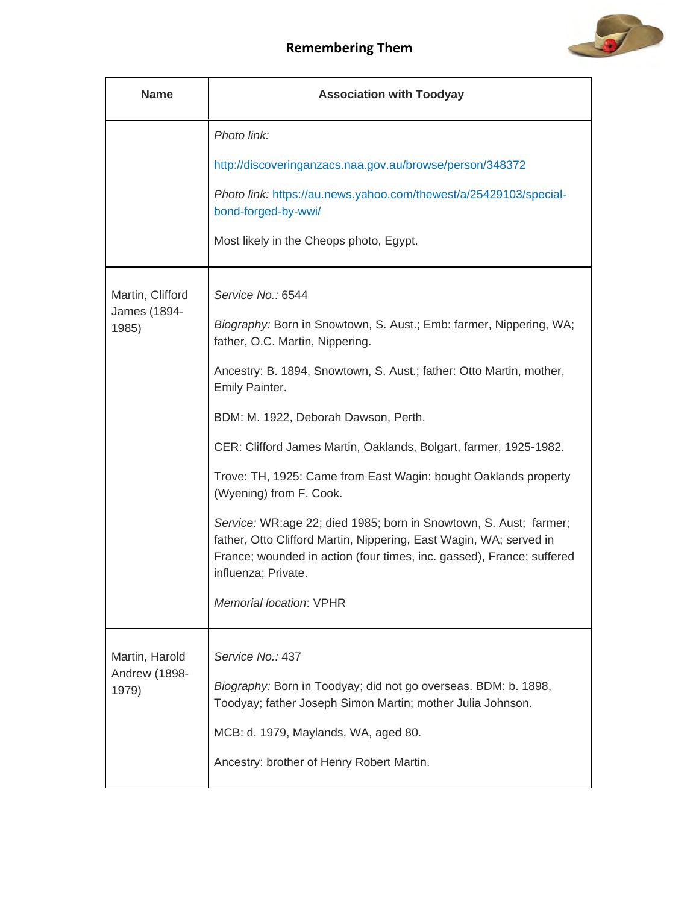## Remembering Them

| Name | Association with Toodyay |
|---|---|
| | *Photo link:* http://discoveringanzacs.naa.gov.au/browse/person/348372<br><br>*Photo link:* https://au.news.yahoo.com/thewest/a/25429103/special-bond-forged-by-wwi/<br><br>Most likely in the Cheops photo, Egypt. |
| Martin, Clifford James (1894-1985) | *Service No.:* 6544<br><br>*Biography:* Born in Snowtown, S. Aust.; Emb: farmer, Nippering, WA; father, O.C. Martin, Nippering.<br><br>Ancestry: B. 1894, Snowtown, S. Aust.; father: Otto Martin, mother, Emily Painter.<br><br>BDM: M. 1922, Deborah Dawson, Perth.<br><br>CER: Clifford James Martin, Oaklands, Bolgart, farmer, 1925-1982.<br><br>Trove: TH, 1925: Came from East Wagin: bought Oaklands property (Wyening) from F. Cook.<br><br>*Service:* WR:age 22; died 1985; born in Snowtown, S. Aust; farmer; father, Otto Clifford Martin, Nippering, East Wagin, WA; served in France; wounded in action (four times, inc. gassed), France; suffered influenza; Private.<br><br>*Memorial location*: VPHR |
| Martin, Harold Andrew (1898-1979) | *Service No.:* 437<br><br>*Biography:* Born in Toodyay; did not go overseas. BDM: b. 1898, Toodyay; father Joseph Simon Martin; mother Julia Johnson.<br><br>MCB: d. 1979, Maylands, WA, aged 80.<br><br>Ancestry: brother of Henry Robert Martin. |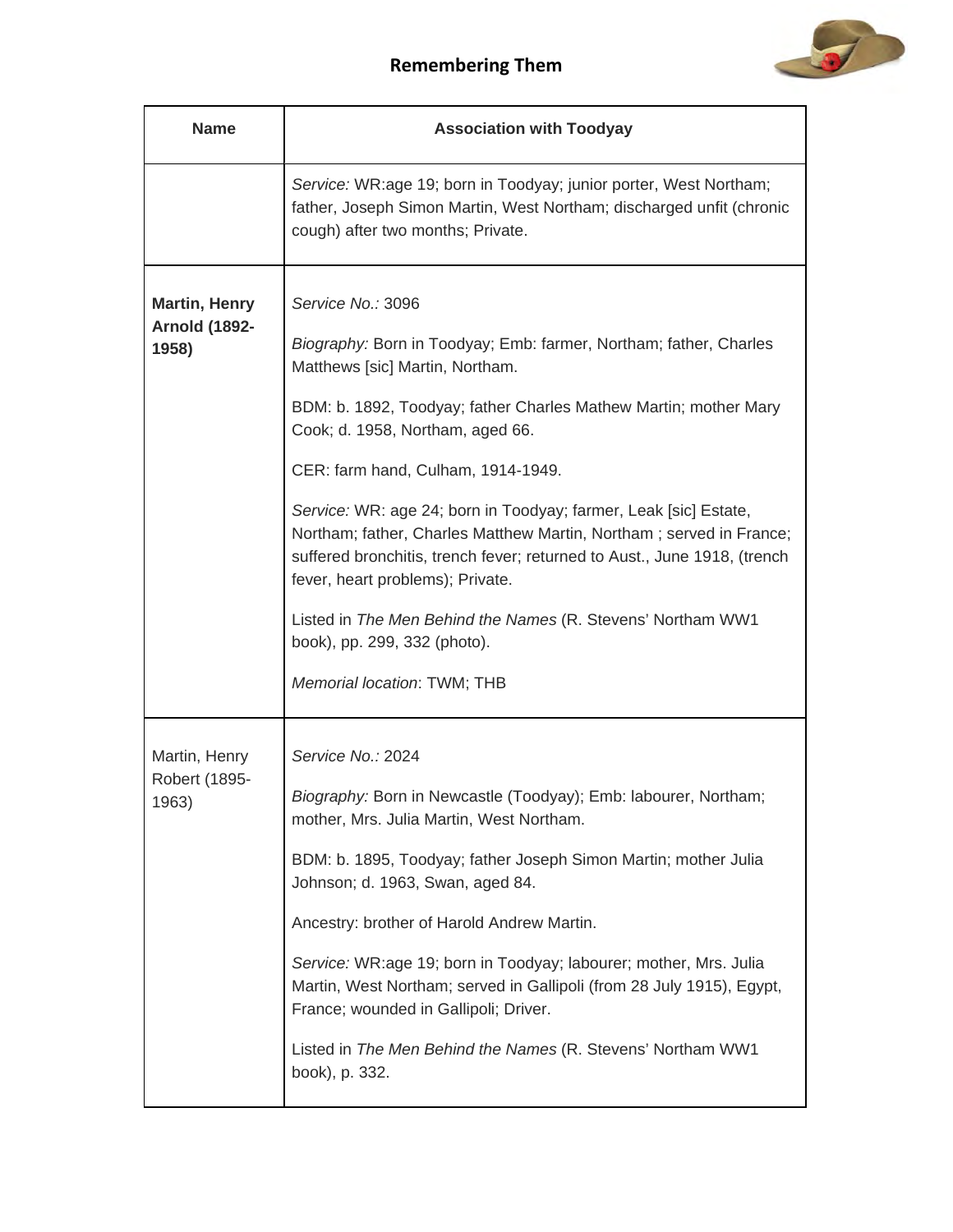**Remembering Them**

| Name | Association with Toodyay |
|---|---|
| | *Service:* WR:age 19; born in Toodyay; junior porter, West Northam; father, Joseph Simon Martin, West Northam; discharged unfit (chronic cough) after two months; Private. |
| **Martin, Henry Arnold (1892-1958)** | *Service No.:* 3096<br><br>*Biography:* Born in Toodyay; Emb: farmer, Northam; father, Charles Matthews [sic] Martin, Northam.<br><br>BDM: b. 1892, Toodyay; father Charles Mathew Martin; mother Mary Cook; d. 1958, Northam, aged 66.<br><br>CER: farm hand, Culham, 1914-1949.<br><br>*Service:* WR: age 24; born in Toodyay; farmer, Leak [sic] Estate, Northam; father, Charles Matthew Martin, Northam ; served in France; suffered bronchitis, trench fever; returned to Aust., June 1918, (trench fever, heart problems); Private.<br><br>Listed in *The Men Behind the Names* (R. Stevens' Northam WW1 book), pp. 299, 332 (photo).<br><br>*Memorial location*: TWM; THB |
| Martin, Henry Robert (1895-1963) | *Service No.:* 2024<br><br>*Biography:* Born in Newcastle (Toodyay); Emb: labourer, Northam; mother, Mrs. Julia Martin, West Northam.<br><br>BDM: b. 1895, Toodyay; father Joseph Simon Martin; mother Julia Johnson; d. 1963, Swan, aged 84.<br><br>Ancestry: brother of Harold Andrew Martin.<br><br>*Service:* WR:age 19; born in Toodyay; labourer; mother, Mrs. Julia Martin, West Northam; served in Gallipoli (from 28 July 1915), Egypt, France; wounded in Gallipoli; Driver.<br><br>Listed in *The Men Behind the Names* (R. Stevens' Northam WW1 book), p. 332. |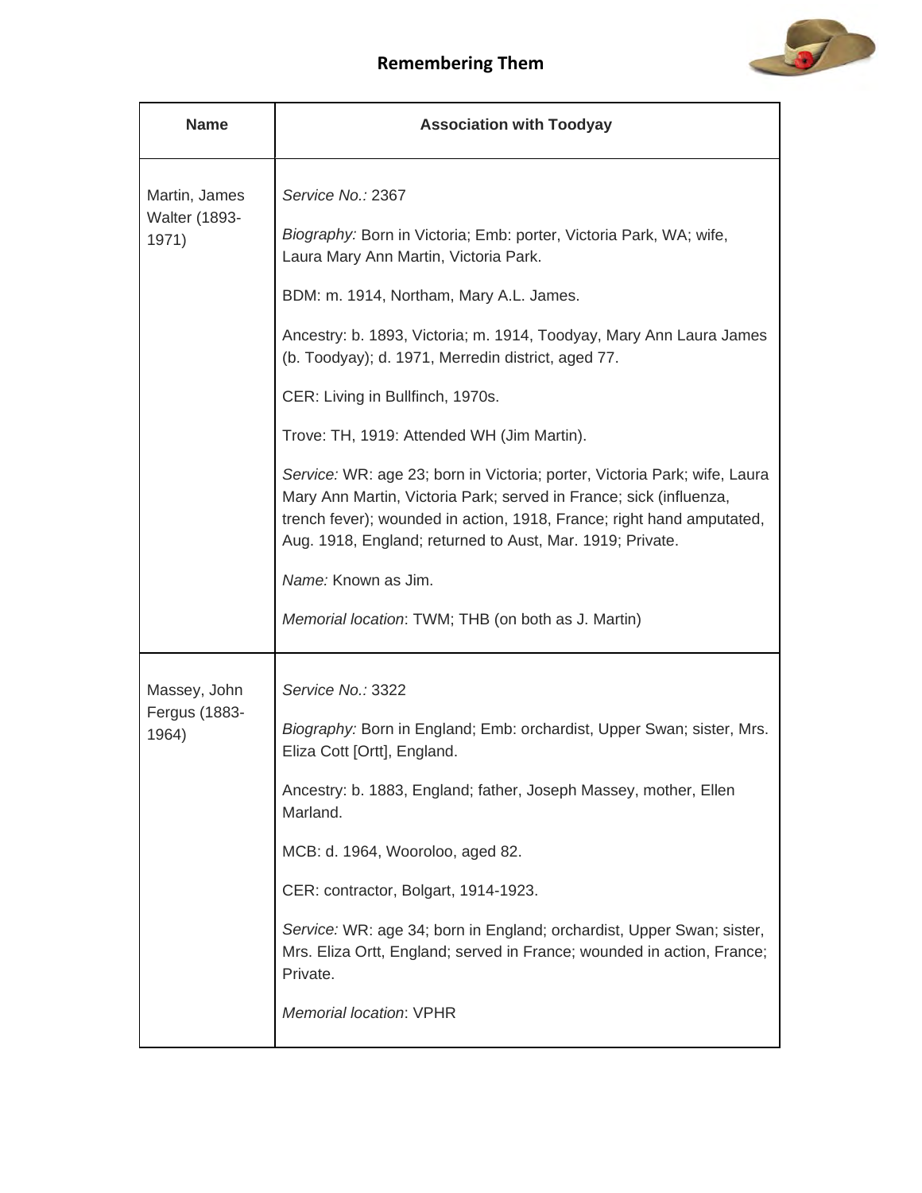## Remembering Them

| Name | Association with Toodyay |
| --- | --- |
| Martin, James Walter (1893-1971) | *Service No.:* 2367<br><br>*Biography:* Born in Victoria; Emb: porter, Victoria Park, WA; wife, Laura Mary Ann Martin, Victoria Park.<br><br>BDM: m. 1914, Northam, Mary A.L. James.<br><br>Ancestry: b. 1893, Victoria; m. 1914, Toodyay, Mary Ann Laura James (b. Toodyay); d. 1971, Merredin district, aged 77.<br><br>CER: Living in Bullfinch, 1970s.<br><br>Trove: TH, 1919: Attended WH (Jim Martin).<br><br>*Service:* WR: age 23; born in Victoria; porter, Victoria Park; wife, Laura Mary Ann Martin, Victoria Park; served in France; sick (influenza, trench fever); wounded in action, 1918, France; right hand amputated, Aug. 1918, England; returned to Aust, Mar. 1919; Private.<br><br>*Name:* Known as Jim.<br><br>*Memorial location*: TWM; THB (on both as J. Martin) |
| Massey, John Fergus (1883-1964) | *Service No.:* 3322<br><br>*Biography:* Born in England; Emb: orchardist, Upper Swan; sister, Mrs. Eliza Cott [Ortt], England.<br><br>Ancestry: b. 1883, England; father, Joseph Massey, mother, Ellen Marland.<br><br>MCB: d. 1964, Wooroloo, aged 82.<br><br>CER: contractor, Bolgart, 1914-1923.<br><br>*Service:* WR: age 34; born in England; orchardist, Upper Swan; sister, Mrs. Eliza Ortt, England; served in France; wounded in action, France; Private.<br><br>*Memorial location*: VPHR |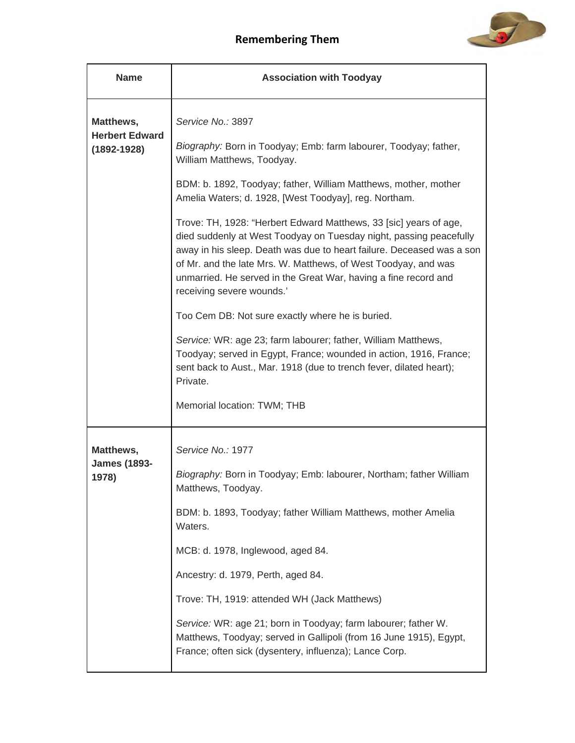# Remembering Them

| Name | Association with Toodyay |
|---|---|
| **Matthews, Herbert Edward (1892-1928)** | *Service No.:* 3897<br><br>*Biography:* Born in Toodyay; Emb: farm labourer, Toodyay; father, William Matthews, Toodyay.<br><br>BDM: b. 1892, Toodyay; father, William Matthews, mother, mother Amelia Waters; d. 1928, [West Toodyay], reg. Northam.<br><br>Trove: TH, 1928: "Herbert Edward Matthews, 33 [sic] years of age, died suddenly at West Toodyay on Tuesday night, passing peacefully away in his sleep. Death was due to heart failure. Deceased was a son of Mr. and the late Mrs. W. Matthews, of West Toodyay, and was unmarried. He served in the Great War, having a fine record and receiving severe wounds.'<br><br>Too Cem DB: Not sure exactly where he is buried.<br><br>*Service:* WR: age 23; farm labourer; father, William Matthews, Toodyay; served in Egypt, France; wounded in action, 1916, France; sent back to Aust., Mar. 1918 (due to trench fever, dilated heart); Private.<br><br>Memorial location: TWM; THB |
| **Matthews, James (1893-1978)** | *Service No.:* 1977<br><br>*Biography:* Born in Toodyay; Emb: labourer, Northam; father William Matthews, Toodyay.<br><br>BDM: b. 1893, Toodyay; father William Matthews, mother Amelia Waters.<br><br>MCB: d. 1978, Inglewood, aged 84.<br><br>Ancestry: d. 1979, Perth, aged 84.<br><br>Trove: TH, 1919: attended WH (Jack Matthews)<br><br>*Service:* WR: age 21; born in Toodyay; farm labourer; father W. Matthews, Toodyay; served in Gallipoli (from 16 June 1915), Egypt, France; often sick (dysentery, influenza); Lance Corp. |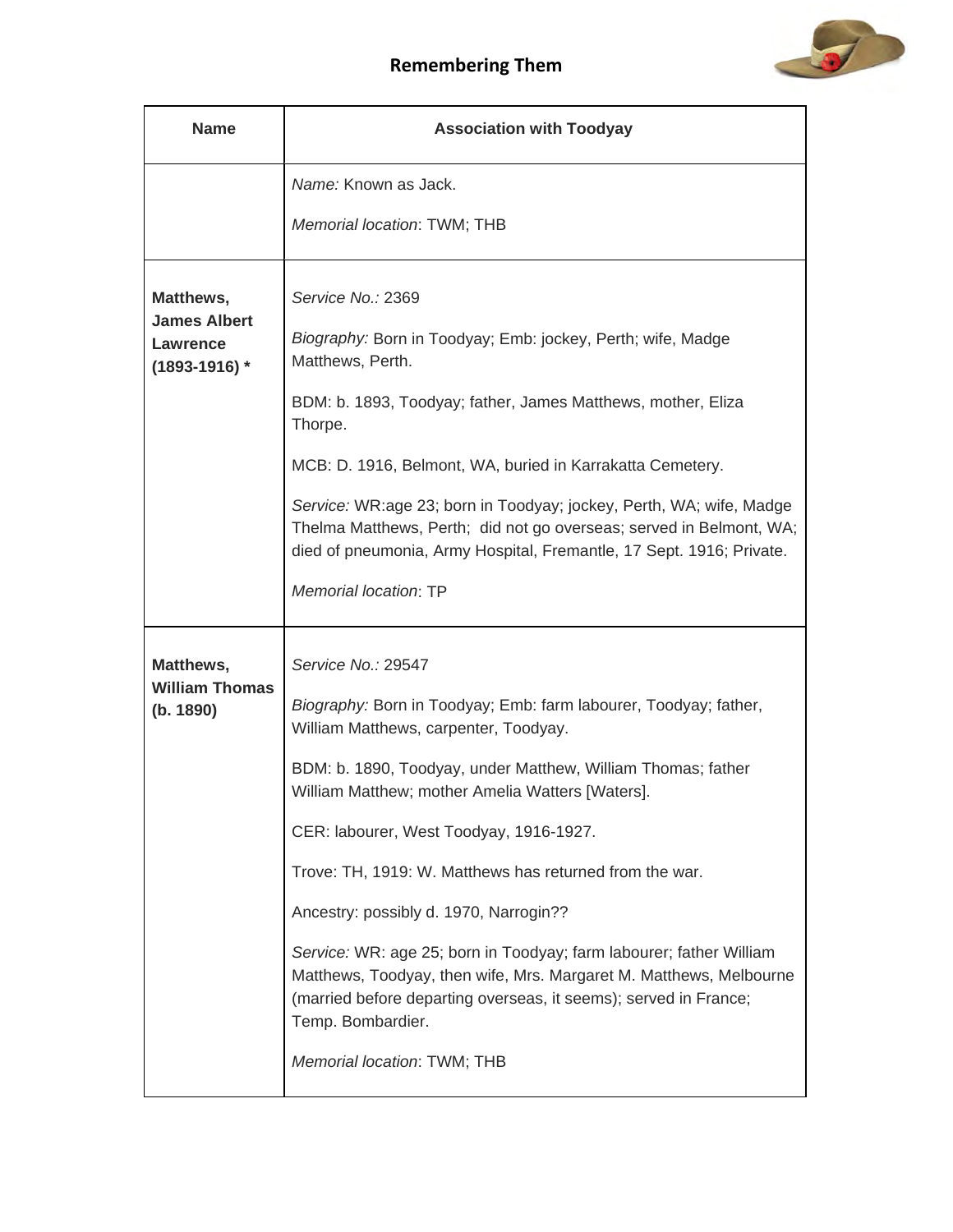## Remembering Them

| Name | Association with Toodyay |
|---|---|
| | *Name:* Known as Jack.<br><br>*Memorial location*: TWM; THB |
| **Matthews, James Albert Lawrence (1893-1916) *** | *Service No.:* 2369<br><br>*Biography:* Born in Toodyay; Emb: jockey, Perth; wife, Madge Matthews, Perth.<br><br>BDM: b. 1893, Toodyay; father, James Matthews, mother, Eliza Thorpe.<br><br>MCB: D. 1916, Belmont, WA, buried in Karrakatta Cemetery.<br><br>*Service:* WR:age 23; born in Toodyay; jockey, Perth, WA; wife, Madge Thelma Matthews, Perth; did not go overseas; served in Belmont, WA; died of pneumonia, Army Hospital, Fremantle, 17 Sept. 1916; Private.<br><br>*Memorial location*: TP |
| **Matthews, William Thomas (b. 1890)** | *Service No.:* 29547<br><br>*Biography:* Born in Toodyay; Emb: farm labourer, Toodyay; father, William Matthews, carpenter, Toodyay.<br><br>BDM: b. 1890, Toodyay, under Matthew, William Thomas; father William Matthew; mother Amelia Watters [Waters].<br><br>CER: labourer, West Toodyay, 1916-1927.<br><br>Trove: TH, 1919: W. Matthews has returned from the war.<br><br>Ancestry: possibly d. 1970, Narrogin??<br><br>*Service:* WR: age 25; born in Toodyay; farm labourer; father William Matthews, Toodyay, then wife, Mrs. Margaret M. Matthews, Melbourne (married before departing overseas, it seems); served in France; Temp. Bombardier.<br><br>*Memorial location*: TWM; THB |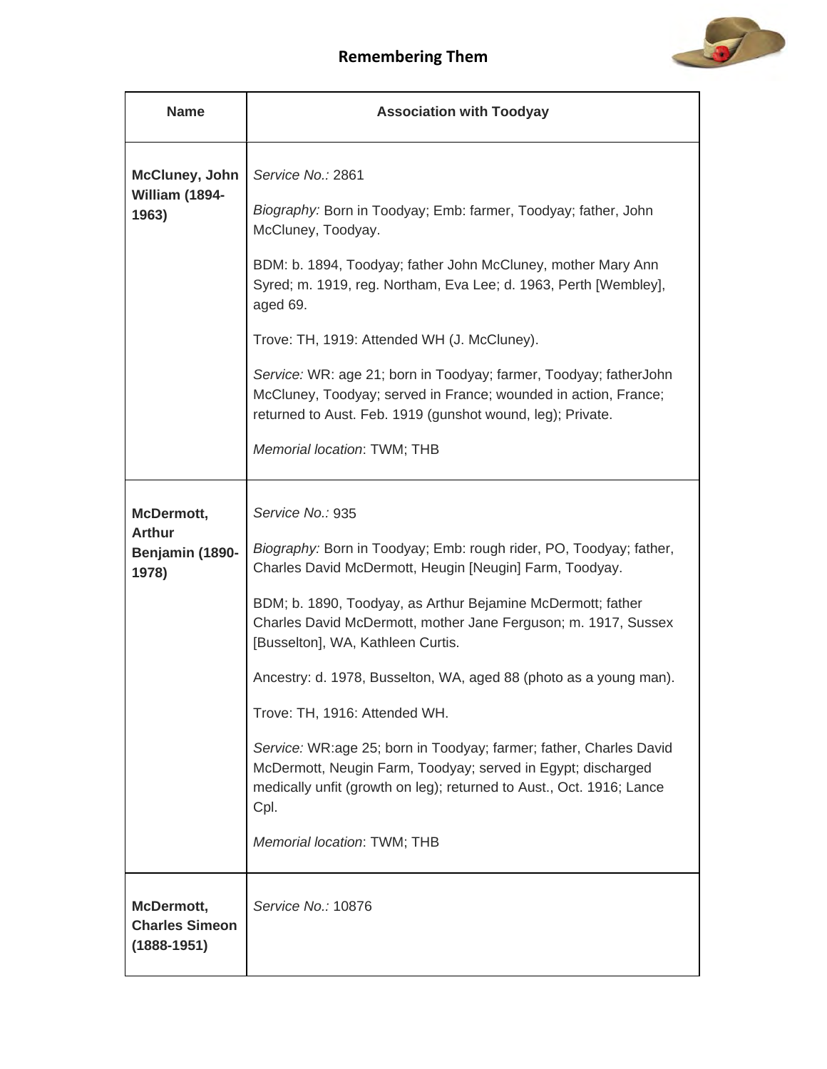| Name | Association with Toodyay |
|---|---|
| **McCluney, John William (1894-1963)** | *Service No.:* 2861<br><br>*Biography:* Born in Toodyay; Emb: farmer, Toodyay; father, John McCluney, Toodyay.<br><br>BDM: b. 1894, Toodyay; father John McCluney, mother Mary Ann Syred; m. 1919, reg. Northam, Eva Lee; d. 1963, Perth [Wembley], aged 69.<br><br>Trove: TH, 1919: Attended WH (J. McCluney).<br><br>*Service:* WR: age 21; born in Toodyay; farmer, Toodyay; fatherJohn McCluney, Toodyay; served in France; wounded in action, France; returned to Aust. Feb. 1919 (gunshot wound, leg); Private.<br><br>*Memorial location*: TWM; THB |
| **McDermott, Arthur Benjamin (1890-1978)** | *Service No.:* 935<br><br>*Biography:* Born in Toodyay; Emb: rough rider, PO, Toodyay; father, Charles David McDermott, Heugin [Neugin] Farm, Toodyay.<br><br>BDM; b. 1890, Toodyay, as Arthur Bejamine McDermott; father Charles David McDermott, mother Jane Ferguson; m. 1917, Sussex [Busselton], WA, Kathleen Curtis.<br><br>Ancestry: d. 1978, Busselton, WA, aged 88 (photo as a young man).<br><br>Trove: TH, 1916: Attended WH.<br><br>*Service:* WR:age 25; born in Toodyay; farmer; father, Charles David McDermott, Neugin Farm, Toodyay; served in Egypt; discharged medically unfit (growth on leg); returned to Aust., Oct. 1916; Lance Cpl.<br><br>*Memorial location*: TWM; THB |
| **McDermott, Charles Simeon (1888-1951)** | *Service No.:* 10876 |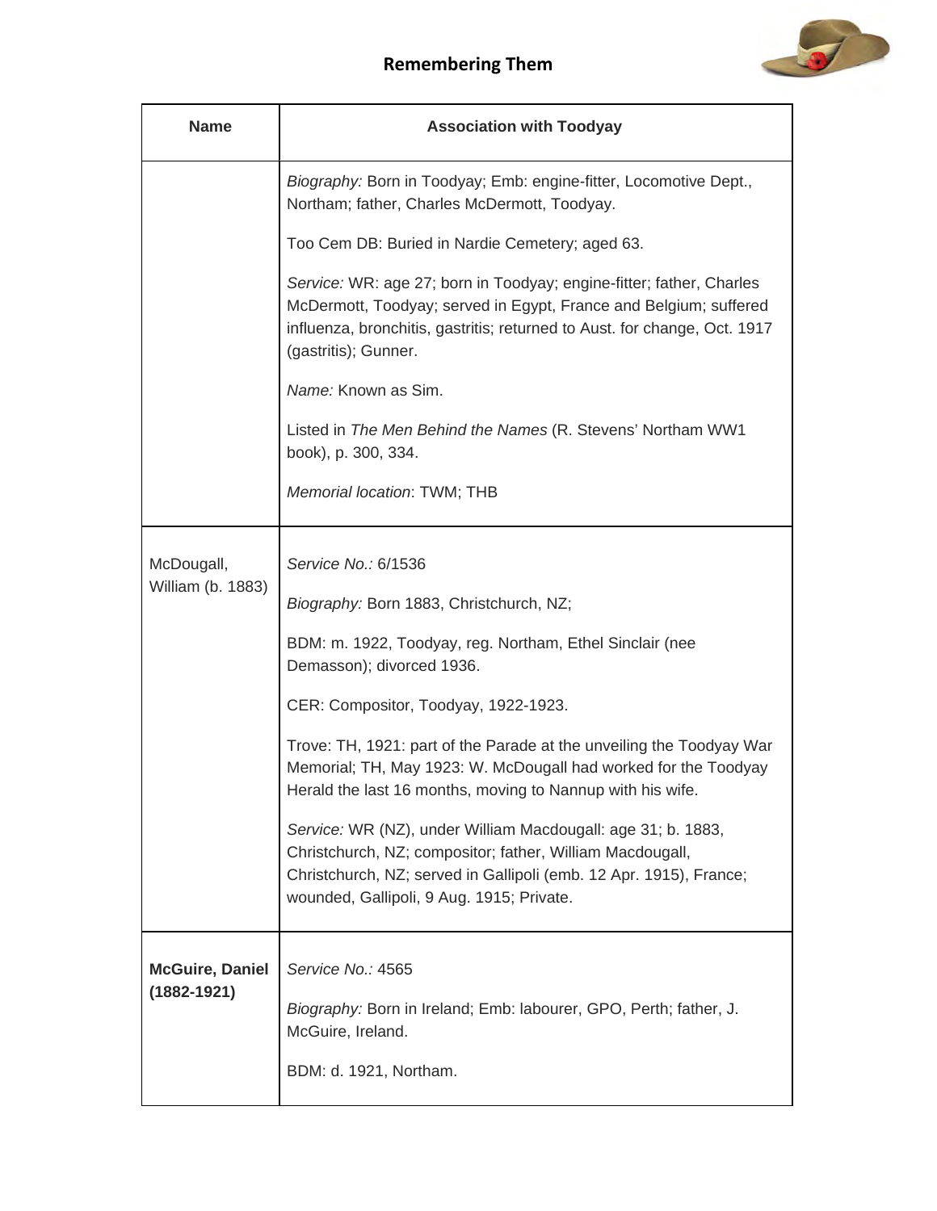## Remembering Them

| Name | Association with Toodyay |
|---|---|
| | *Biography:* Born in Toodyay; Emb: engine-fitter, Locomotive Dept., Northam; father, Charles McDermott, Toodyay.<br><br>Too Cem DB: Buried in Nardie Cemetery; aged 63.<br><br>*Service:* WR: age 27; born in Toodyay; engine-fitter; father, Charles McDermott, Toodyay; served in Egypt, France and Belgium; suffered influenza, bronchitis, gastritis; returned to Aust. for change, Oct. 1917 (gastritis); Gunner.<br><br>*Name:* Known as Sim.<br><br>Listed in *The Men Behind the Names* (R. Stevens' Northam WW1 book), p. 300, 334.<br><br>*Memorial location*: TWM; THB |
| McDougall, William (b. 1883) | *Service No.:* 6/1536<br><br>*Biography:* Born 1883, Christchurch, NZ;<br><br>BDM: m. 1922, Toodyay, reg. Northam, Ethel Sinclair (nee Demasson); divorced 1936.<br><br>CER: Compositor, Toodyay, 1922-1923.<br><br>Trove: TH, 1921: part of the Parade at the unveiling the Toodyay War Memorial; TH, May 1923: W. McDougall had worked for the Toodyay Herald the last 16 months, moving to Nannup with his wife.<br><br>*Service:* WR (NZ), under William Macdougall: age 31; b. 1883, Christchurch, NZ; compositor; father, William Macdougall, Christchurch, NZ; served in Gallipoli (emb. 12 Apr. 1915), France; wounded, Gallipoli, 9 Aug. 1915; Private. |
| **McGuire, Daniel (1882-1921)** | *Service No.:* 4565<br><br>*Biography:* Born in Ireland; Emb: labourer, GPO, Perth; father, J. McGuire, Ireland.<br><br>BDM: d. 1921, Northam. |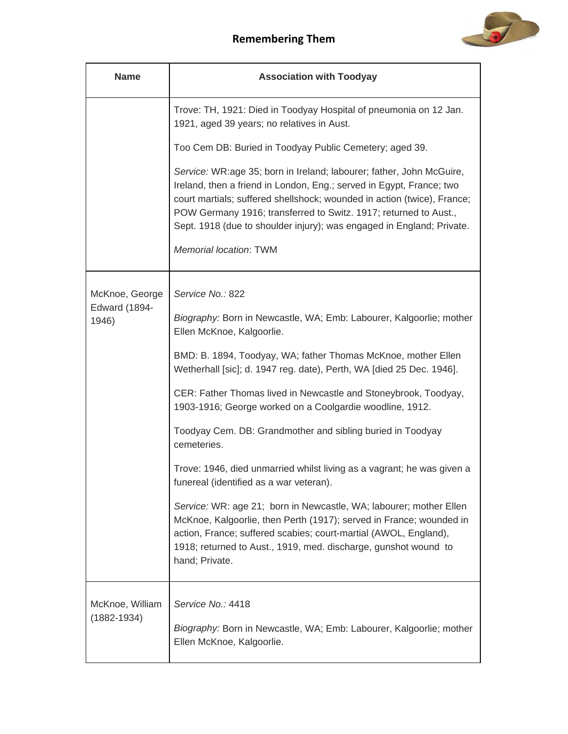| Name | Association with Toodyay |
| --- | --- |
| | Trove: TH, 1921: Died in Toodyay Hospital of pneumonia on 12 Jan. 1921, aged 39 years; no relatives in Aust.<br><br>Too Cem DB: Buried in Toodyay Public Cemetery; aged 39.<br><br>*Service:* WR:age 35; born in Ireland; labourer; father, John McGuire, Ireland, then a friend in London, Eng.; served in Egypt, France; two court martials; suffered shellshock; wounded in action (twice), France; POW Germany 1916; transferred to Switz. 1917; returned to Aust., Sept. 1918 (due to shoulder injury); was engaged in England; Private.<br><br>*Memorial location*: TWM |
| McKnoe, George Edward (1894-1946) | *Service No.:* 822<br><br>*Biography:* Born in Newcastle, WA; Emb: Labourer, Kalgoorlie; mother Ellen McKnoe, Kalgoorlie.<br><br>BMD: B. 1894, Toodyay, WA; father Thomas McKnoe, mother Ellen Wetherhall [sic]; d. 1947 reg. date), Perth, WA [died 25 Dec. 1946].<br><br>CER: Father Thomas lived in Newcastle and Stoneybrook, Toodyay, 1903-1916; George worked on a Coolgardie woodline, 1912.<br><br>Toodyay Cem. DB: Grandmother and sibling buried in Toodyay cemeteries.<br><br>Trove: 1946, died unmarried whilst living as a vagrant; he was given a funereal (identified as a war veteran).<br><br>*Service:* WR: age 21; born in Newcastle, WA; labourer; mother Ellen McKnoe, Kalgoorlie, then Perth (1917); served in France; wounded in action, France; suffered scabies; court-martial (AWOL, England), 1918; returned to Aust., 1919, med. discharge, gunshot wound to hand; Private. |
| McKnoe, William (1882-1934) | *Service No.:* 4418<br><br>*Biography:* Born in Newcastle, WA; Emb: Labourer, Kalgoorlie; mother Ellen McKnoe, Kalgoorlie. |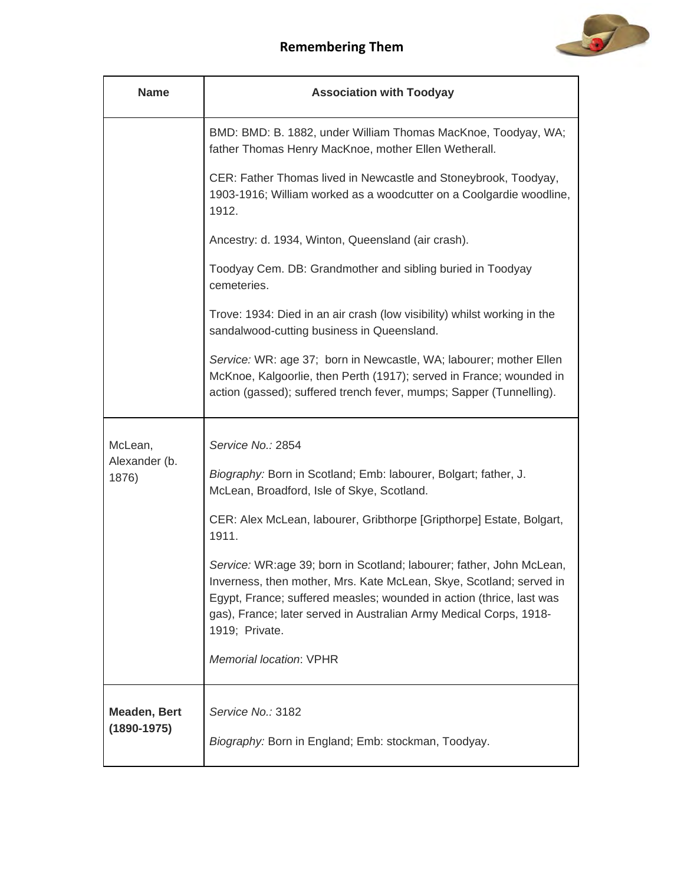## Remembering Them

| Name | Association with Toodyay |
|---|---|
| | BMD: BMD: B. 1882, under William Thomas MacKnoe, Toodyay, WA; father Thomas Henry MacKnoe, mother Ellen Wetherall.<br><br>CER: Father Thomas lived in Newcastle and Stoneybrook, Toodyay, 1903-1916; William worked as a woodcutter on a Coolgardie woodline, 1912.<br><br>Ancestry: d. 1934, Winton, Queensland (air crash).<br><br>Toodyay Cem. DB: Grandmother and sibling buried in Toodyay cemeteries.<br><br>Trove: 1934: Died in an air crash (low visibility) whilst working in the sandalwood-cutting business in Queensland.<br><br>*Service:* WR: age 37; born in Newcastle, WA; labourer; mother Ellen McKnoe, Kalgoorlie, then Perth (1917); served in France; wounded in action (gassed); suffered trench fever, mumps; Sapper (Tunnelling). |
| McLean, Alexander (b. 1876) | *Service No.:* 2854<br><br>*Biography:* Born in Scotland; Emb: labourer, Bolgart; father, J. McLean, Broadford, Isle of Skye, Scotland.<br><br>CER: Alex McLean, labourer, Gribthorpe [Gripthorpe] Estate, Bolgart, 1911.<br><br>*Service:* WR:age 39; born in Scotland; labourer; father, John McLean, Inverness, then mother, Mrs. Kate McLean, Skye, Scotland; served in Egypt, France; suffered measles; wounded in action (thrice, last was gas), France; later served in Australian Army Medical Corps, 1918-1919; Private.<br><br>*Memorial location*: VPHR |
| **Meaden, Bert (1890-1975)** | *Service No.:* 3182<br><br>*Biography:* Born in England; Emb: stockman, Toodyay. |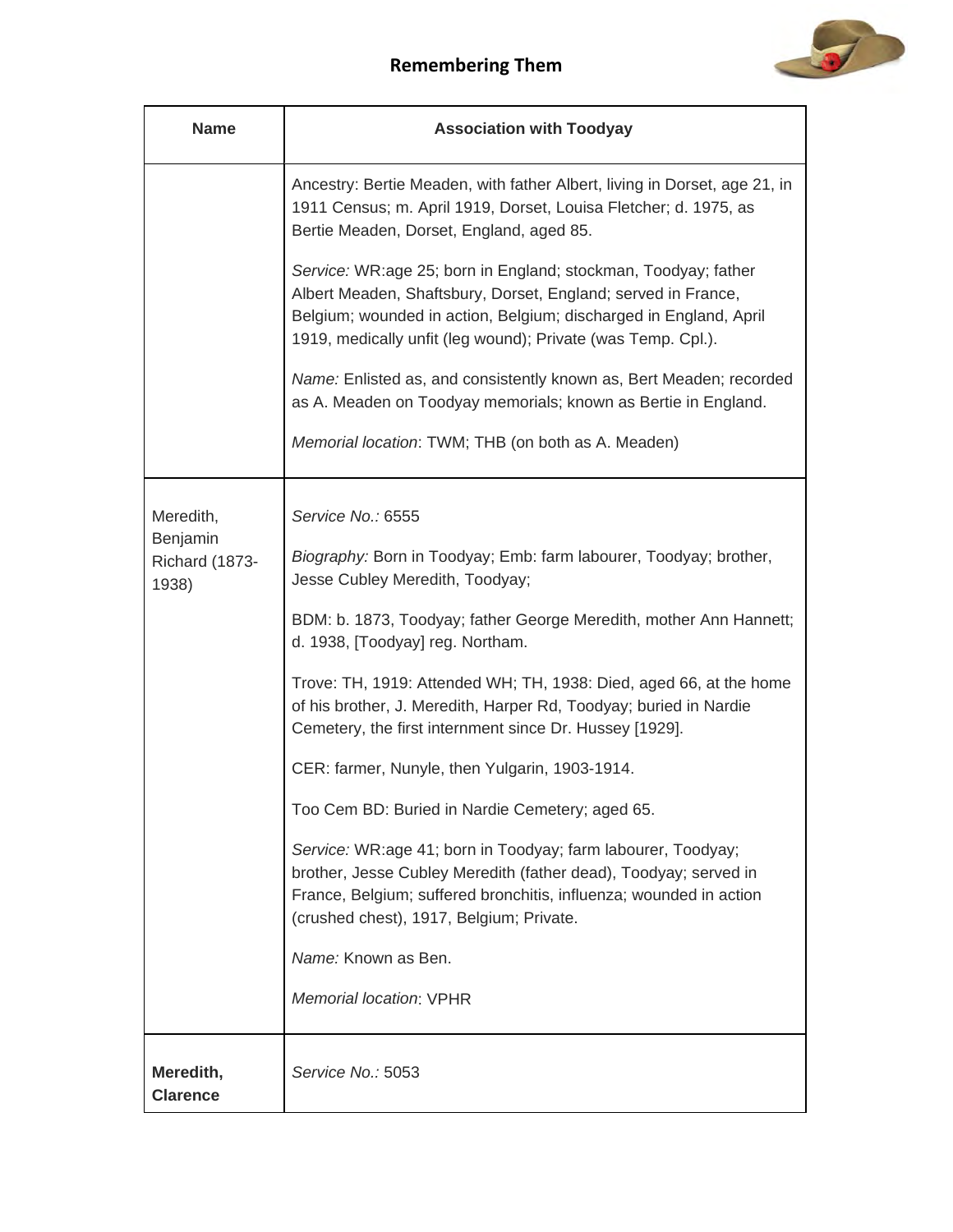## Remembering Them

| Name | Association with Toodyay |
|---|---|
| | Ancestry: Bertie Meaden, with father Albert, living in Dorset, age 21, in 1911 Census; m. April 1919, Dorset, Louisa Fletcher; d. 1975, as Bertie Meaden, Dorset, England, aged 85.<br><br>*Service:* WR:age 25; born in England; stockman, Toodyay; father Albert Meaden, Shaftsbury, Dorset, England; served in France, Belgium; wounded in action, Belgium; discharged in England, April 1919, medically unfit (leg wound); Private (was Temp. Cpl.).<br><br>*Name:* Enlisted as, and consistently known as, Bert Meaden; recorded as A. Meaden on Toodyay memorials; known as Bertie in England.<br><br>*Memorial location*: TWM; THB (on both as A. Meaden) |
| Meredith, Benjamin Richard (1873-1938) | *Service No.:* 6555<br><br>*Biography:* Born in Toodyay; Emb: farm labourer, Toodyay; brother, Jesse Cubley Meredith, Toodyay;<br><br>BDM: b. 1873, Toodyay; father George Meredith, mother Ann Hannett; d. 1938, [Toodyay] reg. Northam.<br><br>Trove: TH, 1919: Attended WH; TH, 1938: Died, aged 66, at the home of his brother, J. Meredith, Harper Rd, Toodyay; buried in Nardie Cemetery, the first internment since Dr. Hussey [1929].<br><br>CER: farmer, Nunyle, then Yulgarin, 1903-1914.<br><br>Too Cem BD: Buried in Nardie Cemetery; aged 65.<br><br>*Service:* WR:age 41; born in Toodyay; farm labourer, Toodyay; brother, Jesse Cubley Meredith (father dead), Toodyay; served in France, Belgium; suffered bronchitis, influenza; wounded in action (crushed chest), 1917, Belgium; Private.<br><br>*Name:* Known as Ben.<br><br>*Memorial location*: VPHR |
| **Meredith, Clarence** | *Service No.:* 5053 |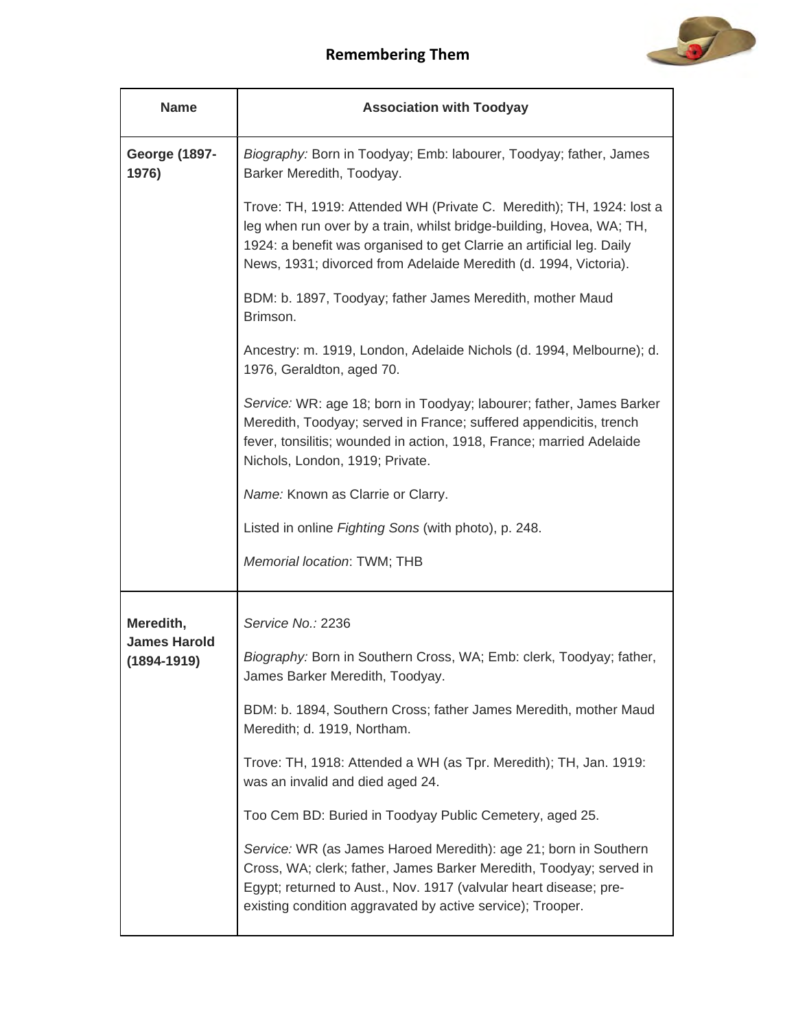## Remembering Them

| Name | Association with Toodyay |
|---|---|
| **George (1897-1976)** | *Biography:* Born in Toodyay; Emb: labourer, Toodyay; father, James Barker Meredith, Toodyay.<br><br>Trove: TH, 1919: Attended WH (Private C. Meredith); TH, 1924: lost a leg when run over by a train, whilst bridge-building, Hovea, WA; TH, 1924: a benefit was organised to get Clarrie an artificial leg. Daily News, 1931; divorced from Adelaide Meredith (d. 1994, Victoria).<br><br>BDM: b. 1897, Toodyay; father James Meredith, mother Maud Brimson.<br><br>Ancestry: m. 1919, London, Adelaide Nichols (d. 1994, Melbourne); d. 1976, Geraldton, aged 70.<br><br>*Service:* WR: age 18; born in Toodyay; labourer; father, James Barker Meredith, Toodyay; served in France; suffered appendicitis, trench fever, tonsilitis; wounded in action, 1918, France; married Adelaide Nichols, London, 1919; Private.<br><br>*Name:* Known as Clarrie or Clarry.<br><br>Listed in online *Fighting Sons* (with photo), p. 248.<br><br>*Memorial location*: TWM; THB |
| **Meredith, James Harold (1894-1919)** | *Service No.:* 2236<br><br>*Biography:* Born in Southern Cross, WA; Emb: clerk, Toodyay; father, James Barker Meredith, Toodyay.<br><br>BDM: b. 1894, Southern Cross; father James Meredith, mother Maud Meredith; d. 1919, Northam.<br><br>Trove: TH, 1918: Attended a WH (as Tpr. Meredith); TH, Jan. 1919: was an invalid and died aged 24.<br><br>Too Cem BD: Buried in Toodyay Public Cemetery, aged 25.<br><br>*Service:* WR (as James Haroed Meredith): age 21; born in Southern Cross, WA; clerk; father, James Barker Meredith, Toodyay; served in Egypt; returned to Aust., Nov. 1917 (valvular heart disease; pre-existing condition aggravated by active service); Trooper. |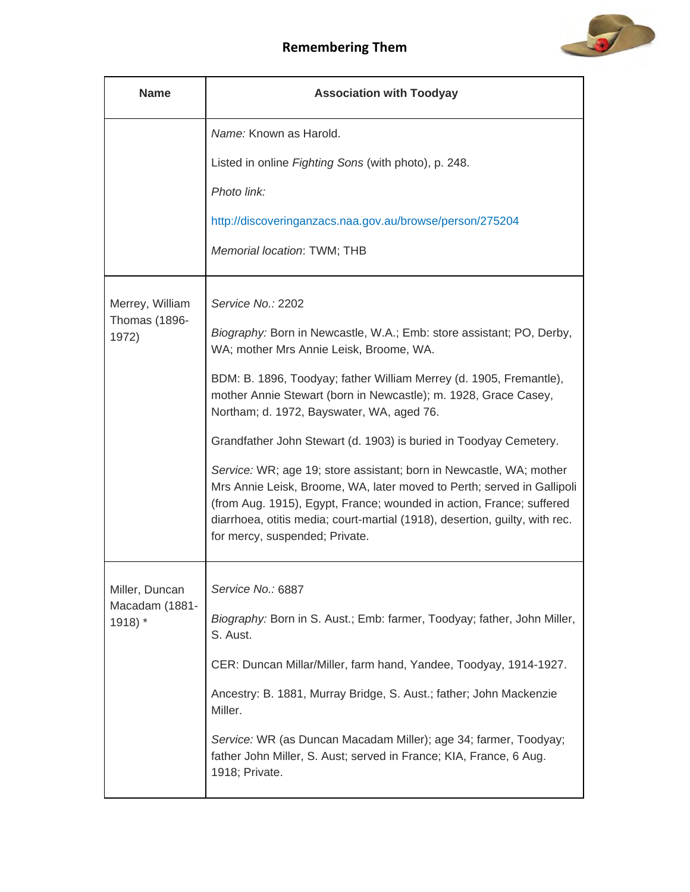| Name | Association with Toodyay |
|---|---|
| | *Name:* Known as Harold.<br><br>Listed in online *Fighting Sons* (with photo), p. 248.<br><br>*Photo link:*<br><br>http://discoveringanzacs.naa.gov.au/browse/person/275204<br><br>*Memorial location*: TWM; THB |
| Merrey, William Thomas (1896-1972) | *Service No.:* 2202<br><br>*Biography:* Born in Newcastle, W.A.; Emb: store assistant; PO, Derby, WA; mother Mrs Annie Leisk, Broome, WA.<br><br>BDM: B. 1896, Toodyay; father William Merrey (d. 1905, Fremantle), mother Annie Stewart (born in Newcastle); m. 1928, Grace Casey, Northam; d. 1972, Bayswater, WA, aged 76.<br><br>Grandfather John Stewart (d. 1903) is buried in Toodyay Cemetery.<br><br>*Service:* WR; age 19; store assistant; born in Newcastle, WA; mother Mrs Annie Leisk, Broome, WA, later moved to Perth; served in Gallipoli (from Aug. 1915), Egypt, France; wounded in action, France; suffered diarrhoea, otitis media; court-martial (1918), desertion, guilty, with rec. for mercy, suspended; Private. |
| Miller, Duncan Macadam (1881-1918) * | *Service No.:* 6887<br><br>*Biography:* Born in S. Aust.; Emb: farmer, Toodyay; father, John Miller, S. Aust.<br><br>CER: Duncan Millar/Miller, farm hand, Yandee, Toodyay, 1914-1927.<br><br>Ancestry: B. 1881, Murray Bridge, S. Aust.; father; John Mackenzie Miller.<br><br>*Service:* WR (as Duncan Macadam Miller); age 34; farmer, Toodyay; father John Miller, S. Aust; served in France; KIA, France, 6 Aug. 1918; Private. |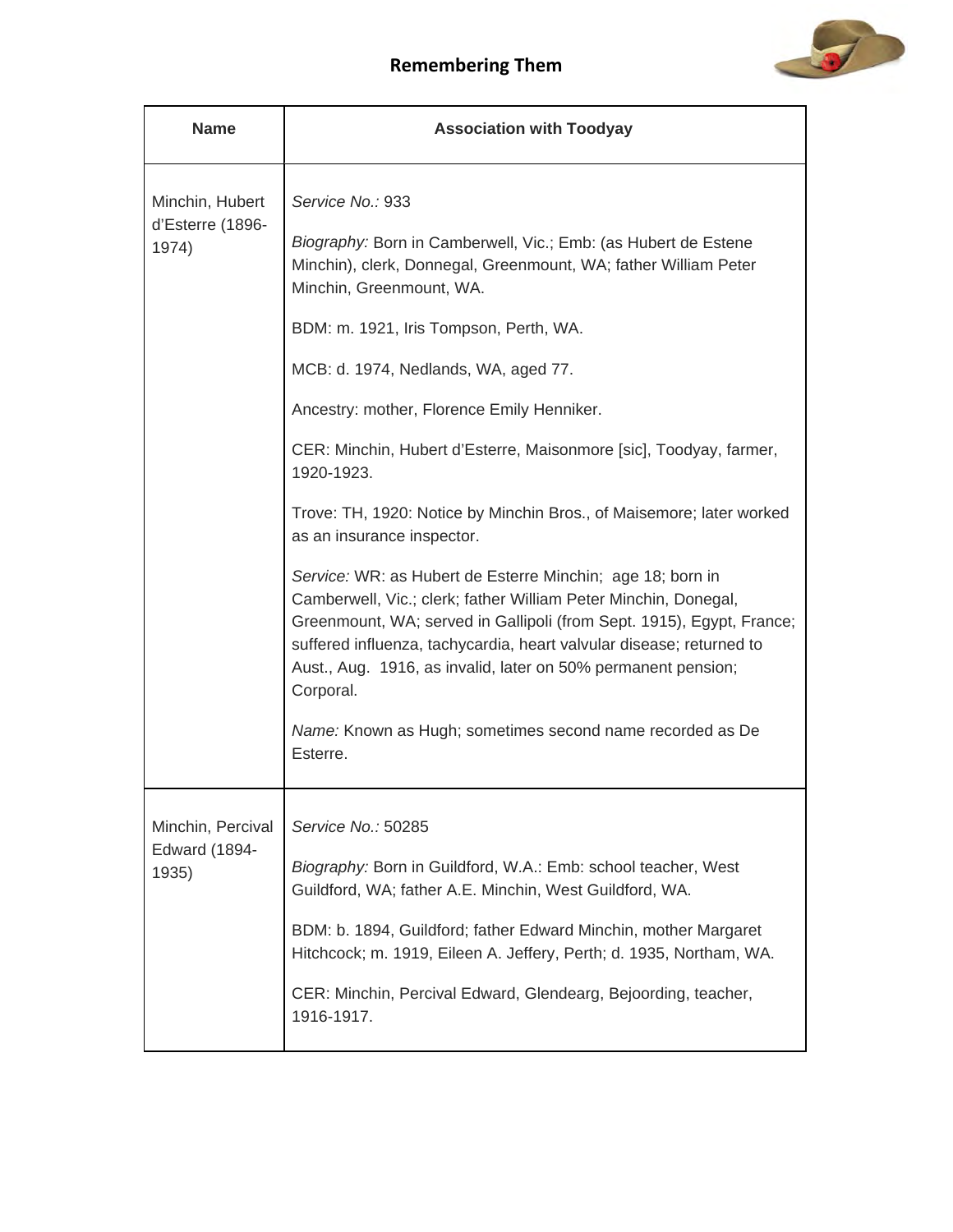**Remembering Them**

| Name | Association with Toodyay |
|---|---|
| Minchin, Hubert d'Esterre (1896-1974) | *Service No.:* 933<br><br>*Biography:* Born in Camberwell, Vic.; Emb: (as Hubert de Estene Minchin), clerk, Donnegal, Greenmount, WA; father William Peter Minchin, Greenmount, WA.<br><br>BDM: m. 1921, Iris Tompson, Perth, WA.<br><br>MCB: d. 1974, Nedlands, WA, aged 77.<br><br>Ancestry: mother, Florence Emily Henniker.<br><br>CER: Minchin, Hubert d'Esterre, Maisonmore [sic], Toodyay, farmer, 1920-1923.<br><br>Trove: TH, 1920: Notice by Minchin Bros., of Maisemore; later worked as an insurance inspector.<br><br>*Service:* WR: as Hubert de Esterre Minchin; age 18; born in Camberwell, Vic.; clerk; father William Peter Minchin, Donegal, Greenmount, WA; served in Gallipoli (from Sept. 1915), Egypt, France; suffered influenza, tachycardia, heart valvular disease; returned to Aust., Aug. 1916, as invalid, later on 50% permanent pension; Corporal.<br><br>*Name:* Known as Hugh; sometimes second name recorded as De Esterre. |
| Minchin, Percival Edward (1894-1935) | *Service No.:* 50285<br><br>*Biography:* Born in Guildford, W.A.: Emb: school teacher, West Guildford, WA; father A.E. Minchin, West Guildford, WA.<br><br>BDM: b. 1894, Guildford; father Edward Minchin, mother Margaret Hitchcock; m. 1919, Eileen A. Jeffery, Perth; d. 1935, Northam, WA.<br><br>CER: Minchin, Percival Edward, Glendearg, Bejoording, teacher, 1916-1917. |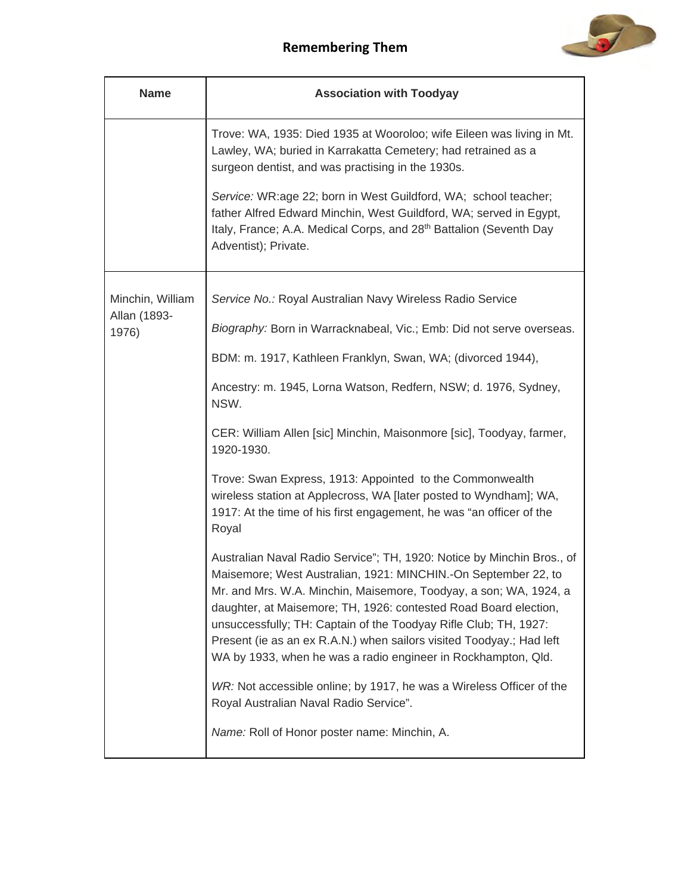## Remembering Them

| Name | Association with Toodyay |
|---|---|
| | Trove: WA, 1935: Died 1935 at Wooroloo; wife Eileen was living in Mt. Lawley, WA; buried in Karrakatta Cemetery; had retrained as a surgeon dentist, and was practising in the 1930s.<br><br>*Service:* WR:age 22; born in West Guildford, WA; school teacher; father Alfred Edward Minchin, West Guildford, WA; served in Egypt, Italy, France; A.A. Medical Corps, and 28th Battalion (Seventh Day Adventist); Private. |
| Minchin, William Allan (1893-1976) | *Service No.:* Royal Australian Navy Wireless Radio Service<br><br>*Biography:* Born in Warracknabeal, Vic.; Emb: Did not serve overseas.<br><br>BDM: m. 1917, Kathleen Franklyn, Swan, WA; (divorced 1944),<br><br>Ancestry: m. 1945, Lorna Watson, Redfern, NSW; d. 1976, Sydney, NSW.<br><br>CER: William Allen [sic] Minchin, Maisonmore [sic], Toodyay, farmer, 1920-1930.<br><br>Trove: Swan Express, 1913: Appointed to the Commonwealth wireless station at Applecross, WA [later posted to Wyndham]; WA, 1917: At the time of his first engagement, he was "an officer of the Royal<br><br>Australian Naval Radio Service"; TH, 1920: Notice by Minchin Bros., of Maisemore; West Australian, 1921: MINCHIN.-On September 22, to Mr. and Mrs. W.A. Minchin, Maisemore, Toodyay, a son; WA, 1924, a daughter, at Maisemore; TH, 1926: contested Road Board election, unsuccessfully; TH: Captain of the Toodyay Rifle Club; TH, 1927: Present (ie as an ex R.A.N.) when sailors visited Toodyay.; Had left WA by 1933, when he was a radio engineer in Rockhampton, Qld.<br><br>*WR:* Not accessible online; by 1917, he was a Wireless Officer of the Royal Australian Naval Radio Service".<br><br>*Name:* Roll of Honor poster name: Minchin, A. |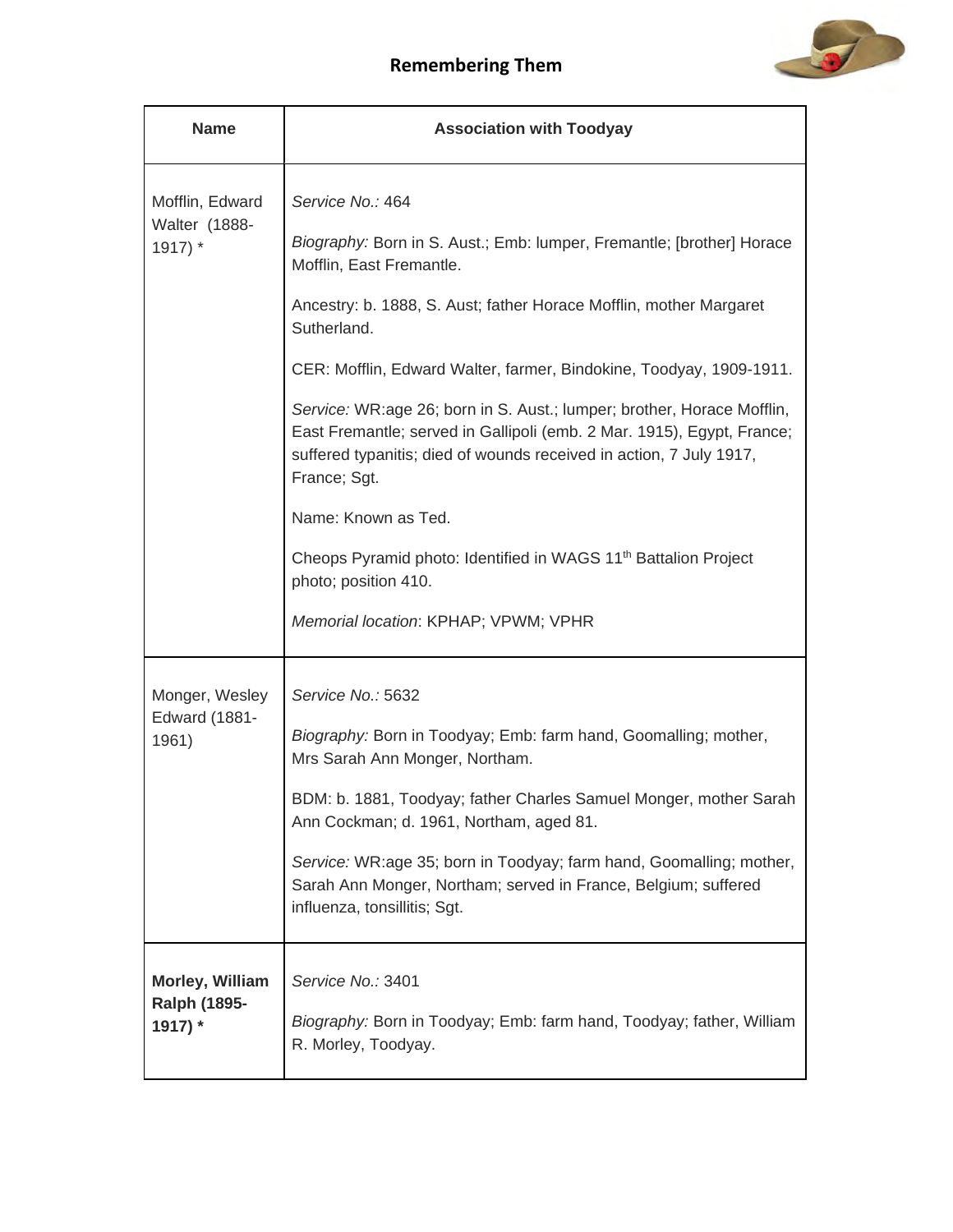## Remembering Them

| Name | Association with Toodyay |
|---|---|
| Mofflin, Edward Walter (1888-1917) * | *Service No.:* 464<br><br>*Biography:* Born in S. Aust.; Emb: lumper, Fremantle; [brother] Horace Mofflin, East Fremantle.<br><br>Ancestry: b. 1888, S. Aust; father Horace Mofflin, mother Margaret Sutherland.<br><br>CER: Mofflin, Edward Walter, farmer, Bindokine, Toodyay, 1909-1911.<br><br>*Service:* WR:age 26; born in S. Aust.; lumper; brother, Horace Mofflin, East Fremantle; served in Gallipoli (emb. 2 Mar. 1915), Egypt, France; suffered typanitis; died of wounds received in action, 7 July 1917, France; Sgt.<br><br>Name: Known as Ted.<br><br>Cheops Pyramid photo: Identified in WAGS 11th Battalion Project photo; position 410.<br><br>*Memorial location*: KPHAP; VPWM; VPHR |
| Monger, Wesley Edward (1881-1961) | *Service No.:* 5632<br><br>*Biography:* Born in Toodyay; Emb: farm hand, Goomalling; mother, Mrs Sarah Ann Monger, Northam.<br><br>BDM: b. 1881, Toodyay; father Charles Samuel Monger, mother Sarah Ann Cockman; d. 1961, Northam, aged 81.<br><br>*Service:* WR:age 35; born in Toodyay; farm hand, Goomalling; mother, Sarah Ann Monger, Northam; served in France, Belgium; suffered influenza, tonsillitis; Sgt. |
| **Morley, William Ralph (1895-1917) *** | *Service No.:* 3401<br><br>*Biography:* Born in Toodyay; Emb: farm hand, Toodyay; father, William R. Morley, Toodyay. |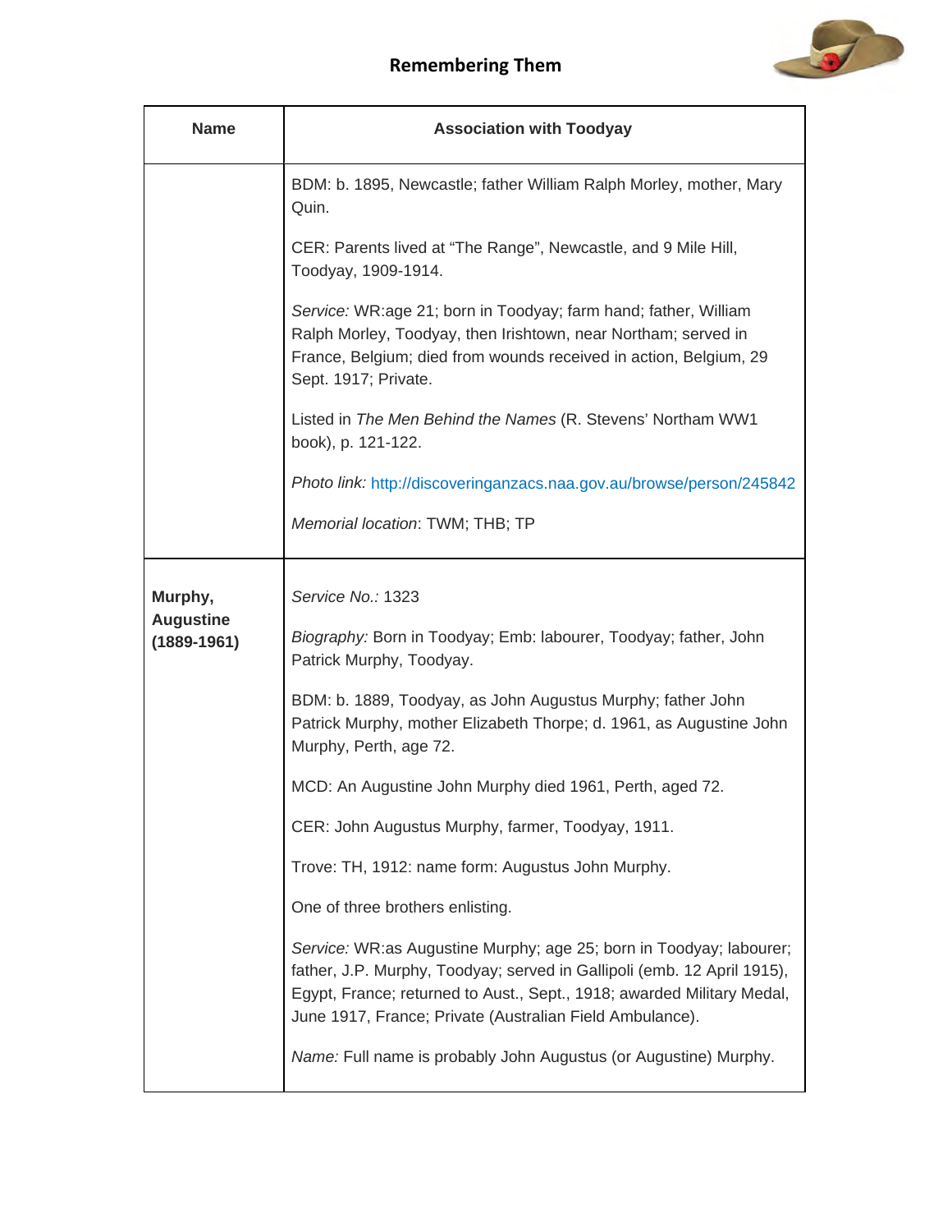| Name | Association with Toodyay |
|---|---|
| | BDM: b. 1895, Newcastle; father William Ralph Morley, mother, Mary Quin.<br><br>CER: Parents lived at "The Range", Newcastle, and 9 Mile Hill, Toodyay, 1909-1914.<br><br>*Service:* WR:age 21; born in Toodyay; farm hand; father, William Ralph Morley, Toodyay, then Irishtown, near Northam; served in France, Belgium; died from wounds received in action, Belgium, 29 Sept. 1917; Private.<br><br>Listed in *The Men Behind the Names* (R. Stevens' Northam WW1 book), p. 121-122.<br><br>*Photo link:* http://discoveringanzacs.naa.gov.au/browse/person/245842<br><br>*Memorial location*: TWM; THB; TP |
| **Murphy, Augustine (1889-1961)** | *Service No.:* 1323<br><br>*Biography:* Born in Toodyay; Emb: labourer, Toodyay; father, John Patrick Murphy, Toodyay.<br><br>BDM: b. 1889, Toodyay, as John Augustus Murphy; father John Patrick Murphy, mother Elizabeth Thorpe; d. 1961, as Augustine John Murphy, Perth, age 72.<br><br>MCD: An Augustine John Murphy died 1961, Perth, aged 72.<br><br>CER: John Augustus Murphy, farmer, Toodyay, 1911.<br><br>Trove: TH, 1912: name form: Augustus John Murphy.<br><br>One of three brothers enlisting.<br><br>*Service:* WR:as Augustine Murphy; age 25; born in Toodyay; labourer; father, J.P. Murphy, Toodyay; served in Gallipoli (emb. 12 April 1915), Egypt, France; returned to Aust., Sept., 1918; awarded Military Medal, June 1917, France; Private (Australian Field Ambulance).<br><br>*Name:* Full name is probably John Augustus (or Augustine) Murphy. |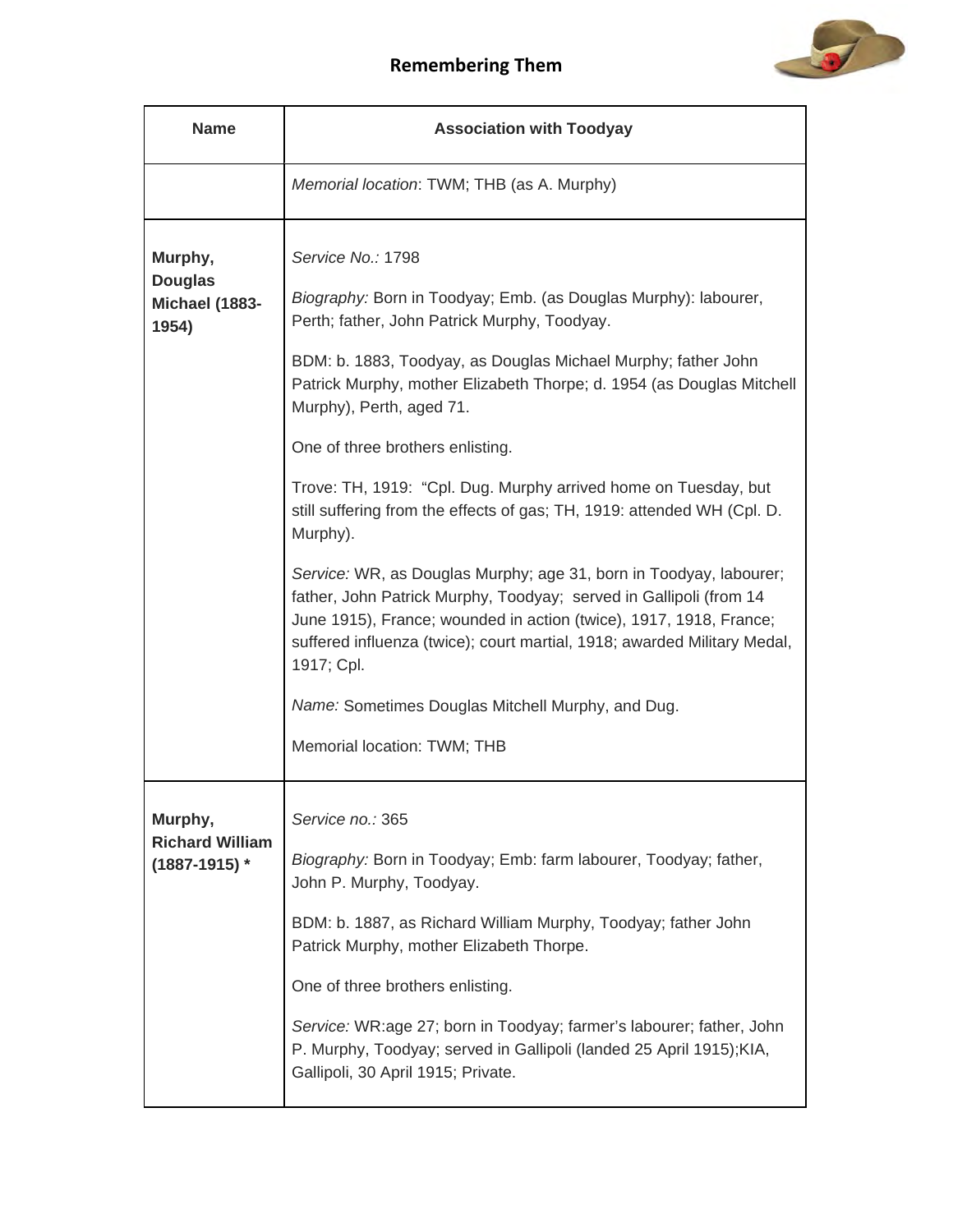| Name | Association with Toodyay |
|---|---|
| | *Memorial location*: TWM; THB (as A. Murphy) |
| **Murphy, Douglas Michael (1883-1954)** | *Service No.:* 1798<br><br>*Biography:* Born in Toodyay; Emb. (as Douglas Murphy): labourer, Perth; father, John Patrick Murphy, Toodyay.<br><br>BDM: b. 1883, Toodyay, as Douglas Michael Murphy; father John Patrick Murphy, mother Elizabeth Thorpe; d. 1954 (as Douglas Mitchell Murphy), Perth, aged 71.<br><br>One of three brothers enlisting.<br><br>Trove: TH, 1919: "Cpl. Dug. Murphy arrived home on Tuesday, but still suffering from the effects of gas; TH, 1919: attended WH (Cpl. D. Murphy).<br><br>*Service:* WR, as Douglas Murphy; age 31, born in Toodyay, labourer; father, John Patrick Murphy, Toodyay; served in Gallipoli (from 14 June 1915), France; wounded in action (twice), 1917, 1918, France; suffered influenza (twice); court martial, 1918; awarded Military Medal, 1917; Cpl.<br><br>*Name:* Sometimes Douglas Mitchell Murphy, and Dug.<br><br>Memorial location: TWM; THB |
| **Murphy, Richard William (1887-1915) *** | *Service no.:* 365<br><br>*Biography:* Born in Toodyay; Emb: farm labourer, Toodyay; father, John P. Murphy, Toodyay.<br><br>BDM: b. 1887, as Richard William Murphy, Toodyay; father John Patrick Murphy, mother Elizabeth Thorpe.<br><br>One of three brothers enlisting.<br><br>*Service:* WR:age 27; born in Toodyay; farmer's labourer; father, John P. Murphy, Toodyay; served in Gallipoli (landed 25 April 1915);KIA, Gallipoli, 30 April 1915; Private. |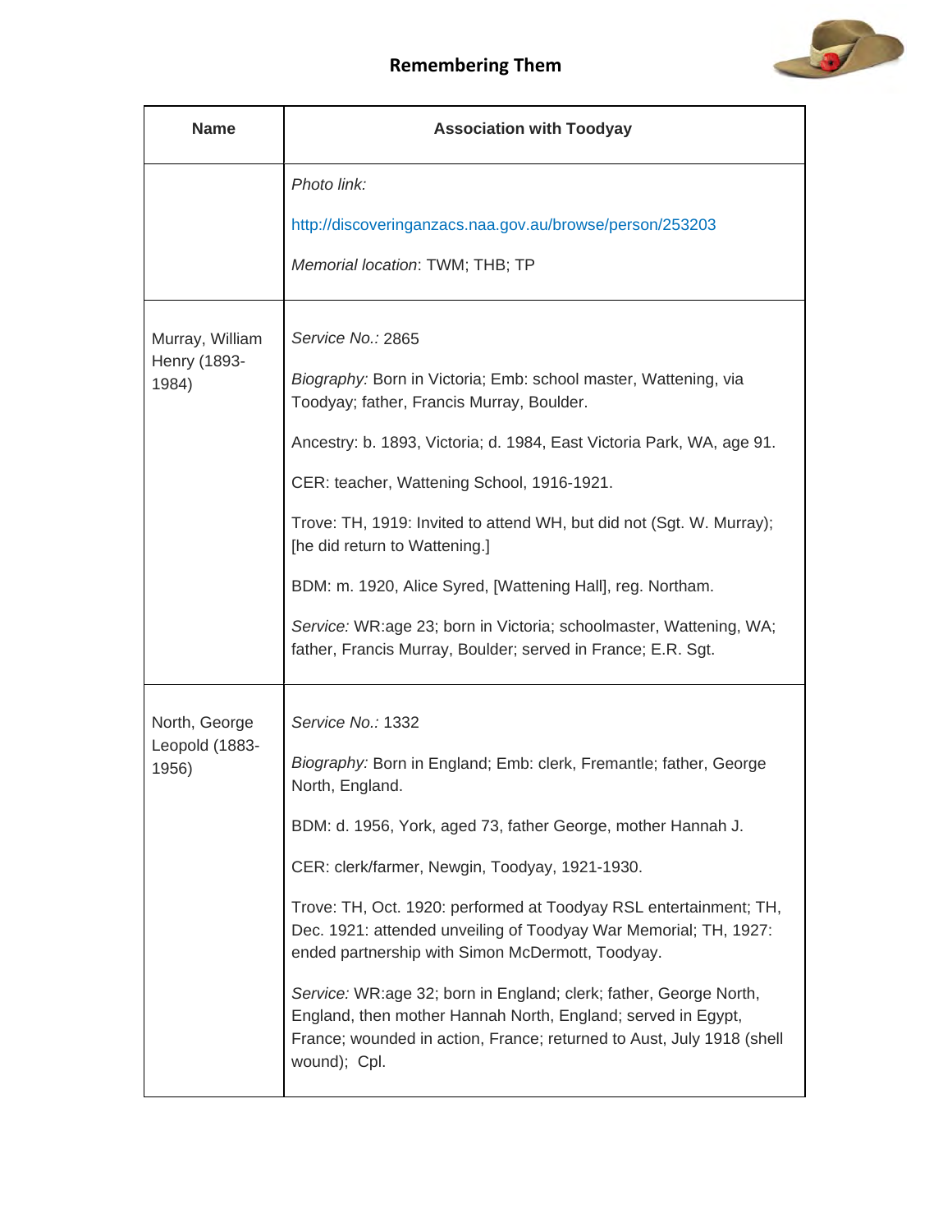| Name | Association with Toodyay |
|---|---|
| | *Photo link:*<br><br>http://discoveringanzacs.naa.gov.au/browse/person/253203<br><br>*Memorial location*: TWM; THB; TP |
| Murray, William Henry (1893-1984) | *Service No.:* 2865<br><br>*Biography:* Born in Victoria; Emb: school master, Wattening, via Toodyay; father, Francis Murray, Boulder.<br><br>Ancestry: b. 1893, Victoria; d. 1984, East Victoria Park, WA, age 91.<br><br>CER: teacher, Wattening School, 1916-1921.<br><br>Trove: TH, 1919: Invited to attend WH, but did not (Sgt. W. Murray); [he did return to Wattening.]<br><br>BDM: m. 1920, Alice Syred, [Wattening Hall], reg. Northam.<br><br>*Service:* WR:age 23; born in Victoria; schoolmaster, Wattening, WA; father, Francis Murray, Boulder; served in France; E.R. Sgt. |
| North, George Leopold (1883-1956) | *Service No.:* 1332<br><br>*Biography:* Born in England; Emb: clerk, Fremantle; father, George North, England.<br><br>BDM: d. 1956, York, aged 73, father George, mother Hannah J.<br><br>CER: clerk/farmer, Newgin, Toodyay, 1921-1930.<br><br>Trove: TH, Oct. 1920: performed at Toodyay RSL entertainment; TH, Dec. 1921: attended unveiling of Toodyay War Memorial; TH, 1927: ended partnership with Simon McDermott, Toodyay.<br><br>*Service:* WR:age 32; born in England; clerk; father, George North, England, then mother Hannah North, England; served in Egypt, France; wounded in action, France; returned to Aust, July 1918 (shell wound); Cpl. |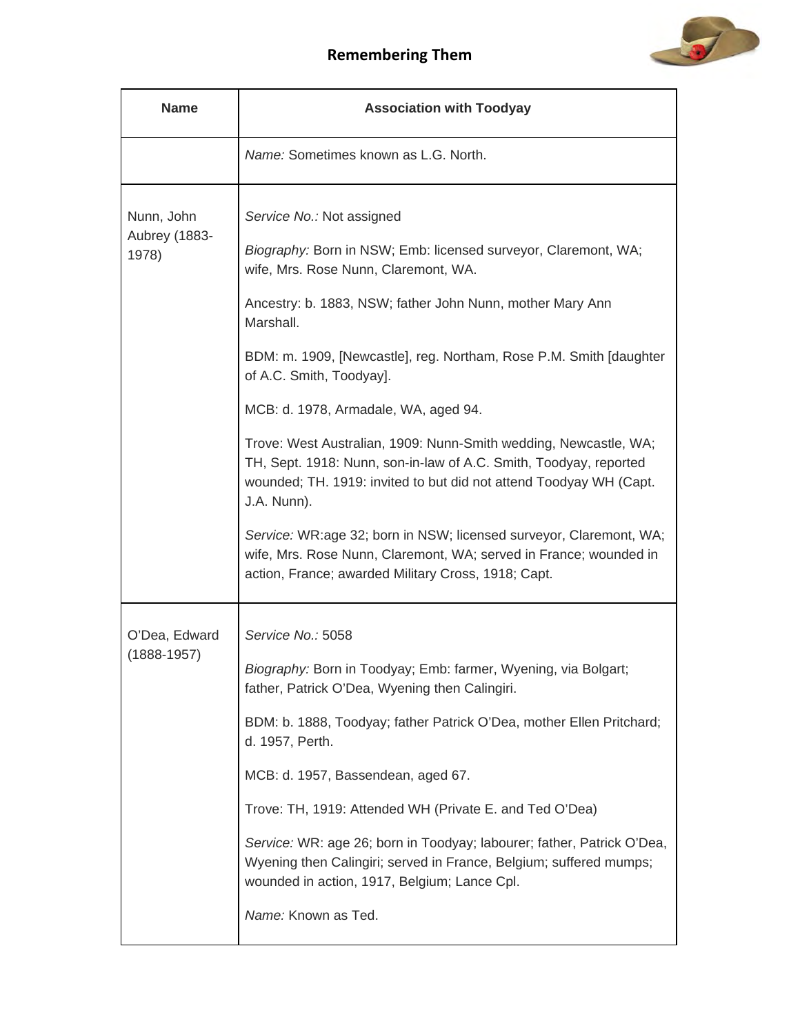## Remembering Them

| Name | Association with Toodyay |
| --- | --- |
| | *Name:* Sometimes known as L.G. North. |
| Nunn, John Aubrey (1883-1978) | *Service No.:* Not assigned<br><br>*Biography:* Born in NSW; Emb: licensed surveyor, Claremont, WA; wife, Mrs. Rose Nunn, Claremont, WA.<br><br>Ancestry: b. 1883, NSW; father John Nunn, mother Mary Ann Marshall.<br><br>BDM: m. 1909, [Newcastle], reg. Northam, Rose P.M. Smith [daughter of A.C. Smith, Toodyay].<br><br>MCB: d. 1978, Armadale, WA, aged 94.<br><br>Trove: West Australian, 1909: Nunn-Smith wedding, Newcastle, WA; TH, Sept. 1918: Nunn, son-in-law of A.C. Smith, Toodyay, reported wounded; TH. 1919: invited to but did not attend Toodyay WH (Capt. J.A. Nunn).<br><br>*Service:* WR:age 32; born in NSW; licensed surveyor, Claremont, WA; wife, Mrs. Rose Nunn, Claremont, WA; served in France; wounded in action, France; awarded Military Cross, 1918; Capt. |
| O'Dea, Edward (1888-1957) | *Service No.:* 5058<br><br>*Biography:* Born in Toodyay; Emb: farmer, Wyening, via Bolgart; father, Patrick O'Dea, Wyening then Calingiri.<br><br>BDM: b. 1888, Toodyay; father Patrick O'Dea, mother Ellen Pritchard; d. 1957, Perth.<br><br>MCB: d. 1957, Bassendean, aged 67.<br><br>Trove: TH, 1919: Attended WH (Private E. and Ted O'Dea)<br><br>*Service:* WR: age 26; born in Toodyay; labourer; father, Patrick O'Dea, Wyening then Calingiri; served in France, Belgium; suffered mumps; wounded in action, 1917, Belgium; Lance Cpl.<br><br>*Name:* Known as Ted. |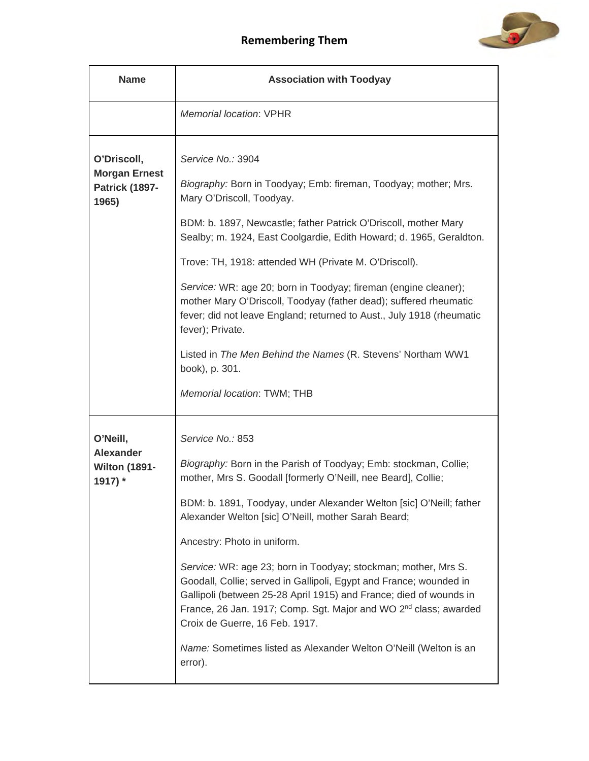| Name | Association with Toodyay |
|---|---|
| | *Memorial location*: VPHR |
| **O'Driscoll, Morgan Ernest Patrick (1897-1965)** | *Service No.:* 3904<br><br>*Biography:* Born in Toodyay; Emb: fireman, Toodyay; mother; Mrs. Mary O'Driscoll, Toodyay.<br><br>BDM: b. 1897, Newcastle; father Patrick O'Driscoll, mother Mary Sealby; m. 1924, East Coolgardie, Edith Howard; d. 1965, Geraldton.<br><br>Trove: TH, 1918: attended WH (Private M. O'Driscoll).<br><br>*Service:* WR: age 20; born in Toodyay; fireman (engine cleaner); mother Mary O'Driscoll, Toodyay (father dead); suffered rheumatic fever; did not leave England; returned to Aust., July 1918 (rheumatic fever); Private.<br><br>Listed in *The Men Behind the Names* (R. Stevens' Northam WW1 book), p. 301.<br><br>*Memorial location*: TWM; THB |
| **O'Neill, Alexander Wilton (1891-1917) *** | *Service No.:* 853<br><br>*Biography:* Born in the Parish of Toodyay; Emb: stockman, Collie; mother, Mrs S. Goodall [formerly O'Neill, nee Beard], Collie;<br><br>BDM: b. 1891, Toodyay, under Alexander Welton [sic] O'Neill; father Alexander Welton [sic] O'Neill, mother Sarah Beard;<br><br>Ancestry: Photo in uniform.<br><br>*Service:* WR: age 23; born in Toodyay; stockman; mother, Mrs S. Goodall, Collie; served in Gallipoli, Egypt and France; wounded in Gallipoli (between 25-28 April 1915) and France; died of wounds in France, 26 Jan. 1917; Comp. Sgt. Major and WO 2nd class; awarded Croix de Guerre, 16 Feb. 1917.<br><br>*Name:* Sometimes listed as Alexander Welton O'Neill (Welton is an error). |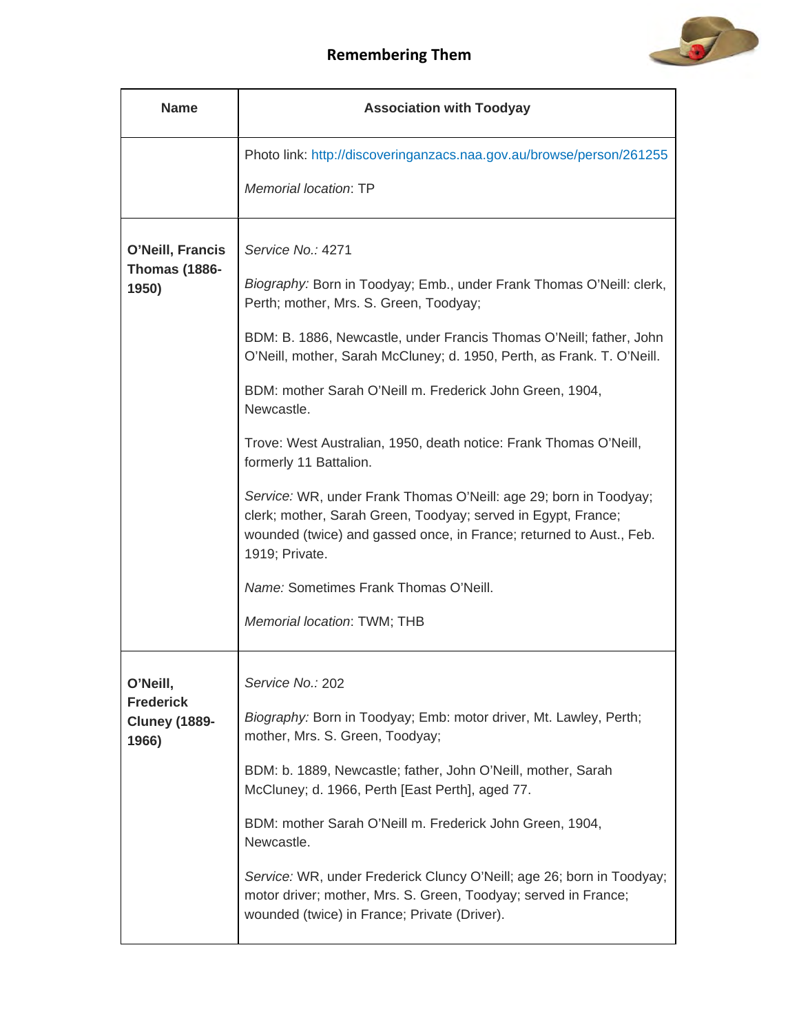| Name | Association with Toodyay |
|---|---|
| | Photo link: http://discoveringanzacs.naa.gov.au/browse/person/261255<br><br>*Memorial location*: TP |
| **O'Neill, Francis Thomas (1886-1950)** | *Service No.:* 4271<br><br>*Biography:* Born in Toodyay; Emb., under Frank Thomas O'Neill: clerk, Perth; mother, Mrs. S. Green, Toodyay;<br><br>BDM: B. 1886, Newcastle, under Francis Thomas O'Neill; father, John O'Neill, mother, Sarah McCluney; d. 1950, Perth, as Frank. T. O'Neill.<br><br>BDM: mother Sarah O'Neill m. Frederick John Green, 1904, Newcastle.<br><br>Trove: West Australian, 1950, death notice: Frank Thomas O'Neill, formerly 11 Battalion.<br><br>*Service:* WR, under Frank Thomas O'Neill: age 29; born in Toodyay; clerk; mother, Sarah Green, Toodyay; served in Egypt, France; wounded (twice) and gassed once, in France; returned to Aust., Feb. 1919; Private.<br><br>*Name:* Sometimes Frank Thomas O'Neill.<br><br>*Memorial location*: TWM; THB |
| **O'Neill, Frederick Cluney (1889-1966)** | *Service No.:* 202<br><br>*Biography:* Born in Toodyay; Emb: motor driver, Mt. Lawley, Perth; mother, Mrs. S. Green, Toodyay;<br><br>BDM: b. 1889, Newcastle; father, John O'Neill, mother, Sarah McCluney; d. 1966, Perth [East Perth], aged 77.<br><br>BDM: mother Sarah O'Neill m. Frederick John Green, 1904, Newcastle.<br><br>*Service:* WR, under Frederick Cluncy O'Neill; age 26; born in Toodyay; motor driver; mother, Mrs. S. Green, Toodyay; served in France; wounded (twice) in France; Private (Driver). |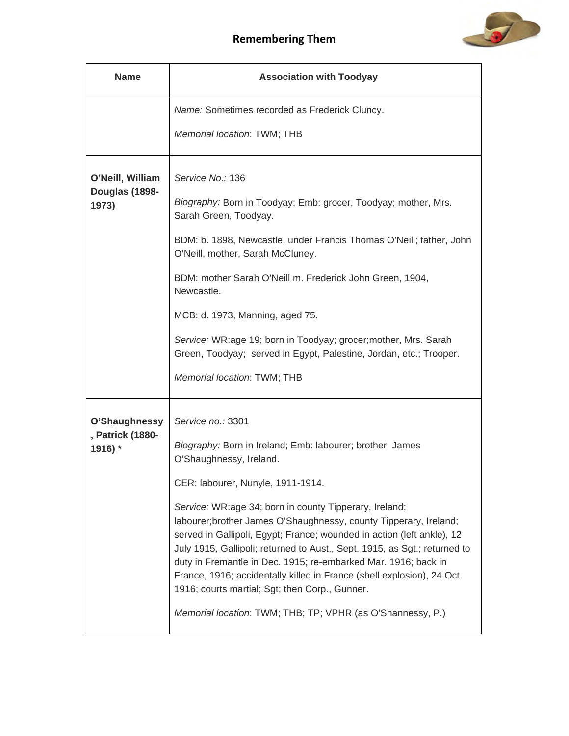## Remembering Them

| Name | Association with Toodyay |
|---|---|
| | *Name:* Sometimes recorded as Frederick Cluncy.<br><br>*Memorial location*: TWM; THB |
| **O'Neill, William Douglas (1898-1973)** | *Service No.:* 136<br><br>*Biography:* Born in Toodyay; Emb: grocer, Toodyay; mother, Mrs. Sarah Green, Toodyay.<br><br>BDM: b. 1898, Newcastle, under Francis Thomas O'Neill; father, John O'Neill, mother, Sarah McCluney.<br><br>BDM: mother Sarah O'Neill m. Frederick John Green, 1904, Newcastle.<br><br>MCB: d. 1973, Manning, aged 75.<br><br>*Service:* WR:age 19; born in Toodyay; grocer;mother, Mrs. Sarah Green, Toodyay; served in Egypt, Palestine, Jordan, etc.; Trooper.<br><br>*Memorial location*: TWM; THB |
| **O'Shaughnessy, Patrick (1880-1916) *** | *Service no.:* 3301<br><br>*Biography:* Born in Ireland; Emb: labourer; brother, James O'Shaughnessy, Ireland.<br><br>CER: labourer, Nunyle, 1911-1914.<br><br>*Service:* WR:age 34; born in county Tipperary, Ireland; labourer;brother James O'Shaughnessy, county Tipperary, Ireland; served in Gallipoli, Egypt; France; wounded in action (left ankle), 12 July 1915, Gallipoli; returned to Aust., Sept. 1915, as Sgt.; returned to duty in Fremantle in Dec. 1915; re-embarked Mar. 1916; back in France, 1916; accidentally killed in France (shell explosion), 24 Oct. 1916; courts martial; Sgt; then Corp., Gunner.<br><br>*Memorial location*: TWM; THB; TP; VPHR (as O'Shannessy, P.) |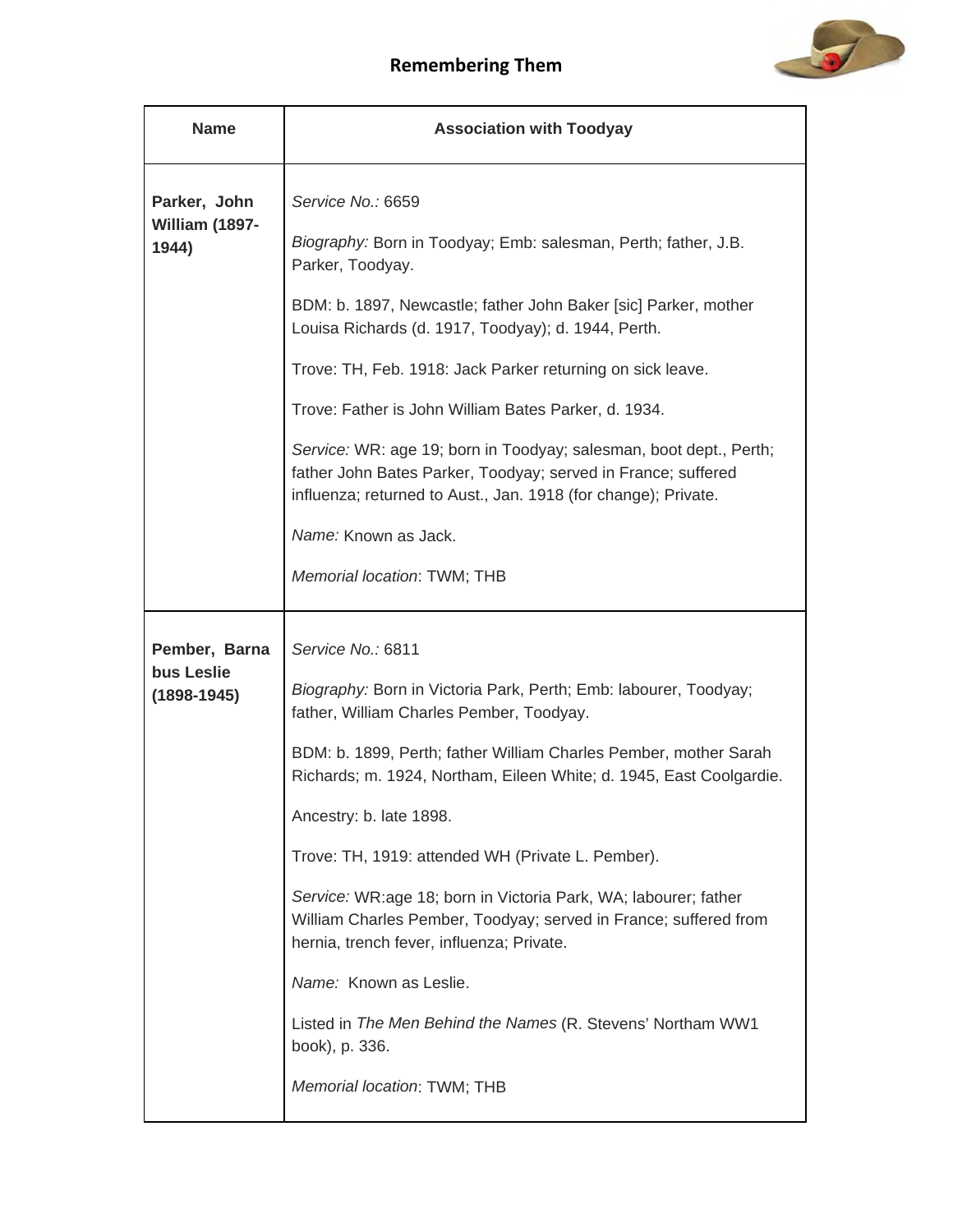**Remembering Them**

| Name | Association with Toodyay |
|---|---|
| **Parker, John William (1897-1944)** | *Service No.:* 6659<br><br>*Biography:* Born in Toodyay; Emb: salesman, Perth; father, J.B. Parker, Toodyay.<br><br>BDM: b. 1897, Newcastle; father John Baker [sic] Parker, mother Louisa Richards (d. 1917, Toodyay); d. 1944, Perth.<br><br>Trove: TH, Feb. 1918: Jack Parker returning on sick leave.<br><br>Trove: Father is John William Bates Parker, d. 1934.<br><br>*Service:* WR: age 19; born in Toodyay; salesman, boot dept., Perth; father John Bates Parker, Toodyay; served in France; suffered influenza; returned to Aust., Jan. 1918 (for change); Private.<br><br>*Name:* Known as Jack.<br><br>*Memorial location*: TWM; THB |
| **Pember, Barnabus Leslie (1898-1945)** | *Service No.:* 6811<br><br>*Biography:* Born in Victoria Park, Perth; Emb: labourer, Toodyay; father, William Charles Pember, Toodyay.<br><br>BDM: b. 1899, Perth; father William Charles Pember, mother Sarah Richards; m. 1924, Northam, Eileen White; d. 1945, East Coolgardie.<br><br>Ancestry: b. late 1898.<br><br>Trove: TH, 1919: attended WH (Private L. Pember).<br><br>*Service:* WR:age 18; born in Victoria Park, WA; labourer; father William Charles Pember, Toodyay; served in France; suffered from hernia, trench fever, influenza; Private.<br><br>*Name:* Known as Leslie.<br><br>Listed in *The Men Behind the Names* (R. Stevens' Northam WW1 book), p. 336.<br><br>*Memorial location*: TWM; THB |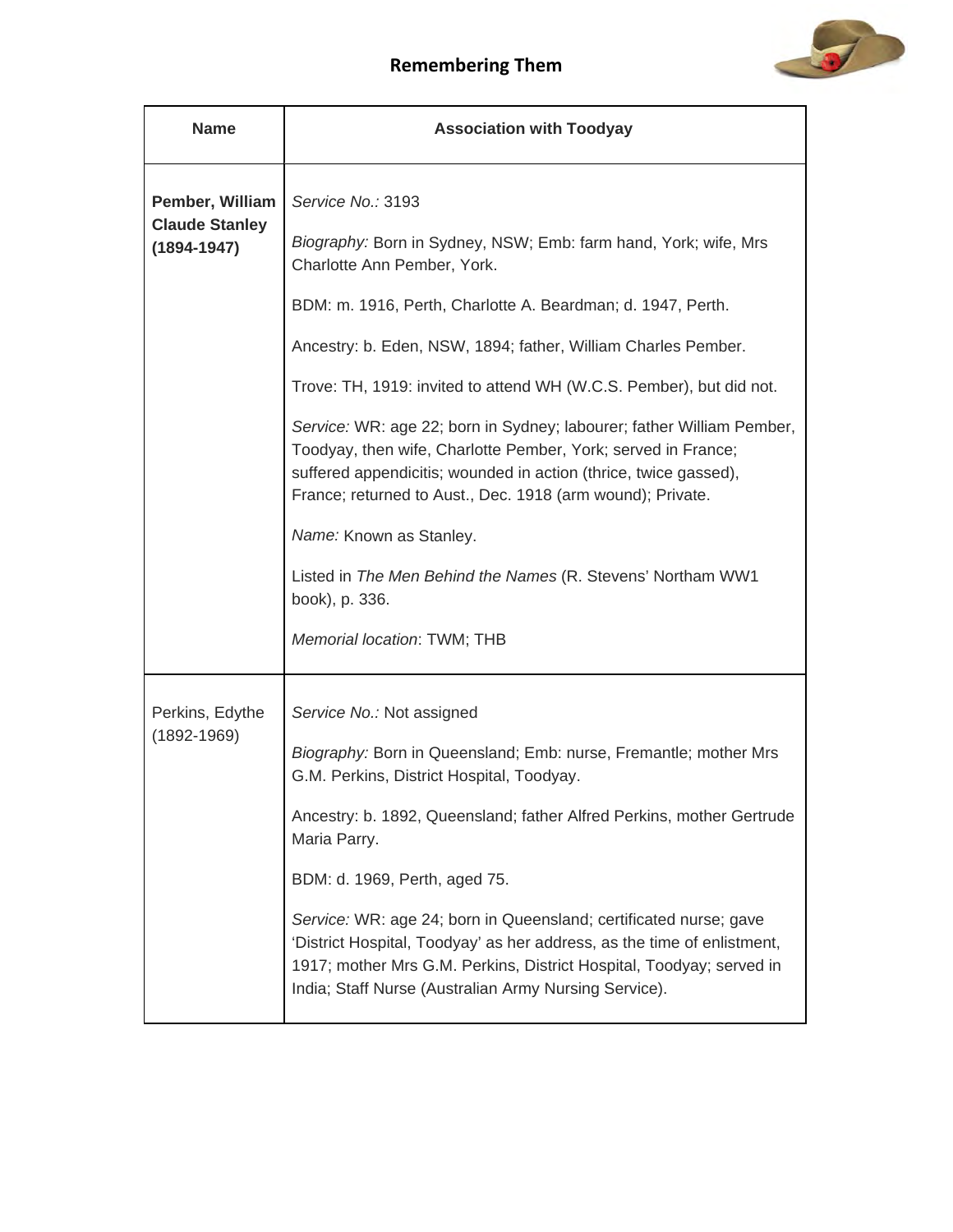| Name | Association with Toodyay |
| --- | --- |
| **Pember, William Claude Stanley (1894-1947)** | *Service No.:* 3193<br><br>*Biography:* Born in Sydney, NSW; Emb: farm hand, York; wife, Mrs Charlotte Ann Pember, York.<br><br>BDM: m. 1916, Perth, Charlotte A. Beardman; d. 1947, Perth.<br><br>Ancestry: b. Eden, NSW, 1894; father, William Charles Pember.<br><br>Trove: TH, 1919: invited to attend WH (W.C.S. Pember), but did not.<br><br>*Service:* WR: age 22; born in Sydney; labourer; father William Pember, Toodyay, then wife, Charlotte Pember, York; served in France; suffered appendicitis; wounded in action (thrice, twice gassed), France; returned to Aust., Dec. 1918 (arm wound); Private.<br><br>*Name:* Known as Stanley.<br><br>Listed in *The Men Behind the Names* (R. Stevens' Northam WW1 book), p. 336.<br><br>*Memorial location*: TWM; THB |
| Perkins, Edythe (1892-1969) | *Service No.:* Not assigned<br><br>*Biography:* Born in Queensland; Emb: nurse, Fremantle; mother Mrs G.M. Perkins, District Hospital, Toodyay.<br><br>Ancestry: b. 1892, Queensland; father Alfred Perkins, mother Gertrude Maria Parry.<br><br>BDM: d. 1969, Perth, aged 75.<br><br>*Service:* WR: age 24; born in Queensland; certificated nurse; gave 'District Hospital, Toodyay' as her address, as the time of enlistment, 1917; mother Mrs G.M. Perkins, District Hospital, Toodyay; served in India; Staff Nurse (Australian Army Nursing Service). |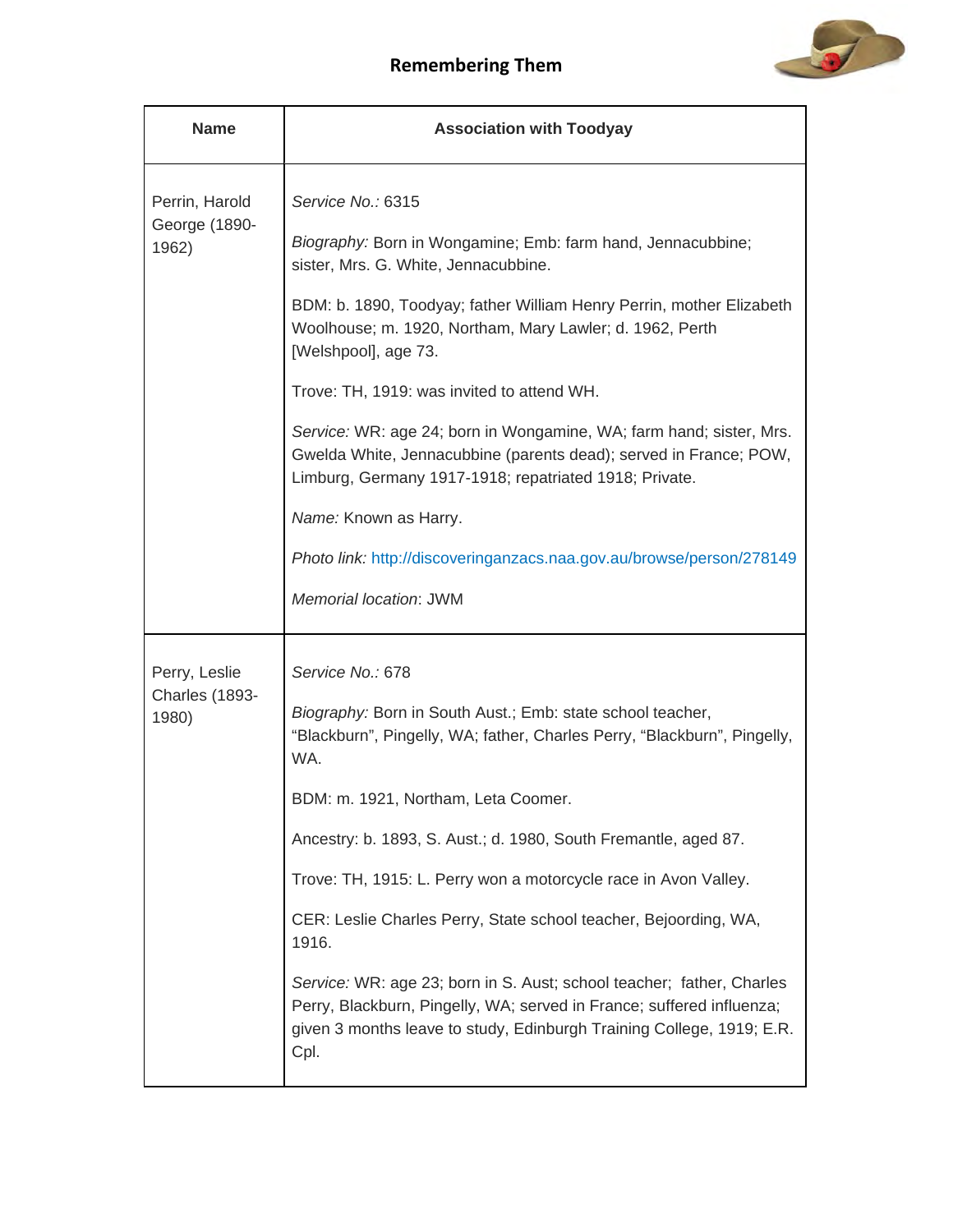| Name | Association with Toodyay |
|---|---|
| Perrin, Harold George (1890-1962) | *Service No.:* 6315<br><br>*Biography:* Born in Wongamine; Emb: farm hand, Jennacubbine; sister, Mrs. G. White, Jennacubbine.<br><br>BDM: b. 1890, Toodyay; father William Henry Perrin, mother Elizabeth Woolhouse; m. 1920, Northam, Mary Lawler; d. 1962, Perth [Welshpool], age 73.<br><br>Trove: TH, 1919: was invited to attend WH.<br><br>*Service:* WR: age 24; born in Wongamine, WA; farm hand; sister, Mrs. Gwelda White, Jennacubbine (parents dead); served in France; POW, Limburg, Germany 1917-1918; repatriated 1918; Private.<br><br>*Name:* Known as Harry.<br><br>*Photo link:* http://discoveringanzacs.naa.gov.au/browse/person/278149<br><br>*Memorial location*: JWM |
| Perry, Leslie Charles (1893-1980) | *Service No.:* 678<br><br>*Biography:* Born in South Aust.; Emb: state school teacher, "Blackburn", Pingelly, WA; father, Charles Perry, "Blackburn", Pingelly, WA.<br><br>BDM: m. 1921, Northam, Leta Coomer.<br><br>Ancestry: b. 1893, S. Aust.; d. 1980, South Fremantle, aged 87.<br><br>Trove: TH, 1915: L. Perry won a motorcycle race in Avon Valley.<br><br>CER: Leslie Charles Perry, State school teacher, Bejoording, WA, 1916.<br><br>*Service:* WR: age 23; born in S. Aust; school teacher; father, Charles Perry, Blackburn, Pingelly, WA; served in France; suffered influenza; given 3 months leave to study, Edinburgh Training College, 1919; E.R. Cpl. |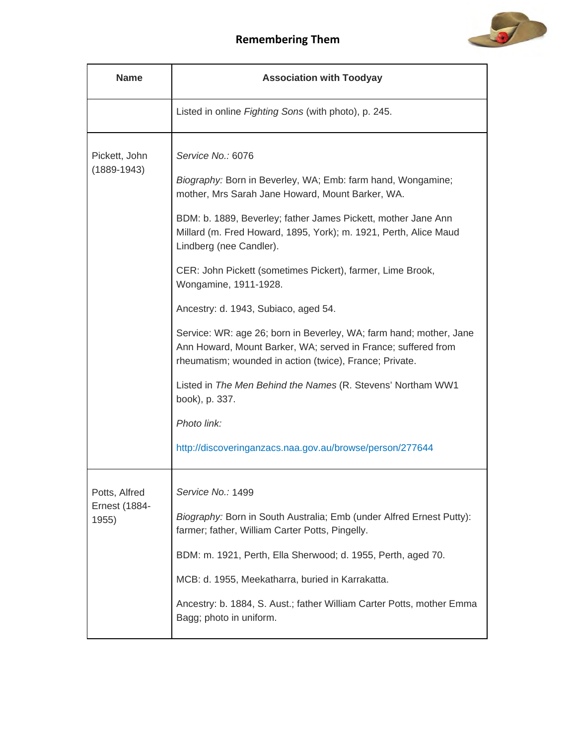## Remembering Them

| Name | Association with Toodyay |
|---|---|
| | Listed in online *Fighting Sons* (with photo), p. 245. |
| Pickett, John (1889-1943) | *Service No.:* 6076<br><br>*Biography:* Born in Beverley, WA; Emb: farm hand, Wongamine; mother, Mrs Sarah Jane Howard, Mount Barker, WA.<br><br>BDM: b. 1889, Beverley; father James Pickett, mother Jane Ann Millard (m. Fred Howard, 1895, York); m. 1921, Perth, Alice Maud Lindberg (nee Candler).<br><br>CER: John Pickett (sometimes Pickert), farmer, Lime Brook, Wongamine, 1911-1928.<br><br>Ancestry: d. 1943, Subiaco, aged 54.<br><br>Service: WR: age 26; born in Beverley, WA; farm hand; mother, Jane Ann Howard, Mount Barker, WA; served in France; suffered from rheumatism; wounded in action (twice), France; Private.<br><br>Listed in *The Men Behind the Names* (R. Stevens' Northam WW1 book), p. 337.<br><br>*Photo link:*<br><br>http://discoveringanzacs.naa.gov.au/browse/person/277644 |
| Potts, Alfred Ernest (1884-1955) | *Service No.:* 1499<br><br>*Biography:* Born in South Australia; Emb (under Alfred Ernest Putty): farmer; father, William Carter Potts, Pingelly.<br><br>BDM: m. 1921, Perth, Ella Sherwood; d. 1955, Perth, aged 70.<br><br>MCB: d. 1955, Meekatharra, buried in Karrakatta.<br><br>Ancestry: b. 1884, S. Aust.; father William Carter Potts, mother Emma Bagg; photo in uniform. |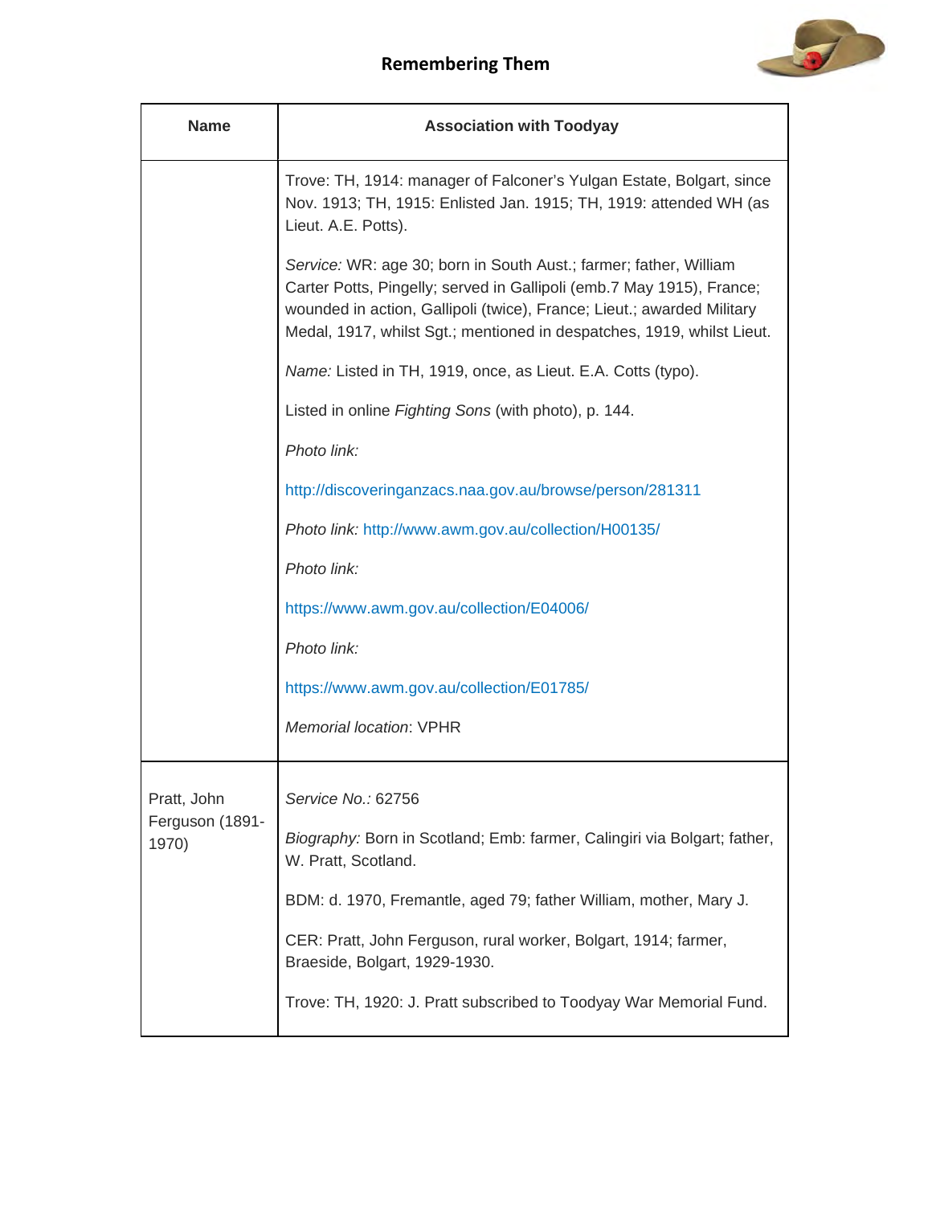## Remembering Them

| Name | Association with Toodyay |
|---|---|
| | Trove: TH, 1914: manager of Falconer's Yulgan Estate, Bolgart, since Nov. 1913; TH, 1915: Enlisted Jan. 1915; TH, 1919: attended WH (as Lieut. A.E. Potts).<br><br>*Service:* WR: age 30; born in South Aust.; farmer; father, William Carter Potts, Pingelly; served in Gallipoli (emb.7 May 1915), France; wounded in action, Gallipoli (twice), France; Lieut.; awarded Military Medal, 1917, whilst Sgt.; mentioned in despatches, 1919, whilst Lieut.<br><br>*Name:* Listed in TH, 1919, once, as Lieut. E.A. Cotts (typo).<br><br>Listed in online *Fighting Sons* (with photo), p. 144.<br><br>*Photo link:*<br><br>http://discoveringanzacs.naa.gov.au/browse/person/281311<br><br>*Photo link:* http://www.awm.gov.au/collection/H00135/<br><br>*Photo link:*<br><br>https://www.awm.gov.au/collection/E04006/<br><br>*Photo link:*<br><br>https://www.awm.gov.au/collection/E01785/<br><br>*Memorial location*: VPHR |
| Pratt, John Ferguson (1891-1970) | *Service No.:* 62756<br><br>*Biography:* Born in Scotland; Emb: farmer, Calingiri via Bolgart; father, W. Pratt, Scotland.<br><br>BDM: d. 1970, Fremantle, aged 79; father William, mother, Mary J.<br><br>CER: Pratt, John Ferguson, rural worker, Bolgart, 1914; farmer, Braeside, Bolgart, 1929-1930.<br><br>Trove: TH, 1920: J. Pratt subscribed to Toodyay War Memorial Fund. |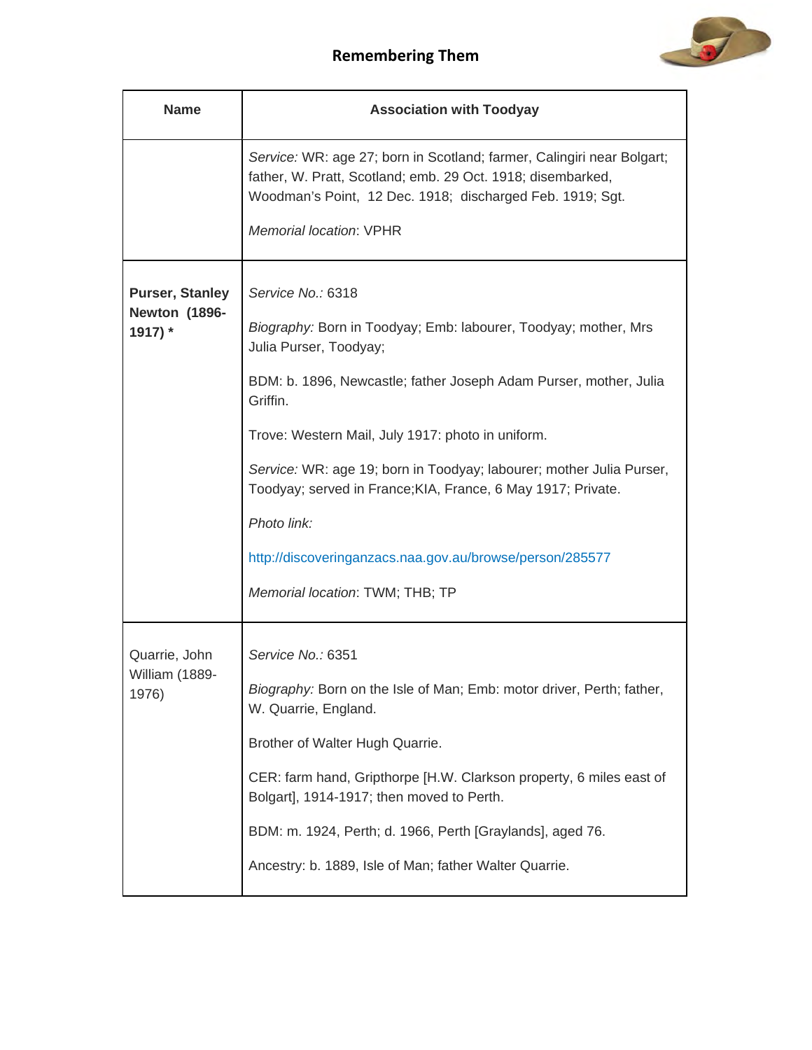| Name | Association with Toodyay |
|---|---|
| | *Service:* WR: age 27; born in Scotland; farmer, Calingiri near Bolgart; father, W. Pratt, Scotland; emb. 29 Oct. 1918; disembarked, Woodman's Point, 12 Dec. 1918; discharged Feb. 1919; Sgt.<br><br>*Memorial location*: VPHR |
| **Purser, Stanley Newton (1896-1917) *** | *Service No.:* 6318<br><br>*Biography:* Born in Toodyay; Emb: labourer, Toodyay; mother, Mrs Julia Purser, Toodyay;<br><br>BDM: b. 1896, Newcastle; father Joseph Adam Purser, mother, Julia Griffin.<br><br>Trove: Western Mail, July 1917: photo in uniform.<br><br>*Service:* WR: age 19; born in Toodyay; labourer; mother Julia Purser, Toodyay; served in France;KIA, France, 6 May 1917; Private.<br><br>*Photo link:*<br><br>http://discoveringanzacs.naa.gov.au/browse/person/285577<br><br>*Memorial location*: TWM; THB; TP |
| Quarrie, John William (1889-1976) | *Service No.:* 6351<br><br>*Biography:* Born on the Isle of Man; Emb: motor driver, Perth; father, W. Quarrie, England.<br><br>Brother of Walter Hugh Quarrie.<br><br>CER: farm hand, Gripthorpe [H.W. Clarkson property, 6 miles east of Bolgart], 1914-1917; then moved to Perth.<br><br>BDM: m. 1924, Perth; d. 1966, Perth [Graylands], aged 76.<br><br>Ancestry: b. 1889, Isle of Man; father Walter Quarrie. |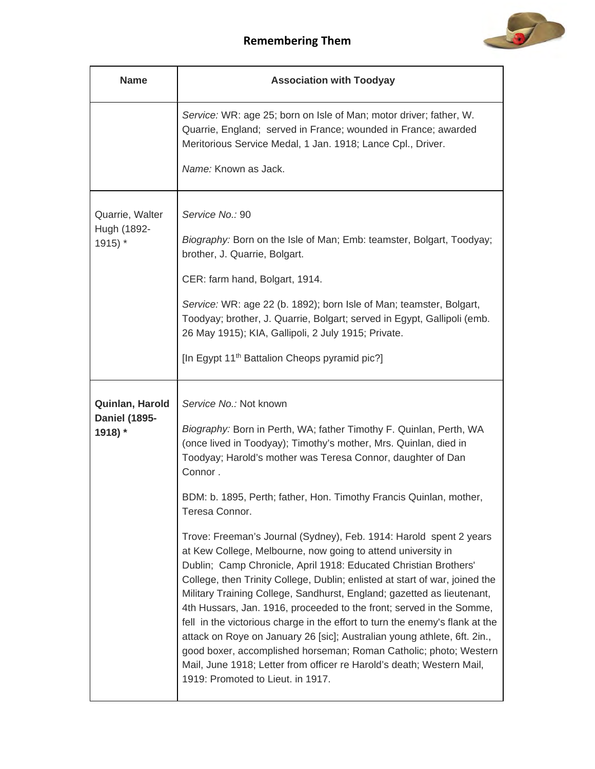| Name | Association with Toodyay |
|---|---|
| | *Service:* WR: age 25; born on Isle of Man; motor driver; father, W. Quarrie, England; served in France; wounded in France; awarded Meritorious Service Medal, 1 Jan. 1918; Lance Cpl., Driver.<br><br>*Name:* Known as Jack. |
| Quarrie, Walter Hugh (1892-1915) * | *Service No.:* 90<br><br>*Biography:* Born on the Isle of Man; Emb: teamster, Bolgart, Toodyay; brother, J. Quarrie, Bolgart.<br><br>CER: farm hand, Bolgart, 1914.<br><br>*Service:* WR: age 22 (b. 1892); born Isle of Man; teamster, Bolgart, Toodyay; brother, J. Quarrie, Bolgart; served in Egypt, Gallipoli (emb. 26 May 1915); KIA, Gallipoli, 2 July 1915; Private.<br><br>[In Egypt 11th Battalion Cheops pyramid pic?] |
| **Quinlan, Harold Daniel (1895-1918) *** | *Service No.:* Not known<br><br>*Biography:* Born in Perth, WA; father Timothy F. Quinlan, Perth, WA (once lived in Toodyay); Timothy's mother, Mrs. Quinlan, died in Toodyay; Harold's mother was Teresa Connor, daughter of Dan Connor .<br><br>BDM: b. 1895, Perth; father, Hon. Timothy Francis Quinlan, mother, Teresa Connor.<br><br>Trove: Freeman's Journal (Sydney), Feb. 1914: Harold spent 2 years at Kew College, Melbourne, now going to attend university in Dublin; Camp Chronicle, April 1918: Educated Christian Brothers' College, then Trinity College, Dublin; enlisted at start of war, joined the Military Training College, Sandhurst, England; gazetted as lieutenant, 4th Hussars, Jan. 1916, proceeded to the front; served in the Somme, fell in the victorious charge in the effort to turn the enemy's flank at the attack on Roye on January 26 [sic]; Australian young athlete, 6ft. 2in., good boxer, accomplished horseman; Roman Catholic; photo; Western Mail, June 1918; Letter from officer re Harold's death; Western Mail, 1919: Promoted to Lieut. in 1917. |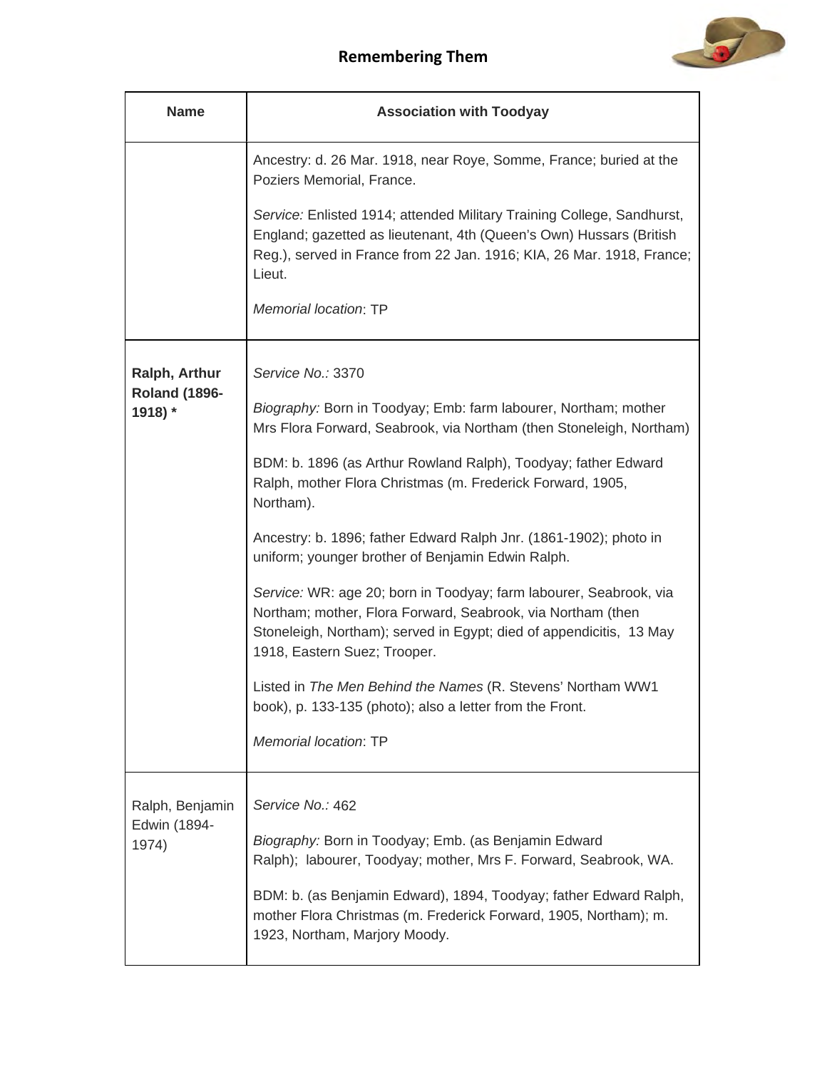## Remembering Them

| Name | Association with Toodyay |
|---|---|
| | Ancestry: d. 26 Mar. 1918, near Roye, Somme, France; buried at the Poziers Memorial, France.<br><br>*Service:* Enlisted 1914; attended Military Training College, Sandhurst, England; gazetted as lieutenant, 4th (Queen's Own) Hussars (British Reg.), served in France from 22 Jan. 1916; KIA, 26 Mar. 1918, France; Lieut.<br><br>*Memorial location*: TP |
| **Ralph, Arthur Roland (1896-1918) *** | *Service No.:* 3370<br><br>*Biography:* Born in Toodyay; Emb: farm labourer, Northam; mother Mrs Flora Forward, Seabrook, via Northam (then Stoneleigh, Northam)<br><br>BDM: b. 1896 (as Arthur Rowland Ralph), Toodyay; father Edward Ralph, mother Flora Christmas (m. Frederick Forward, 1905, Northam).<br><br>Ancestry: b. 1896; father Edward Ralph Jnr. (1861-1902); photo in uniform; younger brother of Benjamin Edwin Ralph.<br><br>*Service:* WR: age 20; born in Toodyay; farm labourer, Seabrook, via Northam; mother, Flora Forward, Seabrook, via Northam (then Stoneleigh, Northam); served in Egypt; died of appendicitis, 13 May 1918, Eastern Suez; Trooper.<br><br>Listed in *The Men Behind the Names* (R. Stevens' Northam WW1 book), p. 133-135 (photo); also a letter from the Front.<br><br>*Memorial location*: TP |
| Ralph, Benjamin Edwin (1894-1974) | *Service No.:* 462<br><br>*Biography:* Born in Toodyay; Emb. (as Benjamin Edward Ralph); labourer, Toodyay; mother, Mrs F. Forward, Seabrook, WA.<br><br>BDM: b. (as Benjamin Edward), 1894, Toodyay; father Edward Ralph, mother Flora Christmas (m. Frederick Forward, 1905, Northam); m. 1923, Northam, Marjory Moody. |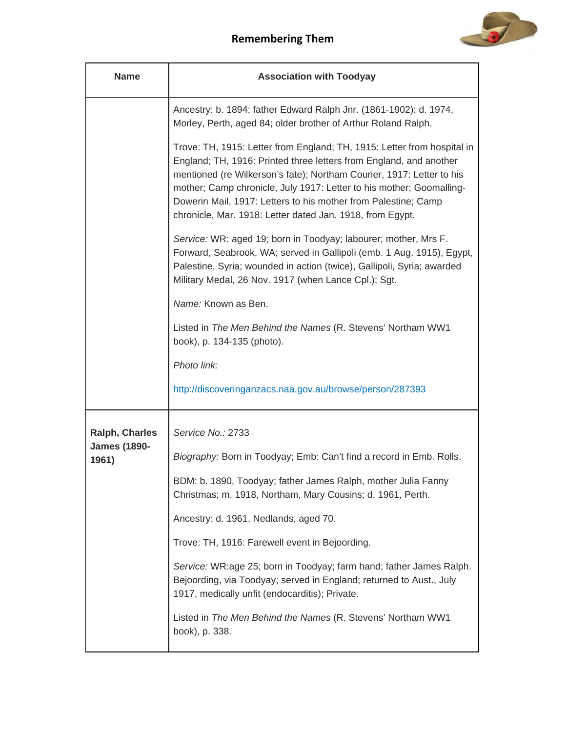| Name | Association with Toodyay |
|---|---|
| | Ancestry: b. 1894; father Edward Ralph Jnr. (1861-1902); d. 1974, Morley, Perth, aged 84; older brother of Arthur Roland Ralph.<br><br>Trove: TH, 1915: Letter from England; TH, 1915: Letter from hospital in England; TH, 1916: Printed three letters from England, and another mentioned (re Wilkerson's fate); Northam Courier, 1917: Letter to his mother; Camp chronicle, July 1917: Letter to his mother; Goomalling-Dowerin Mail, 1917: Letters to his mother from Palestine; Camp chronicle, Mar. 1918: Letter dated Jan. 1918, from Egypt.<br><br>*Service:* WR: aged 19; born in Toodyay; labourer; mother, Mrs F. Forward, Seabrook, WA; served in Gallipoli (emb. 1 Aug. 1915), Egypt, Palestine, Syria; wounded in action (twice), Gallipoli, Syria; awarded Military Medal, 26 Nov. 1917 (when Lance Cpl.); Sgt.<br><br>*Name:* Known as Ben.<br><br>Listed in *The Men Behind the Names* (R. Stevens' Northam WW1 book), p. 134-135 (photo).<br><br>*Photo link:*<br><br>http://discoveringanzacs.naa.gov.au/browse/person/287393 |
| **Ralph, Charles James (1890-1961)** | *Service No.:* 2733<br><br>*Biography:* Born in Toodyay; Emb: Can't find a record in Emb. Rolls.<br><br>BDM: b. 1890, Toodyay; father James Ralph, mother Julia Fanny Christmas; m. 1918, Northam, Mary Cousins; d. 1961, Perth.<br><br>Ancestry: d. 1961, Nedlands, aged 70.<br><br>Trove: TH, 1916: Farewell event in Bejoording.<br><br>*Service:* WR:age 25; born in Toodyay; farm hand; father James Ralph. Bejoording, via Toodyay; served in England; returned to Aust., July 1917, medically unfit (endocarditis); Private.<br><br>Listed in *The Men Behind the Names* (R. Stevens' Northam WW1 book), p. 338. |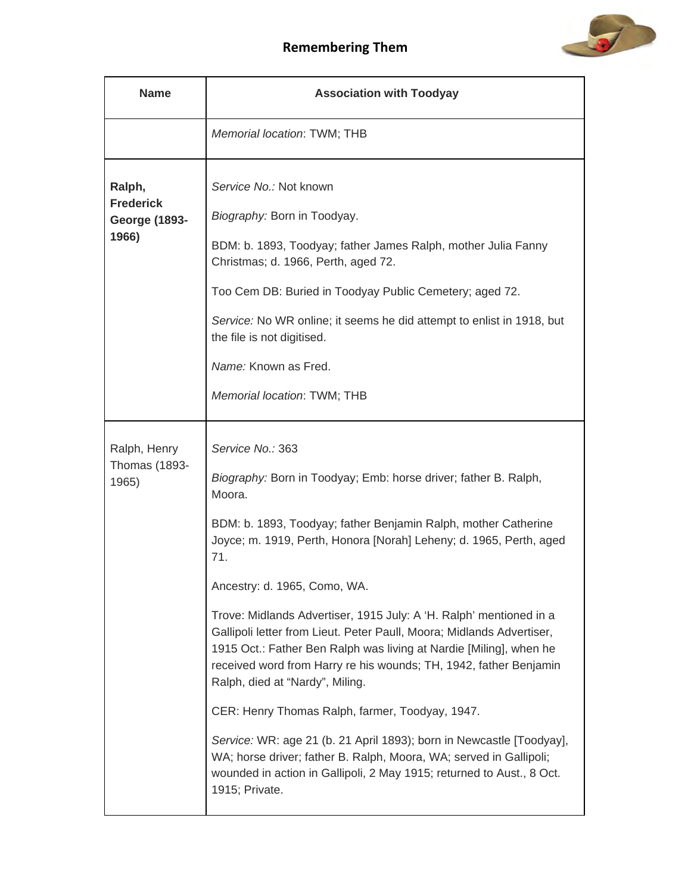| Name | Association with Toodyay |
|---|---|
| | *Memorial location*: TWM; THB |
| **Ralph, Frederick George (1893-1966)** | *Service No.:* Not known<br><br>*Biography:* Born in Toodyay.<br><br>BDM: b. 1893, Toodyay; father James Ralph, mother Julia Fanny Christmas; d. 1966, Perth, aged 72.<br><br>Too Cem DB: Buried in Toodyay Public Cemetery; aged 72.<br><br>*Service:* No WR online; it seems he did attempt to enlist in 1918, but the file is not digitised.<br><br>*Name:* Known as Fred.<br><br>*Memorial location*: TWM; THB |
| Ralph, Henry Thomas (1893-1965) | *Service No.:* 363<br><br>*Biography:* Born in Toodyay; Emb: horse driver; father B. Ralph, Moora.<br><br>BDM: b. 1893, Toodyay; father Benjamin Ralph, mother Catherine Joyce; m. 1919, Perth, Honora [Norah] Leheny; d. 1965, Perth, aged 71.<br><br>Ancestry: d. 1965, Como, WA.<br><br>Trove: Midlands Advertiser, 1915 July: A 'H. Ralph' mentioned in a Gallipoli letter from Lieut. Peter Paull, Moora; Midlands Advertiser, 1915 Oct.: Father Ben Ralph was living at Nardie [Miling], when he received word from Harry re his wounds; TH, 1942, father Benjamin Ralph, died at "Nardy", Miling.<br><br>CER: Henry Thomas Ralph, farmer, Toodyay, 1947.<br><br>*Service:* WR: age 21 (b. 21 April 1893); born in Newcastle [Toodyay], WA; horse driver; father B. Ralph, Moora, WA; served in Gallipoli; wounded in action in Gallipoli, 2 May 1915; returned to Aust., 8 Oct. 1915; Private. |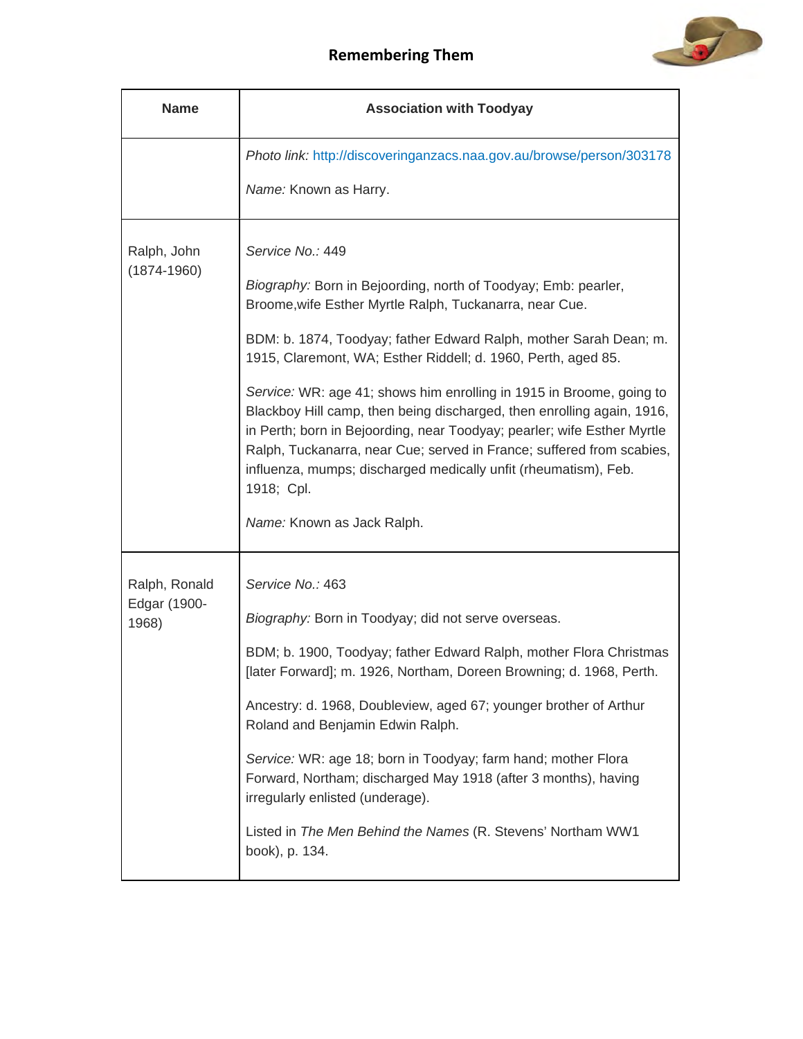## Remembering Them

| Name | Association with Toodyay |
|---|---|
| | *Photo link:* http://discoveringanzacs.naa.gov.au/browse/person/303178<br><br>*Name:* Known as Harry. |
| Ralph, John (1874-1960) | *Service No.:* 449<br><br>*Biography:* Born in Bejoording, north of Toodyay; Emb: pearler, Broome,wife Esther Myrtle Ralph, Tuckanarra, near Cue.<br><br>BDM: b. 1874, Toodyay; father Edward Ralph, mother Sarah Dean; m. 1915, Claremont, WA; Esther Riddell; d. 1960, Perth, aged 85.<br><br>*Service:* WR: age 41; shows him enrolling in 1915 in Broome, going to Blackboy Hill camp, then being discharged, then enrolling again, 1916, in Perth; born in Bejoording, near Toodyay; pearler; wife Esther Myrtle Ralph, Tuckanarra, near Cue; served in France; suffered from scabies, influenza, mumps; discharged medically unfit (rheumatism), Feb. 1918; Cpl.<br><br>*Name:* Known as Jack Ralph. |
| Ralph, Ronald Edgar (1900-1968) | *Service No.:* 463<br><br>*Biography:* Born in Toodyay; did not serve overseas.<br><br>BDM; b. 1900, Toodyay; father Edward Ralph, mother Flora Christmas [later Forward]; m. 1926, Northam, Doreen Browning; d. 1968, Perth.<br><br>Ancestry: d. 1968, Doubleview, aged 67; younger brother of Arthur Roland and Benjamin Edwin Ralph.<br><br>*Service:* WR: age 18; born in Toodyay; farm hand; mother Flora Forward, Northam; discharged May 1918 (after 3 months), having irregularly enlisted (underage).<br><br>Listed in *The Men Behind the Names* (R. Stevens' Northam WW1 book), p. 134. |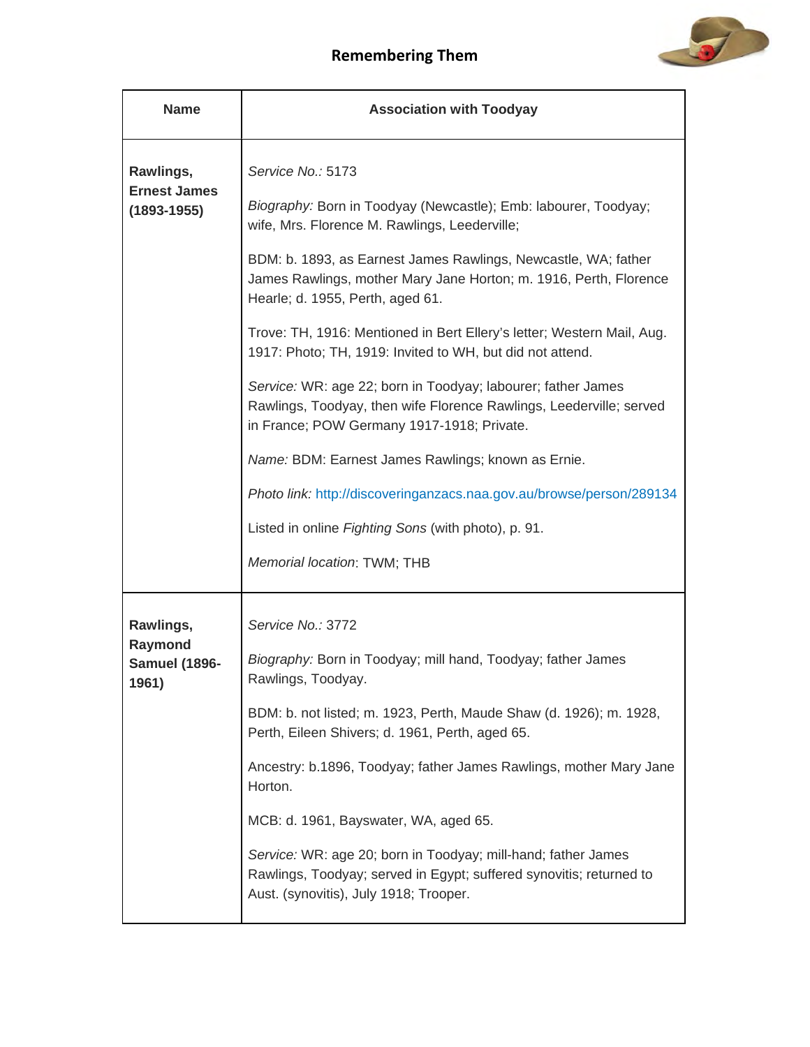# Remembering Them

| Name | Association with Toodyay |
| --- | --- |
| **Rawlings, Ernest James (1893-1955)** | *Service No.:* 5173<br><br>*Biography:* Born in Toodyay (Newcastle); Emb: labourer, Toodyay; wife, Mrs. Florence M. Rawlings, Leederville;<br><br>BDM: b. 1893, as Earnest James Rawlings, Newcastle, WA; father James Rawlings, mother Mary Jane Horton; m. 1916, Perth, Florence Hearle; d. 1955, Perth, aged 61.<br><br>Trove: TH, 1916: Mentioned in Bert Ellery's letter; Western Mail, Aug. 1917: Photo; TH, 1919: Invited to WH, but did not attend.<br><br>*Service:* WR: age 22; born in Toodyay; labourer; father James Rawlings, Toodyay, then wife Florence Rawlings, Leederville; served in France; POW Germany 1917-1918; Private.<br><br>*Name:* BDM: Earnest James Rawlings; known as Ernie.<br><br>*Photo link:* http://discoveringanzacs.naa.gov.au/browse/person/289134<br><br>Listed in online *Fighting Sons* (with photo), p. 91.<br><br>*Memorial location*: TWM; THB |
| **Rawlings, Raymond Samuel (1896-1961)** | *Service No.:* 3772<br><br>*Biography:* Born in Toodyay; mill hand, Toodyay; father James Rawlings, Toodyay.<br><br>BDM: b. not listed; m. 1923, Perth, Maude Shaw (d. 1926); m. 1928, Perth, Eileen Shivers; d. 1961, Perth, aged 65.<br><br>Ancestry: b.1896, Toodyay; father James Rawlings, mother Mary Jane Horton.<br><br>MCB: d. 1961, Bayswater, WA, aged 65.<br><br>*Service:* WR: age 20; born in Toodyay; mill-hand; father James Rawlings, Toodyay; served in Egypt; suffered synovitis; returned to Aust. (synovitis), July 1918; Trooper. |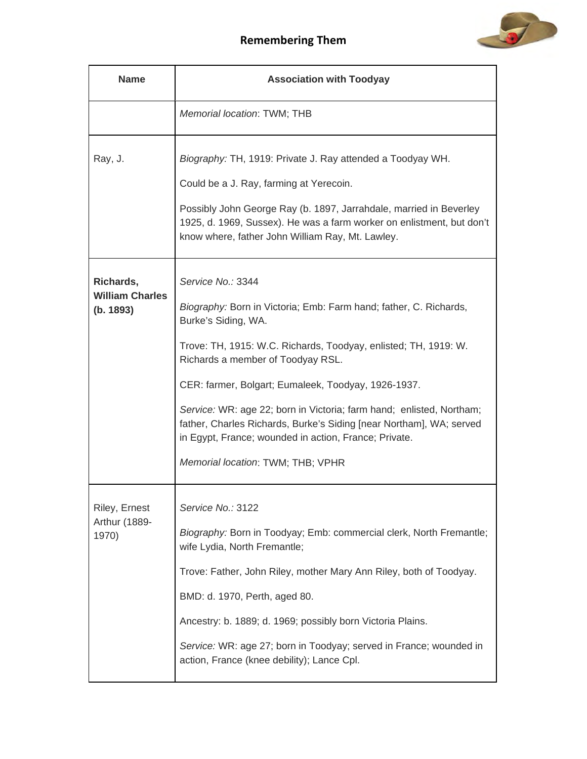| Name | Association with Toodyay |
|---|---|
| | *Memorial location*: TWM; THB |
| Ray, J. | *Biography:* TH, 1919: Private J. Ray attended a Toodyay WH.<br><br>Could be a J. Ray, farming at Yerecoin.<br><br>Possibly John George Ray (b. 1897, Jarrahdale, married in Beverley 1925, d. 1969, Sussex). He was a farm worker on enlistment, but don't know where, father John William Ray, Mt. Lawley. |
| **Richards, William Charles (b. 1893)** | *Service No.:* 3344<br><br>*Biography:* Born in Victoria; Emb: Farm hand; father, C. Richards, Burke's Siding, WA.<br><br>Trove: TH, 1915: W.C. Richards, Toodyay, enlisted; TH, 1919: W. Richards a member of Toodyay RSL.<br><br>CER: farmer, Bolgart; Eumaleek, Toodyay, 1926-1937.<br><br>*Service:* WR: age 22; born in Victoria; farm hand; enlisted, Northam; father, Charles Richards, Burke's Siding [near Northam], WA; served in Egypt, France; wounded in action, France; Private.<br><br>*Memorial location*: TWM; THB; VPHR |
| Riley, Ernest Arthur (1889-1970) | *Service No.:* 3122<br><br>*Biography:* Born in Toodyay; Emb: commercial clerk, North Fremantle; wife Lydia, North Fremantle;<br><br>Trove: Father, John Riley, mother Mary Ann Riley, both of Toodyay.<br><br>BMD: d. 1970, Perth, aged 80.<br><br>Ancestry: b. 1889; d. 1969; possibly born Victoria Plains.<br><br>*Service:* WR: age 27; born in Toodyay; served in France; wounded in action, France (knee debility); Lance Cpl. |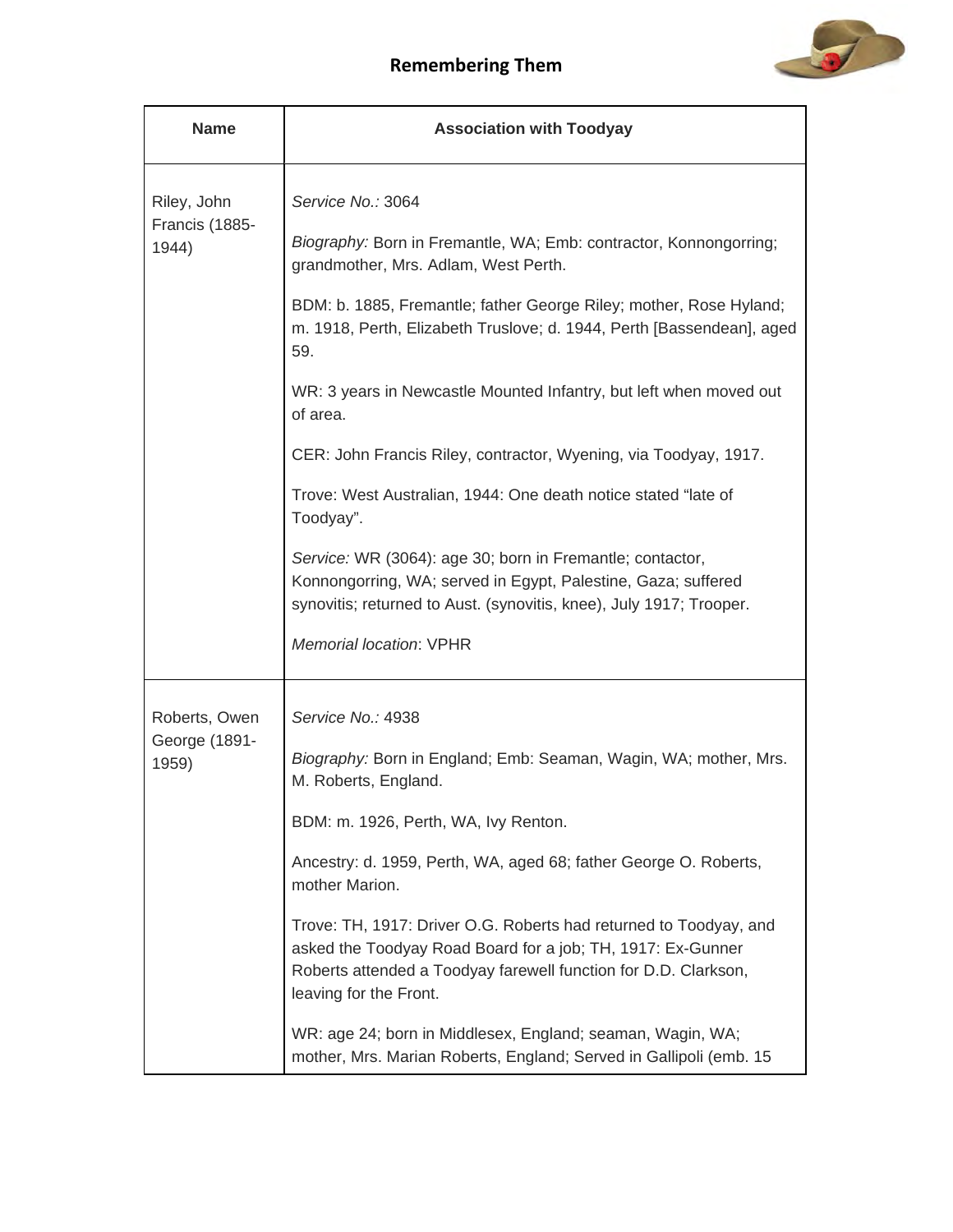| Name | Association with Toodyay |
|---|---|
| Riley, John Francis (1885-1944) | *Service No.:* 3064<br><br>*Biography:* Born in Fremantle, WA; Emb: contractor, Konnongorring; grandmother, Mrs. Adlam, West Perth.<br><br>BDM: b. 1885, Fremantle; father George Riley; mother, Rose Hyland; m. 1918, Perth, Elizabeth Truslove; d. 1944, Perth [Bassendean], aged 59.<br><br>WR: 3 years in Newcastle Mounted Infantry, but left when moved out of area.<br><br>CER: John Francis Riley, contractor, Wyening, via Toodyay, 1917.<br><br>Trove: West Australian, 1944: One death notice stated "late of Toodyay".<br><br>*Service:* WR (3064): age 30; born in Fremantle; contactor, Konnongorring, WA; served in Egypt, Palestine, Gaza; suffered synovitis; returned to Aust. (synovitis, knee), July 1917; Trooper.<br><br>*Memorial location*: VPHR |
| Roberts, Owen George (1891-1959) | *Service No.:* 4938<br><br>*Biography:* Born in England; Emb: Seaman, Wagin, WA; mother, Mrs. M. Roberts, England.<br><br>BDM: m. 1926, Perth, WA, Ivy Renton.<br><br>Ancestry: d. 1959, Perth, WA, aged 68; father George O. Roberts, mother Marion.<br><br>Trove: TH, 1917: Driver O.G. Roberts had returned to Toodyay, and asked the Toodyay Road Board for a job; TH, 1917: Ex-Gunner Roberts attended a Toodyay farewell function for D.D. Clarkson, leaving for the Front.<br><br>WR: age 24; born in Middlesex, England; seaman, Wagin, WA; mother, Mrs. Marian Roberts, England; Served in Gallipoli (emb. 15 |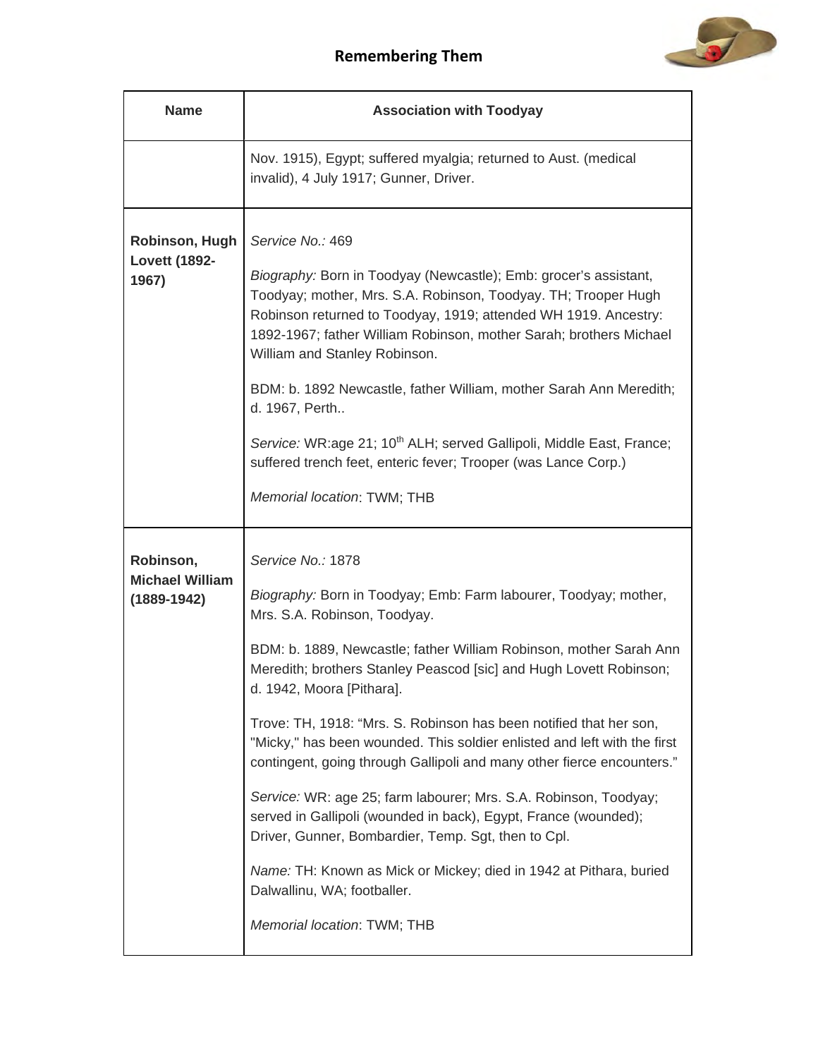| Name | Association with Toodyay |
|---|---|
| | Nov. 1915), Egypt; suffered myalgia; returned to Aust. (medical invalid), 4 July 1917; Gunner, Driver. |
| **Robinson, Hugh Lovett (1892-1967)** | *Service No.:* 469<br><br>*Biography:* Born in Toodyay (Newcastle); Emb: grocer's assistant, Toodyay; mother, Mrs. S.A. Robinson, Toodyay. TH; Trooper Hugh Robinson returned to Toodyay, 1919; attended WH 1919. Ancestry: 1892-1967; father William Robinson, mother Sarah; brothers Michael William and Stanley Robinson.<br><br>BDM: b. 1892 Newcastle, father William, mother Sarah Ann Meredith; d. 1967, Perth..<br><br>*Service:* WR:age 21; 10th ALH; served Gallipoli, Middle East, France; suffered trench feet, enteric fever; Trooper (was Lance Corp.)<br><br>*Memorial location*: TWM; THB |
| **Robinson, Michael William (1889-1942)** | *Service No.:* 1878<br><br>*Biography:* Born in Toodyay; Emb: Farm labourer, Toodyay; mother, Mrs. S.A. Robinson, Toodyay.<br><br>BDM: b. 1889, Newcastle; father William Robinson, mother Sarah Ann Meredith; brothers Stanley Peascod [sic] and Hugh Lovett Robinson; d. 1942, Moora [Pithara].<br><br>Trove: TH, 1918: "Mrs. S. Robinson has been notified that her son, "Micky," has been wounded. This soldier enlisted and left with the first contingent, going through Gallipoli and many other fierce encounters."<br><br>*Service:* WR: age 25; farm labourer; Mrs. S.A. Robinson, Toodyay; served in Gallipoli (wounded in back), Egypt, France (wounded); Driver, Gunner, Bombardier, Temp. Sgt, then to Cpl.<br><br>*Name:* TH: Known as Mick or Mickey; died in 1942 at Pithara, buried Dalwallinu, WA; footballer.<br><br>*Memorial location*: TWM; THB |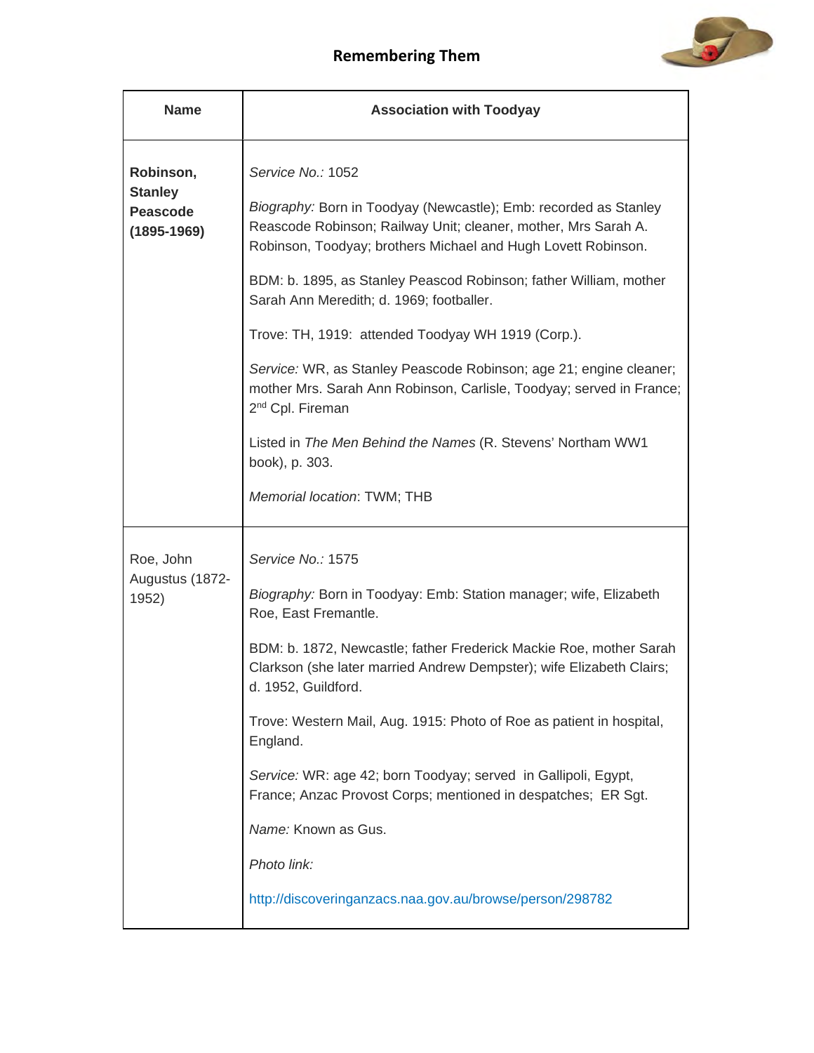## Remembering Them

| Name | Association with Toodyay |
|---|---|
| **Robinson, Stanley Peascode (1895-1969)** | *Service No.:* 1052<br><br>*Biography:* Born in Toodyay (Newcastle); Emb: recorded as Stanley Reascode Robinson; Railway Unit; cleaner, mother, Mrs Sarah A. Robinson, Toodyay; brothers Michael and Hugh Lovett Robinson.<br><br>BDM: b. 1895, as Stanley Peascod Robinson; father William, mother Sarah Ann Meredith; d. 1969; footballer.<br><br>Trove: TH, 1919: attended Toodyay WH 1919 (Corp.).<br><br>*Service:* WR, as Stanley Peascode Robinson; age 21; engine cleaner; mother Mrs. Sarah Ann Robinson, Carlisle, Toodyay; served in France; 2nd Cpl. Fireman<br><br>Listed in *The Men Behind the Names* (R. Stevens' Northam WW1 book), p. 303.<br><br>*Memorial location*: TWM; THB |
| Roe, John Augustus (1872-1952) | *Service No.:* 1575<br><br>*Biography:* Born in Toodyay: Emb: Station manager; wife, Elizabeth Roe, East Fremantle.<br><br>BDM: b. 1872, Newcastle; father Frederick Mackie Roe, mother Sarah Clarkson (she later married Andrew Dempster); wife Elizabeth Clairs; d. 1952, Guildford.<br><br>Trove: Western Mail, Aug. 1915: Photo of Roe as patient in hospital, England.<br><br>*Service:* WR: age 42; born Toodyay; served in Gallipoli, Egypt, France; Anzac Provost Corps; mentioned in despatches; ER Sgt.<br><br>*Name:* Known as Gus.<br><br>*Photo link:*<br><br>http://discoveringanzacs.naa.gov.au/browse/person/298782 |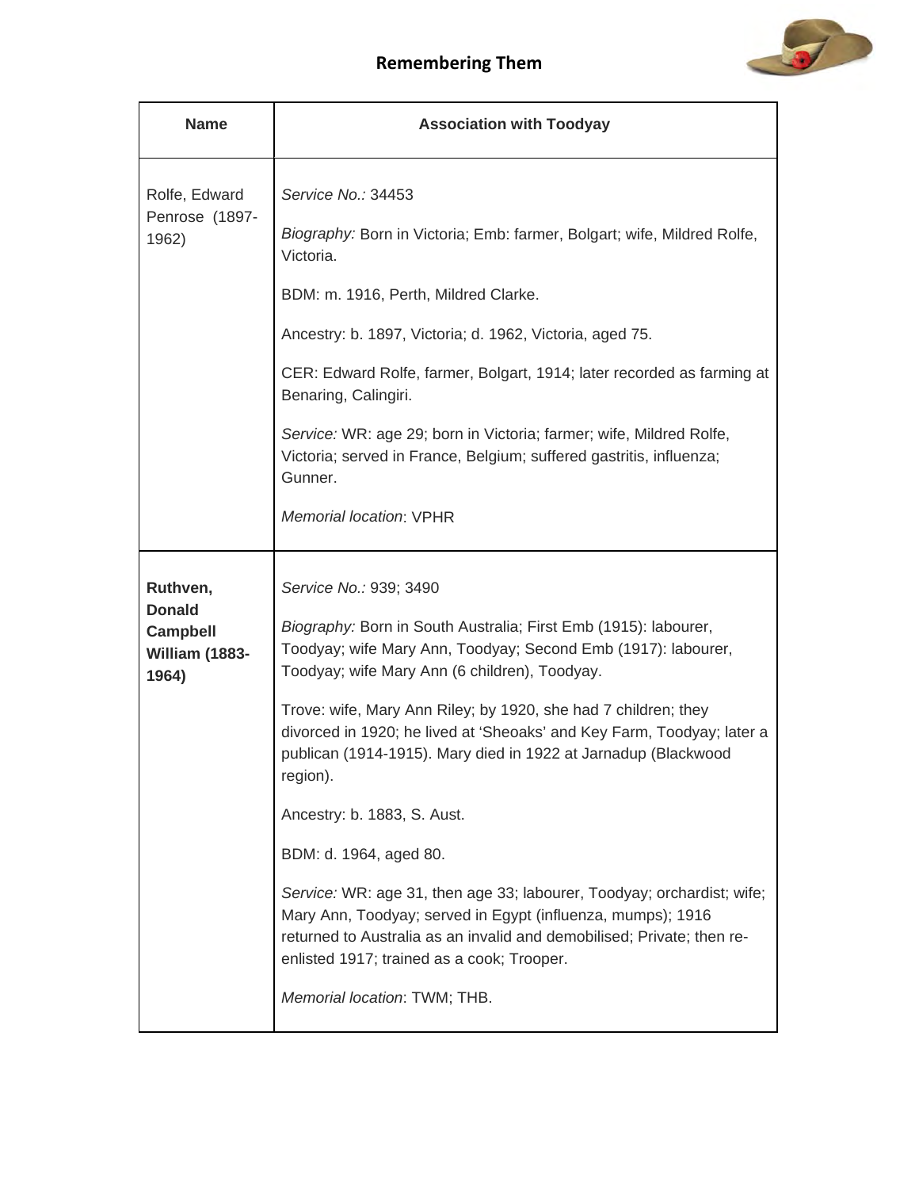## Remembering Them

| Name | Association with Toodyay |
| --- | --- |
| Rolfe, Edward Penrose (1897-1962) | *Service No.:* 34453<br><br>*Biography:* Born in Victoria; Emb: farmer, Bolgart; wife, Mildred Rolfe, Victoria.<br><br>BDM: m. 1916, Perth, Mildred Clarke.<br><br>Ancestry: b. 1897, Victoria; d. 1962, Victoria, aged 75.<br><br>CER: Edward Rolfe, farmer, Bolgart, 1914; later recorded as farming at Benaring, Calingiri.<br><br>*Service:* WR: age 29; born in Victoria; farmer; wife, Mildred Rolfe, Victoria; served in France, Belgium; suffered gastritis, influenza; Gunner.<br><br>*Memorial location*: VPHR |
| **Ruthven, Donald Campbell William (1883-1964)** | *Service No.:* 939; 3490<br><br>*Biography:* Born in South Australia; First Emb (1915): labourer, Toodyay; wife Mary Ann, Toodyay; Second Emb (1917): labourer, Toodyay; wife Mary Ann (6 children), Toodyay.<br><br>Trove: wife, Mary Ann Riley; by 1920, she had 7 children; they divorced in 1920; he lived at 'Sheoaks' and Key Farm, Toodyay; later a publican (1914-1915). Mary died in 1922 at Jarnadup (Blackwood region).<br><br>Ancestry: b. 1883, S. Aust.<br><br>BDM: d. 1964, aged 80.<br><br>*Service:* WR: age 31, then age 33; labourer, Toodyay; orchardist; wife; Mary Ann, Toodyay; served in Egypt (influenza, mumps); 1916 returned to Australia as an invalid and demobilised; Private; then re-enlisted 1917; trained as a cook; Trooper.<br><br>*Memorial location*: TWM; THB. |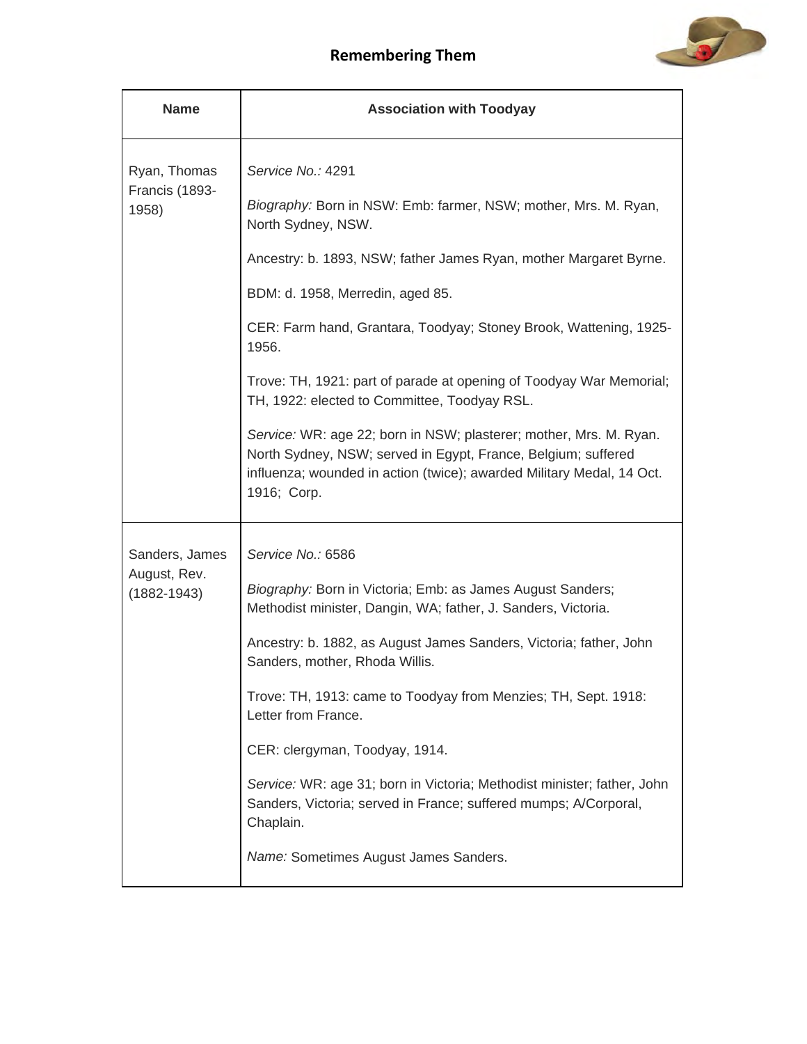## Remembering Them

| Name | Association with Toodyay |
|---|---|
| Ryan, Thomas Francis (1893-1958) | *Service No.:* 4291<br><br>*Biography:* Born in NSW: Emb: farmer, NSW; mother, Mrs. M. Ryan, North Sydney, NSW.<br><br>Ancestry: b. 1893, NSW; father James Ryan, mother Margaret Byrne.<br><br>BDM: d. 1958, Merredin, aged 85.<br><br>CER: Farm hand, Grantara, Toodyay; Stoney Brook, Wattening, 1925-1956.<br><br>Trove: TH, 1921: part of parade at opening of Toodyay War Memorial; TH, 1922: elected to Committee, Toodyay RSL.<br><br>*Service:* WR: age 22; born in NSW; plasterer; mother, Mrs. M. Ryan. North Sydney, NSW; served in Egypt, France, Belgium; suffered influenza; wounded in action (twice); awarded Military Medal, 14 Oct. 1916; Corp. |
| Sanders, James August, Rev. (1882-1943) | *Service No.:* 6586<br><br>*Biography:* Born in Victoria; Emb: as James August Sanders; Methodist minister, Dangin, WA; father, J. Sanders, Victoria.<br><br>Ancestry: b. 1882, as August James Sanders, Victoria; father, John Sanders, mother, Rhoda Willis.<br><br>Trove: TH, 1913: came to Toodyay from Menzies; TH, Sept. 1918: Letter from France.<br><br>CER: clergyman, Toodyay, 1914.<br><br>*Service:* WR: age 31; born in Victoria; Methodist minister; father, John Sanders, Victoria; served in France; suffered mumps; A/Corporal, Chaplain.<br><br>*Name:* Sometimes August James Sanders. |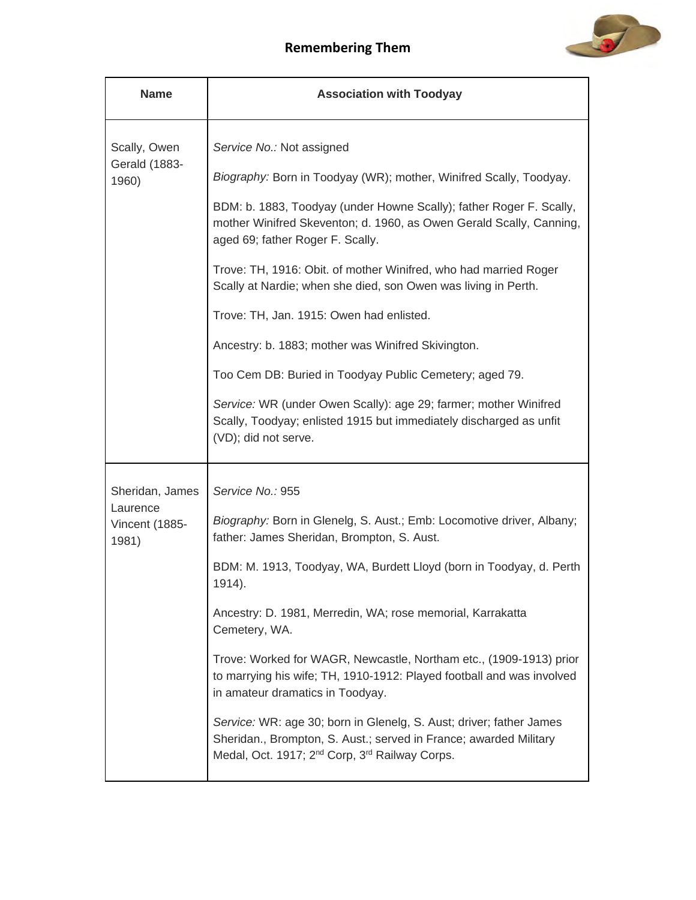**Remembering Them**

| Name | Association with Toodyay |
|---|---|
| Scally, Owen Gerald (1883-1960) | *Service No.:* Not assigned<br><br>*Biography:* Born in Toodyay (WR); mother, Winifred Scally, Toodyay.<br><br>BDM: b. 1883, Toodyay (under Howne Scally); father Roger F. Scally, mother Winifred Skeventon; d. 1960, as Owen Gerald Scally, Canning, aged 69; father Roger F. Scally.<br><br>Trove: TH, 1916: Obit. of mother Winifred, who had married Roger Scally at Nardie; when she died, son Owen was living in Perth.<br><br>Trove: TH, Jan. 1915: Owen had enlisted.<br><br>Ancestry: b. 1883; mother was Winifred Skivington.<br><br>Too Cem DB: Buried in Toodyay Public Cemetery; aged 79.<br><br>*Service:* WR (under Owen Scally): age 29; farmer; mother Winifred Scally, Toodyay; enlisted 1915 but immediately discharged as unfit (VD); did not serve. |
| Sheridan, James Laurence Vincent (1885-1981) | *Service No.:* 955<br><br>*Biography:* Born in Glenelg, S. Aust.; Emb: Locomotive driver, Albany; father: James Sheridan, Brompton, S. Aust.<br><br>BDM: M. 1913, Toodyay, WA, Burdett Lloyd (born in Toodyay, d. Perth 1914).<br><br>Ancestry: D. 1981, Merredin, WA; rose memorial, Karrakatta Cemetery, WA.<br><br>Trove: Worked for WAGR, Newcastle, Northam etc., (1909-1913) prior to marrying his wife; TH, 1910-1912: Played football and was involved in amateur dramatics in Toodyay.<br><br>*Service:* WR: age 30; born in Glenelg, S. Aust; driver; father James Sheridan., Brompton, S. Aust.; served in France; awarded Military Medal, Oct. 1917; 2nd Corp, 3rd Railway Corps. |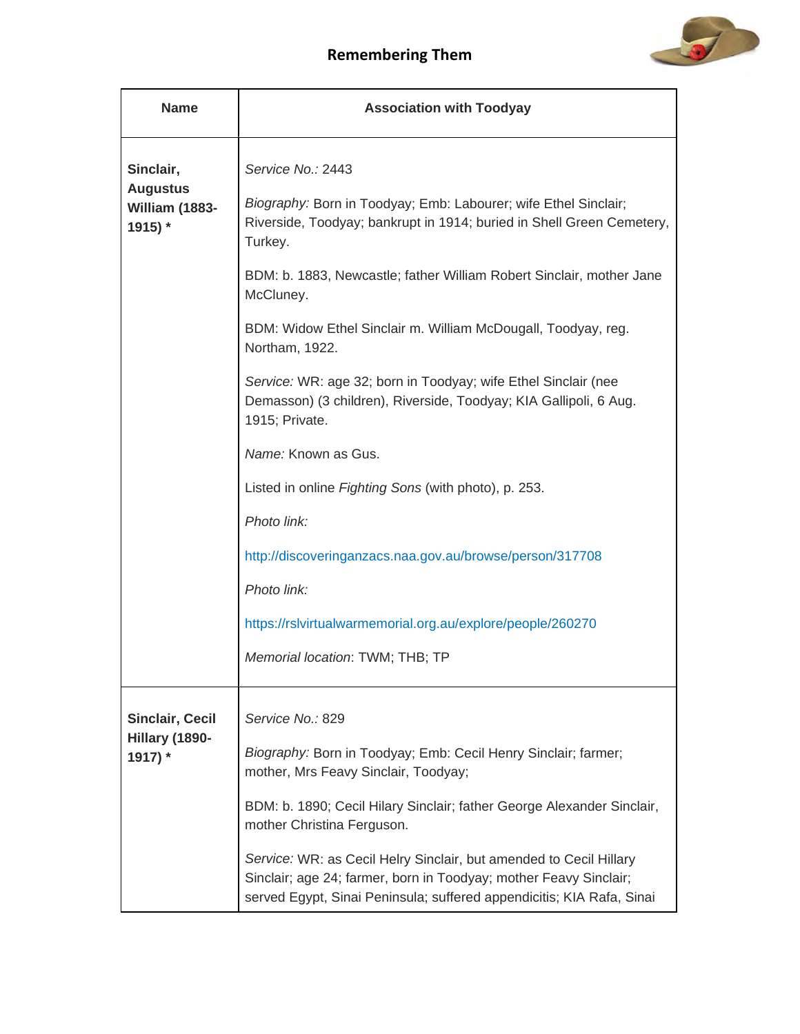## Remembering Them

| Name | Association with Toodyay |
|---|---|
| **Sinclair, Augustus William (1883-1915) *** | *Service No.:* 2443<br><br>*Biography:* Born in Toodyay; Emb: Labourer; wife Ethel Sinclair; Riverside, Toodyay; bankrupt in 1914; buried in Shell Green Cemetery, Turkey.<br><br>BDM: b. 1883, Newcastle; father William Robert Sinclair, mother Jane McCluney.<br><br>BDM: Widow Ethel Sinclair m. William McDougall, Toodyay, reg. Northam, 1922.<br><br>*Service:* WR: age 32; born in Toodyay; wife Ethel Sinclair (nee Demasson) (3 children), Riverside, Toodyay; KIA Gallipoli, 6 Aug. 1915; Private.<br><br>*Name:* Known as Gus.<br><br>Listed in online *Fighting Sons* (with photo), p. 253.<br><br>*Photo link:*<br><br>http://discoveringanzacs.naa.gov.au/browse/person/317708<br><br>*Photo link:*<br><br>https://rslvirtualwarmemorial.org.au/explore/people/260270<br><br>*Memorial location*: TWM; THB; TP |
| **Sinclair, Cecil Hillary (1890-1917) *** | *Service No.:* 829<br><br>*Biography:* Born in Toodyay; Emb: Cecil Henry Sinclair; farmer; mother, Mrs Feavy Sinclair, Toodyay;<br><br>BDM: b. 1890; Cecil Hilary Sinclair; father George Alexander Sinclair, mother Christina Ferguson.<br><br>*Service:* WR: as Cecil Helry Sinclair, but amended to Cecil Hillary Sinclair; age 24; farmer, born in Toodyay; mother Feavy Sinclair; served Egypt, Sinai Peninsula; suffered appendicitis; KIA Rafa, Sinai |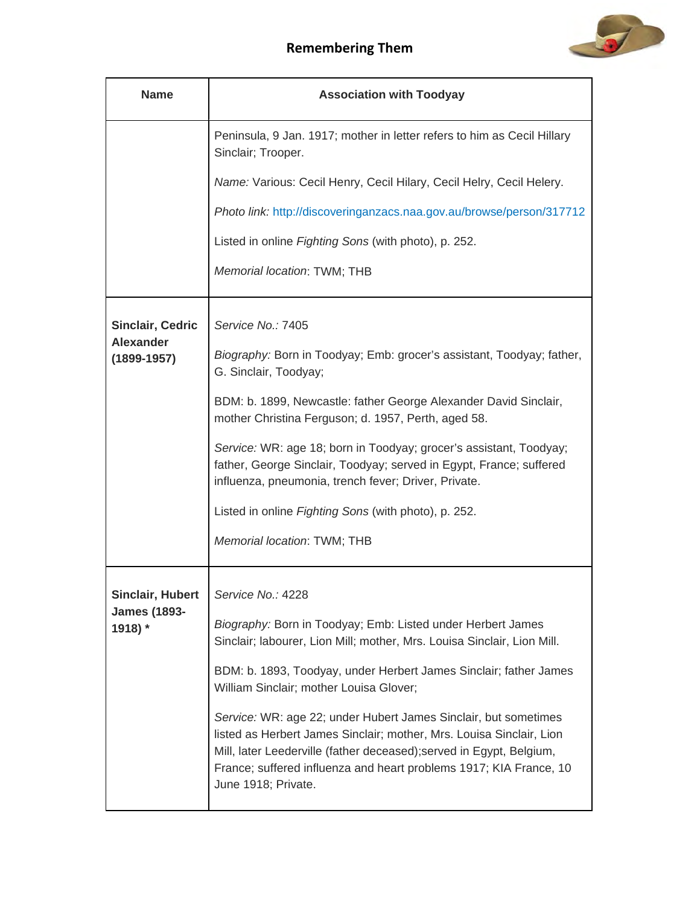| Name | Association with Toodyay |
| --- | --- |
| | Peninsula, 9 Jan. 1917; mother in letter refers to him as Cecil Hillary Sinclair; Trooper.<br><br>*Name:* Various: Cecil Henry, Cecil Hilary, Cecil Helry, Cecil Helery.<br><br>*Photo link:* http://discoveringanzacs.naa.gov.au/browse/person/317712<br><br>Listed in online *Fighting Sons* (with photo), p. 252.<br><br>*Memorial location*: TWM; THB |
| **Sinclair, Cedric Alexander (1899-1957)** | *Service No.:* 7405<br><br>*Biography:* Born in Toodyay; Emb: grocer's assistant, Toodyay; father, G. Sinclair, Toodyay;<br><br>BDM: b. 1899, Newcastle: father George Alexander David Sinclair, mother Christina Ferguson; d. 1957, Perth, aged 58.<br><br>*Service:* WR: age 18; born in Toodyay; grocer's assistant, Toodyay; father, George Sinclair, Toodyay; served in Egypt, France; suffered influenza, pneumonia, trench fever; Driver, Private.<br><br>Listed in online *Fighting Sons* (with photo), p. 252.<br><br>*Memorial location*: TWM; THB |
| **Sinclair, Hubert James (1893-1918) *** | *Service No.:* 4228<br><br>*Biography:* Born in Toodyay; Emb: Listed under Herbert James Sinclair; labourer, Lion Mill; mother, Mrs. Louisa Sinclair, Lion Mill.<br><br>BDM: b. 1893, Toodyay, under Herbert James Sinclair; father James William Sinclair; mother Louisa Glover;<br><br>*Service:* WR: age 22; under Hubert James Sinclair, but sometimes listed as Herbert James Sinclair; mother, Mrs. Louisa Sinclair, Lion Mill, later Leederville (father deceased);served in Egypt, Belgium, France; suffered influenza and heart problems 1917; KIA France, 10 June 1918; Private. |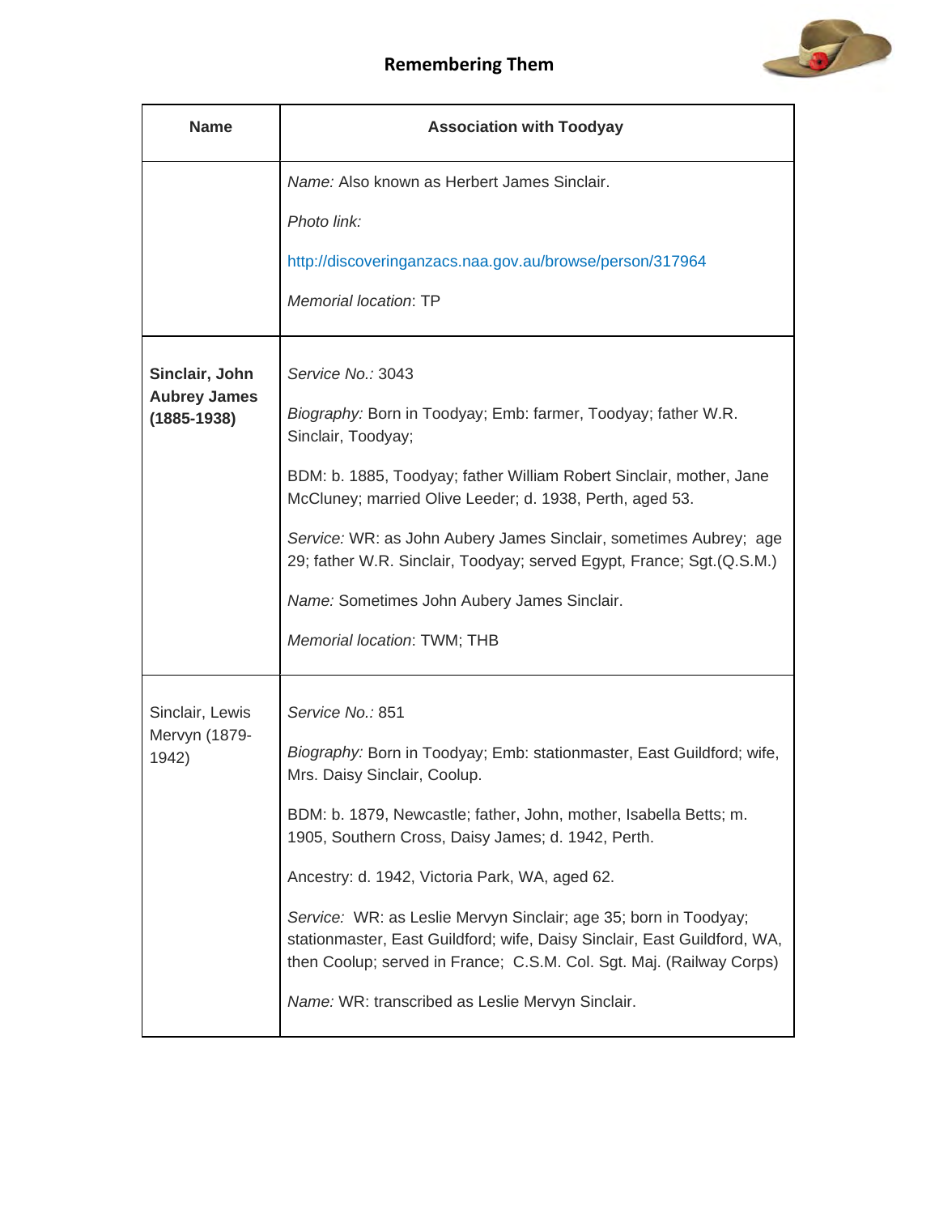| Name | Association with Toodyay |
|---|---|
| | *Name:* Also known as Herbert James Sinclair.<br><br>*Photo link:*<br><br>http://discoveringanzacs.naa.gov.au/browse/person/317964<br><br>*Memorial location*: TP |
| **Sinclair, John Aubrey James (1885-1938)** | *Service No.:* 3043<br><br>*Biography:* Born in Toodyay; Emb: farmer, Toodyay; father W.R. Sinclair, Toodyay;<br><br>BDM: b. 1885, Toodyay; father William Robert Sinclair, mother, Jane McCluney; married Olive Leeder; d. 1938, Perth, aged 53.<br><br>*Service:* WR: as John Aubery James Sinclair, sometimes Aubrey; age 29; father W.R. Sinclair, Toodyay; served Egypt, France; Sgt.(Q.S.M.)<br><br>*Name:* Sometimes John Aubery James Sinclair.<br><br>*Memorial location*: TWM; THB |
| Sinclair, Lewis Mervyn (1879-1942) | *Service No.:* 851<br><br>*Biography:* Born in Toodyay; Emb: stationmaster, East Guildford; wife, Mrs. Daisy Sinclair, Coolup.<br><br>BDM: b. 1879, Newcastle; father, John, mother, Isabella Betts; m. 1905, Southern Cross, Daisy James; d. 1942, Perth.<br><br>Ancestry: d. 1942, Victoria Park, WA, aged 62.<br><br>*Service:* WR: as Leslie Mervyn Sinclair; age 35; born in Toodyay; stationmaster, East Guildford; wife, Daisy Sinclair, East Guildford, WA, then Coolup; served in France; C.S.M. Col. Sgt. Maj. (Railway Corps)<br><br>*Name:* WR: transcribed as Leslie Mervyn Sinclair. |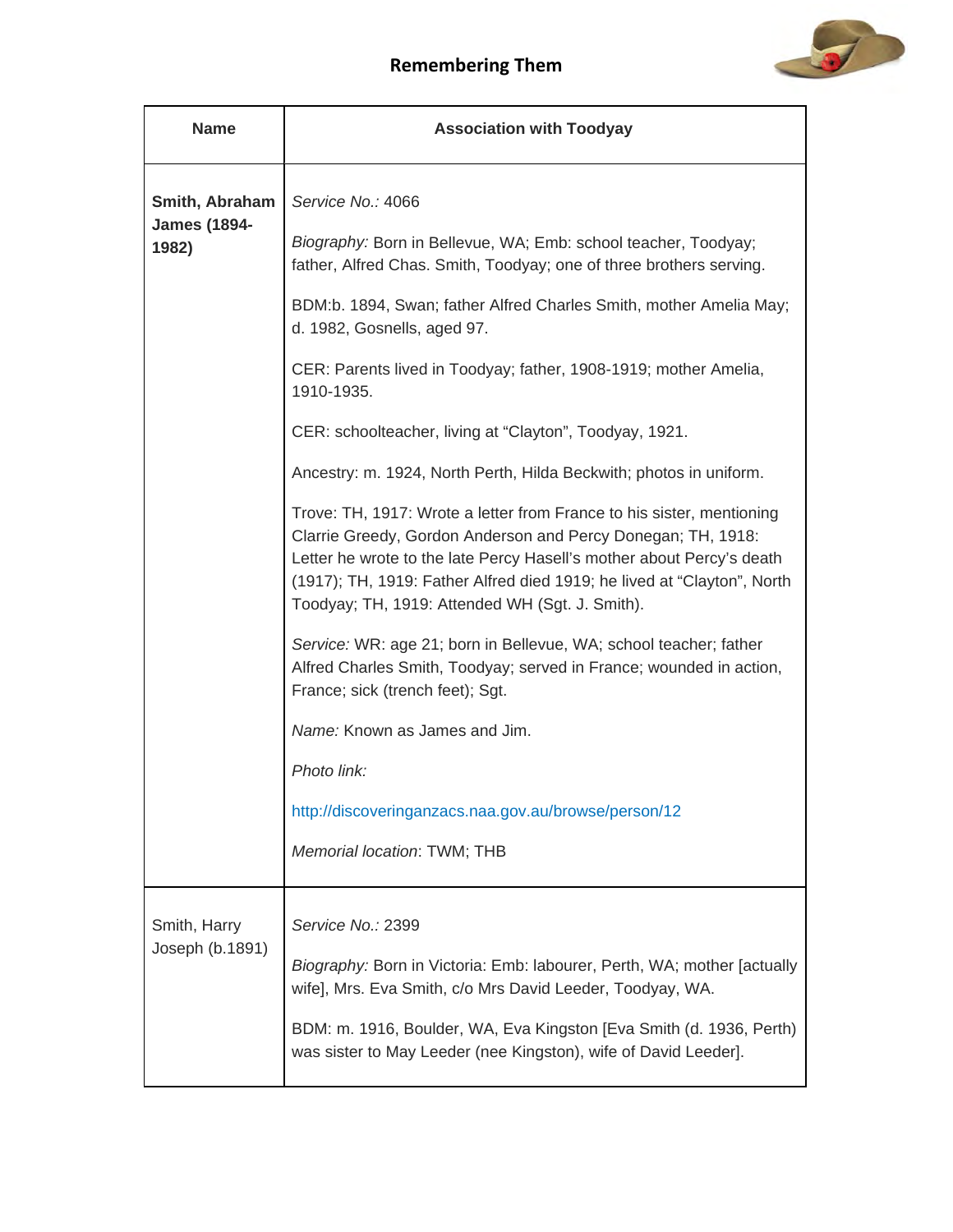## Remembering Them

| Name | Association with Toodyay |
|---|---|
| **Smith, Abraham James (1894-1982)** | *Service No.:* 4066<br><br>*Biography:* Born in Bellevue, WA; Emb: school teacher, Toodyay; father, Alfred Chas. Smith, Toodyay; one of three brothers serving.<br><br>BDM:b. 1894, Swan; father Alfred Charles Smith, mother Amelia May; d. 1982, Gosnells, aged 97.<br><br>CER: Parents lived in Toodyay; father, 1908-1919; mother Amelia, 1910-1935.<br><br>CER: schoolteacher, living at "Clayton", Toodyay, 1921.<br><br>Ancestry: m. 1924, North Perth, Hilda Beckwith; photos in uniform.<br><br>Trove: TH, 1917: Wrote a letter from France to his sister, mentioning Clarrie Greedy, Gordon Anderson and Percy Donegan; TH, 1918: Letter he wrote to the late Percy Hasell's mother about Percy's death (1917); TH, 1919: Father Alfred died 1919; he lived at "Clayton", North Toodyay; TH, 1919: Attended WH (Sgt. J. Smith).<br><br>*Service:* WR: age 21; born in Bellevue, WA; school teacher; father Alfred Charles Smith, Toodyay; served in France; wounded in action, France; sick (trench feet); Sgt.<br><br>*Name:* Known as James and Jim.<br><br>*Photo link:*<br><br>http://discoveringanzacs.naa.gov.au/browse/person/12<br><br>*Memorial location*: TWM; THB |
| Smith, Harry Joseph (b.1891) | *Service No.:* 2399<br><br>*Biography:* Born in Victoria: Emb: labourer, Perth, WA; mother [actually wife], Mrs. Eva Smith, c/o Mrs David Leeder, Toodyay, WA.<br><br>BDM: m. 1916, Boulder, WA, Eva Kingston [Eva Smith (d. 1936, Perth) was sister to May Leeder (nee Kingston), wife of David Leeder]. |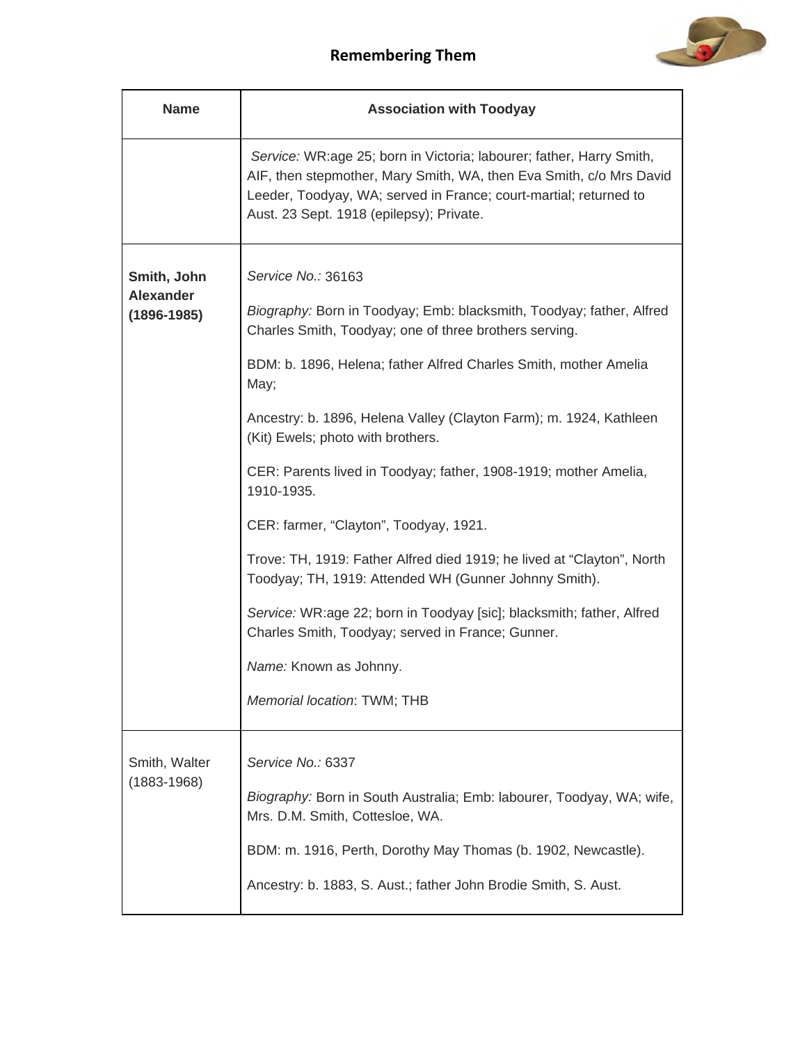| Name | Association with Toodyay |
|---|---|
| | *Service:* WR:age 25; born in Victoria; labourer; father, Harry Smith, AIF, then stepmother, Mary Smith, WA, then Eva Smith, c/o Mrs David Leeder, Toodyay, WA; served in France; court-martial; returned to Aust. 23 Sept. 1918 (epilepsy); Private. |
| **Smith, John Alexander (1896-1985)** | *Service No.:* 36163<br><br>*Biography:* Born in Toodyay; Emb: blacksmith, Toodyay; father, Alfred Charles Smith, Toodyay; one of three brothers serving.<br><br>BDM: b. 1896, Helena; father Alfred Charles Smith, mother Amelia May;<br><br>Ancestry: b. 1896, Helena Valley (Clayton Farm); m. 1924, Kathleen (Kit) Ewels; photo with brothers.<br><br>CER: Parents lived in Toodyay; father, 1908-1919; mother Amelia, 1910-1935.<br><br>CER: farmer, "Clayton", Toodyay, 1921.<br><br>Trove: TH, 1919: Father Alfred died 1919; he lived at "Clayton", North Toodyay; TH, 1919: Attended WH (Gunner Johnny Smith).<br><br>*Service:* WR:age 22; born in Toodyay [sic]; blacksmith; father, Alfred Charles Smith, Toodyay; served in France; Gunner.<br><br>*Name:* Known as Johnny.<br><br>*Memorial location*: TWM; THB |
| Smith, Walter (1883-1968) | *Service No.:* 6337<br><br>*Biography:* Born in South Australia; Emb: labourer, Toodyay, WA; wife, Mrs. D.M. Smith, Cottesloe, WA.<br><br>BDM: m. 1916, Perth, Dorothy May Thomas (b. 1902, Newcastle).<br><br>Ancestry: b. 1883, S. Aust.; father John Brodie Smith, S. Aust. |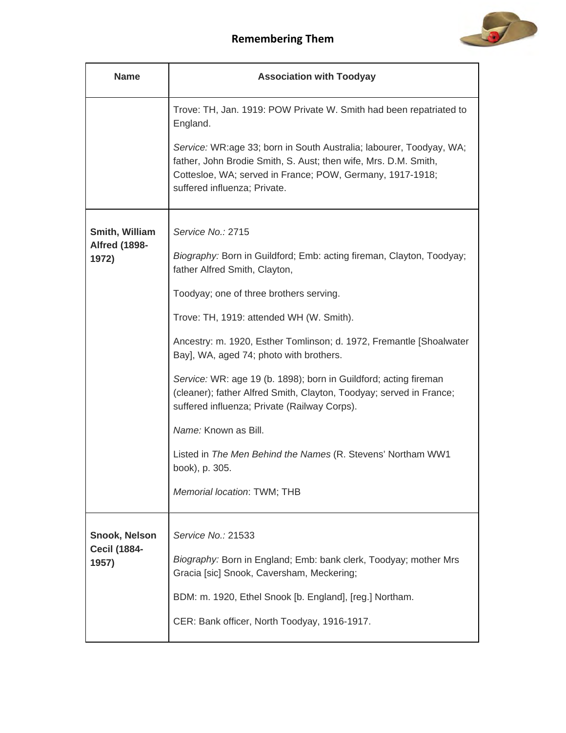| Name | Association with Toodyay |
| --- | --- |
| | Trove: TH, Jan. 1919: POW Private W. Smith had been repatriated to England.<br><br>*Service:* WR:age 33; born in South Australia; labourer, Toodyay, WA; father, John Brodie Smith, S. Aust; then wife, Mrs. D.M. Smith, Cottesloe, WA; served in France; POW, Germany, 1917-1918; suffered influenza; Private. |
| **Smith, William Alfred (1898-1972)** | *Service No.:* 2715<br><br>*Biography:* Born in Guildford; Emb: acting fireman, Clayton, Toodyay; father Alfred Smith, Clayton,<br><br>Toodyay; one of three brothers serving.<br><br>Trove: TH, 1919: attended WH (W. Smith).<br><br>Ancestry: m. 1920, Esther Tomlinson; d. 1972, Fremantle [Shoalwater Bay], WA, aged 74; photo with brothers.<br><br>*Service:* WR: age 19 (b. 1898); born in Guildford; acting fireman (cleaner); father Alfred Smith, Clayton, Toodyay; served in France; suffered influenza; Private (Railway Corps).<br><br>*Name:* Known as Bill.<br><br>Listed in *The Men Behind the Names* (R. Stevens' Northam WW1 book), p. 305.<br><br>*Memorial location*: TWM; THB |
| **Snook, Nelson Cecil (1884-1957)** | *Service No.:* 21533<br><br>*Biography:* Born in England; Emb: bank clerk, Toodyay; mother Mrs Gracia [sic] Snook, Caversham, Meckering;<br><br>BDM: m. 1920, Ethel Snook [b. England], [reg.] Northam.<br><br>CER: Bank officer, North Toodyay, 1916-1917. |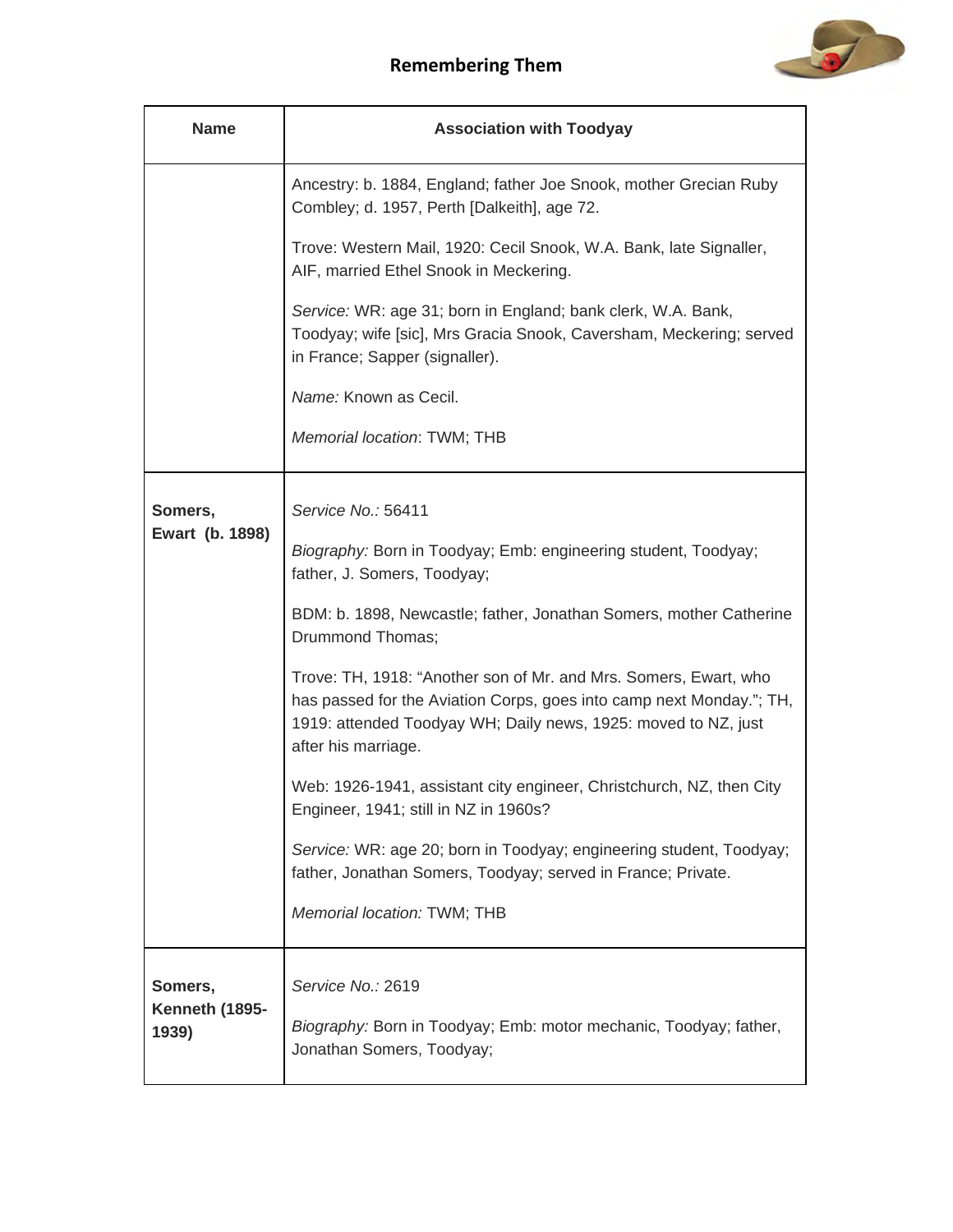| Name | Association with Toodyay |
| --- | --- |
| | Ancestry: b. 1884, England; father Joe Snook, mother Grecian Ruby Combley; d. 1957, Perth [Dalkeith], age 72.<br><br>Trove: Western Mail, 1920: Cecil Snook, W.A. Bank, late Signaller, AIF, married Ethel Snook in Meckering.<br><br>*Service:* WR: age 31; born in England; bank clerk, W.A. Bank, Toodyay; wife [sic], Mrs Gracia Snook, Caversham, Meckering; served in France; Sapper (signaller).<br><br>*Name:* Known as Cecil.<br><br>*Memorial location*: TWM; THB |
| **Somers, Ewart (b. 1898)** | *Service No.:* 56411<br><br>*Biography:* Born in Toodyay; Emb: engineering student, Toodyay; father, J. Somers, Toodyay;<br><br>BDM: b. 1898, Newcastle; father, Jonathan Somers, mother Catherine Drummond Thomas;<br><br>Trove: TH, 1918: "Another son of Mr. and Mrs. Somers, Ewart, who has passed for the Aviation Corps, goes into camp next Monday."; TH, 1919: attended Toodyay WH; Daily news, 1925: moved to NZ, just after his marriage.<br><br>Web: 1926-1941, assistant city engineer, Christchurch, NZ, then City Engineer, 1941; still in NZ in 1960s?<br><br>*Service:* WR: age 20; born in Toodyay; engineering student, Toodyay; father, Jonathan Somers, Toodyay; served in France; Private.<br><br>*Memorial location:* TWM; THB |
| **Somers, Kenneth (1895-1939)** | *Service No.:* 2619<br><br>*Biography:* Born in Toodyay; Emb: motor mechanic, Toodyay; father, Jonathan Somers, Toodyay; |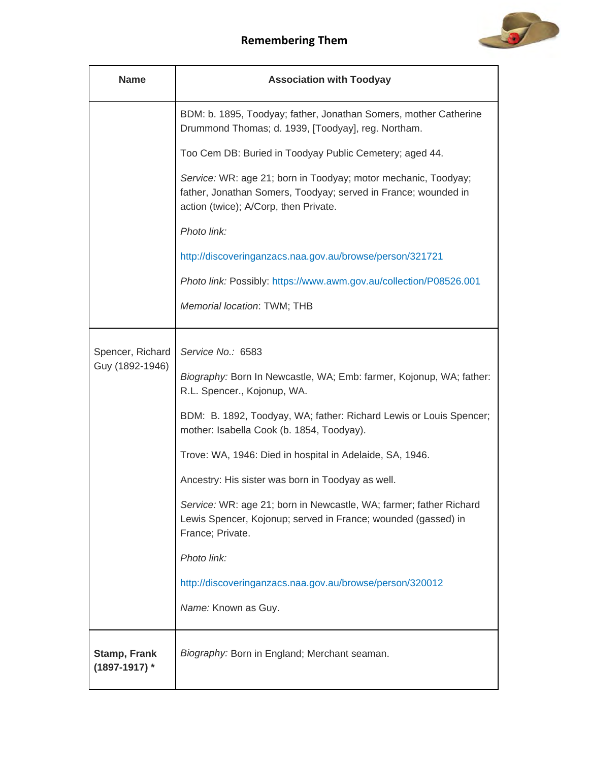## Remembering Them

| Name | Association with Toodyay |
|---|---|
| | BDM: b. 1895, Toodyay; father, Jonathan Somers, mother Catherine Drummond Thomas; d. 1939, [Toodyay], reg. Northam.<br><br>Too Cem DB: Buried in Toodyay Public Cemetery; aged 44.<br><br>*Service:* WR: age 21; born in Toodyay; motor mechanic, Toodyay; father, Jonathan Somers, Toodyay; served in France; wounded in action (twice); A/Corp, then Private.<br><br>*Photo link:*<br><br>http://discoveringanzacs.naa.gov.au/browse/person/321721<br><br>*Photo link:* Possibly: https://www.awm.gov.au/collection/P08526.001<br><br>*Memorial location*: TWM; THB |
| Spencer, Richard Guy (1892-1946) | *Service No.:* 6583<br><br>*Biography:* Born In Newcastle, WA; Emb: farmer, Kojonup, WA; father: R.L. Spencer., Kojonup, WA.<br><br>BDM: B. 1892, Toodyay, WA; father: Richard Lewis or Louis Spencer; mother: Isabella Cook (b. 1854, Toodyay).<br><br>Trove: WA, 1946: Died in hospital in Adelaide, SA, 1946.<br><br>Ancestry: His sister was born in Toodyay as well.<br><br>*Service:* WR: age 21; born in Newcastle, WA; farmer; father Richard Lewis Spencer, Kojonup; served in France; wounded (gassed) in France; Private.<br><br>*Photo link:*<br><br>http://discoveringanzacs.naa.gov.au/browse/person/320012<br><br>*Name:* Known as Guy. |
| **Stamp, Frank (1897-1917) *** | *Biography:* Born in England; Merchant seaman. |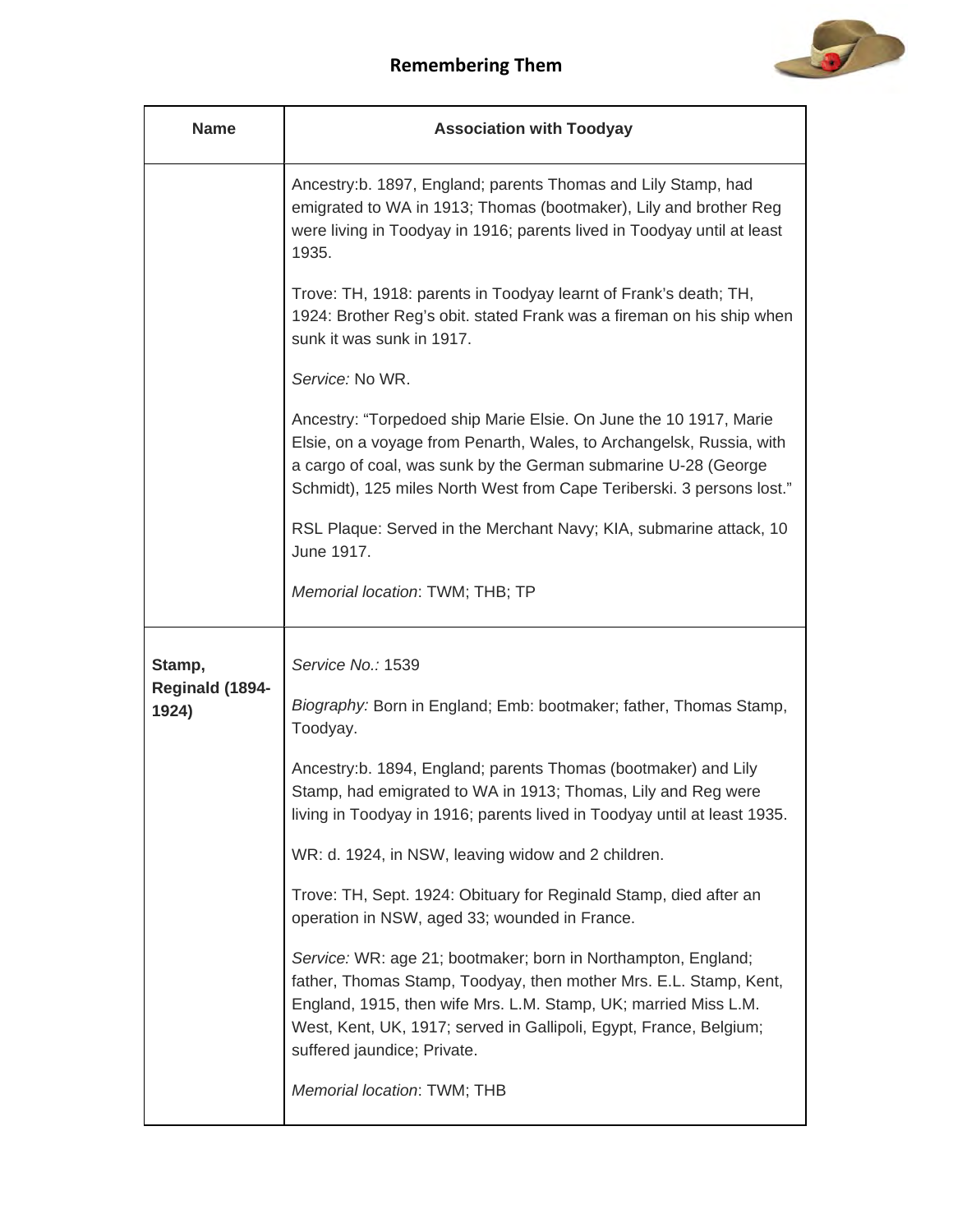## Remembering Them

| Name | Association with Toodyay |
| --- | --- |
| | Ancestry:b. 1897, England; parents Thomas and Lily Stamp, had emigrated to WA in 1913; Thomas (bootmaker), Lily and brother Reg were living in Toodyay in 1916; parents lived in Toodyay until at least 1935.<br><br>Trove: TH, 1918: parents in Toodyay learnt of Frank's death; TH, 1924: Brother Reg's obit. stated Frank was a fireman on his ship when sunk it was sunk in 1917.<br><br>*Service:* No WR.<br><br>Ancestry: "Torpedoed ship Marie Elsie. On June the 10 1917, Marie Elsie, on a voyage from Penarth, Wales, to Archangelsk, Russia, with a cargo of coal, was sunk by the German submarine U-28 (George Schmidt), 125 miles North West from Cape Teriberski. 3 persons lost."<br><br>RSL Plaque: Served in the Merchant Navy; KIA, submarine attack, 10 June 1917.<br><br>*Memorial location*: TWM; THB; TP |
| **Stamp, Reginald (1894-1924)** | *Service No.:* 1539<br><br>*Biography:* Born in England; Emb: bootmaker; father, Thomas Stamp, Toodyay.<br><br>Ancestry:b. 1894, England; parents Thomas (bootmaker) and Lily Stamp, had emigrated to WA in 1913; Thomas, Lily and Reg were living in Toodyay in 1916; parents lived in Toodyay until at least 1935.<br><br>WR: d. 1924, in NSW, leaving widow and 2 children.<br><br>Trove: TH, Sept. 1924: Obituary for Reginald Stamp, died after an operation in NSW, aged 33; wounded in France.<br><br>*Service:* WR: age 21; bootmaker; born in Northampton, England; father, Thomas Stamp, Toodyay, then mother Mrs. E.L. Stamp, Kent, England, 1915, then wife Mrs. L.M. Stamp, UK; married Miss L.M. West, Kent, UK, 1917; served in Gallipoli, Egypt, France, Belgium; suffered jaundice; Private.<br><br>*Memorial location*: TWM; THB |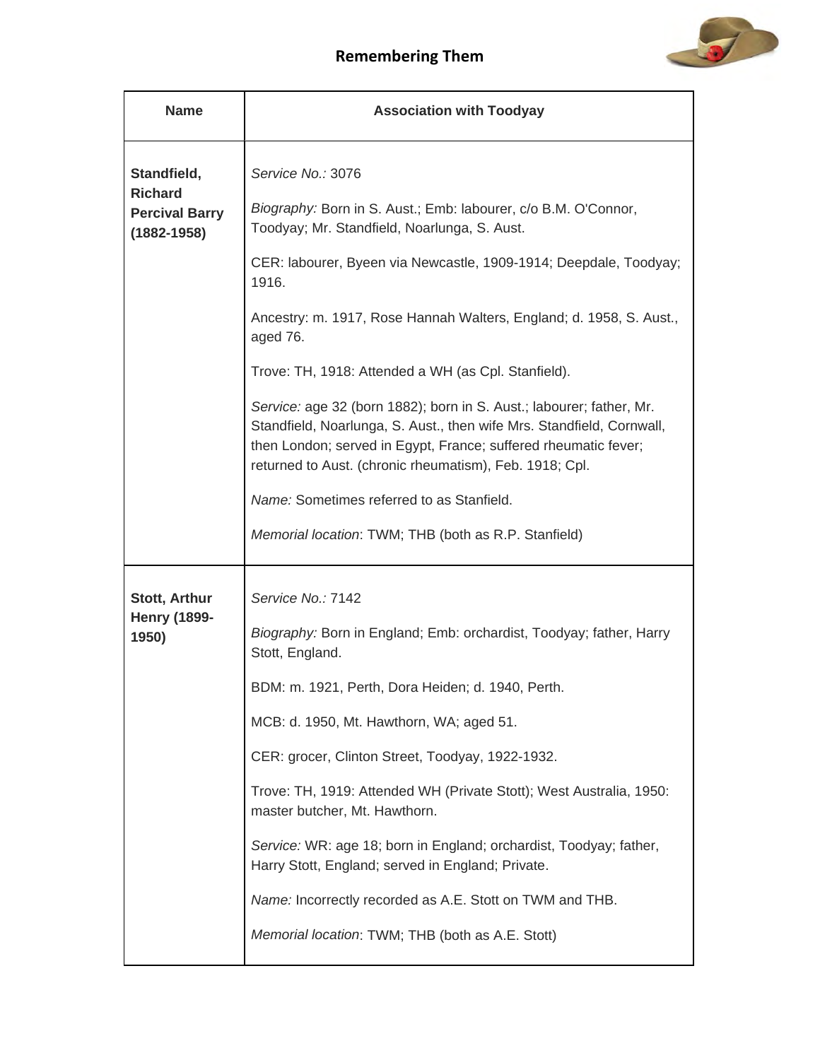| Name | Association with Toodyay |
| --- | --- |
| **Standfield, Richard Percival Barry (1882-1958)** | *Service No.:* 3076<br><br>*Biography:* Born in S. Aust.; Emb: labourer, c/o B.M. O'Connor, Toodyay; Mr. Standfield, Noarlunga, S. Aust.<br><br>CER: labourer, Byeen via Newcastle, 1909-1914; Deepdale, Toodyay; 1916.<br><br>Ancestry: m. 1917, Rose Hannah Walters, England; d. 1958, S. Aust., aged 76.<br><br>Trove: TH, 1918: Attended a WH (as Cpl. Stanfield).<br><br>*Service:* age 32 (born 1882); born in S. Aust.; labourer; father, Mr. Standfield, Noarlunga, S. Aust., then wife Mrs. Standfield, Cornwall, then London; served in Egypt, France; suffered rheumatic fever; returned to Aust. (chronic rheumatism), Feb. 1918; Cpl.<br><br>*Name:* Sometimes referred to as Stanfield.<br><br>*Memorial location*: TWM; THB (both as R.P. Stanfield) |
| **Stott, Arthur Henry (1899-1950)** | *Service No.:* 7142<br><br>*Biography:* Born in England; Emb: orchardist, Toodyay; father, Harry Stott, England.<br><br>BDM: m. 1921, Perth, Dora Heiden; d. 1940, Perth.<br><br>MCB: d. 1950, Mt. Hawthorn, WA; aged 51.<br><br>CER: grocer, Clinton Street, Toodyay, 1922-1932.<br><br>Trove: TH, 1919: Attended WH (Private Stott); West Australia, 1950: master butcher, Mt. Hawthorn.<br><br>*Service:* WR: age 18; born in England; orchardist, Toodyay; father, Harry Stott, England; served in England; Private.<br><br>*Name:* Incorrectly recorded as A.E. Stott on TWM and THB.<br><br>*Memorial location*: TWM; THB (both as A.E. Stott) |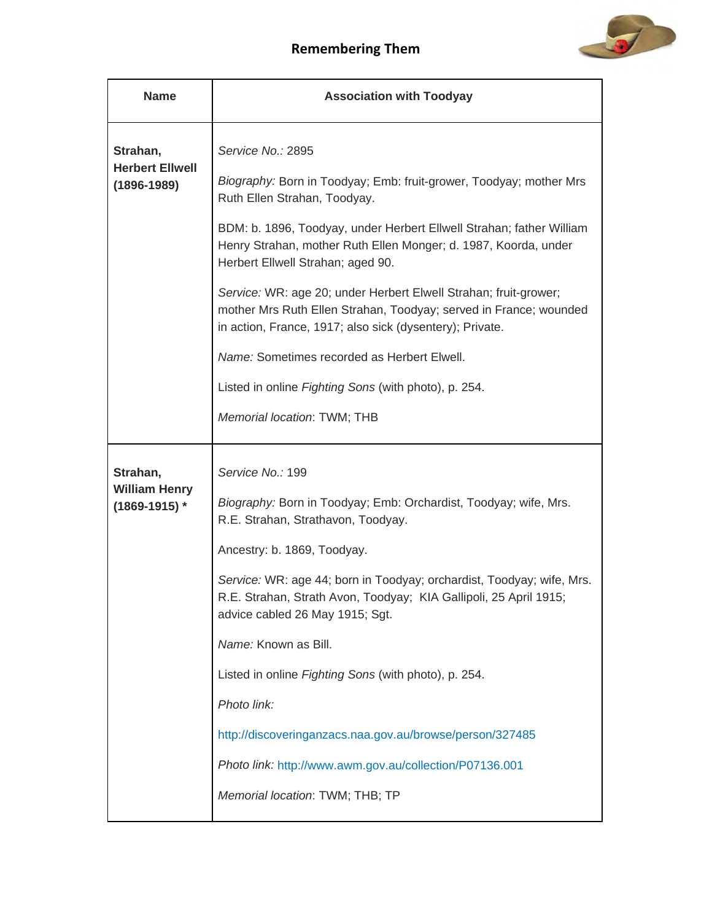# Remembering Them

| Name | Association with Toodyay |
|---|---|
| **Strahan, Herbert Ellwell (1896-1989)** | *Service No.:* 2895<br><br>*Biography:* Born in Toodyay; Emb: fruit-grower, Toodyay; mother Mrs Ruth Ellen Strahan, Toodyay.<br><br>BDM: b. 1896, Toodyay, under Herbert Ellwell Strahan; father William Henry Strahan, mother Ruth Ellen Monger; d. 1987, Koorda, under Herbert Ellwell Strahan; aged 90.<br><br>*Service:* WR: age 20; under Herbert Elwell Strahan; fruit-grower; mother Mrs Ruth Ellen Strahan, Toodyay; served in France; wounded in action, France, 1917; also sick (dysentery); Private.<br><br>*Name:* Sometimes recorded as Herbert Elwell.<br><br>Listed in online *Fighting Sons* (with photo), p. 254.<br><br>*Memorial location*: TWM; THB |
| **Strahan, William Henry (1869-1915) *** | *Service No.:* 199<br><br>*Biography:* Born in Toodyay; Emb: Orchardist, Toodyay; wife, Mrs. R.E. Strahan, Strathavon, Toodyay.<br><br>Ancestry: b. 1869, Toodyay.<br><br>*Service:* WR: age 44; born in Toodyay; orchardist, Toodyay; wife, Mrs. R.E. Strahan, Strath Avon, Toodyay; KIA Gallipoli, 25 April 1915; advice cabled 26 May 1915; Sgt.<br><br>*Name:* Known as Bill.<br><br>Listed in online *Fighting Sons* (with photo), p. 254.<br><br>*Photo link:*<br><br>http://discoveringanzacs.naa.gov.au/browse/person/327485<br><br>*Photo link:* http://www.awm.gov.au/collection/P07136.001<br><br>*Memorial location*: TWM; THB; TP |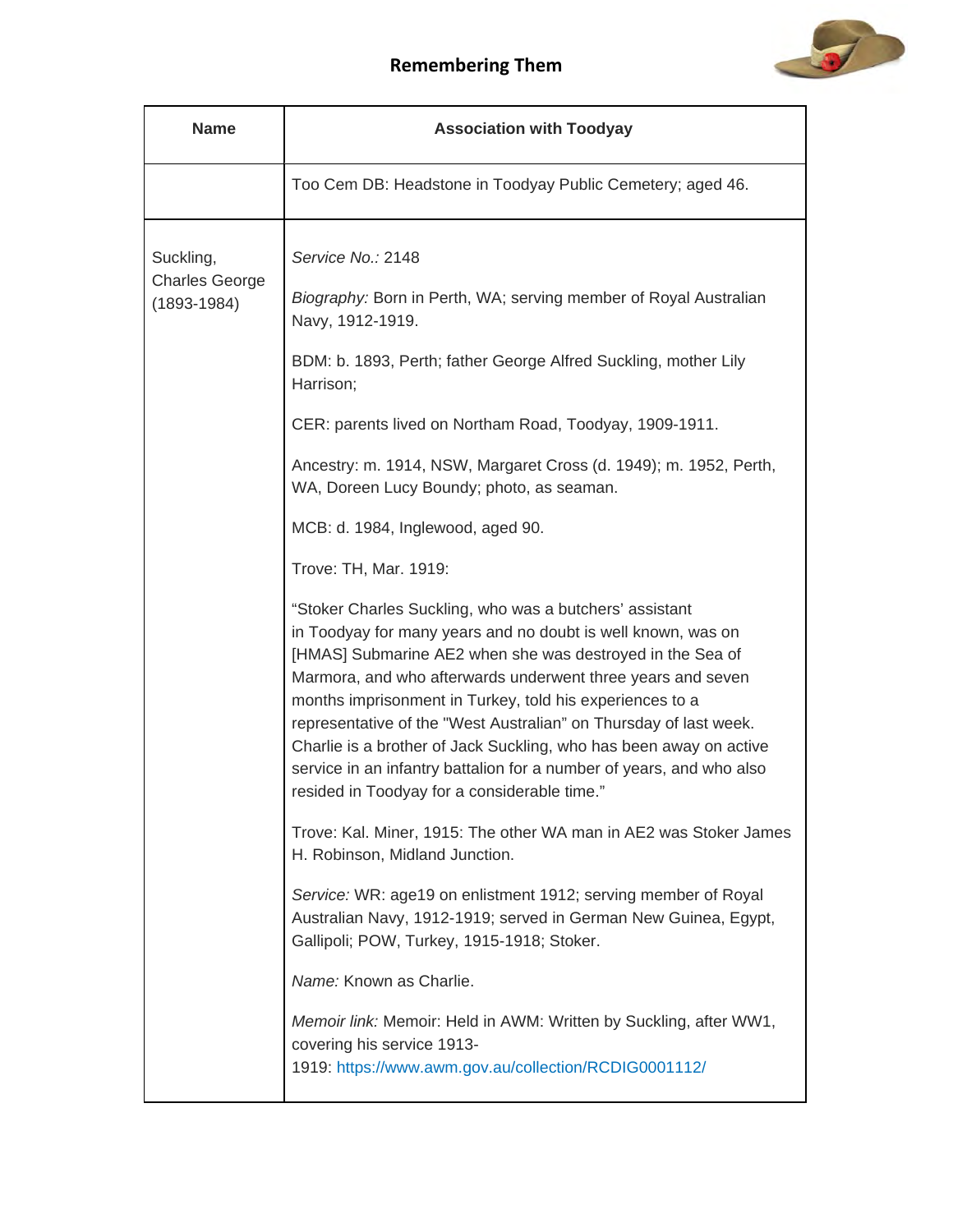| Name | Association with Toodyay |
|---|---|
| | Too Cem DB: Headstone in Toodyay Public Cemetery; aged 46. |
| Suckling, Charles George (1893-1984) | *Service No.:* 2148<br><br>*Biography:* Born in Perth, WA; serving member of Royal Australian Navy, 1912-1919.<br><br>BDM: b. 1893, Perth; father George Alfred Suckling, mother Lily Harrison;<br><br>CER: parents lived on Northam Road, Toodyay, 1909-1911.<br><br>Ancestry: m. 1914, NSW, Margaret Cross (d. 1949); m. 1952, Perth, WA, Doreen Lucy Boundy; photo, as seaman.<br><br>MCB: d. 1984, Inglewood, aged 90.<br><br>Trove: TH, Mar. 1919:<br><br>"Stoker Charles Suckling, who was a butchers' assistant in Toodyay for many years and no doubt is well known, was on [HMAS] Submarine AE2 when she was destroyed in the Sea of Marmora, and who afterwards underwent three years and seven months imprisonment in Turkey, told his experiences to a representative of the "West Australian" on Thursday of last week. Charlie is a brother of Jack Suckling, who has been away on active service in an infantry battalion for a number of years, and who also resided in Toodyay for a considerable time."<br><br>Trove: Kal. Miner, 1915: The other WA man in AE2 was Stoker James H. Robinson, Midland Junction.<br><br>*Service:* WR: age19 on enlistment 1912; serving member of Royal Australian Navy, 1912-1919; served in German New Guinea, Egypt, Gallipoli; POW, Turkey, 1915-1918; Stoker.<br><br>*Name:* Known as Charlie.<br><br>*Memoir link:* Memoir: Held in AWM: Written by Suckling, after WW1, covering his service 1913-1919: https://www.awm.gov.au/collection/RCDIG0001112/ |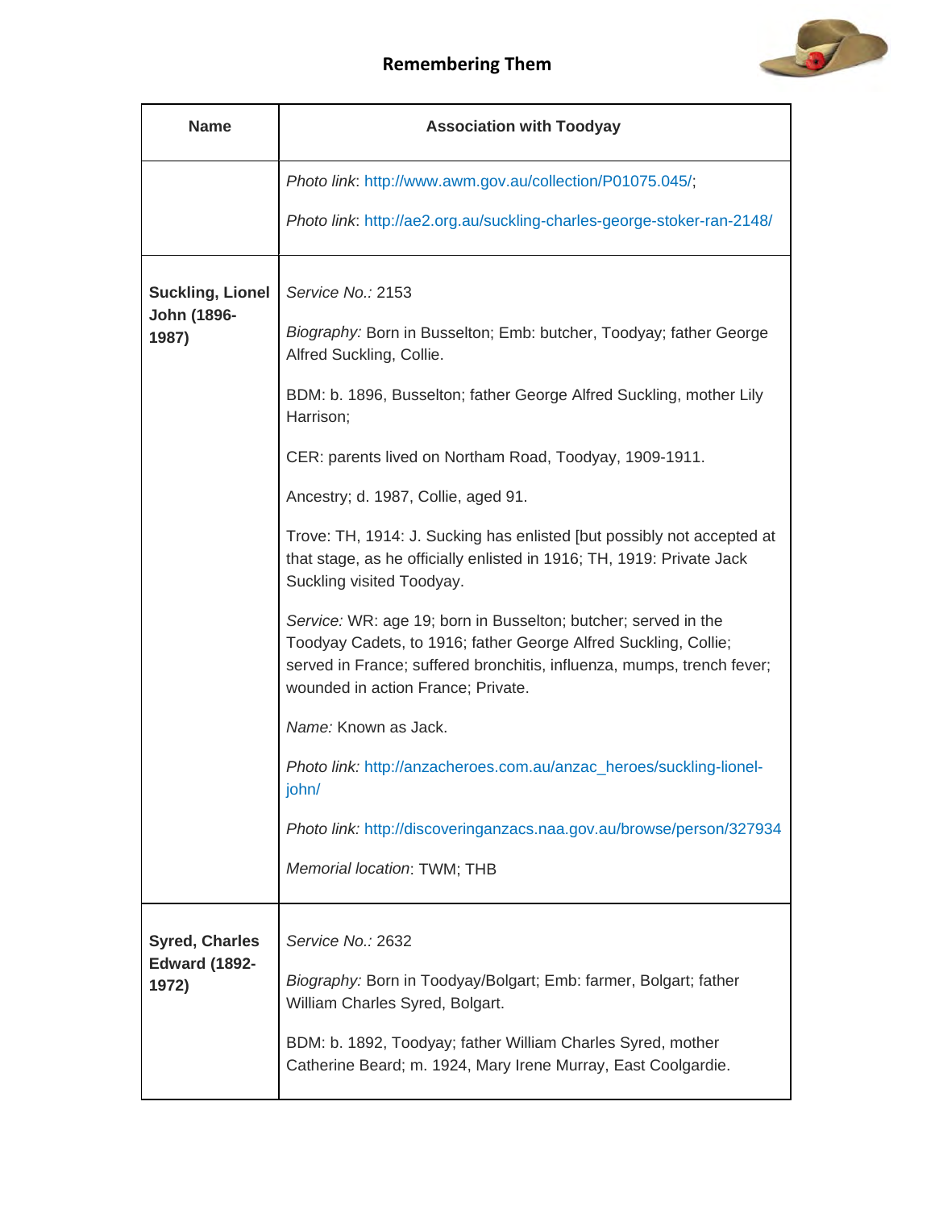**Remembering Them**

| Name | Association with Toodyay |
|---|---|
| | *Photo link*: http://www.awm.gov.au/collection/P01075.045/; <br><br> *Photo link*: http://ae2.org.au/suckling-charles-george-stoker-ran-2148/ |
| **Suckling, Lionel John (1896-1987)** | *Service No.:* 2153 <br><br> *Biography:* Born in Busselton; Emb: butcher, Toodyay; father George Alfred Suckling, Collie. <br><br> BDM: b. 1896, Busselton; father George Alfred Suckling, mother Lily Harrison; <br><br> CER: parents lived on Northam Road, Toodyay, 1909-1911. <br><br> Ancestry; d. 1987, Collie, aged 91. <br><br> Trove: TH, 1914: J. Sucking has enlisted [but possibly not accepted at that stage, as he officially enlisted in 1916; TH, 1919: Private Jack Suckling visited Toodyay. <br><br> *Service:* WR: age 19; born in Busselton; butcher; served in the Toodyay Cadets, to 1916; father George Alfred Suckling, Collie; served in France; suffered bronchitis, influenza, mumps, trench fever; wounded in action France; Private. <br><br> *Name:* Known as Jack. <br><br> *Photo link:* http://anzacheroes.com.au/anzac_heroes/suckling-lionel-john/ <br><br> *Photo link:* http://discoveringanzacs.naa.gov.au/browse/person/327934 <br><br> *Memorial location*: TWM; THB |
| **Syred, Charles Edward (1892-1972)** | *Service No.:* 2632 <br><br> *Biography:* Born in Toodyay/Bolgart; Emb: farmer, Bolgart; father William Charles Syred, Bolgart. <br><br> BDM: b. 1892, Toodyay; father William Charles Syred, mother Catherine Beard; m. 1924, Mary Irene Murray, East Coolgardie. |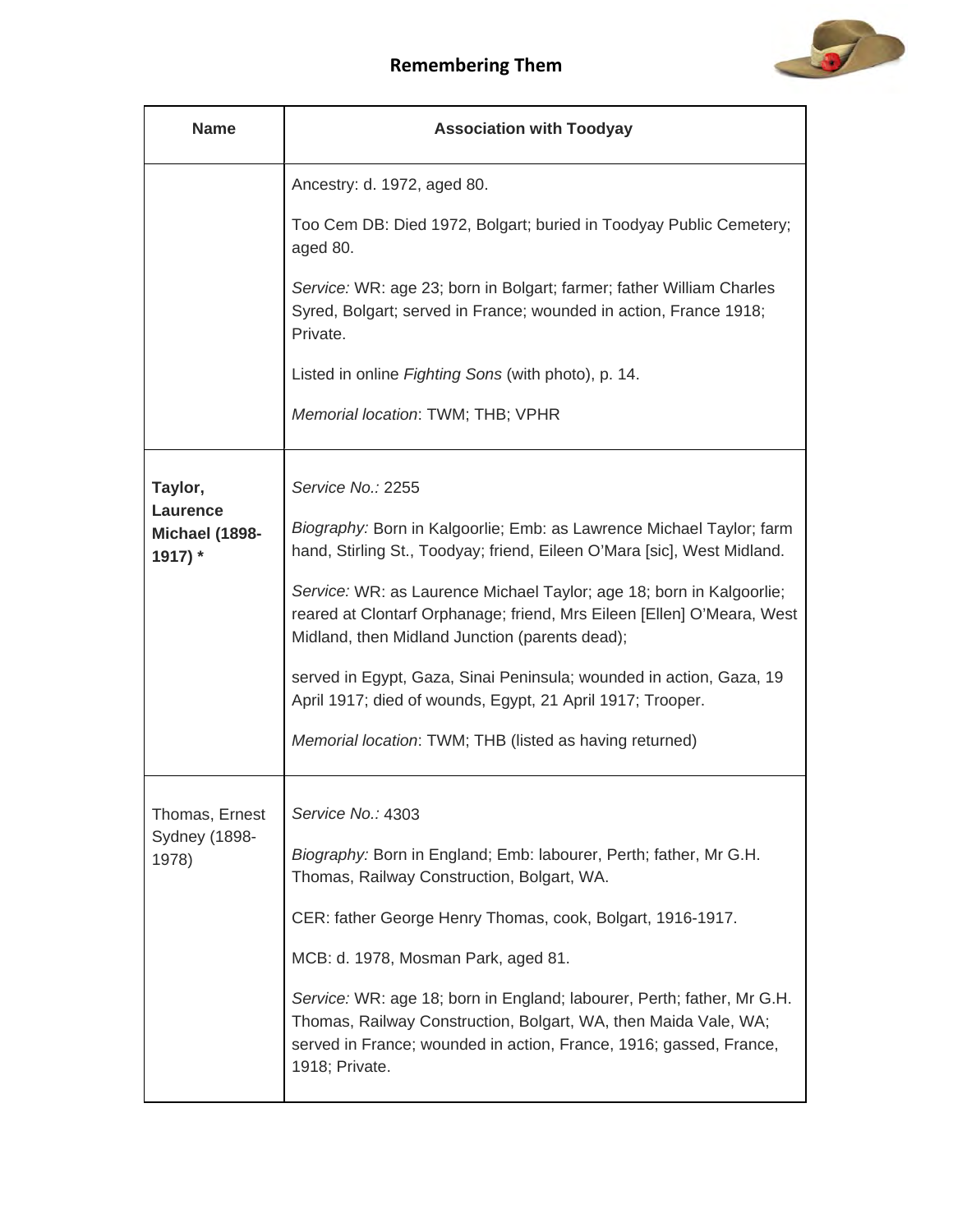| Name | Association with Toodyay |
|---|---|
| | Ancestry: d. 1972, aged 80.<br><br>Too Cem DB: Died 1972, Bolgart; buried in Toodyay Public Cemetery; aged 80.<br><br>*Service:* WR: age 23; born in Bolgart; farmer; father William Charles Syred, Bolgart; served in France; wounded in action, France 1918; Private.<br><br>Listed in online *Fighting Sons* (with photo), p. 14.<br><br>*Memorial location*: TWM; THB; VPHR |
| **Taylor, Laurence Michael (1898-1917) *** | *Service No.:* 2255<br><br>*Biography:* Born in Kalgoorlie; Emb: as Lawrence Michael Taylor; farm hand, Stirling St., Toodyay; friend, Eileen O'Mara [sic], West Midland.<br><br>*Service:* WR: as Laurence Michael Taylor; age 18; born in Kalgoorlie; reared at Clontarf Orphanage; friend, Mrs Eileen [Ellen] O'Meara, West Midland, then Midland Junction (parents dead);<br><br>served in Egypt, Gaza, Sinai Peninsula; wounded in action, Gaza, 19 April 1917; died of wounds, Egypt, 21 April 1917; Trooper.<br><br>*Memorial location*: TWM; THB (listed as having returned) |
| Thomas, Ernest Sydney (1898-1978) | *Service No.:* 4303<br><br>*Biography:* Born in England; Emb: labourer, Perth; father, Mr G.H. Thomas, Railway Construction, Bolgart, WA.<br><br>CER: father George Henry Thomas, cook, Bolgart, 1916-1917.<br><br>MCB: d. 1978, Mosman Park, aged 81.<br><br>*Service:* WR: age 18; born in England; labourer, Perth; father, Mr G.H. Thomas, Railway Construction, Bolgart, WA, then Maida Vale, WA; served in France; wounded in action, France, 1916; gassed, France, 1918; Private. |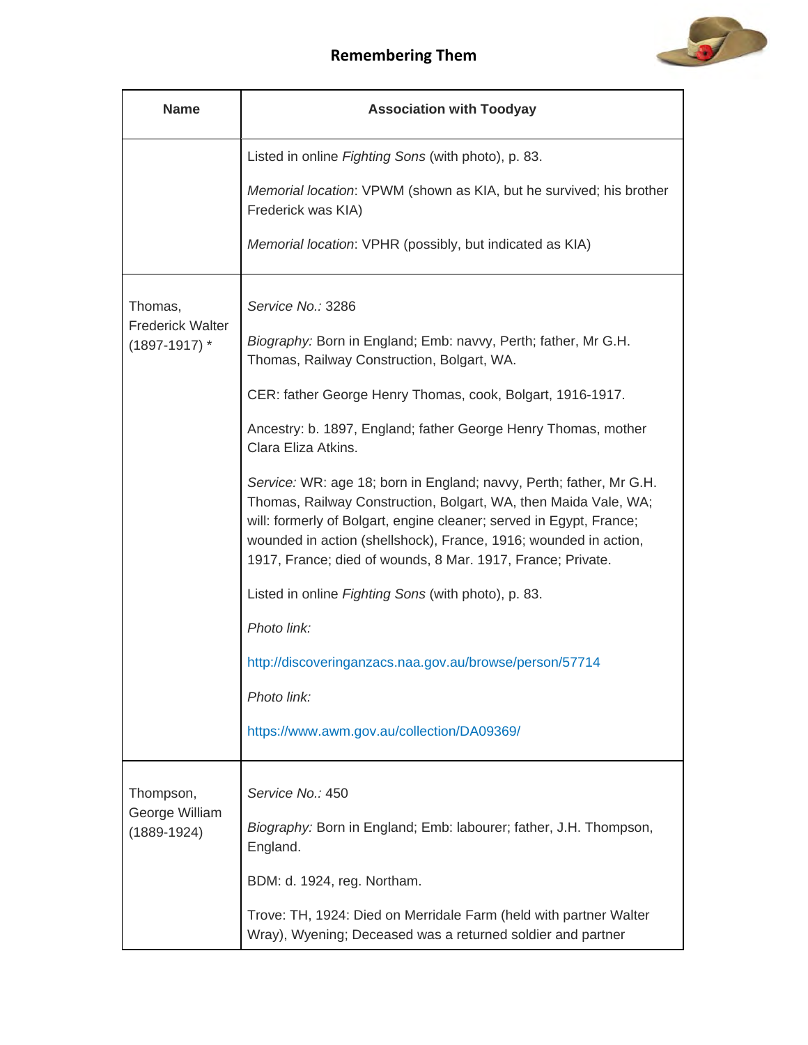| Name | Association with Toodyay |
|---|---|
| | Listed in online *Fighting Sons* (with photo), p. 83.<br><br>*Memorial location*: VPWM (shown as KIA, but he survived; his brother Frederick was KIA)<br><br>*Memorial location*: VPHR (possibly, but indicated as KIA) |
| Thomas, Frederick Walter (1897-1917) * | *Service No.:* 3286<br><br>*Biography:* Born in England; Emb: navvy, Perth; father, Mr G.H. Thomas, Railway Construction, Bolgart, WA.<br><br>CER: father George Henry Thomas, cook, Bolgart, 1916-1917.<br><br>Ancestry: b. 1897, England; father George Henry Thomas, mother Clara Eliza Atkins.<br><br>*Service:* WR: age 18; born in England; navvy, Perth; father, Mr G.H. Thomas, Railway Construction, Bolgart, WA, then Maida Vale, WA; will: formerly of Bolgart, engine cleaner; served in Egypt, France; wounded in action (shellshock), France, 1916; wounded in action, 1917, France; died of wounds, 8 Mar. 1917, France; Private.<br><br>Listed in online *Fighting Sons* (with photo), p. 83.<br><br>*Photo link:*<br><br>http://discoveringanzacs.naa.gov.au/browse/person/57714<br><br>*Photo link:*<br><br>https://www.awm.gov.au/collection/DA09369/ |
| Thompson, George William (1889-1924) | *Service No.:* 450<br><br>*Biography:* Born in England; Emb: labourer; father, J.H. Thompson, England.<br><br>BDM: d. 1924, reg. Northam.<br><br>Trove: TH, 1924: Died on Merridale Farm (held with partner Walter Wray), Wyening; Deceased was a returned soldier and partner |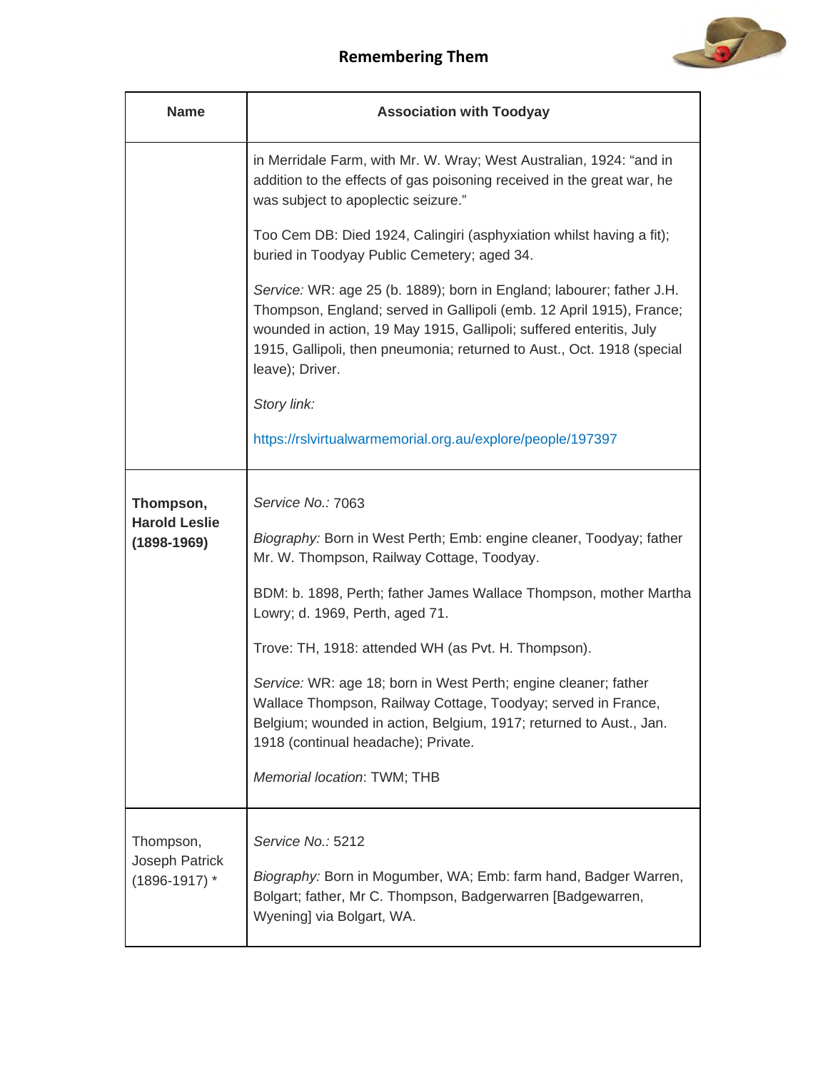| Name | Association with Toodyay |
| --- | --- |
| | in Merridale Farm, with Mr. W. Wray; West Australian, 1924: "and in addition to the effects of gas poisoning received in the great war, he was subject to apoplectic seizure."<br><br>Too Cem DB: Died 1924, Calingiri (asphyxiation whilst having a fit); buried in Toodyay Public Cemetery; aged 34.<br><br>*Service:* WR: age 25 (b. 1889); born in England; labourer; father J.H. Thompson, England; served in Gallipoli (emb. 12 April 1915), France; wounded in action, 19 May 1915, Gallipoli; suffered enteritis, July 1915, Gallipoli, then pneumonia; returned to Aust., Oct. 1918 (special leave); Driver.<br><br>*Story link:*<br><br>https://rslvirtualwarmemorial.org.au/explore/people/197397 |
| **Thompson, Harold Leslie (1898-1969)** | *Service No.:* 7063<br><br>*Biography:* Born in West Perth; Emb: engine cleaner, Toodyay; father Mr. W. Thompson, Railway Cottage, Toodyay.<br><br>BDM: b. 1898, Perth; father James Wallace Thompson, mother Martha Lowry; d. 1969, Perth, aged 71.<br><br>Trove: TH, 1918: attended WH (as Pvt. H. Thompson).<br><br>*Service:* WR: age 18; born in West Perth; engine cleaner; father Wallace Thompson, Railway Cottage, Toodyay; served in France, Belgium; wounded in action, Belgium, 1917; returned to Aust., Jan. 1918 (continual headache); Private.<br><br>*Memorial location*: TWM; THB |
| Thompson, Joseph Patrick (1896-1917) * | *Service No.:* 5212<br><br>*Biography:* Born in Mogumber, WA; Emb: farm hand, Badger Warren, Bolgart; father, Mr C. Thompson, Badgerwarren [Badgewarren, Wyening] via Bolgart, WA. |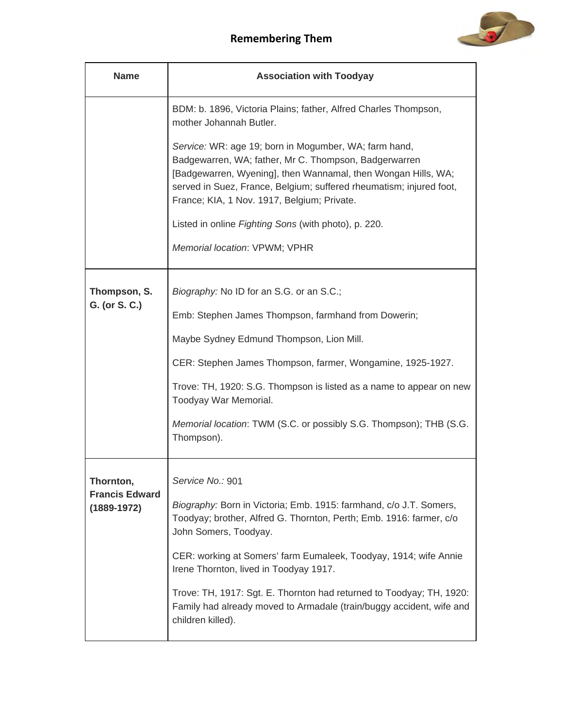| Name | Association with Toodyay |
|---|---|
| | BDM: b. 1896, Victoria Plains; father, Alfred Charles Thompson, mother Johannah Butler.<br><br>*Service:* WR: age 19; born in Mogumber, WA; farm hand, Badgewarren, WA; father, Mr C. Thompson, Badgerwarren [Badgewarren, Wyening], then Wannamal, then Wongan Hills, WA; served in Suez, France, Belgium; suffered rheumatism; injured foot, France; KIA, 1 Nov. 1917, Belgium; Private.<br><br>Listed in online *Fighting Sons* (with photo), p. 220.<br><br>*Memorial location*: VPWM; VPHR |
| **Thompson, S. G. (or S. C.)** | *Biography:* No ID for an S.G. or an S.C.;<br><br>Emb: Stephen James Thompson, farmhand from Dowerin;<br><br>Maybe Sydney Edmund Thompson, Lion Mill.<br><br>CER: Stephen James Thompson, farmer, Wongamine, 1925-1927.<br><br>Trove: TH, 1920: S.G. Thompson is listed as a name to appear on new Toodyay War Memorial.<br><br>*Memorial location*: TWM (S.C. or possibly S.G. Thompson); THB (S.G. Thompson). |
| **Thornton, Francis Edward (1889-1972)** | *Service No.:* 901<br><br>*Biography:* Born in Victoria; Emb. 1915: farmhand, c/o J.T. Somers, Toodyay; brother, Alfred G. Thornton, Perth; Emb. 1916: farmer, c/o John Somers, Toodyay.<br><br>CER: working at Somers' farm Eumaleek, Toodyay, 1914; wife Annie Irene Thornton, lived in Toodyay 1917.<br><br>Trove: TH, 1917: Sgt. E. Thornton had returned to Toodyay; TH, 1920: Family had already moved to Armadale (train/buggy accident, wife and children killed). |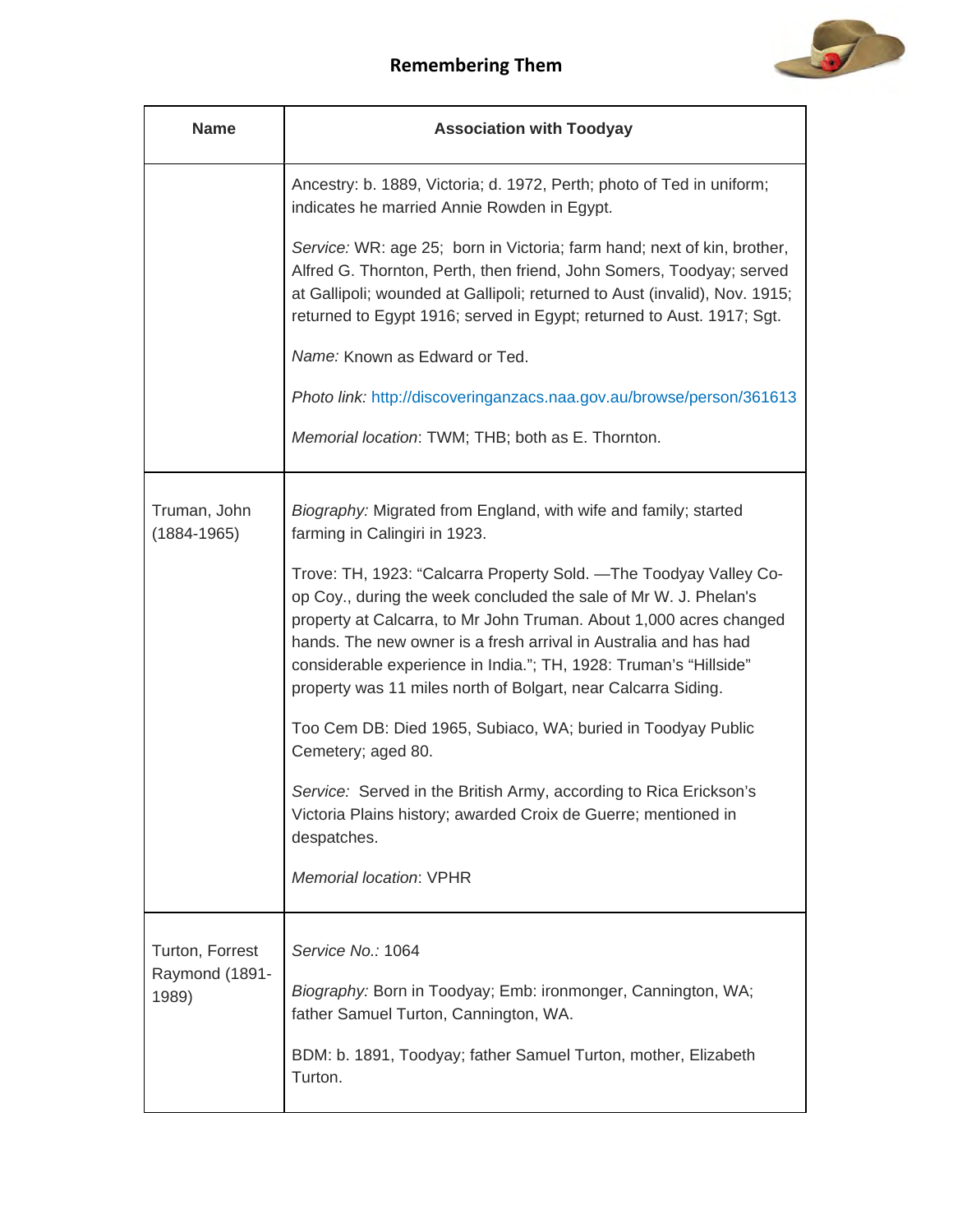| Name | Association with Toodyay |
|---|---|
| | Ancestry: b. 1889, Victoria; d. 1972, Perth; photo of Ted in uniform; indicates he married Annie Rowden in Egypt.<br><br>*Service:* WR: age 25; born in Victoria; farm hand; next of kin, brother, Alfred G. Thornton, Perth, then friend, John Somers, Toodyay; served at Gallipoli; wounded at Gallipoli; returned to Aust (invalid), Nov. 1915; returned to Egypt 1916; served in Egypt; returned to Aust. 1917; Sgt.<br><br>*Name:* Known as Edward or Ted.<br><br>*Photo link:* http://discoveringanzacs.naa.gov.au/browse/person/361613<br><br>*Memorial location*: TWM; THB; both as E. Thornton. |
| Truman, John (1884-1965) | *Biography:* Migrated from England, with wife and family; started farming in Calingiri in 1923.<br><br>Trove: TH, 1923: "Calcarra Property Sold. —The Toodyay Valley Co-op Coy., during the week concluded the sale of Mr W. J. Phelan's property at Calcarra, to Mr John Truman. About 1,000 acres changed hands. The new owner is a fresh arrival in Australia and has had considerable experience in India."; TH, 1928: Truman's "Hillside" property was 11 miles north of Bolgart, near Calcarra Siding.<br><br>Too Cem DB: Died 1965, Subiaco, WA; buried in Toodyay Public Cemetery; aged 80.<br><br>*Service:* Served in the British Army, according to Rica Erickson's Victoria Plains history; awarded Croix de Guerre; mentioned in despatches.<br><br>*Memorial location*: VPHR |
| Turton, Forrest Raymond (1891-1989) | *Service No.:* 1064<br><br>*Biography:* Born in Toodyay; Emb: ironmonger, Cannington, WA; father Samuel Turton, Cannington, WA.<br><br>BDM: b. 1891, Toodyay; father Samuel Turton, mother, Elizabeth Turton. |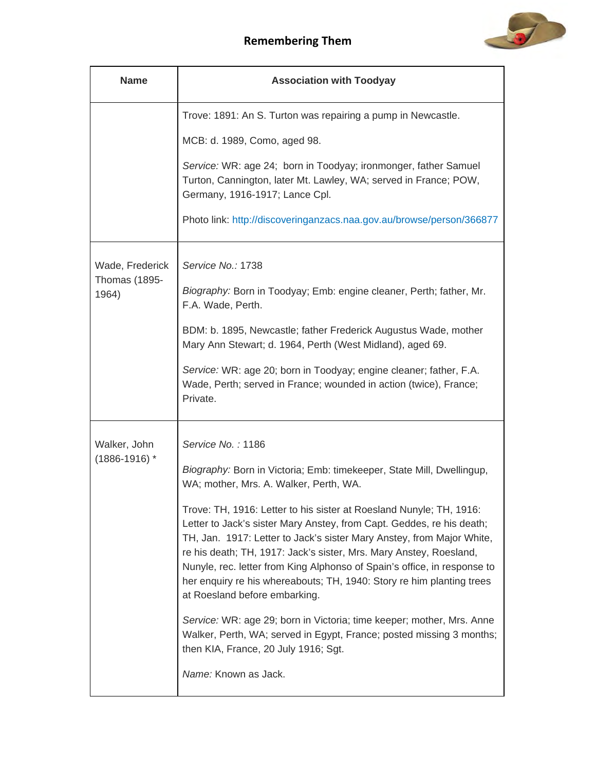## Remembering Them

| Name | Association with Toodyay |
|---|---|
| | Trove: 1891: An S. Turton was repairing a pump in Newcastle.<br><br>MCB: d. 1989, Como, aged 98.<br><br>*Service:* WR: age 24; born in Toodyay; ironmonger, father Samuel Turton, Cannington, later Mt. Lawley, WA; served in France; POW, Germany, 1916-1917; Lance Cpl.<br><br>Photo link: http://discoveringanzacs.naa.gov.au/browse/person/366877 |
| Wade, Frederick Thomas (1895-1964) | *Service No.:* 1738<br><br>*Biography:* Born in Toodyay; Emb: engine cleaner, Perth; father, Mr. F.A. Wade, Perth.<br><br>BDM: b. 1895, Newcastle; father Frederick Augustus Wade, mother Mary Ann Stewart; d. 1964, Perth (West Midland), aged 69.<br><br>*Service:* WR: age 20; born in Toodyay; engine cleaner; father, F.A. Wade, Perth; served in France; wounded in action (twice), France; Private. |
| Walker, John (1886-1916) * | *Service No. :* 1186<br><br>*Biography:* Born in Victoria; Emb: timekeeper, State Mill, Dwellingup, WA; mother, Mrs. A. Walker, Perth, WA.<br><br>Trove: TH, 1916: Letter to his sister at Roesland Nunyle; TH, 1916: Letter to Jack's sister Mary Anstey, from Capt. Geddes, re his death; TH, Jan. 1917: Letter to Jack's sister Mary Anstey, from Major White, re his death; TH, 1917: Jack's sister, Mrs. Mary Anstey, Roesland, Nunyle, rec. letter from King Alphonso of Spain's office, in response to her enquiry re his whereabouts; TH, 1940: Story re him planting trees at Roesland before embarking.<br><br>*Service:* WR: age 29; born in Victoria; time keeper; mother, Mrs. Anne Walker, Perth, WA; served in Egypt, France; posted missing 3 months; then KIA, France, 20 July 1916; Sgt.<br><br>*Name:* Known as Jack. |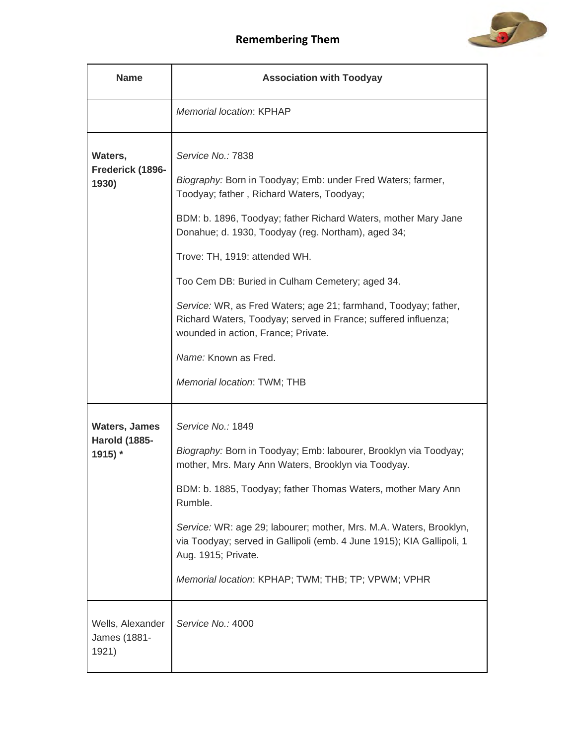| Name | Association with Toodyay |
|---|---|
| | *Memorial location*: KPHAP |
| **Waters, Frederick (1896-1930)** | *Service No.:* 7838<br><br>*Biography:* Born in Toodyay; Emb: under Fred Waters; farmer, Toodyay; father , Richard Waters, Toodyay;<br><br>BDM: b. 1896, Toodyay; father Richard Waters, mother Mary Jane Donahue; d. 1930, Toodyay (reg. Northam), aged 34;<br><br>Trove: TH, 1919: attended WH.<br><br>Too Cem DB: Buried in Culham Cemetery; aged 34.<br><br>*Service:* WR, as Fred Waters; age 21; farmhand, Toodyay; father, Richard Waters, Toodyay; served in France; suffered influenza; wounded in action, France; Private.<br><br>*Name:* Known as Fred.<br><br>*Memorial location*: TWM; THB |
| **Waters, James Harold (1885-1915) *** | *Service No.:* 1849<br><br>*Biography:* Born in Toodyay; Emb: labourer, Brooklyn via Toodyay; mother, Mrs. Mary Ann Waters, Brooklyn via Toodyay.<br><br>BDM: b. 1885, Toodyay; father Thomas Waters, mother Mary Ann Rumble.<br><br>*Service:* WR: age 29; labourer; mother, Mrs. M.A. Waters, Brooklyn, via Toodyay; served in Gallipoli (emb. 4 June 1915); KIA Gallipoli, 1 Aug. 1915; Private.<br><br>*Memorial location*: KPHAP; TWM; THB; TP; VPWM; VPHR |
| Wells, Alexander James (1881-1921) | *Service No.:* 4000 |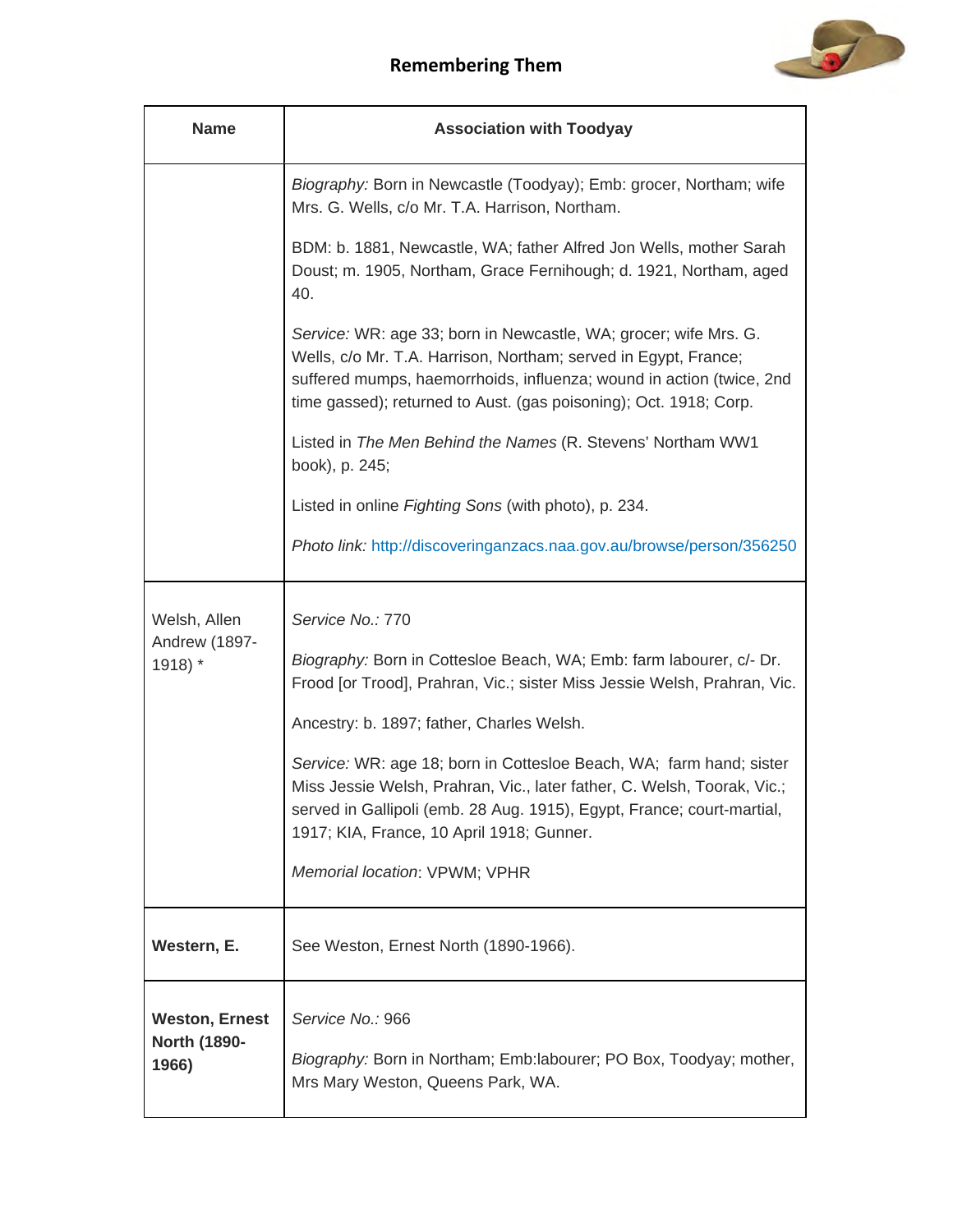| Name | Association with Toodyay |
|---|---|
| | *Biography:* Born in Newcastle (Toodyay); Emb: grocer, Northam; wife Mrs. G. Wells, c/o Mr. T.A. Harrison, Northam.<br><br>BDM: b. 1881, Newcastle, WA; father Alfred Jon Wells, mother Sarah Doust; m. 1905, Northam, Grace Fernihough; d. 1921, Northam, aged 40.<br><br>*Service:* WR: age 33; born in Newcastle, WA; grocer; wife Mrs. G. Wells, c/o Mr. T.A. Harrison, Northam; served in Egypt, France; suffered mumps, haemorrhoids, influenza; wound in action (twice, 2nd time gassed); returned to Aust. (gas poisoning); Oct. 1918; Corp.<br><br>Listed in *The Men Behind the Names* (R. Stevens' Northam WW1 book), p. 245;<br><br>Listed in online *Fighting Sons* (with photo), p. 234.<br><br>*Photo link:* http://discoveringanzacs.naa.gov.au/browse/person/356250 |
| Welsh, Allen Andrew (1897-1918) * | *Service No.:* 770<br><br>*Biography:* Born in Cottesloe Beach, WA; Emb: farm labourer, c/- Dr. Frood [or Trood], Prahran, Vic.; sister Miss Jessie Welsh, Prahran, Vic.<br><br>Ancestry: b. 1897; father, Charles Welsh.<br><br>*Service:* WR: age 18; born in Cottesloe Beach, WA; farm hand; sister Miss Jessie Welsh, Prahran, Vic., later father, C. Welsh, Toorak, Vic.; served in Gallipoli (emb. 28 Aug. 1915), Egypt, France; court-martial, 1917; KIA, France, 10 April 1918; Gunner.<br><br>*Memorial location*: VPWM; VPHR |
| **Western, E.** | See Weston, Ernest North (1890-1966). |
| **Weston, Ernest North (1890-1966)** | *Service No.:* 966<br><br>*Biography:* Born in Northam; Emb:labourer; PO Box, Toodyay; mother, Mrs Mary Weston, Queens Park, WA. |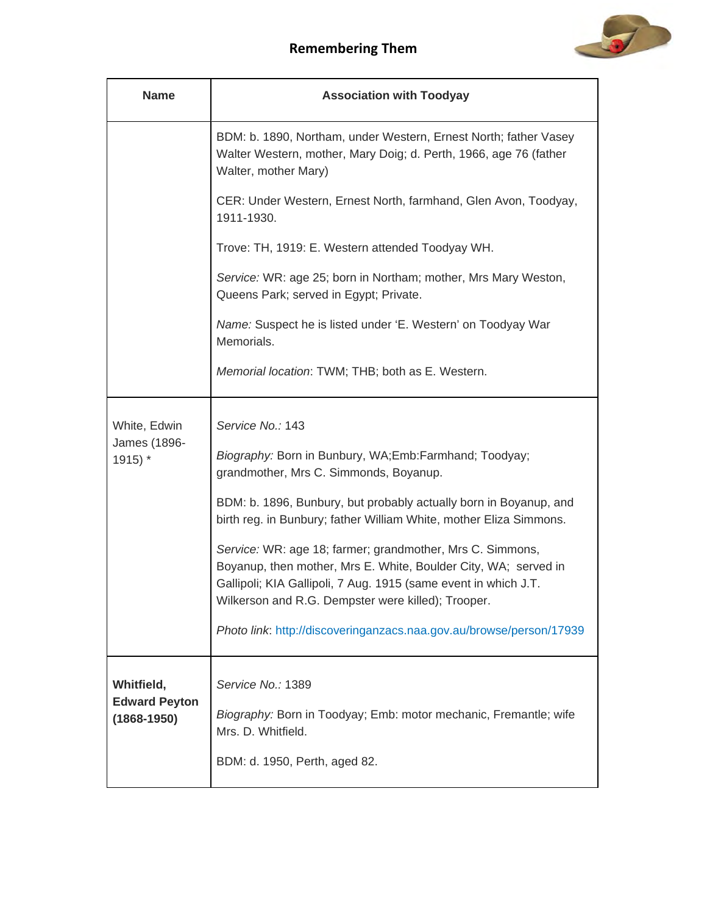## Remembering Them

| Name | Association with Toodyay |
|---|---|
| | BDM: b. 1890, Northam, under Western, Ernest North; father Vasey Walter Western, mother, Mary Doig; d. Perth, 1966, age 76 (father Walter, mother Mary)<br><br>CER: Under Western, Ernest North, farmhand, Glen Avon, Toodyay, 1911-1930.<br><br>Trove: TH, 1919: E. Western attended Toodyay WH.<br><br>*Service:* WR: age 25; born in Northam; mother, Mrs Mary Weston, Queens Park; served in Egypt; Private.<br><br>*Name:* Suspect he is listed under 'E. Western' on Toodyay War Memorials.<br><br>*Memorial location*: TWM; THB; both as E. Western. |
| White, Edwin James (1896-1915) * | *Service No.:* 143<br><br>*Biography:* Born in Bunbury, WA;Emb:Farmhand; Toodyay; grandmother, Mrs C. Simmonds, Boyanup.<br><br>BDM: b. 1896, Bunbury, but probably actually born in Boyanup, and birth reg. in Bunbury; father William White, mother Eliza Simmons.<br><br>*Service:* WR: age 18; farmer; grandmother, Mrs C. Simmons, Boyanup, then mother, Mrs E. White, Boulder City, WA; served in Gallipoli; KIA Gallipoli, 7 Aug. 1915 (same event in which J.T. Wilkerson and R.G. Dempster were killed); Trooper.<br><br>*Photo link*: http://discoveringanzacs.naa.gov.au/browse/person/17939 |
| **Whitfield, Edward Peyton (1868-1950)** | *Service No.:* 1389<br><br>*Biography:* Born in Toodyay; Emb: motor mechanic, Fremantle; wife Mrs. D. Whitfield.<br><br>BDM: d. 1950, Perth, aged 82. |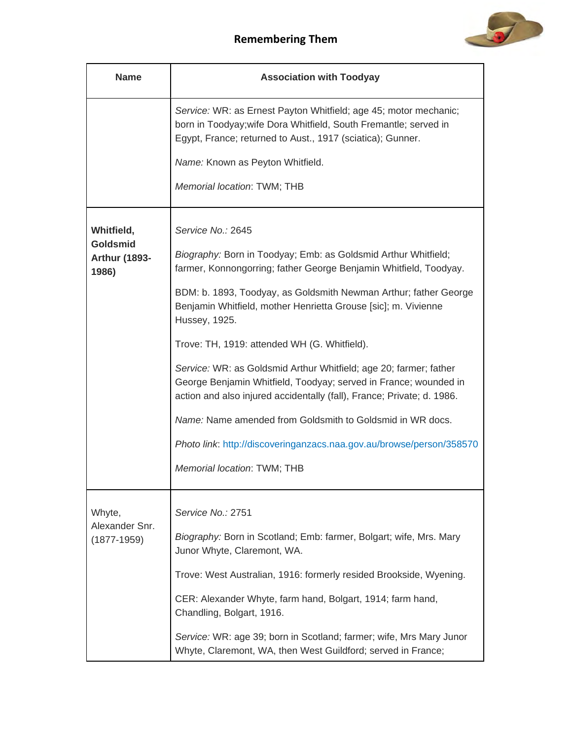| Name | Association with Toodyay |
|---|---|
| | *Service:* WR: as Ernest Payton Whitfield; age 45; motor mechanic; born in Toodyay;wife Dora Whitfield, South Fremantle; served in Egypt, France; returned to Aust., 1917 (sciatica); Gunner.<br><br>*Name:* Known as Peyton Whitfield.<br><br>*Memorial location*: TWM; THB |
| **Whitfield, Goldsmid Arthur (1893-1986)** | *Service No.:* 2645<br><br>*Biography:* Born in Toodyay; Emb: as Goldsmid Arthur Whitfield; farmer, Konnongorring; father George Benjamin Whitfield, Toodyay.<br><br>BDM: b. 1893, Toodyay, as Goldsmith Newman Arthur; father George Benjamin Whitfield, mother Henrietta Grouse [sic]; m. Vivienne Hussey, 1925.<br><br>Trove: TH, 1919: attended WH (G. Whitfield).<br><br>*Service:* WR: as Goldsmid Arthur Whitfield; age 20; farmer; father George Benjamin Whitfield, Toodyay; served in France; wounded in action and also injured accidentally (fall), France; Private; d. 1986.<br><br>*Name:* Name amended from Goldsmith to Goldsmid in WR docs.<br><br>*Photo link*: http://discoveringanzacs.naa.gov.au/browse/person/358570<br><br>*Memorial location*: TWM; THB |
| Whyte, Alexander Snr. (1877-1959) | *Service No.:* 2751<br><br>*Biography:* Born in Scotland; Emb: farmer, Bolgart; wife, Mrs. Mary Junor Whyte, Claremont, WA.<br><br>Trove: West Australian, 1916: formerly resided Brookside, Wyening.<br><br>CER: Alexander Whyte, farm hand, Bolgart, 1914; farm hand, Chandling, Bolgart, 1916.<br><br>*Service:* WR: age 39; born in Scotland; farmer; wife, Mrs Mary Junor Whyte, Claremont, WA, then West Guildford; served in France; |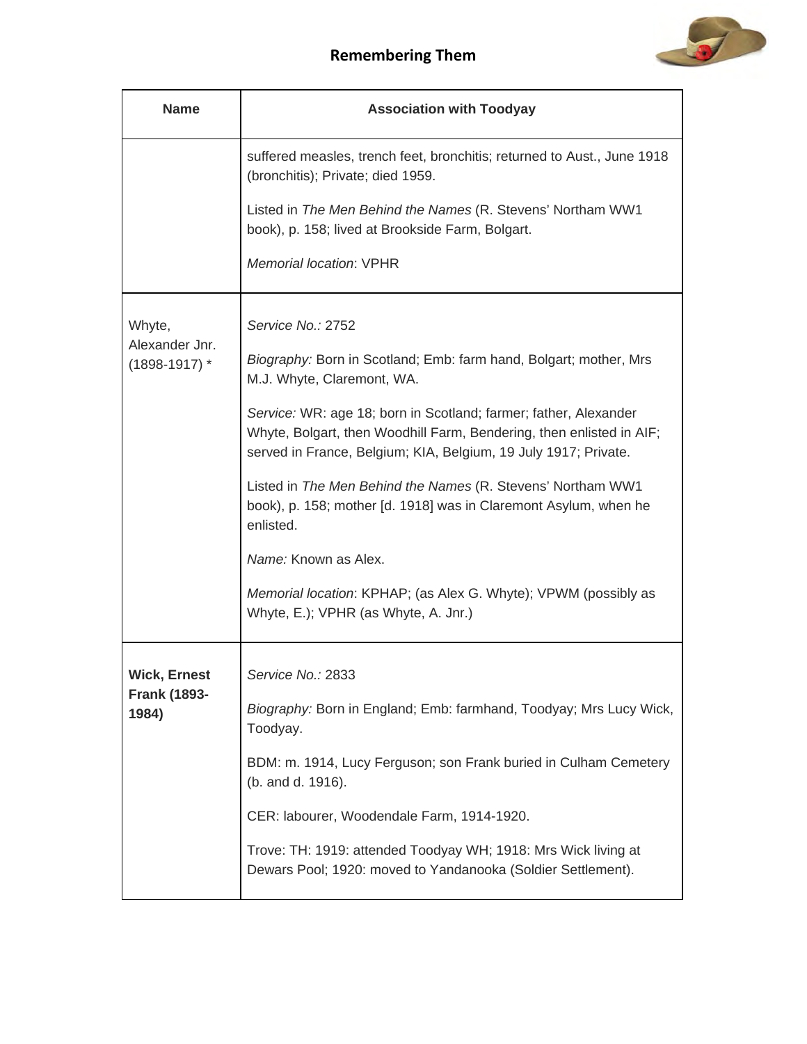| Name | Association with Toodyay |
|---|---|
| | suffered measles, trench feet, bronchitis; returned to Aust., June 1918 (bronchitis); Private; died 1959.<br><br>Listed in *The Men Behind the Names* (R. Stevens' Northam WW1 book), p. 158; lived at Brookside Farm, Bolgart.<br><br>*Memorial location*: VPHR |
| Whyte, Alexander Jnr. (1898-1917) * | *Service No.:* 2752<br><br>*Biography:* Born in Scotland; Emb: farm hand, Bolgart; mother, Mrs M.J. Whyte, Claremont, WA.<br><br>*Service:* WR: age 18; born in Scotland; farmer; father, Alexander Whyte, Bolgart, then Woodhill Farm, Bendering, then enlisted in AIF; served in France, Belgium; KIA, Belgium, 19 July 1917; Private.<br><br>Listed in *The Men Behind the Names* (R. Stevens' Northam WW1 book), p. 158; mother [d. 1918] was in Claremont Asylum, when he enlisted.<br><br>*Name:* Known as Alex.<br><br>*Memorial location*: KPHAP; (as Alex G. Whyte); VPWM (possibly as Whyte, E.); VPHR (as Whyte, A. Jnr.) |
| **Wick, Ernest Frank (1893-1984)** | *Service No.:* 2833<br><br>*Biography:* Born in England; Emb: farmhand, Toodyay; Mrs Lucy Wick, Toodyay.<br><br>BDM: m. 1914, Lucy Ferguson; son Frank buried in Culham Cemetery (b. and d. 1916).<br><br>CER: labourer, Woodendale Farm, 1914-1920.<br><br>Trove: TH: 1919: attended Toodyay WH; 1918: Mrs Wick living at Dewars Pool; 1920: moved to Yandanooka (Soldier Settlement). |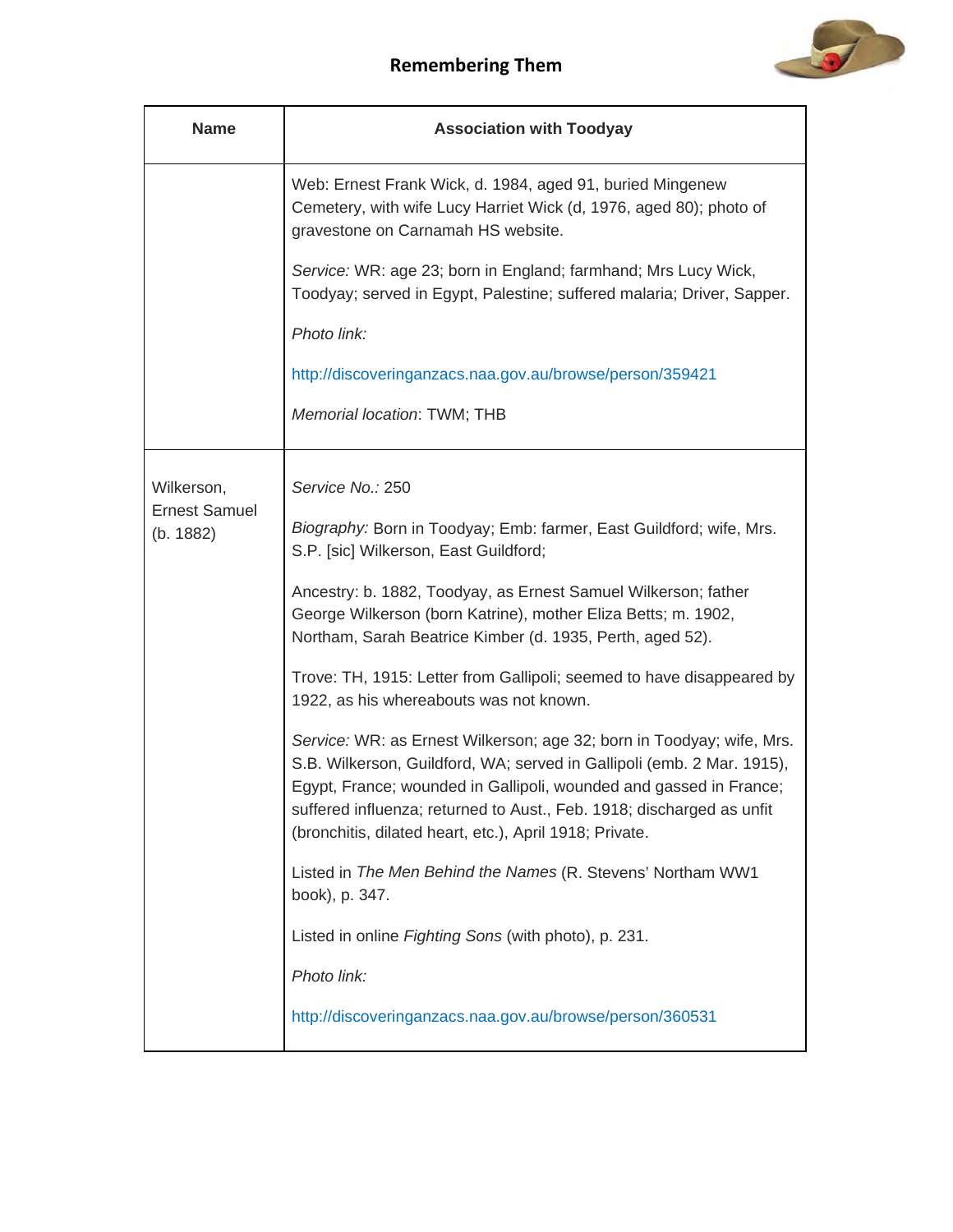| Name | Association with Toodyay |
|---|---|
| | Web: Ernest Frank Wick, d. 1984, aged 91, buried Mingenew Cemetery, with wife Lucy Harriet Wick (d, 1976, aged 80); photo of gravestone on Carnamah HS website.<br><br>*Service:* WR: age 23; born in England; farmhand; Mrs Lucy Wick, Toodyay; served in Egypt, Palestine; suffered malaria; Driver, Sapper.<br><br>*Photo link:*<br><br>http://discoveringanzacs.naa.gov.au/browse/person/359421<br><br>*Memorial location*: TWM; THB |
| Wilkerson, Ernest Samuel (b. 1882) | *Service No.:* 250<br><br>*Biography:* Born in Toodyay; Emb: farmer, East Guildford; wife, Mrs. S.P. [sic] Wilkerson, East Guildford;<br><br>Ancestry: b. 1882, Toodyay, as Ernest Samuel Wilkerson; father George Wilkerson (born Katrine), mother Eliza Betts; m. 1902, Northam, Sarah Beatrice Kimber (d. 1935, Perth, aged 52).<br><br>Trove: TH, 1915: Letter from Gallipoli; seemed to have disappeared by 1922, as his whereabouts was not known.<br><br>*Service:* WR: as Ernest Wilkerson; age 32; born in Toodyay; wife, Mrs. S.B. Wilkerson, Guildford, WA; served in Gallipoli (emb. 2 Mar. 1915), Egypt, France; wounded in Gallipoli, wounded and gassed in France; suffered influenza; returned to Aust., Feb. 1918; discharged as unfit (bronchitis, dilated heart, etc.), April 1918; Private.<br><br>Listed in *The Men Behind the Names* (R. Stevens' Northam WW1 book), p. 347.<br><br>Listed in online *Fighting Sons* (with photo), p. 231.<br><br>*Photo link:*<br><br>http://discoveringanzacs.naa.gov.au/browse/person/360531 |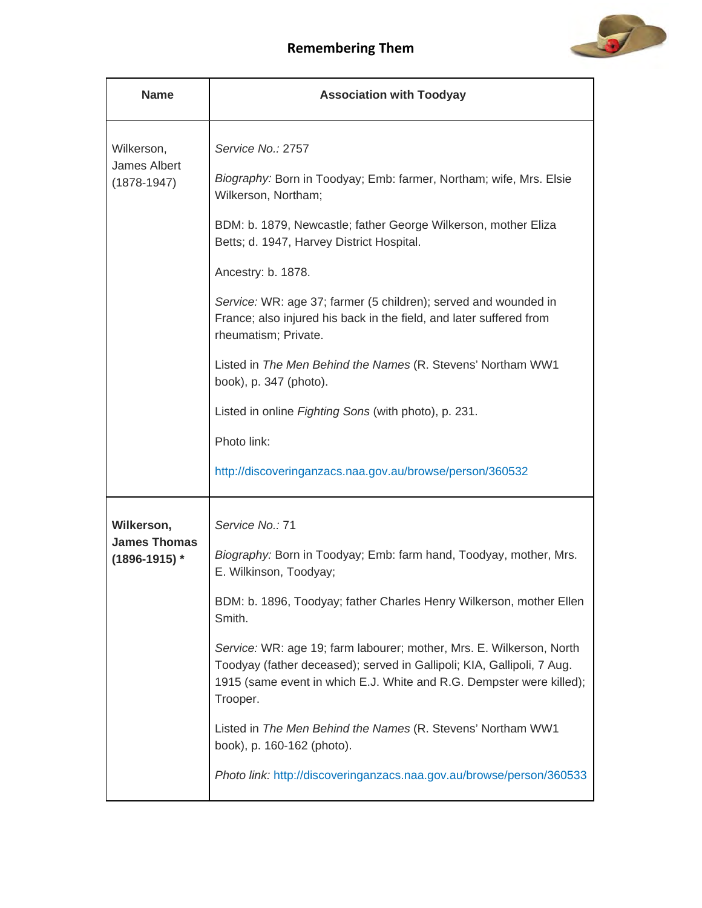## Remembering Them

| Name | Association with Toodyay |
|---|---|
| Wilkerson, James Albert (1878-1947) | *Service No.:* 2757<br><br>*Biography:* Born in Toodyay; Emb: farmer, Northam; wife, Mrs. Elsie Wilkerson, Northam;<br><br>BDM: b. 1879, Newcastle; father George Wilkerson, mother Eliza Betts; d. 1947, Harvey District Hospital.<br><br>Ancestry: b. 1878.<br><br>*Service:* WR: age 37; farmer (5 children); served and wounded in France; also injured his back in the field, and later suffered from rheumatism; Private.<br><br>Listed in *The Men Behind the Names* (R. Stevens' Northam WW1 book), p. 347 (photo).<br><br>Listed in online *Fighting Sons* (with photo), p. 231.<br><br>Photo link:<br><br>http://discoveringanzacs.naa.gov.au/browse/person/360532 |
| **Wilkerson, James Thomas (1896-1915) *** | *Service No.:* 71<br><br>*Biography:* Born in Toodyay; Emb: farm hand, Toodyay, mother, Mrs. E. Wilkinson, Toodyay;<br><br>BDM: b. 1896, Toodyay; father Charles Henry Wilkerson, mother Ellen Smith.<br><br>*Service:* WR: age 19; farm labourer; mother, Mrs. E. Wilkerson, North Toodyay (father deceased); served in Gallipoli; KIA, Gallipoli, 7 Aug. 1915 (same event in which E.J. White and R.G. Dempster were killed); Trooper.<br><br>Listed in *The Men Behind the Names* (R. Stevens' Northam WW1 book), p. 160-162 (photo).<br><br>*Photo link:* http://discoveringanzacs.naa.gov.au/browse/person/360533 |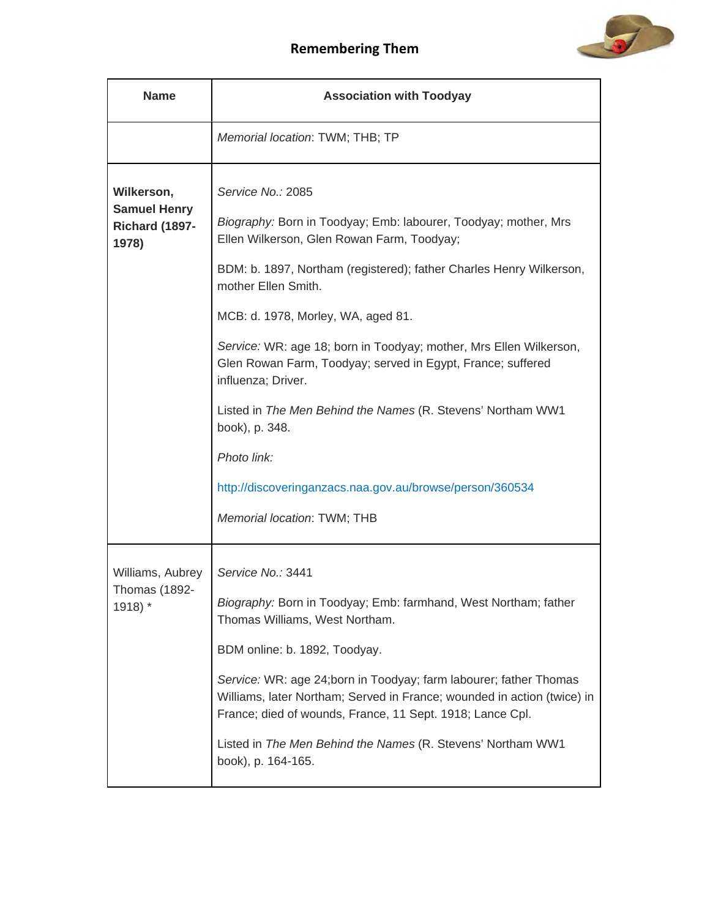| Name | Association with Toodyay |
|---|---|
| | *Memorial location*: TWM; THB; TP |
| **Wilkerson, Samuel Henry Richard (1897-1978)** | *Service No.:* 2085<br><br>*Biography:* Born in Toodyay; Emb: labourer, Toodyay; mother, Mrs Ellen Wilkerson, Glen Rowan Farm, Toodyay;<br><br>BDM: b. 1897, Northam (registered); father Charles Henry Wilkerson, mother Ellen Smith.<br><br>MCB: d. 1978, Morley, WA, aged 81.<br><br>*Service:* WR: age 18; born in Toodyay; mother, Mrs Ellen Wilkerson, Glen Rowan Farm, Toodyay; served in Egypt, France; suffered influenza; Driver.<br><br>Listed in *The Men Behind the Names* (R. Stevens' Northam WW1 book), p. 348.<br><br>*Photo link:*<br><br>http://discoveringanzacs.naa.gov.au/browse/person/360534<br><br>*Memorial location*: TWM; THB |
| Williams, Aubrey Thomas (1892-1918) * | *Service No.:* 3441<br><br>*Biography:* Born in Toodyay; Emb: farmhand, West Northam; father Thomas Williams, West Northam.<br><br>BDM online: b. 1892, Toodyay.<br><br>*Service:* WR: age 24;born in Toodyay; farm labourer; father Thomas Williams, later Northam; Served in France; wounded in action (twice) in France; died of wounds, France, 11 Sept. 1918; Lance Cpl.<br><br>Listed in *The Men Behind the Names* (R. Stevens' Northam WW1 book), p. 164-165. |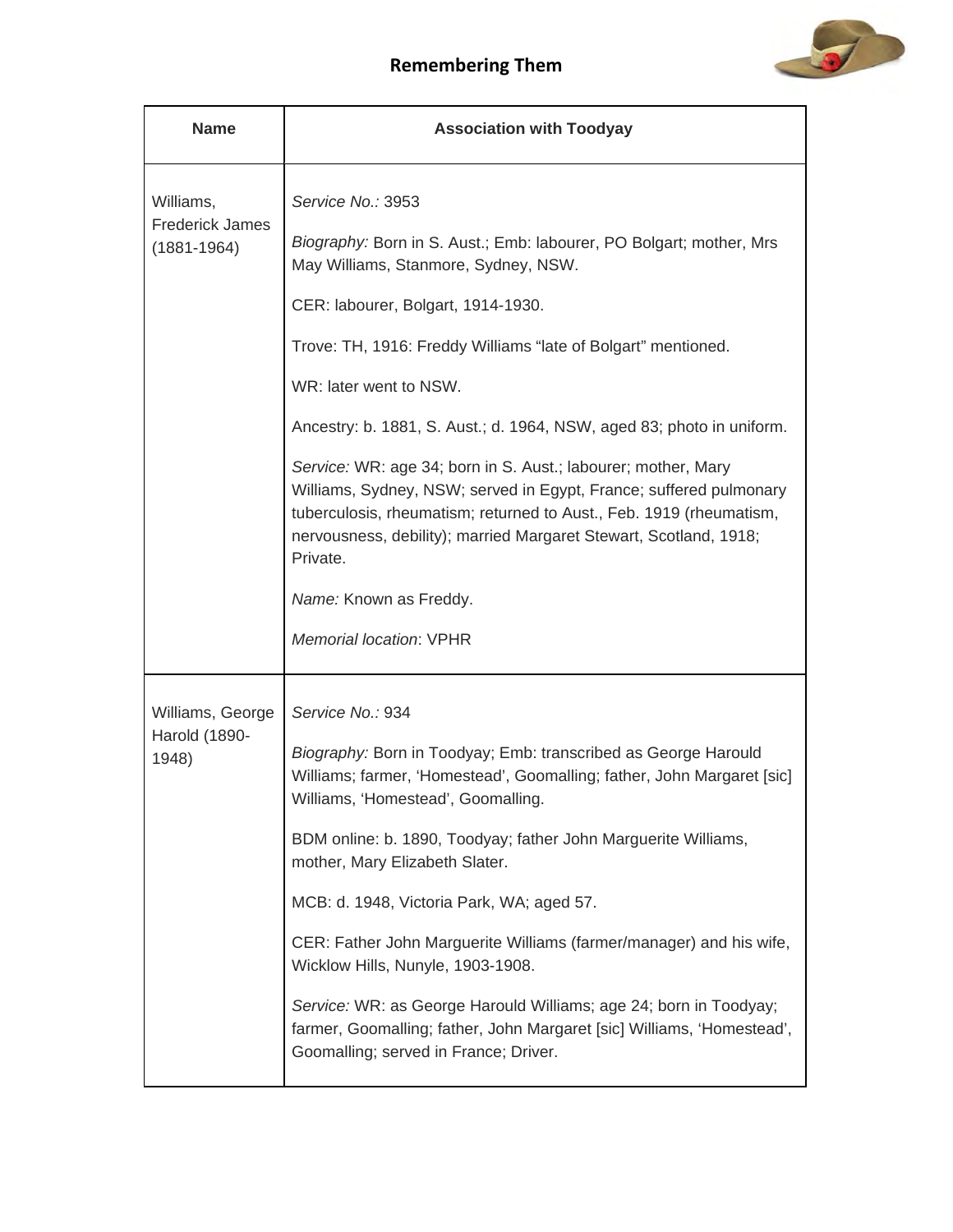| Name | Association with Toodyay |
|---|---|
| Williams, Frederick James (1881-1964) | *Service No.:* 3953<br><br>*Biography:* Born in S. Aust.; Emb: labourer, PO Bolgart; mother, Mrs May Williams, Stanmore, Sydney, NSW.<br><br>CER: labourer, Bolgart, 1914-1930.<br><br>Trove: TH, 1916: Freddy Williams "late of Bolgart" mentioned.<br><br>WR: later went to NSW.<br><br>Ancestry: b. 1881, S. Aust.; d. 1964, NSW, aged 83; photo in uniform.<br><br>*Service:* WR: age 34; born in S. Aust.; labourer; mother, Mary Williams, Sydney, NSW; served in Egypt, France; suffered pulmonary tuberculosis, rheumatism; returned to Aust., Feb. 1919 (rheumatism, nervousness, debility); married Margaret Stewart, Scotland, 1918; Private.<br><br>*Name:* Known as Freddy.<br><br>*Memorial location*: VPHR |
| Williams, George Harold (1890-1948) | *Service No.:* 934<br><br>*Biography:* Born in Toodyay; Emb: transcribed as George Harould Williams; farmer, 'Homestead', Goomalling; father, John Margaret [sic] Williams, 'Homestead', Goomalling.<br><br>BDM online: b. 1890, Toodyay; father John Marguerite Williams, mother, Mary Elizabeth Slater.<br><br>MCB: d. 1948, Victoria Park, WA; aged 57.<br><br>CER: Father John Marguerite Williams (farmer/manager) and his wife, Wicklow Hills, Nunyle, 1903-1908.<br><br>*Service:* WR: as George Harould Williams; age 24; born in Toodyay; farmer, Goomalling; father, John Margaret [sic] Williams, 'Homestead', Goomalling; served in France; Driver. |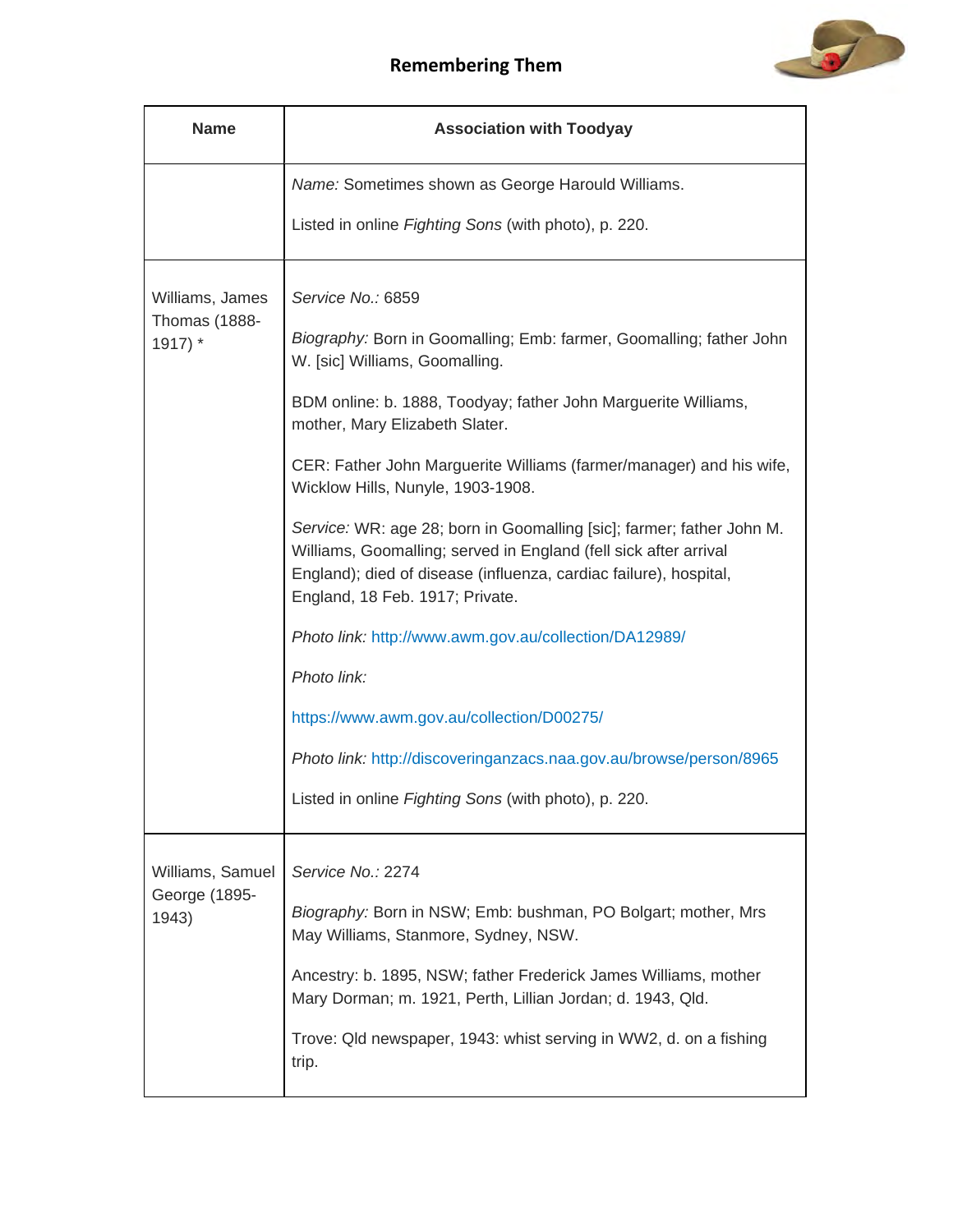| Name | Association with Toodyay |
|---|---|
| | *Name:* Sometimes shown as George Harould Williams.<br><br>Listed in online *Fighting Sons* (with photo), p. 220. |
| Williams, James Thomas (1888-1917) * | *Service No.:* 6859<br><br>*Biography:* Born in Goomalling; Emb: farmer, Goomalling; father John W. [sic] Williams, Goomalling.<br><br>BDM online: b. 1888, Toodyay; father John Marguerite Williams, mother, Mary Elizabeth Slater.<br><br>CER: Father John Marguerite Williams (farmer/manager) and his wife, Wicklow Hills, Nunyle, 1903-1908.<br><br>*Service:* WR: age 28; born in Goomalling [sic]; farmer; father John M. Williams, Goomalling; served in England (fell sick after arrival England); died of disease (influenza, cardiac failure), hospital, England, 18 Feb. 1917; Private.<br><br>*Photo link:* http://www.awm.gov.au/collection/DA12989/<br><br>*Photo link:*<br><br>https://www.awm.gov.au/collection/D00275/<br><br>*Photo link:* http://discoveringanzacs.naa.gov.au/browse/person/8965<br><br>Listed in online *Fighting Sons* (with photo), p. 220. |
| Williams, Samuel George (1895-1943) | *Service No.:* 2274<br><br>*Biography:* Born in NSW; Emb: bushman, PO Bolgart; mother, Mrs May Williams, Stanmore, Sydney, NSW.<br><br>Ancestry: b. 1895, NSW; father Frederick James Williams, mother Mary Dorman; m. 1921, Perth, Lillian Jordan; d. 1943, Qld.<br><br>Trove: Qld newspaper, 1943: whist serving in WW2, d. on a fishing trip. |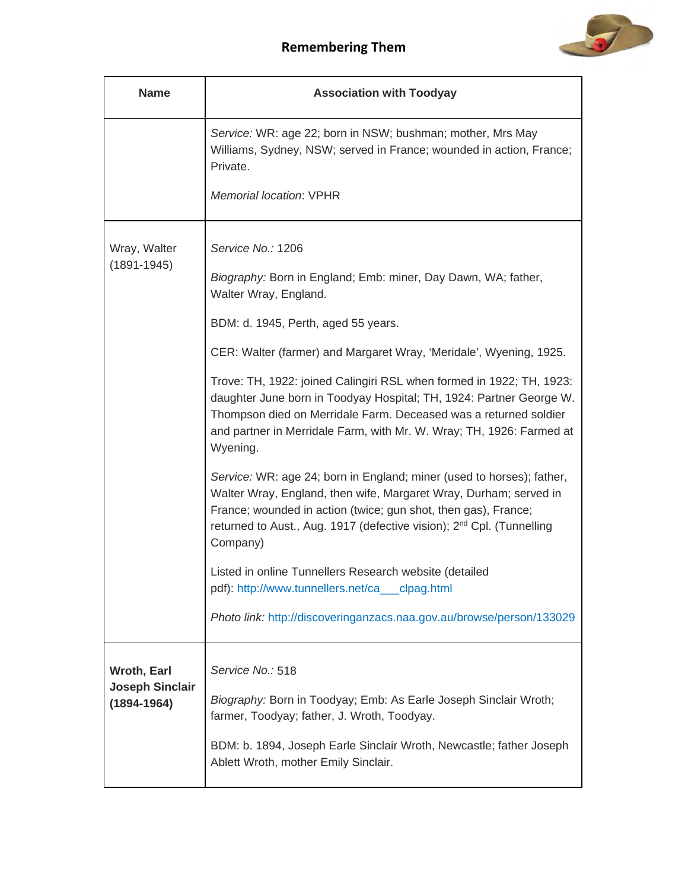| Name | Association with Toodyay |
|---|---|
| | *Service:* WR: age 22; born in NSW; bushman; mother, Mrs May Williams, Sydney, NSW; served in France; wounded in action, France; Private.<br><br>*Memorial location*: VPHR |
| Wray, Walter (1891-1945) | *Service No.:* 1206<br><br>*Biography:* Born in England; Emb: miner, Day Dawn, WA; father, Walter Wray, England.<br><br>BDM: d. 1945, Perth, aged 55 years.<br><br>CER: Walter (farmer) and Margaret Wray, 'Meridale', Wyening, 1925.<br><br>Trove: TH, 1922: joined Calingiri RSL when formed in 1922; TH, 1923: daughter June born in Toodyay Hospital; TH, 1924: Partner George W. Thompson died on Merridale Farm. Deceased was a returned soldier and partner in Merridale Farm, with Mr. W. Wray; TH, 1926: Farmed at Wyening.<br><br>*Service:* WR: age 24; born in England; miner (used to horses); father, Walter Wray, England, then wife, Margaret Wray, Durham; served in France; wounded in action (twice; gun shot, then gas), France; returned to Aust., Aug. 1917 (defective vision); 2nd Cpl. (Tunnelling Company)<br><br>Listed in online Tunnellers Research website (detailed pdf): http://www.tunnellers.net/ca___clpag.html<br><br>*Photo link:* http://discoveringanzacs.naa.gov.au/browse/person/133029 |
| **Wroth, Earl Joseph Sinclair (1894-1964)** | *Service No.:* 518<br><br>*Biography:* Born in Toodyay; Emb: As Earle Joseph Sinclair Wroth; farmer, Toodyay; father, J. Wroth, Toodyay.<br><br>BDM: b. 1894, Joseph Earle Sinclair Wroth, Newcastle; father Joseph Ablett Wroth, mother Emily Sinclair. |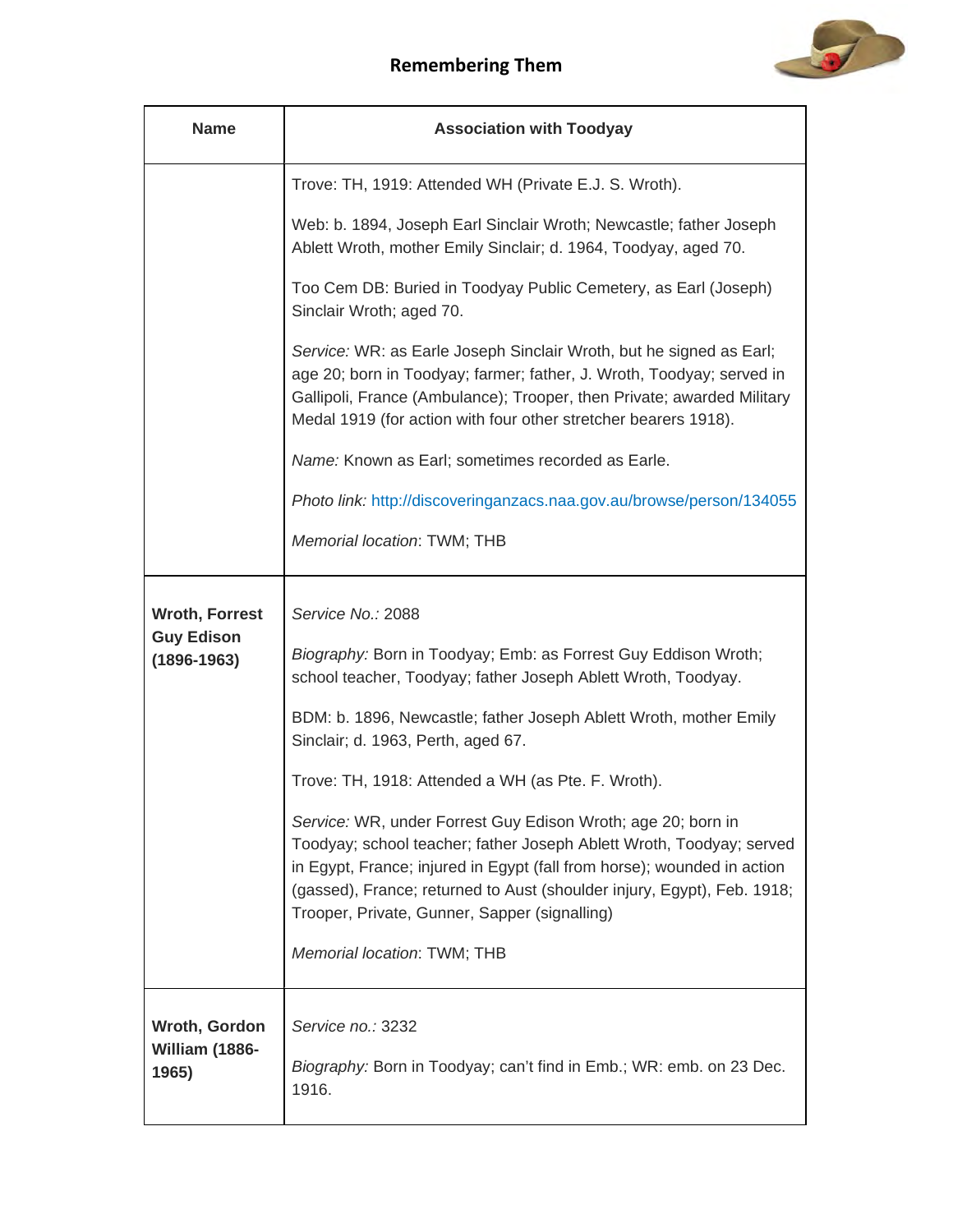| Name | Association with Toodyay |
|---|---|
| | Trove: TH, 1919: Attended WH (Private E.J. S. Wroth).<br><br>Web: b. 1894, Joseph Earl Sinclair Wroth; Newcastle; father Joseph Ablett Wroth, mother Emily Sinclair; d. 1964, Toodyay, aged 70.<br><br>Too Cem DB: Buried in Toodyay Public Cemetery, as Earl (Joseph) Sinclair Wroth; aged 70.<br><br>*Service:* WR: as Earle Joseph Sinclair Wroth, but he signed as Earl; age 20; born in Toodyay; farmer; father, J. Wroth, Toodyay; served in Gallipoli, France (Ambulance); Trooper, then Private; awarded Military Medal 1919 (for action with four other stretcher bearers 1918).<br><br>*Name:* Known as Earl; sometimes recorded as Earle.<br><br>*Photo link:* http://discoveringanzacs.naa.gov.au/browse/person/134055<br><br>*Memorial location*: TWM; THB |
| **Wroth, Forrest Guy Edison (1896-1963)** | *Service No.:* 2088<br><br>*Biography:* Born in Toodyay; Emb: as Forrest Guy Eddison Wroth; school teacher, Toodyay; father Joseph Ablett Wroth, Toodyay.<br><br>BDM: b. 1896, Newcastle; father Joseph Ablett Wroth, mother Emily Sinclair; d. 1963, Perth, aged 67.<br><br>Trove: TH, 1918: Attended a WH (as Pte. F. Wroth).<br><br>*Service:* WR, under Forrest Guy Edison Wroth; age 20; born in Toodyay; school teacher; father Joseph Ablett Wroth, Toodyay; served in Egypt, France; injured in Egypt (fall from horse); wounded in action (gassed), France; returned to Aust (shoulder injury, Egypt), Feb. 1918; Trooper, Private, Gunner, Sapper (signalling)<br><br>*Memorial location*: TWM; THB |
| **Wroth, Gordon William (1886-1965)** | *Service no.:* 3232<br><br>*Biography:* Born in Toodyay; can't find in Emb.; WR: emb. on 23 Dec. 1916. |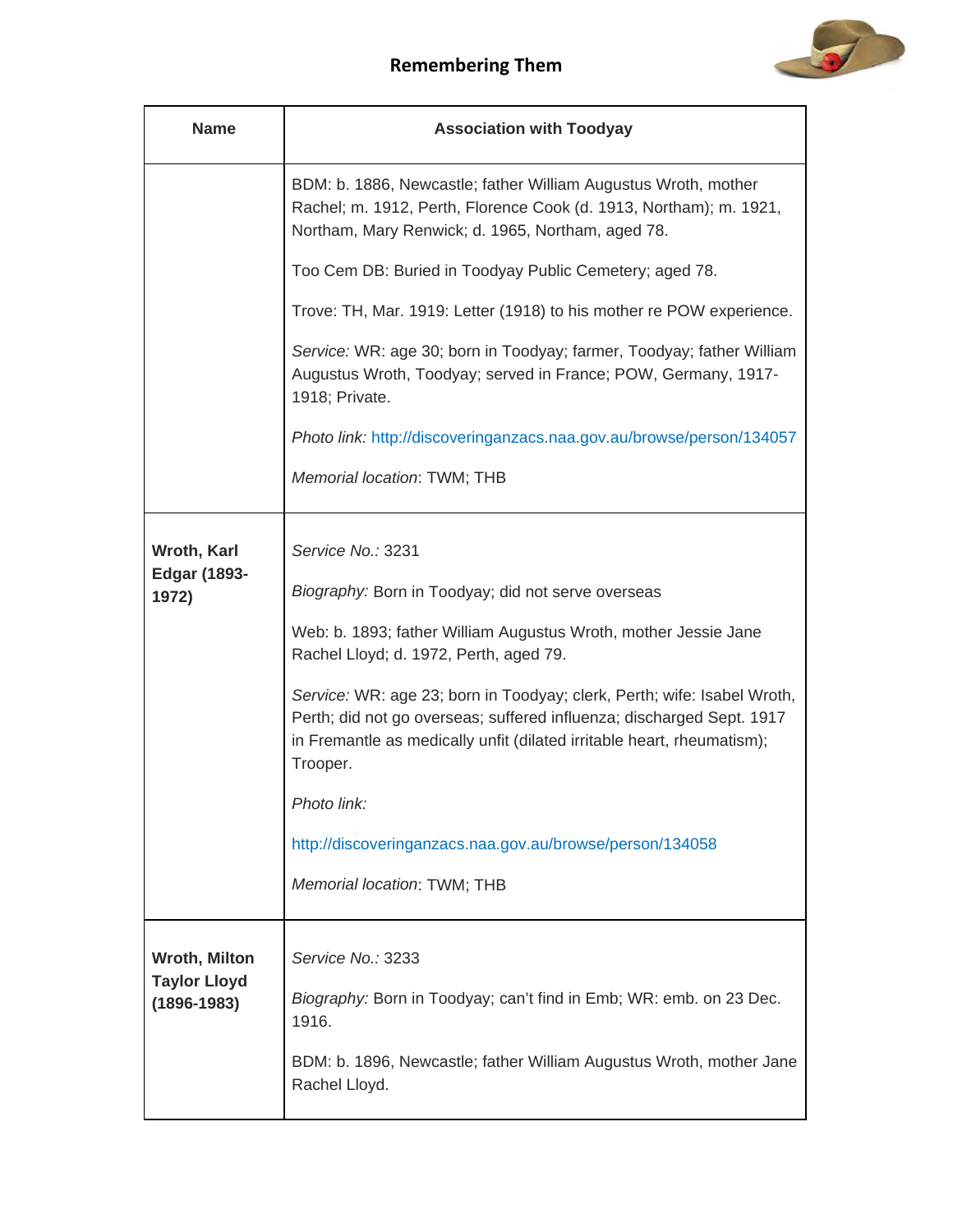| Name | Association with Toodyay |
| --- | --- |
| | BDM: b. 1886, Newcastle; father William Augustus Wroth, mother Rachel; m. 1912, Perth, Florence Cook (d. 1913, Northam); m. 1921, Northam, Mary Renwick; d. 1965, Northam, aged 78.<br><br>Too Cem DB: Buried in Toodyay Public Cemetery; aged 78.<br><br>Trove: TH, Mar. 1919: Letter (1918) to his mother re POW experience.<br><br>*Service:* WR: age 30; born in Toodyay; farmer, Toodyay; father William Augustus Wroth, Toodyay; served in France; POW, Germany, 1917-1918; Private.<br><br>*Photo link:* http://discoveringanzacs.naa.gov.au/browse/person/134057<br><br>*Memorial location*: TWM; THB |
| **Wroth, Karl Edgar (1893-1972)** | *Service No.:* 3231<br><br>*Biography:* Born in Toodyay; did not serve overseas<br><br>Web: b. 1893; father William Augustus Wroth, mother Jessie Jane Rachel Lloyd; d. 1972, Perth, aged 79.<br><br>*Service:* WR: age 23; born in Toodyay; clerk, Perth; wife: Isabel Wroth, Perth; did not go overseas; suffered influenza; discharged Sept. 1917 in Fremantle as medically unfit (dilated irritable heart, rheumatism); Trooper.<br><br>*Photo link:*<br><br>http://discoveringanzacs.naa.gov.au/browse/person/134058<br><br>*Memorial location*: TWM; THB |
| **Wroth, Milton Taylor Lloyd (1896-1983)** | *Service No.:* 3233<br><br>*Biography:* Born in Toodyay; can't find in Emb; WR: emb. on 23 Dec. 1916.<br><br>BDM: b. 1896, Newcastle; father William Augustus Wroth, mother Jane Rachel Lloyd. |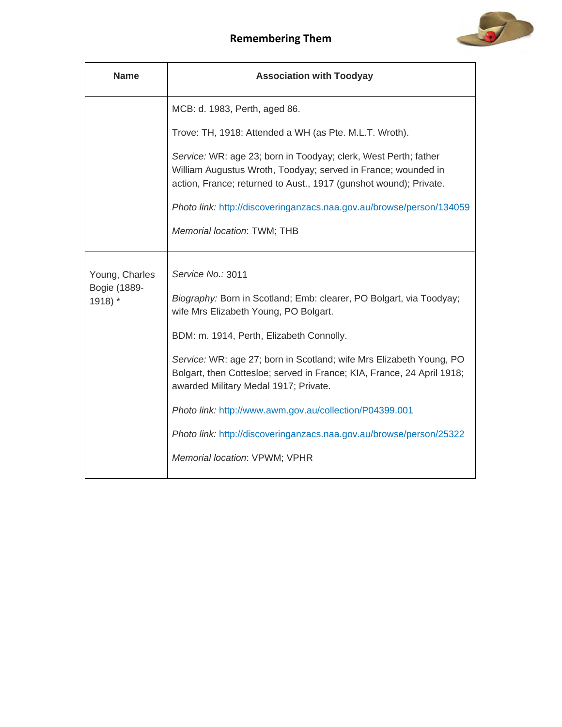## Remembering Them

| Name | Association with Toodyay |
|---|---|
| | MCB: d. 1983, Perth, aged 86.<br><br>Trove: TH, 1918: Attended a WH (as Pte. M.L.T. Wroth).<br><br>*Service:* WR: age 23; born in Toodyay; clerk, West Perth; father William Augustus Wroth, Toodyay; served in France; wounded in action, France; returned to Aust., 1917 (gunshot wound); Private.<br><br>*Photo link:* http://discoveringanzacs.naa.gov.au/browse/person/134059<br><br>*Memorial location*: TWM; THB |
| Young, Charles Bogie (1889-1918) * | *Service No.:* 3011<br><br>*Biography:* Born in Scotland; Emb: clearer, PO Bolgart, via Toodyay; wife Mrs Elizabeth Young, PO Bolgart.<br><br>BDM: m. 1914, Perth, Elizabeth Connolly.<br><br>*Service:* WR: age 27; born in Scotland; wife Mrs Elizabeth Young, PO Bolgart, then Cottesloe; served in France; KIA, France, 24 April 1918; awarded Military Medal 1917; Private.<br><br>*Photo link:* http://www.awm.gov.au/collection/P04399.001<br><br>*Photo link:* http://discoveringanzacs.naa.gov.au/browse/person/25322<br><br>*Memorial location*: VPWM; VPHR |